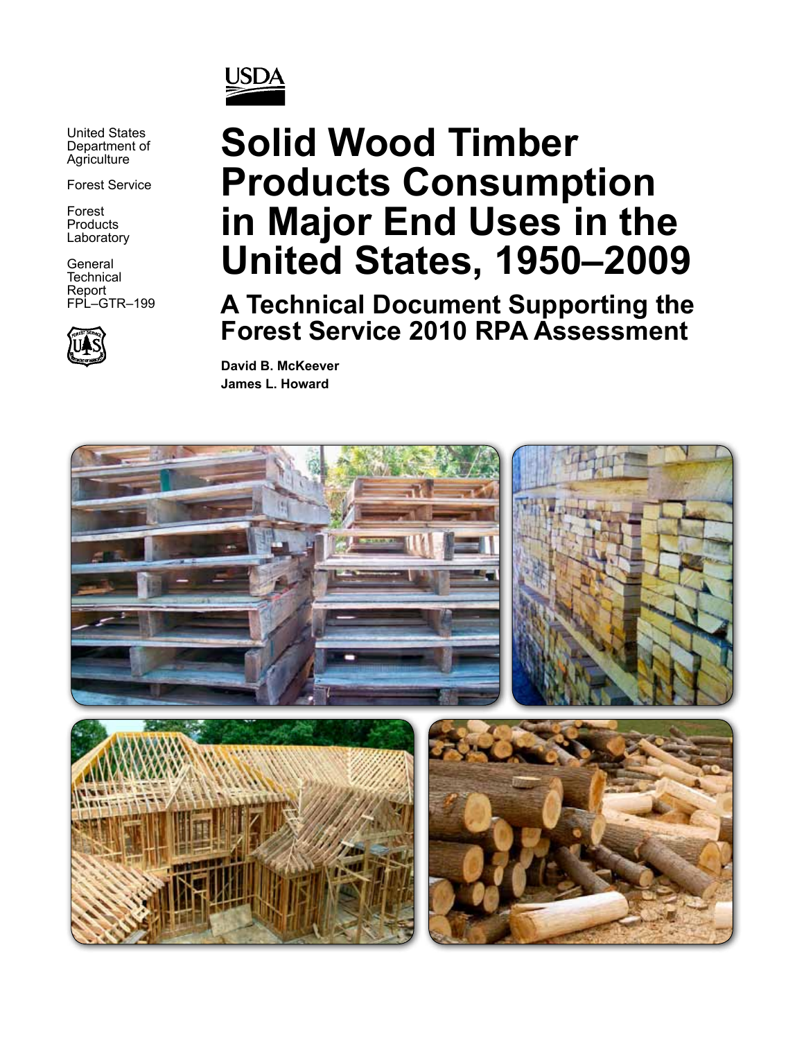USDA

United States Department of Agriculture

Forest Service

Forest Products Laboratory

General Technical Report FPL–GTR–199

# Solid Wood Timber Products Consumption in Major End Uses in the United States, 1950–2009

## A Technical Document Supporting the Forest Service 2010 RPA Assessment

**David B. McKeever**
**James L. Howard**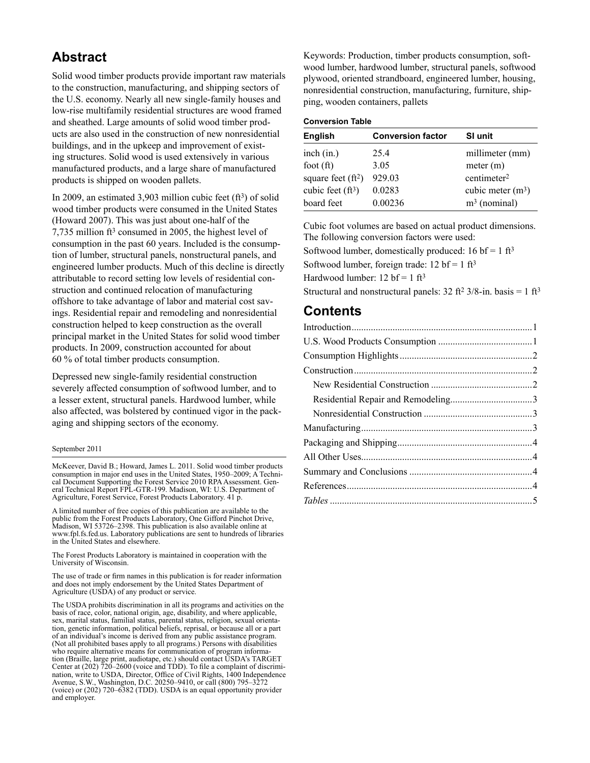## Abstract

Solid wood timber products provide important raw materials to the construction, manufacturing, and shipping sectors of the U.S. economy. Nearly all new single-family houses and low-rise multifamily residential structures are wood framed and sheathed. Large amounts of solid wood timber products are also used in the construction of new nonresidential buildings, and in the upkeep and improvement of existing structures. Solid wood is used extensively in various manufactured products, and a large share of manufactured products is shipped on wooden pallets.

In 2009, an estimated 3,903 million cubic feet ($ft^3$) of solid wood timber products were consumed in the United States (Howard 2007). This was just about one-half of the 7,735 million $ft^3$ consumed in 2005, the highest level of consumption in the past 60 years. Included is the consumption of lumber, structural panels, nonstructural panels, and engineered lumber products. Much of this decline is directly attributable to record setting low levels of residential construction and continued relocation of manufacturing offshore to take advantage of labor and material cost savings. Residential repair and remodeling and nonresidential construction helped to keep construction as the overall principal market in the United States for solid wood timber products. In 2009, construction accounted for about 60 % of total timber products consumption.

Depressed new single-family residential construction severely affected consumption of softwood lumber, and to a lesser extent, structural panels. Hardwood lumber, while also affected, was bolstered by continued vigor in the packaging and shipping sectors of the economy.

Keywords: Production, timber products consumption, softwood lumber, hardwood lumber, structural panels, softwood plywood, oriented strandboard, engineered lumber, housing, nonresidential construction, manufacturing, furniture, shipping, wooden containers, pallets

**Conversion Table**

| English | Conversion factor | SI unit |
|---|---|---|
| inch (in.) | 25.4 | millimeter (mm) |
| foot (ft) | 3.05 | meter (m) |
| square feet ($ft^2$) | 929.03 | centimeter$^2$ |
| cubic feet ($ft^3$) | 0.0283 | cubic meter ($m^3$) |
| board feet | 0.00236 | $m^3$ (nominal) |

Cubic foot volumes are based on actual product dimensions. The following conversion factors were used:

Softwood lumber, domestically produced: 16 bf = 1 $ft^3$

Softwood lumber, foreign trade: 12 bf = 1 $ft^3$

Hardwood lumber: 12 bf = 1 $ft^3$

Structural and nonstructural panels: 32 $ft^2$ 3/8-in. basis = 1 $ft^3$

## Contents

Introduction .......... 1
U.S. Wood Products Consumption .......... 1
Consumption Highlights .......... 2
Construction .......... 2
- New Residential Construction .......... 2
- Residential Repair and Remodeling .......... 3
- Nonresidential Construction .......... 3

Manufacturing .......... 3
Packaging and Shipping .......... 4
All Other Uses .......... 4
Summary and Conclusions .......... 4
References .......... 4
*Tables* .......... 5

September 2011

McKeever, David B.; Howard, James L. 2011. Solid wood timber products consumption in major end uses in the United States, 1950–2009; A Technical Document Supporting the Forest Service 2010 RPA Assessment. General Technical Report FPL-GTR-199. Madison, WI: U.S. Department of Agriculture, Forest Service, Forest Products Laboratory. 41 p.

A limited number of free copies of this publication are available to the public from the Forest Products Laboratory, One Gifford Pinchot Drive, Madison, WI 53726–2398. This publication is also available online at www.fpl.fs.fed.us. Laboratory publications are sent to hundreds of libraries in the United States and elsewhere.

The Forest Products Laboratory is maintained in cooperation with the University of Wisconsin.

The use of trade or firm names in this publication is for reader information and does not imply endorsement by the United States Department of Agriculture (USDA) of any product or service.

The USDA prohibits discrimination in all its programs and activities on the basis of race, color, national origin, age, disability, and where applicable, sex, marital status, familial status, parental status, religion, sexual orientation, genetic information, political beliefs, reprisal, or because all or a part of an individual's income is derived from any public assistance program. (Not all prohibited bases apply to all programs.) Persons with disabilities who require alternative means for communication of program information (Braille, large print, audiotape, etc.) should contact USDA's TARGET Center at (202) 720–2600 (voice and TDD). To file a complaint of discrimination, write to USDA, Director, Office of Civil Rights, 1400 Independence Avenue, S.W., Washington, D.C. 20250–9410, or call (800) 795–3272 (voice) or (202) 720–6382 (TDD). USDA is an equal opportunity provider and employer.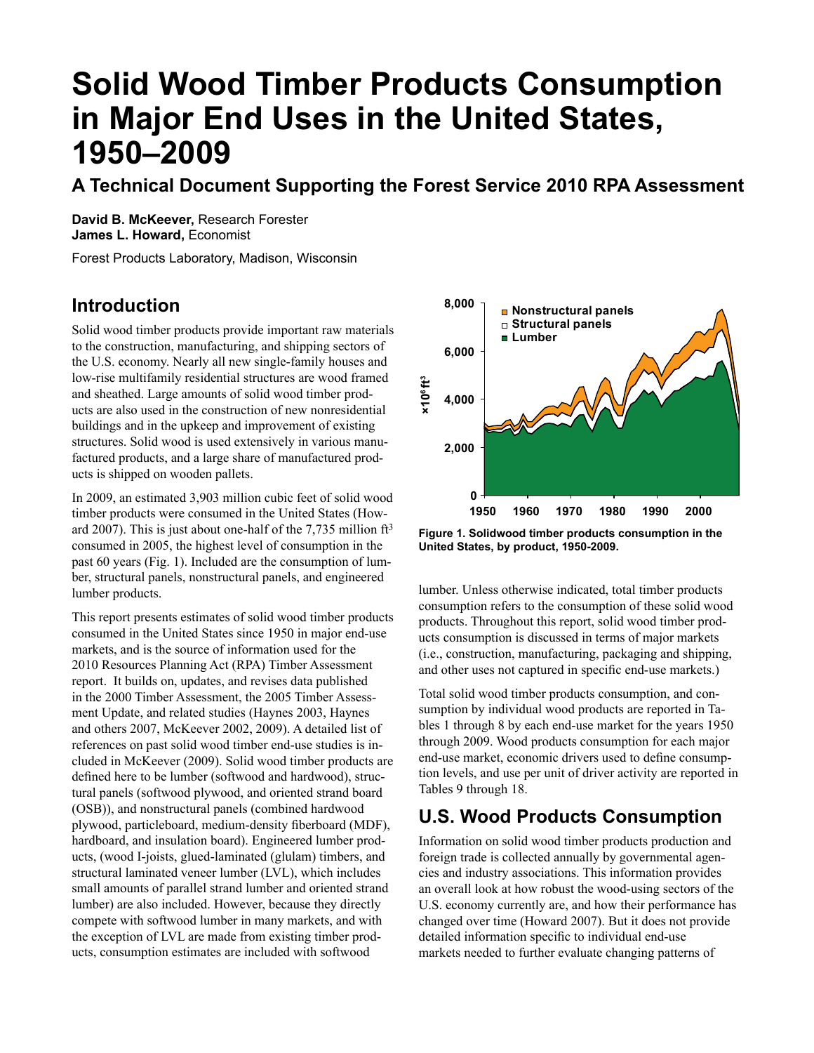# Solid Wood Timber Products Consumption in Major End Uses in the United States, 1950–2009

## A Technical Document Supporting the Forest Service 2010 RPA Assessment

**David B. McKeever,** Research Forester
**James L. Howard,** Economist

Forest Products Laboratory, Madison, Wisconsin

## Introduction

Solid wood timber products provide important raw materials to the construction, manufacturing, and shipping sectors of the U.S. economy. Nearly all new single-family houses and low-rise multifamily residential structures are wood framed and sheathed. Large amounts of solid wood timber products are also used in the construction of new nonresidential buildings and in the upkeep and improvement of existing structures. Solid wood is used extensively in various manufactured products, and a large share of manufactured products is shipped on wooden pallets.

In 2009, an estimated 3,903 million cubic feet of solid wood timber products were consumed in the United States (Howard 2007). This is just about one-half of the 7,735 million $ft^3$ consumed in 2005, the highest level of consumption in the past 60 years (Fig. 1). Included are the consumption of lumber, structural panels, nonstructural panels, and engineered lumber products.

This report presents estimates of solid wood timber products consumed in the United States since 1950 in major end-use markets, and is the source of information used for the 2010 Resources Planning Act (RPA) Timber Assessment report. It builds on, updates, and revises data published in the 2000 Timber Assessment, the 2005 Timber Assessment Update, and related studies (Haynes 2003, Haynes and others 2007, McKeever 2002, 2009). A detailed list of references on past solid wood timber end-use studies is included in McKeever (2009). Solid wood timber products are defined here to be lumber (softwood and hardwood), structural panels (softwood plywood, and oriented strand board (OSB)), and nonstructural panels (combined hardwood plywood, particleboard, medium-density fiberboard (MDF), hardboard, and insulation board). Engineered lumber products, (wood I-joists, glued-laminated (glulam) timbers, and structural laminated veneer lumber (LVL), which includes small amounts of parallel strand lumber and oriented strand lumber) are also included. However, because they directly compete with softwood lumber in many markets, and with the exception of LVL are made from existing timber products, consumption estimates are included with softwood lumber. Unless otherwise indicated, total timber products consumption refers to the consumption of these solid wood products. Throughout this report, solid wood timber products consumption is discussed in terms of major markets (i.e., construction, manufacturing, packaging and shipping, and other uses not captured in specific end-use markets.)

**Figure 1. Solidwood timber products consumption in the United States, by product, 1950-2009.**

Total solid wood timber products consumption, and consumption by individual wood products are reported in Tables 1 through 8 by each end-use market for the years 1950 through 2009. Wood products consumption for each major end-use market, economic drivers used to define consumption levels, and use per unit of driver activity are reported in Tables 9 through 18.

## U.S. Wood Products Consumption

Information on solid wood timber products production and foreign trade is collected annually by governmental agencies and industry associations. This information provides an overall look at how robust the wood-using sectors of the U.S. economy currently are, and how their performance has changed over time (Howard 2007). But it does not provide detailed information specific to individual end-use markets needed to further evaluate changing patterns of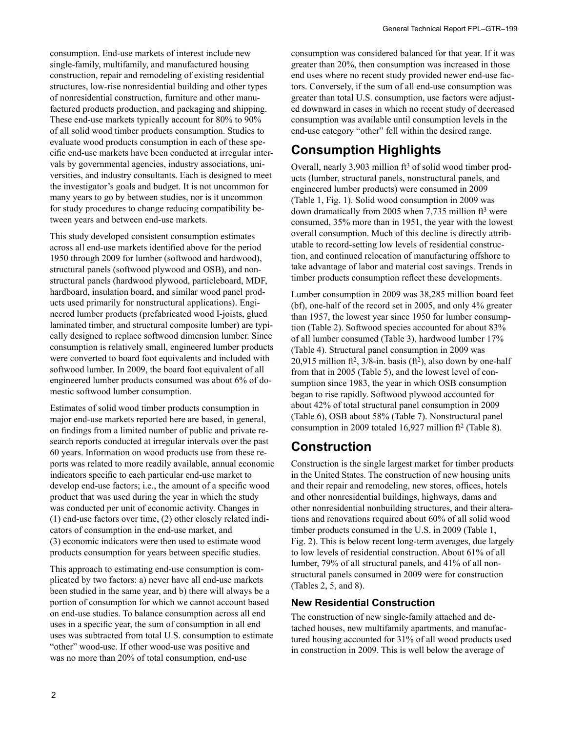consumption. End-use markets of interest include new single-family, multifamily, and manufactured housing construction, repair and remodeling of existing residential structures, low-rise nonresidential building and other types of nonresidential construction, furniture and other manufactured products production, and packaging and shipping. These end-use markets typically account for 80% to 90% of all solid wood timber products consumption. Studies to evaluate wood products consumption in each of these specific end-use markets have been conducted at irregular intervals by governmental agencies, industry associations, universities, and industry consultants. Each is designed to meet the investigator's goals and budget. It is not uncommon for many years to go by between studies, nor is it uncommon for study procedures to change reducing compatibility between years and between end-use markets.

This study developed consistent consumption estimates across all end-use markets identified above for the period 1950 through 2009 for lumber (softwood and hardwood), structural panels (softwood plywood and OSB), and nonstructural panels (hardwood plywood, particleboard, MDF, hardboard, insulation board, and similar wood panel products used primarily for nonstructural applications). Engineered lumber products (prefabricated wood I-joists, glued laminated timber, and structural composite lumber) are typically designed to replace softwood dimension lumber. Since consumption is relatively small, engineered lumber products were converted to board foot equivalents and included with softwood lumber. In 2009, the board foot equivalent of all engineered lumber products consumed was about 6% of domestic softwood lumber consumption.

Estimates of solid wood timber products consumption in major end-use markets reported here are based, in general, on findings from a limited number of public and private research reports conducted at irregular intervals over the past 60 years. Information on wood products use from these reports was related to more readily available, annual economic indicators specific to each particular end-use market to develop end-use factors; i.e., the amount of a specific wood product that was used during the year in which the study was conducted per unit of economic activity. Changes in (1) end-use factors over time, (2) other closely related indicators of consumption in the end-use market, and (3) economic indicators were then used to estimate wood products consumption for years between specific studies.

This approach to estimating end-use consumption is complicated by two factors: a) never have all end-use markets been studied in the same year, and b) there will always be a portion of consumption for which we cannot account based on end-use studies. To balance consumption across all end uses in a specific year, the sum of consumption in all end uses was subtracted from total U.S. consumption to estimate "other" wood-use. If other wood-use was positive and was no more than 20% of total consumption, end-use consumption was considered balanced for that year. If it was greater than 20%, then consumption was increased in those end uses where no recent study provided newer end-use factors. Conversely, if the sum of all end-use consumption was greater than total U.S. consumption, use factors were adjusted downward in cases in which no recent study of decreased consumption was available until consumption levels in the end-use category "other" fell within the desired range.

## Consumption Highlights

Overall, nearly 3,903 million $ft^3$ of solid wood timber products (lumber, structural panels, nonstructural panels, and engineered lumber products) were consumed in 2009 (Table 1, Fig. 1). Solid wood consumption in 2009 was down dramatically from 2005 when 7,735 million $ft^3$ were consumed, 35% more than in 1951, the year with the lowest overall consumption. Much of this decline is directly attributable to record-setting low levels of residential construction, and continued relocation of manufacturing offshore to take advantage of labor and material cost savings. Trends in timber products consumption reflect these developments.

Lumber consumption in 2009 was 38,285 million board feet (bf), one-half of the record set in 2005, and only 4% greater than 1957, the lowest year since 1950 for lumber consumption (Table 2). Softwood species accounted for about 83% of all lumber consumed (Table 3), hardwood lumber 17% (Table 4). Structural panel consumption in 2009 was 20,915 million $ft^2$, 3/8-in. basis ($ft^2$), also down by one-half from that in 2005 (Table 5), and the lowest level of consumption since 1983, the year in which OSB consumption began to rise rapidly. Softwood plywood accounted for about 42% of total structural panel consumption in 2009 (Table 6), OSB about 58% (Table 7). Nonstructural panel consumption in 2009 totaled 16,927 million $ft^2$ (Table 8).

## Construction

Construction is the single largest market for timber products in the United States. The construction of new housing units and their repair and remodeling, new stores, offices, hotels and other nonresidential buildings, highways, dams and other nonresidential nonbuilding structures, and their alterations and renovations required about 60% of all solid wood timber products consumed in the U.S. in 2009 (Table 1, Fig. 2). This is below recent long-term averages, due largely to low levels of residential construction. About 61% of all lumber, 79% of all structural panels, and 41% of all nonstructural panels consumed in 2009 were for construction (Tables 2, 5, and 8).

### New Residential Construction

The construction of new single-family attached and detached houses, new multifamily apartments, and manufactured housing accounted for 31% of all wood products used in construction in 2009. This is well below the average of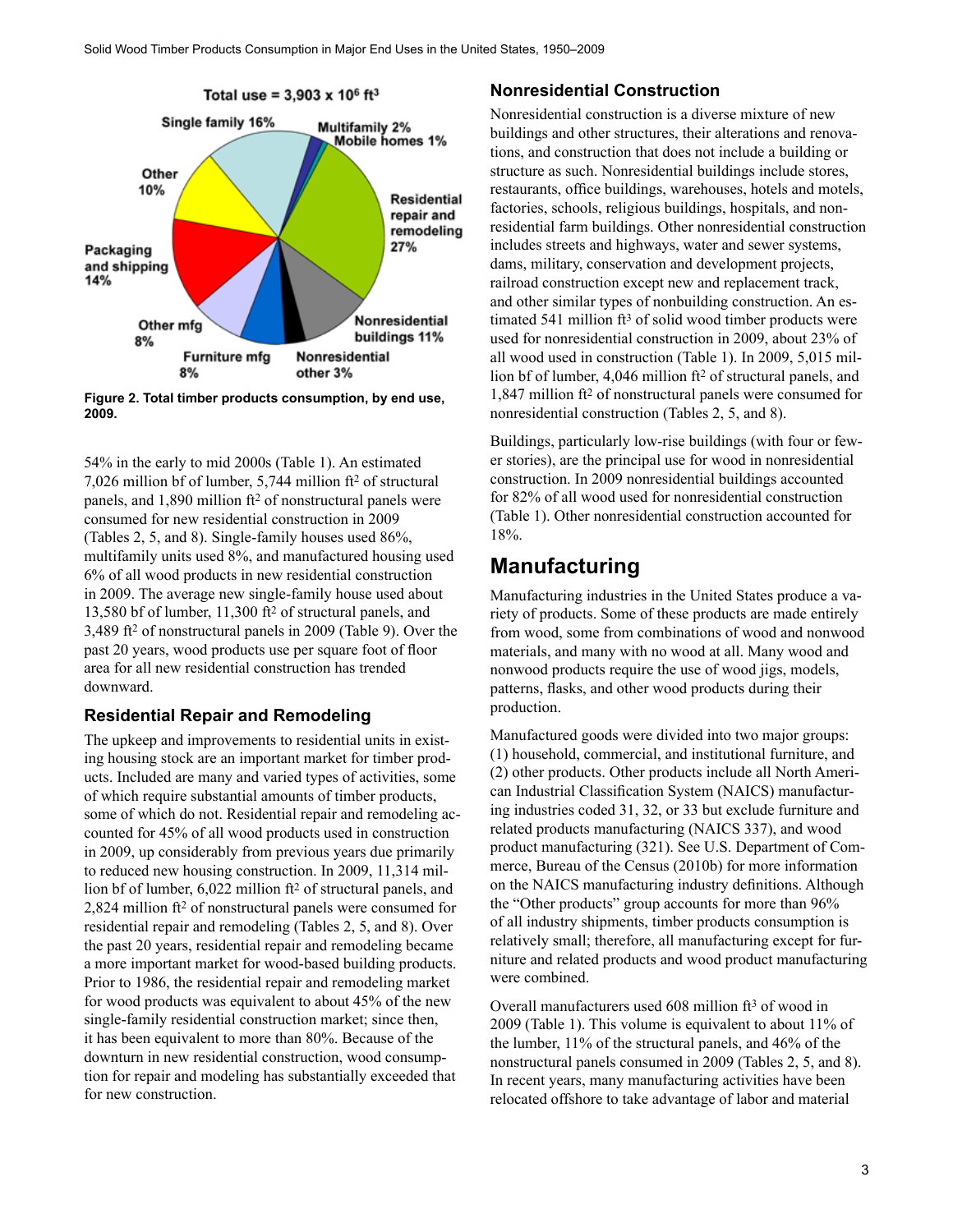Total use = 3,903 x 10[6] ft[3]

Single family 16%, Multifamily 2%, Mobile homes 1%, Residential repair and remodeling 27%, Nonresidential buildings 11%, Nonresidential other 3%, Furniture mfg 8%, Other mfg 8%, Packaging and shipping 14%, Other 10%

**Figure 2. Total timber products consumption, by end use, 2009.**

54% in the early to mid 2000s (Table 1). An estimated 7,026 million bf of lumber, 5,744 million ft² of structural panels, and 1,890 million ft² of nonstructural panels were consumed for new residential construction in 2009 (Tables 2, 5, and 8). Single-family houses used 86%, multifamily units used 8%, and manufactured housing used 6% of all wood products in new residential construction in 2009. The average new single-family house used about 13,580 bf of lumber, 11,300 ft² of structural panels, and 3,489 ft² of nonstructural panels in 2009 (Table 9). Over the past 20 years, wood products use per square foot of floor area for all new residential construction has trended downward.

### Residential Repair and Remodeling

The upkeep and improvements to residential units in existing housing stock are an important market for timber products. Included are many and varied types of activities, some of which require substantial amounts of timber products, some of which do not. Residential repair and remodeling accounted for 45% of all wood products used in construction in 2009, up considerably from previous years due primarily to reduced new housing construction. In 2009, 11,314 million bf of lumber, 6,022 million ft² of structural panels, and 2,824 million ft² of nonstructural panels were consumed for residential repair and remodeling (Tables 2, 5, and 8). Over the past 20 years, residential repair and remodeling became a more important market for wood-based building products. Prior to 1986, the residential repair and remodeling market for wood products was equivalent to about 45% of the new single-family residential construction market; since then, it has been equivalent to more than 80%. Because of the downturn in new residential construction, wood consumption for repair and modeling has substantially exceeded that for new construction.

### Nonresidential Construction

Nonresidential construction is a diverse mixture of new buildings and other structures, their alterations and renovations, and construction that does not include a building or structure as such. Nonresidential buildings include stores, restaurants, office buildings, warehouses, hotels and motels, factories, schools, religious buildings, hospitals, and nonresidential farm buildings. Other nonresidential construction includes streets and highways, water and sewer systems, dams, military, conservation and development projects, railroad construction except new and replacement track, and other similar types of nonbuilding construction. An estimated 541 million ft³ of solid wood timber products were used for nonresidential construction in 2009, about 23% of all wood used in construction (Table 1). In 2009, 5,015 million bf of lumber, 4,046 million ft² of structural panels, and 1,847 million ft² of nonstructural panels were consumed for nonresidential construction (Tables 2, 5, and 8).

Buildings, particularly low-rise buildings (with four or fewer stories), are the principal use for wood in nonresidential construction. In 2009 nonresidential buildings accounted for 82% of all wood used for nonresidential construction (Table 1). Other nonresidential construction accounted for 18%.

## Manufacturing

Manufacturing industries in the United States produce a variety of products. Some of these products are made entirely from wood, some from combinations of wood and nonwood materials, and many with no wood at all. Many wood and nonwood products require the use of wood jigs, models, patterns, flasks, and other wood products during their production.

Manufactured goods were divided into two major groups: (1) household, commercial, and institutional furniture, and (2) other products. Other products include all North American Industrial Classification System (NAICS) manufacturing industries coded 31, 32, or 33 but exclude furniture and related products manufacturing (NAICS 337), and wood product manufacturing (321). See U.S. Department of Commerce, Bureau of the Census (2010b) for more information on the NAICS manufacturing industry definitions. Although the "Other products" group accounts for more than 96% of all industry shipments, timber products consumption is relatively small; therefore, all manufacturing except for furniture and related products and wood product manufacturing were combined.

Overall manufacturers used 608 million ft³ of wood in 2009 (Table 1). This volume is equivalent to about 11% of the lumber, 11% of the structural panels, and 46% of the nonstructural panels consumed in 2009 (Tables 2, 5, and 8). In recent years, many manufacturing activities have been relocated offshore to take advantage of labor and material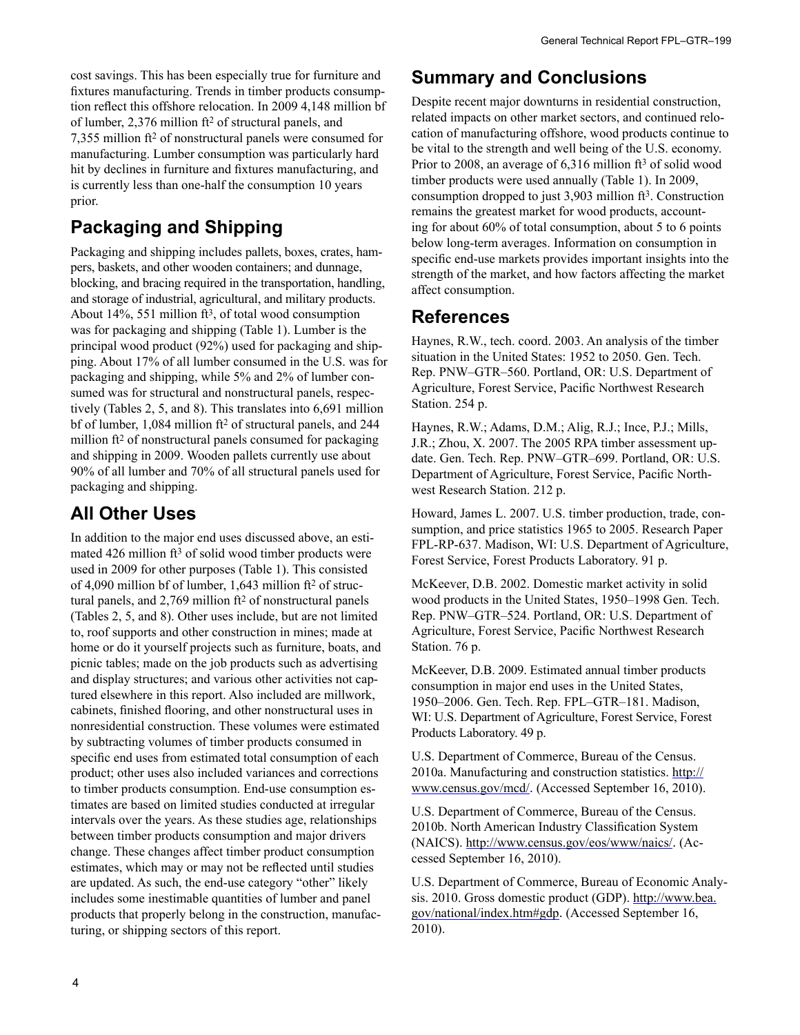cost savings. This has been especially true for furniture and fixtures manufacturing. Trends in timber products consumption reflect this offshore relocation. In 2009 4,148 million bf of lumber, 2,376 million $ft^2$ of structural panels, and 7,355 million $ft^2$ of nonstructural panels were consumed for manufacturing. Lumber consumption was particularly hard hit by declines in furniture and fixtures manufacturing, and is currently less than one-half the consumption 10 years prior.

## Packaging and Shipping

Packaging and shipping includes pallets, boxes, crates, hampers, baskets, and other wooden containers; and dunnage, blocking, and bracing required in the transportation, handling, and storage of industrial, agricultural, and military products. About 14%, 551 million $ft^3$, of total wood consumption was for packaging and shipping (Table 1). Lumber is the principal wood product (92%) used for packaging and shipping. About 17% of all lumber consumed in the U.S. was for packaging and shipping, while 5% and 2% of lumber consumed was for structural and nonstructural panels, respectively (Tables 2, 5, and 8). This translates into 6,691 million bf of lumber, 1,084 million $ft^2$ of structural panels, and 244 million $ft^2$ of nonstructural panels consumed for packaging and shipping in 2009. Wooden pallets currently use about 90% of all lumber and 70% of all structural panels used for packaging and shipping.

## All Other Uses

In addition to the major end uses discussed above, an estimated 426 million $ft^3$ of solid wood timber products were used in 2009 for other purposes (Table 1). This consisted of 4,090 million bf of lumber, 1,643 million $ft^2$ of structural panels, and 2,769 million $ft^2$ of nonstructural panels (Tables 2, 5, and 8). Other uses include, but are not limited to, roof supports and other construction in mines; made at home or do it yourself projects such as furniture, boats, and picnic tables; made on the job products such as advertising and display structures; and various other activities not captured elsewhere in this report. Also included are millwork, cabinets, finished flooring, and other nonstructural uses in nonresidential construction. These volumes were estimated by subtracting volumes of timber products consumed in specific end uses from estimated total consumption of each product; other uses also included variances and corrections to timber products consumption. End-use consumption estimates are based on limited studies conducted at irregular intervals over the years. As these studies age, relationships between timber products consumption and major drivers change. These changes affect timber product consumption estimates, which may or may not be reflected until studies are updated. As such, the end-use category "other" likely includes some inestimable quantities of lumber and panel products that properly belong in the construction, manufacturing, or shipping sectors of this report.

## Summary and Conclusions

Despite recent major downturns in residential construction, related impacts on other market sectors, and continued relocation of manufacturing offshore, wood products continue to be vital to the strength and well being of the U.S. economy. Prior to 2008, an average of 6,316 million $ft^3$ of solid wood timber products were used annually (Table 1). In 2009, consumption dropped to just 3,903 million $ft^3$. Construction remains the greatest market for wood products, accounting for about 60% of total consumption, about 5 to 6 points below long-term averages. Information on consumption in specific end-use markets provides important insights into the strength of the market, and how factors affecting the market affect consumption.

## References

Haynes, R.W., tech. coord. 2003. An analysis of the timber situation in the United States: 1952 to 2050. Gen. Tech. Rep. PNW–GTR–560. Portland, OR: U.S. Department of Agriculture, Forest Service, Pacific Northwest Research Station. 254 p.

Haynes, R.W.; Adams, D.M.; Alig, R.J.; Ince, P.J.; Mills, J.R.; Zhou, X. 2007. The 2005 RPA timber assessment update. Gen. Tech. Rep. PNW–GTR–699. Portland, OR: U.S. Department of Agriculture, Forest Service, Pacific Northwest Research Station. 212 p.

Howard, James L. 2007. U.S. timber production, trade, consumption, and price statistics 1965 to 2005. Research Paper FPL-RP-637. Madison, WI: U.S. Department of Agriculture, Forest Service, Forest Products Laboratory. 91 p.

McKeever, D.B. 2002. Domestic market activity in solid wood products in the United States, 1950–1998 Gen. Tech. Rep. PNW–GTR–524. Portland, OR: U.S. Department of Agriculture, Forest Service, Pacific Northwest Research Station. 76 p.

McKeever, D.B. 2009. Estimated annual timber products consumption in major end uses in the United States, 1950–2006. Gen. Tech. Rep. FPL–GTR–181. Madison, WI: U.S. Department of Agriculture, Forest Service, Forest Products Laboratory. 49 p.

U.S. Department of Commerce, Bureau of the Census. 2010a. Manufacturing and construction statistics. http://www.census.gov/mcd/. (Accessed September 16, 2010).

U.S. Department of Commerce, Bureau of the Census. 2010b. North American Industry Classification System (NAICS). http://www.census.gov/eos/www/naics/. (Accessed September 16, 2010).

U.S. Department of Commerce, Bureau of Economic Analysis. 2010. Gross domestic product (GDP). http://www.bea.gov/national/index.htm#gdp. (Accessed September 16, 2010).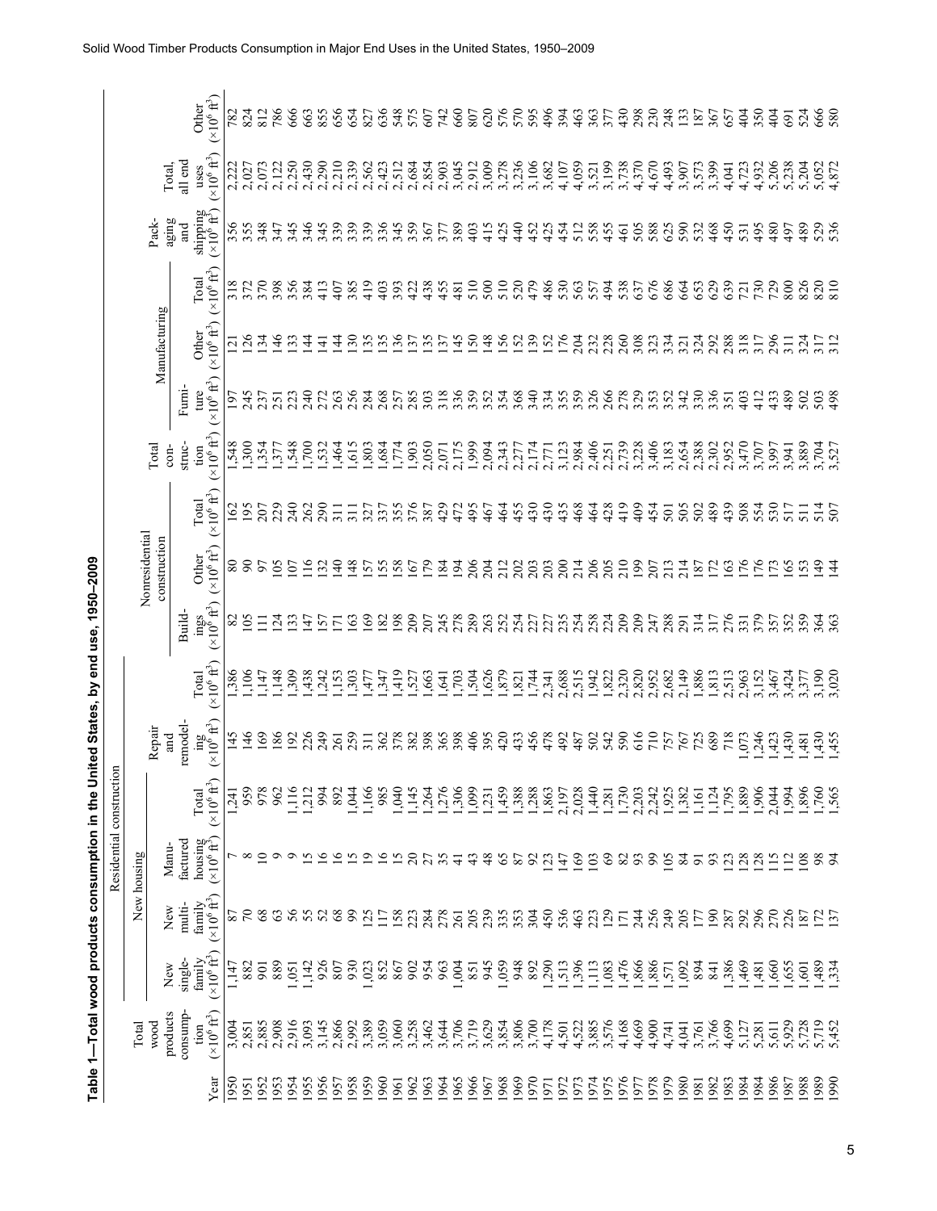**Table 1—Total wood products consumption in the United States, by end use, 1950–2009**

| Year | Total wood products consumption ($\times10^6$ ft$^3$) | Residential construction | | | | | | Nonresidential construction | | | Total construction ($\times10^6$ ft$^3$) | Manufacturing | | | Packaging and shipping ($\times10^6$ ft$^3$) | Total, all end uses ($\times10^6$ ft$^3$) | Other ($\times10^6$ ft$^3$) |
|---|---|---|---|---|---|---|---|---|---|---|---|---|---|---|---|---|---|
| | | New housing | | | | Repair and remodeling ($\times10^6$ ft$^3$) | Total ($\times10^6$ ft$^3$) | | | | | | | | | | |
| | | New single-family ($\times10^6$ ft$^3$) | New multi-family ($\times10^6$ ft$^3$) | Manufactured housing ($\times10^6$ ft$^3$) | Total ($\times10^6$ ft$^3$) | | | Buildings ($\times10^6$ ft$^3$) | Other ($\times10^6$ ft$^3$) | Total ($\times10^6$ ft$^3$) | | Furniture ($\times10^6$ ft$^3$) | Other ($\times10^6$ ft$^3$) | Total ($\times10^6$ ft$^3$) | | | |
| 1950 | 3,004 | 1,147 | 87 | 7 | 1,241 | 145 | 1,386 | 82 | 80 | 162 | 1,548 | 197 | 121 | 318 | 356 | 2,222 | 782 |
| 1951 | 2,851 | 882 | 70 | 8 | 959 | 146 | 1,106 | 105 | 90 | 195 | 1,300 | 245 | 126 | 372 | 355 | 2,027 | 824 |
| 1952 | 2,885 | 901 | 68 | 10 | 978 | 169 | 1,147 | 111 | 97 | 207 | 1,354 | 237 | 134 | 370 | 348 | 2,073 | 812 |
| 1953 | 2,908 | 889 | 63 | 9 | 962 | 186 | 1,148 | 124 | 105 | 229 | 1,377 | 251 | 146 | 398 | 347 | 2,122 | 786 |
| 1954 | 2,916 | 1,051 | 56 | 9 | 1,116 | 192 | 1,309 | 133 | 107 | 240 | 1,548 | 223 | 133 | 356 | 345 | 2,250 | 666 |
| 1955 | 3,093 | 1,142 | 55 | 15 | 1,212 | 226 | 1,438 | 147 | 116 | 262 | 1,700 | 240 | 144 | 384 | 346 | 2,430 | 663 |
| 1956 | 3,145 | 926 | 52 | 16 | 994 | 249 | 1,242 | 157 | 132 | 290 | 1,532 | 272 | 141 | 413 | 345 | 2,290 | 855 |
| 1957 | 2,866 | 807 | 68 | 16 | 892 | 261 | 1,153 | 171 | 140 | 311 | 1,464 | 263 | 144 | 407 | 339 | 2,210 | 656 |
| 1958 | 2,992 | 930 | 99 | 15 | 1,044 | 259 | 1,303 | 163 | 148 | 311 | 1,615 | 256 | 130 | 385 | 339 | 2,339 | 654 |
| 1959 | 3,389 | 1,023 | 125 | 19 | 1,166 | 311 | 1,477 | 169 | 157 | 327 | 1,803 | 284 | 135 | 419 | 339 | 2,562 | 827 |
| 1960 | 3,059 | 852 | 117 | 16 | 985 | 362 | 1,347 | 182 | 155 | 337 | 1,684 | 268 | 135 | 403 | 336 | 2,423 | 636 |
| 1961 | 3,060 | 867 | 158 | 15 | 1,040 | 378 | 1,419 | 198 | 158 | 355 | 1,774 | 257 | 136 | 393 | 345 | 2,512 | 548 |
| 1962 | 3,258 | 902 | 223 | 20 | 1,145 | 382 | 1,527 | 209 | 167 | 376 | 1,903 | 285 | 137 | 422 | 359 | 2,684 | 575 |
| 1963 | 3,462 | 954 | 284 | 27 | 1,264 | 398 | 1,663 | 207 | 179 | 387 | 2,050 | 303 | 135 | 438 | 367 | 2,854 | 607 |
| 1964 | 3,644 | 963 | 278 | 35 | 1,276 | 365 | 1,641 | 245 | 184 | 429 | 2,071 | 318 | 137 | 455 | 377 | 2,903 | 742 |
| 1965 | 3,706 | 1,004 | 261 | 41 | 1,306 | 398 | 1,703 | 278 | 194 | 472 | 2,175 | 336 | 145 | 481 | 389 | 3,045 | 660 |
| 1966 | 3,719 | 851 | 205 | 43 | 1,099 | 406 | 1,504 | 289 | 206 | 495 | 1,999 | 359 | 150 | 510 | 403 | 2,912 | 807 |
| 1967 | 3,629 | 945 | 239 | 48 | 1,231 | 395 | 1,626 | 263 | 204 | 467 | 2,094 | 352 | 148 | 500 | 415 | 3,009 | 620 |
| 1968 | 3,854 | 1,059 | 335 | 65 | 1,459 | 420 | 1,879 | 252 | 212 | 464 | 2,343 | 354 | 156 | 510 | 425 | 3,278 | 576 |
| 1969 | 3,806 | 948 | 353 | 87 | 1,388 | 433 | 1,821 | 254 | 202 | 455 | 2,277 | 368 | 152 | 520 | 440 | 3,236 | 570 |
| 1970 | 3,700 | 892 | 304 | 92 | 1,288 | 456 | 1,744 | 227 | 203 | 430 | 2,174 | 340 | 139 | 479 | 452 | 3,106 | 595 |
| 1971 | 4,178 | 1,290 | 450 | 123 | 1,863 | 478 | 2,341 | 227 | 203 | 430 | 2,771 | 334 | 152 | 486 | 425 | 3,682 | 496 |
| 1972 | 4,501 | 1,513 | 536 | 147 | 2,197 | 492 | 2,688 | 235 | 200 | 435 | 3,123 | 355 | 176 | 530 | 454 | 4,107 | 394 |
| 1973 | 4,522 | 1,396 | 463 | 169 | 2,028 | 487 | 2,515 | 254 | 214 | 468 | 2,984 | 359 | 204 | 563 | 512 | 4,059 | 463 |
| 1974 | 3,885 | 1,113 | 223 | 103 | 1,440 | 502 | 1,942 | 258 | 206 | 464 | 2,406 | 326 | 232 | 557 | 558 | 3,521 | 363 |
| 1975 | 3,576 | 1,083 | 129 | 69 | 1,281 | 542 | 1,822 | 224 | 205 | 428 | 2,251 | 266 | 228 | 494 | 455 | 3,199 | 377 |
| 1976 | 4,168 | 1,476 | 171 | 82 | 1,730 | 590 | 2,320 | 209 | 210 | 419 | 2,739 | 278 | 260 | 538 | 461 | 3,738 | 430 |
| 1977 | 4,669 | 1,866 | 244 | 93 | 2,203 | 616 | 2,820 | 209 | 199 | 409 | 3,228 | 329 | 308 | 637 | 505 | 4,370 | 298 |
| 1978 | 4,900 | 1,886 | 256 | 99 | 2,242 | 710 | 2,952 | 247 | 207 | 454 | 3,406 | 353 | 323 | 676 | 588 | 4,670 | 230 |
| 1979 | 4,741 | 1,571 | 249 | 105 | 1,925 | 757 | 2,682 | 288 | 213 | 501 | 3,183 | 352 | 334 | 686 | 625 | 4,493 | 248 |
| 1980 | 4,041 | 1,092 | 205 | 84 | 1,382 | 767 | 2,149 | 291 | 214 | 505 | 2,654 | 342 | 321 | 664 | 590 | 3,907 | 133 |
| 1981 | 3,761 | 894 | 177 | 91 | 1,161 | 725 | 1,886 | 314 | 187 | 502 | 2,388 | 330 | 324 | 653 | 532 | 3,573 | 187 |
| 1982 | 3,766 | 841 | 190 | 93 | 1,124 | 689 | 1,813 | 317 | 172 | 489 | 2,302 | 336 | 292 | 629 | 468 | 3,399 | 367 |
| 1983 | 4,699 | 1,386 | 287 | 123 | 1,795 | 718 | 2,513 | 276 | 163 | 439 | 2,952 | 351 | 288 | 639 | 450 | 4,041 | 657 |
| 1984 | 5,127 | 1,469 | 292 | 128 | 1,889 | 1,073 | 2,963 | 331 | 176 | 508 | 3,470 | 403 | 318 | 721 | 531 | 4,723 | 404 |
| 1984 | 5,281 | 1,481 | 296 | 128 | 1,906 | 1,246 | 3,152 | 379 | 176 | 554 | 3,707 | 412 | 317 | 730 | 495 | 4,932 | 350 |
| 1986 | 5,611 | 1,660 | 270 | 115 | 2,044 | 1,423 | 3,467 | 357 | 173 | 530 | 3,997 | 433 | 296 | 729 | 480 | 5,206 | 404 |
| 1987 | 5,929 | 1,655 | 226 | 112 | 1,994 | 1,430 | 3,424 | 352 | 165 | 517 | 3,941 | 489 | 311 | 800 | 497 | 5,238 | 691 |
| 1988 | 5,728 | 1,601 | 187 | 108 | 1,896 | 1,481 | 3,377 | 359 | 153 | 511 | 3,889 | 502 | 324 | 826 | 489 | 5,204 | 524 |
| 1989 | 5,719 | 1,489 | 172 | 98 | 1,760 | 1,430 | 3,190 | 364 | 149 | 514 | 3,704 | 503 | 317 | 820 | 529 | 5,052 | 666 |
| 1990 | 5,452 | 1,334 | 137 | 94 | 1,565 | 1,455 | 3,020 | 363 | 144 | 507 | 3,527 | 498 | 312 | 810 | 536 | 4,872 | 580 |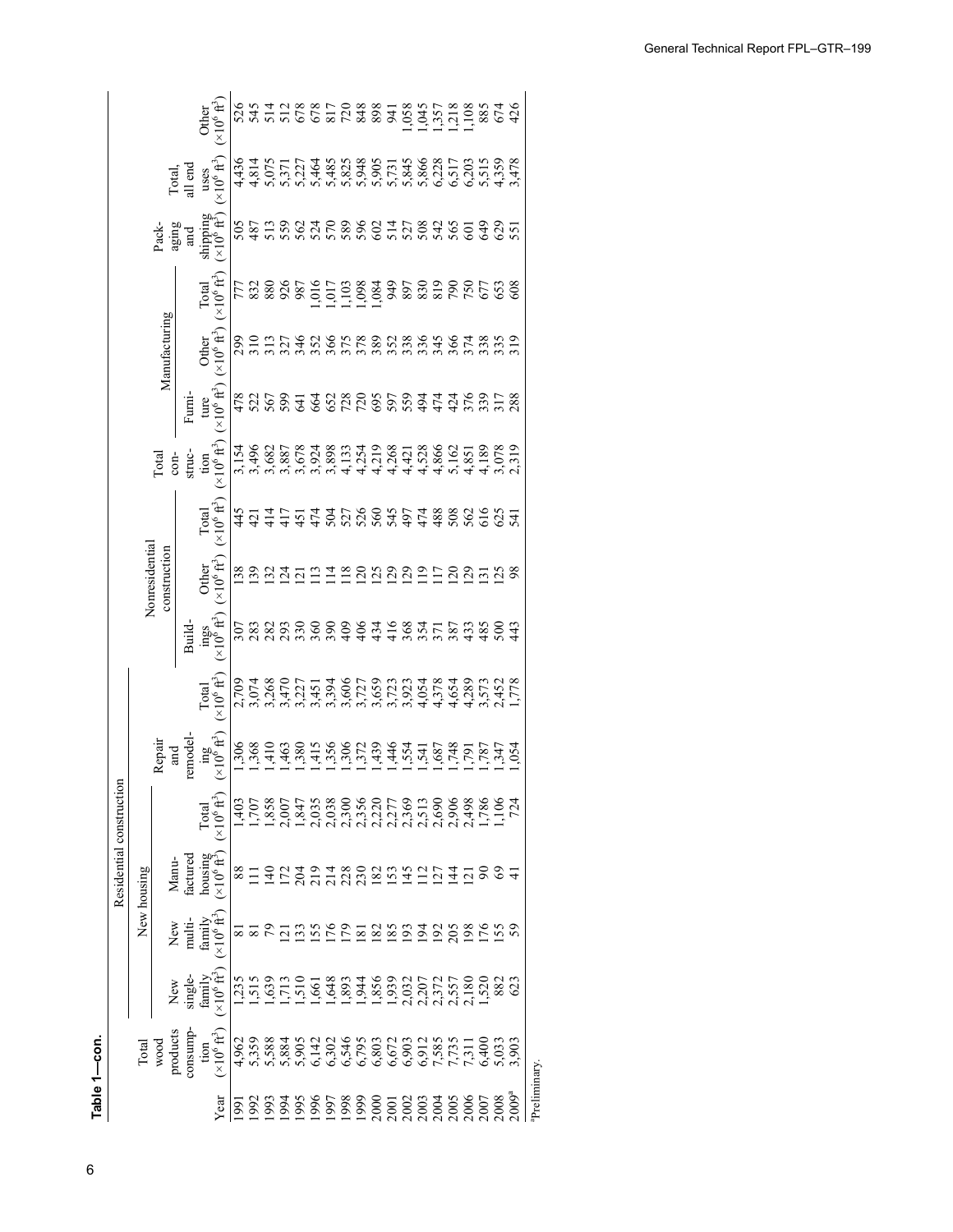**Table 1—con.**

| Year | Total wood products consumption ($\times10^6$ ft$^3$) | Residential construction | | | | | | Nonresidential construction | | | Total construction ($\times10^6$ ft$^3$) | Manufacturing | | | Packaging and shipping ($\times10^6$ ft$^3$) | Total, all end uses ($\times10^6$ ft$^3$) | Other ($\times10^6$ ft$^3$) |
|---|---|---|---|---|---|---|---|---|---|---|---|---|---|---|---|---|---|
| | | New housing | | | | Repair and remodeling ($\times10^6$ ft$^3$) | Total ($\times10^6$ ft$^3$) | | | | | | | | | | |
| | | New single-family ($\times10^6$ ft$^3$) | New multi-family ($\times10^6$ ft$^3$) | Manufactured housing ($\times10^6$ ft$^3$) | Total ($\times10^6$ ft$^3$) | | | Buildings ($\times10^6$ ft$^3$) | Other ($\times10^6$ ft$^3$) | Total ($\times10^6$ ft$^3$) | | Furniture ($\times10^6$ ft$^3$) | Other ($\times10^6$ ft$^3$) | Total ($\times10^6$ ft$^3$) | | | |
| 1991 | 4,962 | 1,235 | 81 | 88 | 1,403 | 1,306 | 2,709 | 307 | 138 | 445 | 3,154 | 478 | 299 | 777 | 505 | 4,436 | 526 |
| 1992 | 5,359 | 1,515 | 81 | 111 | 1,707 | 1,368 | 3,074 | 283 | 139 | 421 | 3,496 | 522 | 310 | 832 | 487 | 4,814 | 545 |
| 1993 | 5,588 | 1,639 | 79 | 140 | 1,858 | 1,410 | 3,268 | 282 | 132 | 414 | 3,682 | 567 | 313 | 880 | 513 | 5,075 | 514 |
| 1994 | 5,884 | 1,713 | 121 | 172 | 2,007 | 1,463 | 3,470 | 293 | 124 | 417 | 3,887 | 599 | 327 | 926 | 559 | 5,371 | 512 |
| 1995 | 5,905 | 1,510 | 133 | 204 | 1,847 | 1,380 | 3,227 | 330 | 121 | 451 | 3,678 | 641 | 346 | 987 | 562 | 5,227 | 678 |
| 1996 | 6,142 | 1,661 | 155 | 219 | 2,035 | 1,415 | 3,451 | 360 | 113 | 474 | 3,924 | 664 | 352 | 1,016 | 524 | 5,464 | 678 |
| 1997 | 6,302 | 1,648 | 176 | 214 | 2,038 | 1,356 | 3,394 | 390 | 114 | 504 | 3,898 | 652 | 366 | 1,017 | 570 | 5,485 | 817 |
| 1998 | 6,546 | 1,893 | 179 | 228 | 2,300 | 1,306 | 3,606 | 409 | 118 | 527 | 4,133 | 728 | 375 | 1,103 | 589 | 5,825 | 720 |
| 1999 | 6,795 | 1,944 | 181 | 230 | 2,356 | 1,372 | 3,727 | 406 | 120 | 526 | 4,254 | 720 | 378 | 1,098 | 596 | 5,948 | 848 |
| 2000 | 6,803 | 1,856 | 182 | 182 | 2,220 | 1,439 | 3,659 | 434 | 125 | 560 | 4,219 | 695 | 389 | 1,084 | 602 | 5,905 | 898 |
| 2001 | 6,672 | 1,939 | 185 | 153 | 2,277 | 1,446 | 3,723 | 416 | 129 | 545 | 4,268 | 597 | 352 | 949 | 514 | 5,731 | 941 |
| 2002 | 6,903 | 2,032 | 193 | 145 | 2,369 | 1,554 | 3,923 | 368 | 129 | 497 | 4,421 | 559 | 338 | 897 | 527 | 5,845 | 1,058 |
| 2003 | 6,912 | 2,207 | 194 | 112 | 2,513 | 1,541 | 4,054 | 354 | 119 | 474 | 4,528 | 494 | 336 | 830 | 508 | 5,866 | 1,045 |
| 2004 | 7,585 | 2,372 | 192 | 127 | 2,690 | 1,687 | 4,378 | 371 | 117 | 488 | 4,866 | 474 | 345 | 819 | 542 | 6,228 | 1,357 |
| 2005 | 7,735 | 2,557 | 205 | 144 | 2,906 | 1,748 | 4,654 | 387 | 120 | 508 | 5,162 | 424 | 366 | 790 | 565 | 6,517 | 1,218 |
| 2006 | 7,311 | 2,180 | 198 | 121 | 2,498 | 1,791 | 4,289 | 433 | 129 | 562 | 4,851 | 376 | 374 | 750 | 601 | 6,203 | 1,108 |
| 2007 | 6,400 | 1,520 | 176 | 90 | 1,786 | 1,787 | 3,573 | 485 | 131 | 616 | 4,189 | 339 | 338 | 677 | 649 | 5,515 | 885 |
| 2008 | 5,033 | 882 | 155 | 69 | 1,106 | 1,347 | 2,452 | 500 | 125 | 625 | 3,078 | 317 | 335 | 653 | 629 | 4,359 | 674 |
| 2009[a] | 3,903 | 623 | 59 | 41 | 724 | 1,054 | 1,778 | 443 | 98 | 541 | 2,319 | 288 | 319 | 608 | 551 | 3,478 | 426 |

[a]Preliminary.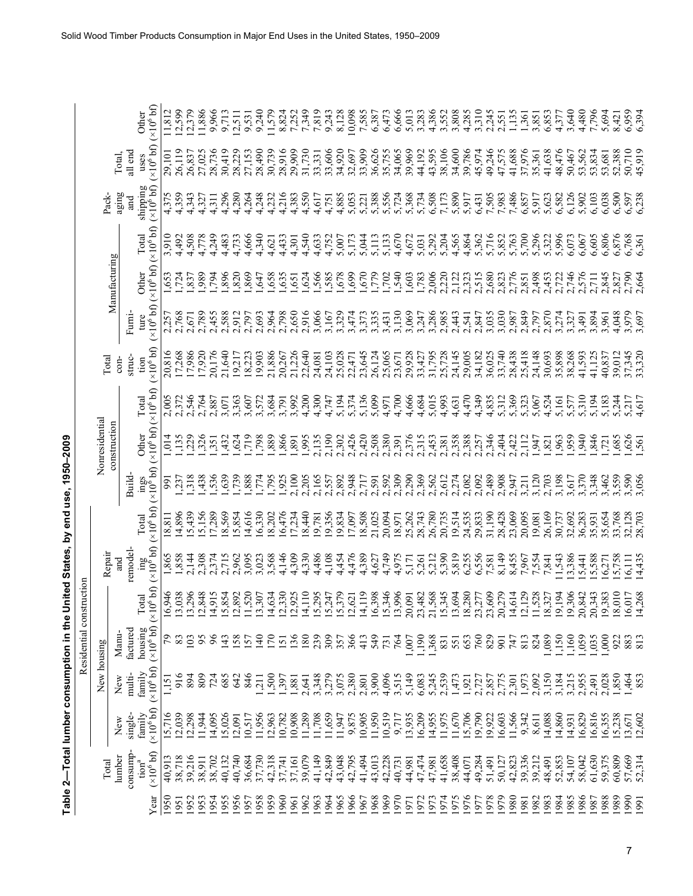**Table 2—Total lumber consumption in the United States, by end use, 1950–2009**

| Year | Total lumber consumption[a] ($\times 10^6$ bf) | Residential construction: New housing: New single-family ($\times 10^6$ bf) | New multi-family ($\times 10^6$ bf) | Manufactured housing ($\times 10^6$ bf) | Total ($\times 10^6$ bf) | Repair and remodeling ($\times 10^6$ bf) | Total ($\times 10^6$ bf) | Nonresidential construction: Buildings ($\times 10^6$ bf) | Other ($\times 10^6$ bf) | Total ($\times 10^6$ bf) | Total construction ($\times 10^6$ bf) | Manufacturing: Furniture ($\times 10^6$ bf) | Other ($\times 10^6$ bf) | Total ($\times 10^6$ bf) | Packaging and shipping ($\times 10^6$ bf) | Total, all end uses ($\times 10^6$ bf) | Other ($\times 10^6$ bf) |
|---|---|---|---|---|---|---|---|---|---|---|---|---|---|---|---|---|---|
| 1950 | 40,913 | 15,716 | 1,151 | 79 | 16,946 | 1,865 | 18,811 | 991 | 1,014 | 2,005 | 20,816 | 2,257 | 1,653 | 3,910 | 4,375 | 29,101 | 11,812 |
| 1951 | 38,718 | 12,039 | 916 | 83 | 13,038 | 1,858 | 14,896 | 1,237 | 1,135 | 2,372 | 17,268 | 2,768 | 1,724 | 4,492 | 4,359 | 26,119 | 12,599 |
| 1952 | 39,216 | 12,298 | 894 | 103 | 13,296 | 2,144 | 15,439 | 1,318 | 1,229 | 2,546 | 17,986 | 2,671 | 1,837 | 4,508 | 4,343 | 26,837 | 12,379 |
| 1953 | 38,911 | 11,944 | 809 | 95 | 12,848 | 2,308 | 15,156 | 1,438 | 1,326 | 2,764 | 17,920 | 2,789 | 1,989 | 4,778 | 4,327 | 27,025 | 11,886 |
| 1954 | 38,702 | 14,095 | 724 | 96 | 14,915 | 2,374 | 17,289 | 1,536 | 1,351 | 2,887 | 20,176 | 2,455 | 1,794 | 4,249 | 4,311 | 28,736 | 9,966 |
| 1955 | 40,132 | 15,026 | 685 | 143 | 15,854 | 2,715 | 18,569 | 1,639 | 1,432 | 3,071 | 21,640 | 2,588 | 1,896 | 4,483 | 4,296 | 30,419 | 9,713 |
| 1956 | 40,740 | 12,091 | 642 | 158 | 12,892 | 2,962 | 15,854 | 1,739 | 1,624 | 3,363 | 19,217 | 2,912 | 1,820 | 4,733 | 4,280 | 28,229 | 12,511 |
| 1957 | 36,684 | 10,517 | 846 | 157 | 11,520 | 3,095 | 14,616 | 1,888 | 1,719 | 3,607 | 18,223 | 2,797 | 1,869 | 4,666 | 4,264 | 27,153 | 9,531 |
| 1958 | 37,730 | 11,956 | 1,211 | 140 | 13,307 | 3,023 | 16,330 | 1,774 | 1,798 | 3,572 | 19,903 | 2,693 | 1,647 | 4,340 | 4,248 | 28,490 | 9,240 |
| 1959 | 42,318 | 12,963 | 1,500 | 170 | 14,634 | 3,568 | 18,202 | 1,795 | 1,889 | 3,684 | 21,886 | 2,964 | 1,658 | 4,621 | 4,232 | 30,739 | 11,579 |
| 1960 | 37,741 | 10,782 | 1,397 | 151 | 12,330 | 4,146 | 16,476 | 1,925 | 1,866 | 3,791 | 20,267 | 2,798 | 1,635 | 4,433 | 4,216 | 28,916 | 8,824 |
| 1961 | 37,161 | 10,908 | 1,881 | 136 | 12,925 | 4,309 | 17,234 | 2,100 | 1,891 | 3,992 | 21,226 | 2,650 | 1,651 | 4,301 | 4,383 | 29,909 | 7,252 |
| 1962 | 39,079 | 11,289 | 2,641 | 180 | 14,110 | 4,330 | 18,440 | 2,205 | 1,995 | 4,200 | 22,640 | 2,916 | 1,624 | 4,540 | 4,550 | 31,730 | 7,349 |
| 1963 | 41,149 | 11,708 | 3,348 | 239 | 15,295 | 4,486 | 19,781 | 2,165 | 2,135 | 4,300 | 24,081 | 3,066 | 1,566 | 4,633 | 4,617 | 33,331 | 7,819 |
| 1964 | 42,849 | 11,659 | 3,279 | 309 | 15,247 | 4,108 | 19,356 | 2,557 | 2,190 | 4,747 | 24,103 | 3,167 | 1,585 | 4,752 | 4,751 | 33,606 | 9,243 |
| 1965 | 43,048 | 11,947 | 3,075 | 357 | 15,379 | 4,454 | 19,834 | 2,892 | 2,302 | 5,194 | 25,028 | 3,329 | 1,678 | 5,007 | 4,885 | 34,920 | 8,128 |
| 1966 | 42,795 | 9,875 | 2,380 | 366 | 12,621 | 4,476 | 17,097 | 2,948 | 2,426 | 5,374 | 22,471 | 3,474 | 1,699 | 5,173 | 5,053 | 32,697 | 10,098 |
| 1967 | 41,494 | 10,905 | 2,801 | 413 | 14,119 | 4,389 | 18,508 | 2,717 | 2,420 | 5,136 | 23,645 | 3,373 | 1,670 | 5,044 | 5,221 | 33,909 | 7,585 |
| 1968 | 43,013 | 11,950 | 3,900 | 549 | 16,398 | 4,627 | 21,025 | 2,591 | 2,508 | 5,099 | 26,124 | 3,335 | 1,779 | 5,113 | 5,388 | 36,626 | 6,387 |
| 1969 | 42,228 | 10,519 | 4,096 | 731 | 15,346 | 4,749 | 20,094 | 2,592 | 2,380 | 4,971 | 25,065 | 3,431 | 1,702 | 5,133 | 5,556 | 35,755 | 6,473 |
| 1970 | 40,731 | 9,717 | 3,515 | 764 | 13,996 | 4,975 | 18,971 | 2,309 | 2,391 | 4,700 | 23,671 | 3,130 | 1,540 | 4,670 | 5,724 | 34,065 | 6,666 |
| 1971 | 44,981 | 13,935 | 5,149 | 1,007 | 20,091 | 5,171 | 25,262 | 2,290 | 2,376 | 4,666 | 29,928 | 3,069 | 1,603 | 4,672 | 5,368 | 39,969 | 5,013 |
| 1972 | 47,474 | 16,209 | 6,083 | 1,190 | 23,482 | 5,261 | 28,743 | 2,369 | 2,315 | 4,684 | 33,427 | 3,247 | 1,783 | 5,031 | 5,734 | 44,192 | 3,283 |
| 1973 | 47,981 | 14,955 | 5,245 | 1,368 | 21,568 | 5,212 | 26,780 | 2,562 | 2,453 | 5,015 | 31,795 | 3,286 | 2,006 | 5,292 | 6,508 | 43,595 | 4,386 |
| 1974 | 41,658 | 11,975 | 2,539 | 831 | 15,345 | 5,390 | 20,735 | 2,612 | 2,381 | 4,993 | 25,728 | 2,985 | 2,220 | 5,204 | 7,173 | 38,106 | 3,552 |
| 1975 | 38,408 | 11,670 | 1,473 | 551 | 13,694 | 5,819 | 19,514 | 2,274 | 2,358 | 4,631 | 24,145 | 2,443 | 2,122 | 4,565 | 5,890 | 34,600 | 3,808 |
| 1976 | 44,071 | 15,706 | 1,921 | 653 | 18,280 | 6,255 | 24,535 | 2,082 | 2,388 | 4,470 | 29,005 | 2,541 | 2,323 | 4,864 | 5,917 | 39,786 | 4,285 |
| 1977 | 49,284 | 19,790 | 2,727 | 760 | 23,277 | 6,556 | 29,833 | 2,092 | 2,257 | 4,349 | 34,182 | 2,847 | 2,515 | 5,362 | 6,431 | 45,974 | 3,310 |
| 1978 | 51,491 | 19,922 | 2,857 | 829 | 23,609 | 7,581 | 31,190 | 2,489 | 2,346 | 4,835 | 36,025 | 3,035 | 2,680 | 5,716 | 7,505 | 49,246 | 2,245 |
| 1979 | 50,127 | 16,603 | 2,775 | 901 | 20,279 | 8,149 | 28,428 | 2,908 | 2,404 | 5,312 | 33,740 | 3,030 | 2,823 | 5,852 | 7,983 | 47,575 | 2,551 |
| 1980 | 42,823 | 11,566 | 2,301 | 747 | 14,614 | 8,455 | 23,069 | 2,947 | 2,422 | 5,369 | 28,438 | 2,987 | 2,776 | 5,763 | 7,486 | 41,688 | 1,135 |
| 1981 | 39,336 | 9,342 | 1,973 | 813 | 12,129 | 7,967 | 20,095 | 3,211 | 2,112 | 5,323 | 25,418 | 2,849 | 2,851 | 5,700 | 6,857 | 37,976 | 1,361 |
| 1982 | 39,212 | 8,611 | 2,092 | 824 | 11,528 | 7,554 | 19,081 | 3,120 | 1,947 | 5,067 | 24,148 | 2,797 | 2,498 | 5,296 | 5,917 | 35,361 | 3,851 |
| 1983 | 48,491 | 14,088 | 3,150 | 1,089 | 18,327 | 7,841 | 26,169 | 2,703 | 1,821 | 4,524 | 30,693 | 2,870 | 2,453 | 5,322 | 5,623 | 41,638 | 6,853 |
| 1984 | 52,853 | 14,860 | 3,184 | 1,150 | 19,194 | 11,543 | 30,737 | 3,198 | 1,963 | 5,161 | 35,898 | 3,274 | 2,722 | 5,996 | 6,582 | 48,476 | 4,377 |
| 1985 | 54,107 | 14,931 | 3,215 | 1,160 | 19,306 | 13,386 | 32,692 | 3,617 | 1,959 | 5,577 | 38,268 | 3,327 | 2,746 | 6,073 | 6,126 | 50,467 | 3,640 |
| 1986 | 58,042 | 16,829 | 2,955 | 1,059 | 20,842 | 15,441 | 36,283 | 3,370 | 1,940 | 5,310 | 41,593 | 3,491 | 2,576 | 6,067 | 5,902 | 53,562 | 4,480 |
| 1987 | 61,630 | 16,816 | 2,491 | 1,035 | 20,343 | 15,588 | 35,931 | 3,348 | 1,846 | 5,194 | 41,125 | 3,894 | 2,711 | 6,605 | 6,103 | 53,834 | 7,796 |
| 1988 | 59,375 | 16,355 | 2,028 | 1,000 | 19,383 | 16,271 | 35,654 | 3,462 | 1,721 | 5,183 | 40,837 | 3,961 | 2,845 | 6,806 | 6,038 | 53,681 | 5,694 |
| 1989 | 60,809 | 15,238 | 1,850 | 922 | 18,010 | 15,758 | 33,768 | 3,559 | 1,685 | 5,244 | 39,012 | 4,048 | 2,827 | 6,876 | 6,500 | 52,388 | 8,421 |
| 1990 | 57,669 | 13,671 | 1,464 | 883 | 16,017 | 16,111 | 32,128 | 3,590 | 1,626 | 5,217 | 37,345 | 3,979 | 2,790 | 6,768 | 6,597 | 50,710 | 6,959 |
| 1991 | 52,314 | 12,602 | 853 | 813 | 14,268 | 14,435 | 28,703 | 3,056 | 1,561 | 4,617 | 33,320 | 3,697 | 2,664 | 6,361 | 6,238 | 45,919 | 6,394 |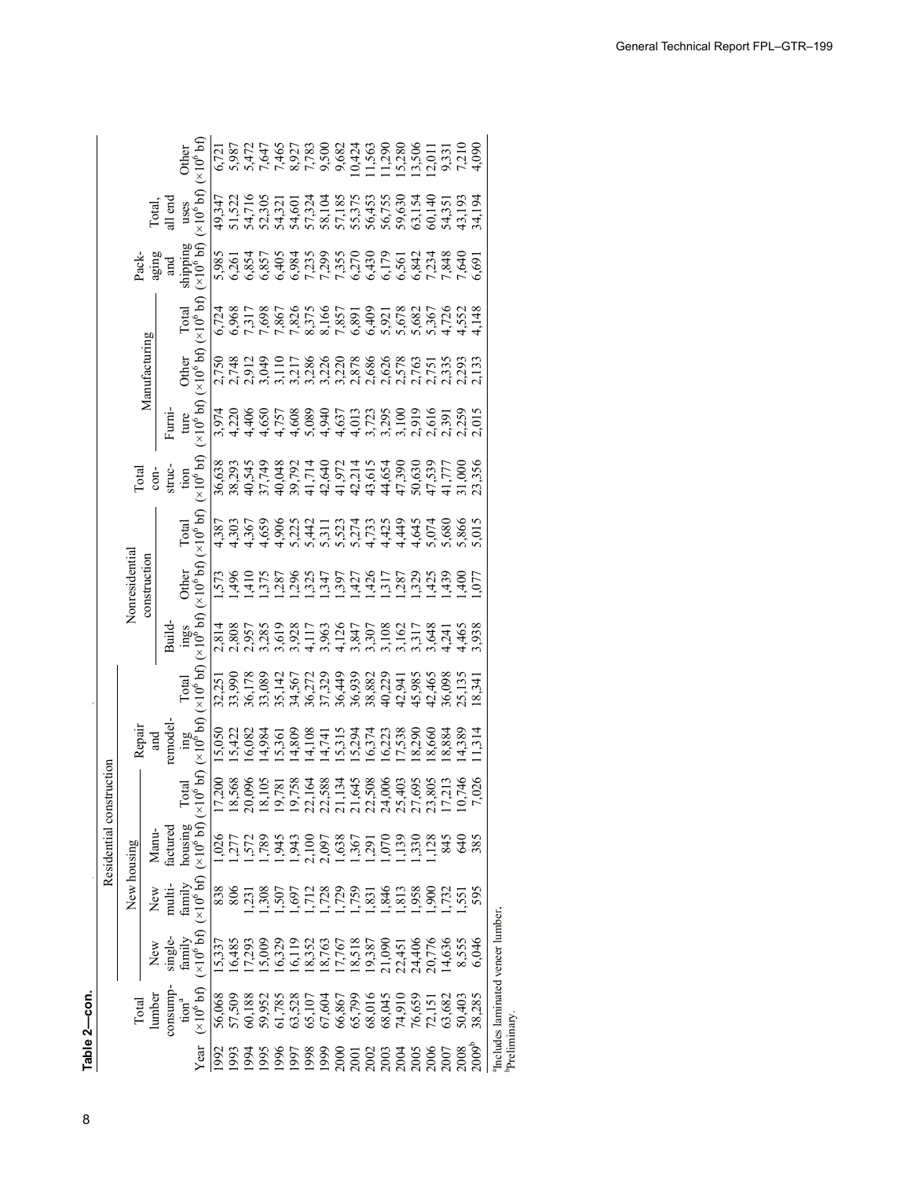**Table 2—con.**

| Year | Total lumber consumption[a] ($\times 10^6$ bf) | Residential construction | | | | | | Nonresidential construction | | | Total construction ($\times 10^6$ bf) | Manufacturing | | | Packaging and shipping ($\times 10^6$ bf) | Total, all end uses ($\times 10^6$ bf) | Other ($\times 10^6$ bf) |
|---|---|---|---|---|---|---|---|---|---|---|---|---|---|---|---|---|---|
| | | New housing | | | | Repair and remodeling ($\times 10^6$ bf) | Total ($\times 10^6$ bf) | Buildings ($\times 10^6$ bf) | Other ($\times 10^6$ bf) | Total ($\times 10^6$ bf) | | Furniture ($\times 10^6$ bf) | Other ($\times 10^6$ bf) | Total ($\times 10^6$ bf) | | | |
| | | New single-family ($\times 10^6$ bf) | New multi-family ($\times 10^6$ bf) | Manufactured housing ($\times 10^6$ bf) | Total ($\times 10^6$ bf) | | | | | | | | | | | | |
| 1992 | 56,068 | 15,337 | 838 | 1,026 | 17,200 | 15,050 | 32,251 | 2,814 | 1,573 | 4,387 | 36,638 | 3,974 | 2,750 | 6,724 | 5,985 | 49,347 | 6,721 |
| 1993 | 57,509 | 16,485 | 806 | 1,277 | 18,568 | 15,422 | 33,990 | 2,808 | 1,496 | 4,303 | 38,293 | 4,220 | 2,748 | 6,968 | 6,261 | 51,522 | 5,987 |
| 1994 | 60,188 | 17,293 | 1,231 | 1,572 | 20,096 | 16,082 | 36,178 | 2,957 | 1,410 | 4,367 | 40,545 | 4,406 | 2,912 | 7,317 | 6,854 | 54,716 | 5,472 |
| 1995 | 59,952 | 15,009 | 1,308 | 1,789 | 18,105 | 14,984 | 33,089 | 3,285 | 1,375 | 4,659 | 37,749 | 4,650 | 3,049 | 7,698 | 6,857 | 52,305 | 7,647 |
| 1996 | 61,785 | 16,329 | 1,507 | 1,945 | 19,781 | 15,361 | 35,142 | 3,619 | 1,287 | 4,906 | 40,048 | 4,757 | 3,110 | 7,867 | 6,405 | 54,321 | 7,465 |
| 1997 | 63,528 | 16,119 | 1,697 | 1,943 | 19,758 | 14,809 | 34,567 | 3,928 | 1,296 | 5,225 | 39,792 | 4,608 | 3,217 | 7,826 | 6,984 | 54,601 | 8,927 |
| 1998 | 65,107 | 18,352 | 1,712 | 2,100 | 22,164 | 14,108 | 36,272 | 4,117 | 1,325 | 5,442 | 41,714 | 5,089 | 3,286 | 8,375 | 7,235 | 57,324 | 7,783 |
| 1999 | 67,604 | 18,763 | 1,728 | 2,097 | 22,588 | 14,741 | 37,329 | 3,963 | 1,347 | 5,311 | 42,640 | 4,940 | 3,226 | 8,166 | 7,299 | 58,104 | 9,500 |
| 2000 | 66,867 | 17,767 | 1,729 | 1,638 | 21,134 | 15,315 | 36,449 | 4,126 | 1,397 | 5,523 | 41,972 | 4,637 | 3,220 | 7,857 | 7,355 | 57,185 | 9,682 |
| 2001 | 65,799 | 18,518 | 1,759 | 1,367 | 21,645 | 15,294 | 36,939 | 3,847 | 1,427 | 5,274 | 42,214 | 4,013 | 2,878 | 6,891 | 6,270 | 55,375 | 10,424 |
| 2002 | 68,016 | 19,387 | 1,831 | 1,291 | 22,508 | 16,374 | 38,882 | 3,307 | 1,426 | 4,733 | 43,615 | 3,723 | 2,686 | 6,409 | 6,430 | 56,453 | 11,563 |
| 2003 | 68,045 | 21,090 | 1,846 | 1,070 | 24,006 | 16,223 | 40,229 | 3,108 | 1,317 | 4,425 | 44,654 | 3,295 | 2,626 | 5,921 | 6,179 | 56,755 | 11,290 |
| 2004 | 74,910 | 22,451 | 1,813 | 1,139 | 25,403 | 17,538 | 42,941 | 3,162 | 1,287 | 4,449 | 47,390 | 3,100 | 2,578 | 5,678 | 6,561 | 59,630 | 15,280 |
| 2005 | 76,659 | 24,406 | 1,958 | 1,330 | 27,695 | 18,290 | 45,985 | 3,317 | 1,329 | 4,645 | 50,630 | 2,919 | 2,763 | 5,682 | 6,842 | 63,154 | 13,506 |
| 2006 | 72,151 | 20,776 | 1,900 | 1,128 | 23,805 | 18,660 | 42,465 | 3,648 | 1,425 | 5,074 | 47,539 | 2,616 | 2,751 | 5,367 | 7,234 | 60,140 | 12,011 |
| 2007 | 63,682 | 14,636 | 1,732 | 845 | 17,213 | 18,884 | 36,098 | 4,241 | 1,439 | 5,680 | 41,777 | 2,391 | 2,335 | 4,726 | 7,848 | 54,351 | 9,331 |
| 2008 | 50,403 | 8,555 | 1,551 | 640 | 10,746 | 14,389 | 25,135 | 4,465 | 1,400 | 5,866 | 31,000 | 2,259 | 2,293 | 4,552 | 7,640 | 43,193 | 7,210 |
| 2009[b] | 38,285 | 6,046 | 595 | 385 | 7,026 | 11,314 | 18,341 | 3,938 | 1,077 | 5,015 | 23,356 | 2,015 | 2,133 | 4,148 | 6,691 | 34,194 | 4,090 |

[a]Includes laminated veneer lumber.
[b]Preliminary.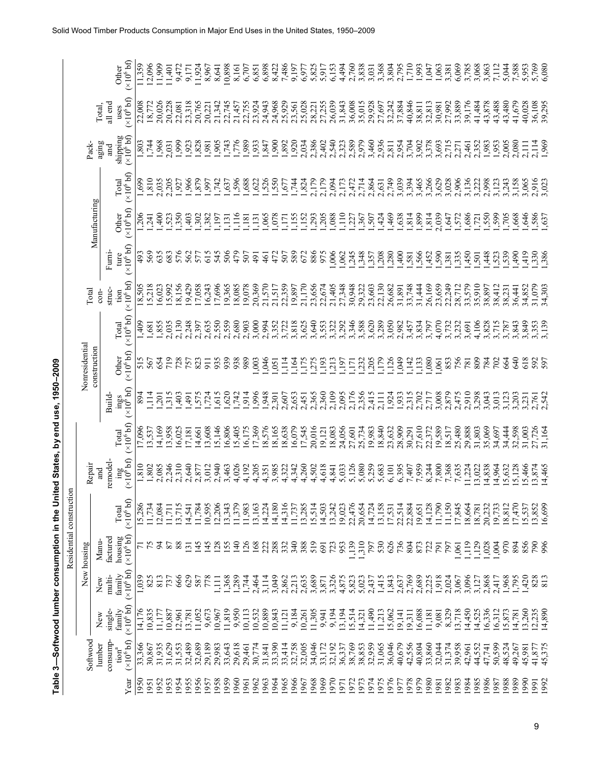**Table 3—Softwood lumber consumption in the United States, by end use, 1950–2009**

| Year | Softwood lumber consumption[a] ($\times10^6$ bf) | Residential construction: New housing: New single-family ($\times10^6$ bf) | New multi-family ($\times10^6$ bf) | Manufactured housing ($\times10^6$ bf) | Total ($\times10^6$ bf) | Repair and remodeling ($\times10^6$ bf) | Total ($\times10^6$ bf) | Nonresidential construction: Buildings ($\times10^6$ bf) | Other ($\times10^6$ bf) | Total ($\times10^6$ bf) | Total construction ($\times10^6$ bf) | Manufacturing: Furniture ($\times10^6$ bf) | Other ($\times10^6$ bf) | Total ($\times10^6$ bf) | Packaging and shipping ($\times10^6$ bf) | Total, all end uses ($\times10^6$ bf) | Other ($\times10^6$ bf) |
|---|---|---|---|---|---|---|---|---|---|---|---|---|---|---|---|---|---|
| 1950 | 33,366 | 14,176 | 1,039 | 71 | 15,286 | 1,810 | 17,096 | 894 | 515 | 1,409 | 18,505 | 493 | 1,206 | 1,699 | 1,803 | 22,008 | 11,359 |
| 1951 | 30,867 | 10,835 | 825 | 75 | 11,734 | 1,802 | 13,537 | 1,114 | 567 | 1,681 | 15,218 | 569 | 1,241 | 1,810 | 1,744 | 18,772 | 12,096 |
| 1952 | 31,935 | 11,177 | 813 | 94 | 12,084 | 2,085 | 14,169 | 1,201 | 654 | 1,855 | 16,023 | 635 | 1,400 | 2,035 | 1,968 | 20,026 | 11,909 |
| 1953 | 31,629 | 10,887 | 737 | 87 | 11,711 | 2,246 | 13,958 | 1,315 | 719 | 2,035 | 15,992 | 683 | 1,523 | 2,205 | 2,031 | 20,228 | 11,401 |
| 1954 | 31,553 | 12,961 | 666 | 88 | 13,715 | 2,310 | 16,025 | 1,403 | 728 | 2,130 | 18,156 | 576 | 1,350 | 1,927 | 1,999 | 22,081 | 9,472 |
| 1955 | 32,489 | 13,781 | 629 | 131 | 14,541 | 2,640 | 17,181 | 1,491 | 757 | 2,248 | 19,429 | 562 | 1,403 | 1,966 | 1,923 | 23,318 | 9,171 |
| 1956 | 32,689 | 11,052 | 587 | 145 | 11,784 | 2,877 | 14,661 | 1,575 | 823 | 2,397 | 17,058 | 577 | 1,302 | 1,879 | 1,828 | 20,765 | 11,924 |
| 1957 | 29,189 | 9,673 | 778 | 145 | 10,595 | 3,012 | 13,608 | 1,724 | 911 | 2,635 | 16,243 | 615 | 1,382 | 1,997 | 1,981 | 20,221 | 8,967 |
| 1958 | 29,983 | 10,967 | 1,111 | 128 | 12,206 | 2,940 | 15,146 | 1,615 | 935 | 2,550 | 17,696 | 545 | 1,197 | 1,742 | 1,905 | 21,342 | 8,641 |
| 1959 | 33,643 | 11,819 | 1,368 | 155 | 13,343 | 3,463 | 16,806 | 1,620 | 939 | 2,559 | 19,365 | 506 | 1,131 | 1,637 | 1,743 | 22,745 | 10,898 |
| 1960 | 29,618 | 9,950 | 1,289 | 140 | 11,379 | 4,026 | 15,405 | 1,742 | 938 | 2,680 | 18,085 | 479 | 1,116 | 1,596 | 1,776 | 21,457 | 8,161 |
| 1961 | 29,461 | 10,113 | 1,744 | 126 | 11,983 | 4,192 | 16,175 | 1,914 | 989 | 2,903 | 19,078 | 507 | 1,181 | 1,688 | 1,989 | 22,755 | 6,707 |
| 1962 | 30,774 | 10,532 | 2,464 | 168 | 13,163 | 4,205 | 17,369 | 1,996 | 1,003 | 3,000 | 20,369 | 491 | 1,131 | 1,622 | 1,933 | 23,924 | 6,851 |
| 1963 | 31,841 | 10,889 | 3,114 | 222 | 14,224 | 4,351 | 18,576 | 1,948 | 1,046 | 2,994 | 21,570 | 461 | 1,065 | 1,526 | 1,847 | 24,943 | 6,898 |
| 1964 | 33,390 | 10,843 | 3,049 | 288 | 14,180 | 3,985 | 18,165 | 2,301 | 1,051 | 3,352 | 21,517 | 472 | 1,078 | 1,550 | 1,900 | 24,968 | 8,422 |
| 1965 | 33,414 | 11,121 | 2,862 | 332 | 14,316 | 4,322 | 18,638 | 2,607 | 1,114 | 3,722 | 22,359 | 507 | 1,171 | 1,677 | 1,892 | 25,929 | 7,486 |
| 1966 | 32,758 | 9,184 | 2,213 | 340 | 11,737 | 4,342 | 16,079 | 2,653 | 1,164 | 3,818 | 19,897 | 589 | 1,155 | 1,744 | 1,920 | 23,561 | 9,197 |
| 1967 | 32,005 | 10,261 | 2,635 | 388 | 13,285 | 4,260 | 17,545 | 2,451 | 1,175 | 3,625 | 21,170 | 672 | 1,152 | 1,824 | 2,034 | 25,028 | 6,977 |
| 1968 | 34,046 | 11,305 | 3,689 | 519 | 15,514 | 4,502 | 20,016 | 2,365 | 1,275 | 3,640 | 23,656 | 886 | 1,293 | 2,179 | 2,386 | 28,221 | 5,825 |
| 1969 | 33,172 | 9,941 | 3,871 | 691 | 14,503 | 4,618 | 19,121 | 2,360 | 1,193 | 3,553 | 22,674 | 975 | 1,205 | 2,179 | 2,402 | 27,255 | 5,917 |
| 1970 | 32,192 | 9,194 | 3,326 | 723 | 13,242 | 4,841 | 18,083 | 2,109 | 1,213 | 3,322 | 21,405 | 1,006 | 1,088 | 2,094 | 2,540 | 26,039 | 6,153 |
| 1971 | 36,337 | 13,194 | 4,875 | 953 | 19,023 | 5,033 | 24,056 | 2,095 | 1,197 | 3,292 | 27,348 | 1,062 | 1,110 | 2,173 | 2,323 | 31,843 | 4,494 |
| 1972 | 38,769 | 15,514 | 5,823 | 1,139 | 22,476 | 5,126 | 27,601 | 2,176 | 1,171 | 3,346 | 30,948 | 1,245 | 1,227 | 2,472 | 2,589 | 36,008 | 2,760 |
| 1973 | 38,853 | 14,321 | 5,023 | 1,310 | 20,654 | 5,080 | 25,734 | 2,356 | 1,232 | 3,588 | 29,322 | 1,348 | 1,367 | 2,714 | 2,979 | 35,015 | 3,838 |
| 1974 | 32,959 | 11,490 | 2,437 | 797 | 14,724 | 5,259 | 19,983 | 2,415 | 1,205 | 3,620 | 23,603 | 1,357 | 1,507 | 2,864 | 3,460 | 29,928 | 3,031 |
| 1975 | 31,065 | 11,213 | 1,415 | 530 | 13,158 | 5,683 | 18,840 | 2,111 | 1,179 | 3,289 | 22,130 | 1,208 | 1,424 | 2,631 | 2,936 | 27,697 | 3,368 |
| 1976 | 36,046 | 15,062 | 1,843 | 626 | 17,531 | 6,101 | 23,632 | 1,924 | 1,126 | 3,050 | 26,682 | 1,280 | 1,469 | 2,749 | 2,811 | 32,242 | 3,804 |
| 1977 | 40,679 | 19,141 | 2,637 | 736 | 22,514 | 6,395 | 28,909 | 1,933 | 1,049 | 2,982 | 31,891 | 1,400 | 1,638 | 3,039 | 2,954 | 37,884 | 2,795 |
| 1978 | 42,556 | 19,311 | 2,769 | 804 | 22,884 | 7,407 | 30,291 | 2,315 | 1,142 | 3,457 | 33,748 | 1,581 | 1,814 | 3,394 | 3,704 | 40,846 | 1,710 |
| 1979 | 40,804 | 16,088 | 2,689 | 873 | 19,651 | 7,959 | 27,610 | 2,702 | 1,133 | 3,834 | 31,444 | 1,566 | 1,899 | 3,465 | 3,902 | 38,811 | 1,993 |
| 1980 | 33,860 | 11,181 | 2,225 | 722 | 14,128 | 8,244 | 22,372 | 2,717 | 1,080 | 3,797 | 26,169 | 1,452 | 1,814 | 3,266 | 3,378 | 32,813 | 1,047 |
| 1981 | 32,044 | 9,081 | 1,918 | 791 | 11,790 | 7,800 | 19,589 | 3,008 | 1,061 | 4,070 | 23,659 | 1,590 | 2,039 | 3,629 | 3,693 | 30,981 | 1,063 |
| 1982 | 31,374 | 8,329 | 2,024 | 797 | 11,150 | 7,368 | 18,517 | 2,879 | 853 | 3,732 | 22,249 | 1,381 | 1,647 | 3,028 | 2,715 | 27,992 | 3,381 |
| 1983 | 39,958 | 13,718 | 3,067 | 1,061 | 17,845 | 7,635 | 25,480 | 2,475 | 756 | 3,232 | 28,712 | 1,335 | 1,572 | 2,906 | 2,271 | 33,889 | 6,069 |
| 1984 | 42,961 | 14,450 | 3,096 | 1,119 | 18,664 | 11,224 | 29,888 | 2,910 | 781 | 3,691 | 33,579 | 1,450 | 1,686 | 3,136 | 2,461 | 39,176 | 3,785 |
| 1985 | 44,552 | 14,525 | 3,127 | 1,129 | 18,781 | 13,022 | 31,803 | 3,298 | 809 | 4,106 | 35,910 | 1,501 | 1,721 | 3,222 | 2,352 | 41,484 | 3,068 |
| 1986 | 47,741 | 16,336 | 2,868 | 1,028 | 20,232 | 14,838 | 35,069 | 3,043 | 784 | 3,828 | 38,897 | 1,448 | 1,550 | 2,998 | 1,983 | 43,878 | 3,863 |
| 1987 | 50,599 | 16,312 | 2,417 | 1,004 | 19,733 | 14,964 | 34,697 | 3,013 | 702 | 3,715 | 38,412 | 1,523 | 1,599 | 3,123 | 1,953 | 43,488 | 7,112 |
| 1988 | 48,524 | 15,873 | 1,968 | 970 | 18,812 | 15,632 | 34,444 | 3,123 | 664 | 3,787 | 38,231 | 1,539 | 1,705 | 3,243 | 2,005 | 43,480 | 5,044 |
| 1989 | 49,267 | 14,781 | 1,795 | 894 | 17,470 | 15,128 | 32,598 | 3,203 | 640 | 3,843 | 36,441 | 1,490 | 1,668 | 3,158 | 2,080 | 41,679 | 7,588 |
| 1990 | 45,981 | 13,260 | 1,420 | 856 | 15,537 | 15,466 | 31,003 | 3,231 | 618 | 3,849 | 34,852 | 1,419 | 1,646 | 3,065 | 2,111 | 40,028 | 5,953 |
| 1991 | 41,877 | 12,235 | 828 | 790 | 13,852 | 13,874 | 27,726 | 2,761 | 592 | 3,353 | 31,079 | 1,330 | 1,586 | 2,916 | 2,114 | 36,108 | 5,769 |
| 1992 | 45,375 | 14,890 | 813 | 996 | 16,699 | 14,465 | 31,164 | 2,542 | 597 | 3,139 | 34,303 | 1,386 | 1,637 | 3,023 | 1,969 | 39,295 | 6,080 |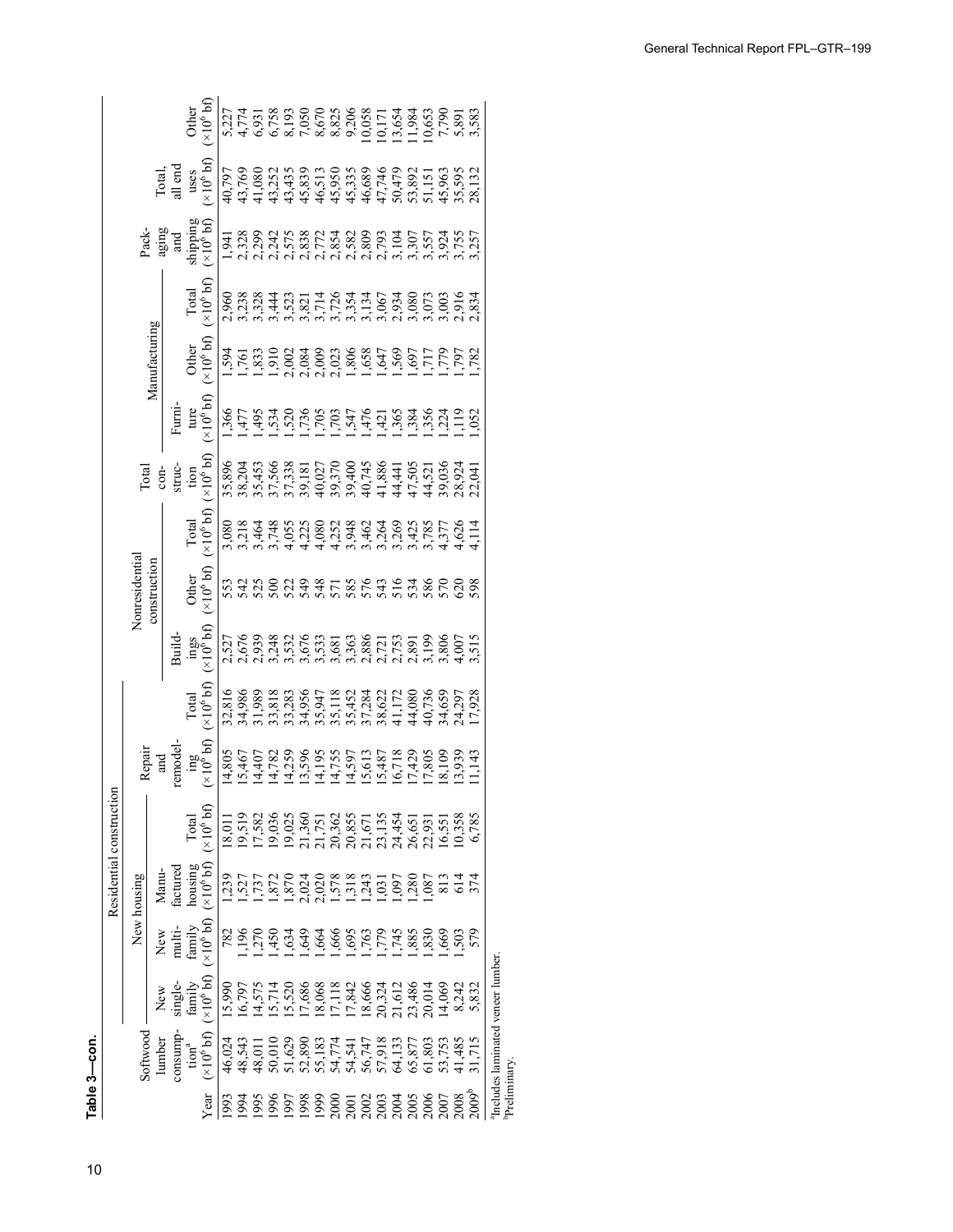**Table 3—con.**

| | Softwood lumber consumption[a] | Residential construction | | | | | | Nonresidential construction | | | Total construction | Manufacturing | | | Packaging and shipping | Total, all end uses | Other |
|---|---|---|---|---|---|---|---|---|---|---|---|---|---|---|---|---|---|
| | | New housing | | | | Repair and remodeling | Total | | | | | | | | | | |
| Year | ($\times10^6$ bf) | New single-family ($\times10^6$ bf) | New multi-family ($\times10^6$ bf) | Manufactured housing ($\times10^6$ bf) | Total ($\times10^6$ bf) | ($\times10^6$ bf) | ($\times10^6$ bf) | Buildings ($\times10^6$ bf) | Other ($\times10^6$ bf) | Total ($\times10^6$ bf) | ($\times10^6$ bf) | Furniture ($\times10^6$ bf) | Other ($\times10^6$ bf) | Total ($\times10^6$ bf) | ($\times10^6$ bf) | ($\times10^6$ bf) | ($\times10^6$ bf) |
| 1993 | 46,024 | 15,990 | 782 | 1,239 | 18,011 | 14,805 | 32,816 | 2,527 | 553 | 3,080 | 35,896 | 1,366 | 1,594 | 2,960 | 1,941 | 40,797 | 5,227 |
| 1994 | 48,543 | 16,797 | 1,196 | 1,527 | 19,519 | 15,467 | 34,986 | 2,676 | 542 | 3,218 | 38,204 | 1,477 | 1,761 | 3,238 | 2,328 | 43,769 | 4,774 |
| 1995 | 48,011 | 14,575 | 1,270 | 1,737 | 17,582 | 14,407 | 31,989 | 2,939 | 525 | 3,464 | 35,453 | 1,495 | 1,833 | 3,328 | 2,299 | 41,080 | 6,931 |
| 1996 | 50,010 | 15,714 | 1,450 | 1,872 | 19,036 | 14,782 | 33,818 | 3,248 | 500 | 3,748 | 37,566 | 1,534 | 1,910 | 3,444 | 2,242 | 43,252 | 6,758 |
| 1997 | 51,629 | 15,520 | 1,634 | 1,870 | 19,025 | 14,259 | 33,283 | 3,532 | 522 | 4,055 | 37,338 | 1,520 | 2,002 | 3,523 | 2,575 | 43,435 | 8,193 |
| 1998 | 52,890 | 17,686 | 1,649 | 2,024 | 21,360 | 13,596 | 34,956 | 3,676 | 549 | 4,225 | 39,181 | 1,736 | 2,084 | 3,821 | 2,838 | 45,839 | 7,050 |
| 1999 | 55,183 | 18,068 | 1,664 | 2,020 | 21,751 | 14,195 | 35,947 | 3,533 | 548 | 4,080 | 40,027 | 1,705 | 2,009 | 3,714 | 2,772 | 46,513 | 8,670 |
| 2000 | 54,774 | 17,118 | 1,666 | 1,578 | 20,362 | 14,755 | 35,118 | 3,681 | 571 | 4,252 | 39,370 | 1,703 | 2,023 | 3,726 | 2,854 | 45,950 | 8,825 |
| 2001 | 54,541 | 17,842 | 1,695 | 1,318 | 20,855 | 14,597 | 35,452 | 3,363 | 585 | 3,948 | 39,400 | 1,547 | 1,806 | 3,354 | 2,582 | 45,335 | 9,206 |
| 2002 | 56,747 | 18,666 | 1,763 | 1,243 | 21,671 | 15,613 | 37,284 | 2,886 | 576 | 3,462 | 40,745 | 1,476 | 1,658 | 3,134 | 2,809 | 46,689 | 10,058 |
| 2003 | 57,918 | 20,324 | 1,779 | 1,031 | 23,135 | 15,487 | 38,622 | 2,721 | 543 | 3,264 | 41,886 | 1,421 | 1,647 | 3,067 | 2,793 | 47,746 | 10,171 |
| 2004 | 64,133 | 21,612 | 1,745 | 1,097 | 24,454 | 16,718 | 41,172 | 2,753 | 516 | 3,269 | 44,441 | 1,365 | 1,569 | 2,934 | 3,104 | 50,479 | 13,654 |
| 2005 | 65,877 | 23,486 | 1,885 | 1,280 | 26,651 | 17,429 | 44,080 | 2,891 | 534 | 3,425 | 47,505 | 1,384 | 1,697 | 3,080 | 3,307 | 53,892 | 11,984 |
| 2006 | 61,803 | 20,014 | 1,830 | 1,087 | 22,931 | 17,805 | 40,736 | 3,199 | 586 | 3,785 | 44,521 | 1,356 | 1,717 | 3,073 | 3,557 | 51,151 | 10,653 |
| 2007 | 53,753 | 14,069 | 1,669 | 813 | 16,551 | 18,109 | 34,659 | 3,806 | 570 | 4,377 | 39,036 | 1,224 | 1,779 | 3,003 | 3,924 | 45,963 | 7,790 |
| 2008 | 41,485 | 8,242 | 1,503 | 614 | 10,358 | 13,939 | 24,297 | 4,007 | 620 | 4,626 | 28,924 | 1,119 | 1,797 | 2,916 | 3,755 | 35,595 | 5,891 |
| 2009[b] | 31,715 | 5,832 | 579 | 374 | 6,785 | 11,143 | 17,928 | 3,515 | 598 | 4,114 | 22,041 | 1,052 | 1,782 | 2,834 | 3,257 | 28,132 | 3,583 |

[a]Includes laminated veneer lumber.
[b]Preliminary.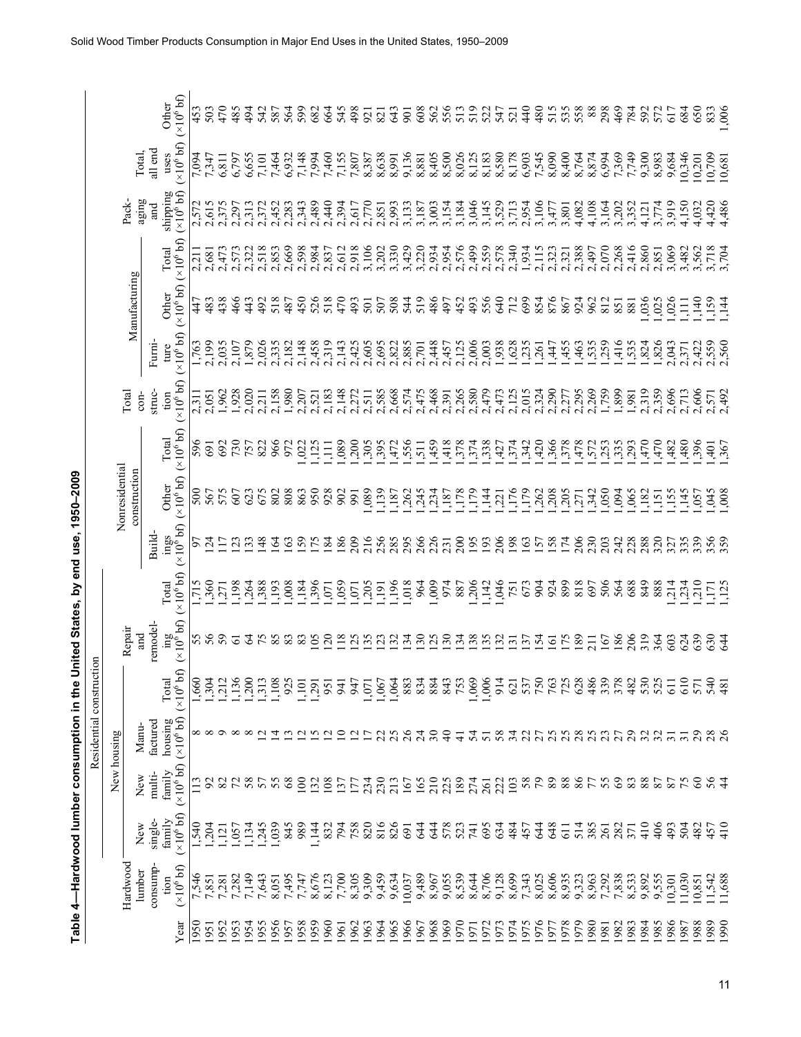**Table 4—Hardwood lumber consumption in the United States, by end use, 1950–2009**

| | | Residential construction | | | | | | | Nonresidential construction | | | | Manufacturing | | | | | |
|---|---|---|---|---|---|---|---|---|---|---|---|---|---|---|---|---|---|---|
| | | New housing | | | | | | | | | | | | | | | | |
| Year | Hardwood lumber consumption ($\times10^6$ bf) | New single-family ($\times10^6$ bf) | New multi-family ($\times10^6$ bf) | Manufactured housing ($\times10^6$ bf) | Total ($\times10^6$ bf) | Repair and remodeling ($\times10^6$ bf) | Total ($\times10^6$ bf) | Buildings ($\times10^6$ bf) | Other ($\times10^6$ bf) | Total ($\times10^6$ bf) | Total construction ($\times10^6$ bf) | Furniture ($\times10^6$ bf) | Other ($\times10^6$ bf) | Total ($\times10^6$ bf) | Packaging and shipping ($\times10^6$ bf) | Total, all end uses ($\times10^6$ bf) | Other ($\times10^6$ bf) |
| 1950 | 7,546 | 1,540 | 113 | 8 | 1,660 | 55 | 1,715 | 97 | 500 | 596 | 2,311 | 1,763 | 447 | 2,211 | 2,572 | 7,094 | 453 |
| 1951 | 7,851 | 1,204 | 92 | 8 | 1,304 | 56 | 1,360 | 124 | 567 | 691 | 2,051 | 2,199 | 483 | 2,681 | 2,615 | 7,347 | 503 |
| 1952 | 7,281 | 1,121 | 82 | 9 | 1,212 | 59 | 1,271 | 117 | 575 | 692 | 1,962 | 2,035 | 438 | 2,473 | 2,375 | 6,811 | 470 |
| 1953 | 7,282 | 1,057 | 72 | 8 | 1,136 | 61 | 1,198 | 123 | 607 | 730 | 1,928 | 2,107 | 466 | 2,573 | 2,297 | 6,797 | 485 |
| 1954 | 7,149 | 1,134 | 58 | 8 | 1,200 | 64 | 1,264 | 133 | 623 | 757 | 2,020 | 1,879 | 443 | 2,322 | 2,313 | 6,655 | 494 |
| 1955 | 7,643 | 1,245 | 57 | 12 | 1,313 | 75 | 1,388 | 148 | 675 | 822 | 2,211 | 2,026 | 492 | 2,518 | 2,372 | 7,101 | 542 |
| 1956 | 8,051 | 1,039 | 55 | 14 | 1,108 | 85 | 1,193 | 164 | 802 | 966 | 2,158 | 2,335 | 518 | 2,853 | 2,452 | 7,464 | 587 |
| 1957 | 7,495 | 845 | 68 | 13 | 925 | 83 | 1,008 | 163 | 808 | 972 | 1,980 | 2,182 | 487 | 2,669 | 2,283 | 6,932 | 564 |
| 1958 | 7,747 | 989 | 100 | 12 | 1,101 | 83 | 1,184 | 159 | 863 | 1,022 | 2,207 | 2,148 | 450 | 2,598 | 2,343 | 7,148 | 599 |
| 1959 | 8,676 | 1,144 | 132 | 15 | 1,291 | 105 | 1,396 | 175 | 950 | 1,125 | 2,521 | 2,458 | 526 | 2,984 | 2,489 | 7,994 | 682 |
| 1960 | 8,123 | 832 | 108 | 12 | 951 | 120 | 1,071 | 184 | 928 | 1,111 | 2,183 | 2,319 | 518 | 2,837 | 2,440 | 7,460 | 664 |
| 1961 | 7,700 | 794 | 137 | 10 | 941 | 118 | 1,059 | 186 | 902 | 1,089 | 2,148 | 2,143 | 470 | 2,612 | 2,394 | 7,155 | 545 |
| 1962 | 8,305 | 758 | 177 | 12 | 947 | 125 | 1,071 | 209 | 991 | 1,200 | 2,272 | 2,425 | 493 | 2,918 | 2,617 | 7,807 | 498 |
| 1963 | 9,309 | 820 | 234 | 17 | 1,071 | 135 | 1,205 | 216 | 1,089 | 1,305 | 2,511 | 2,605 | 501 | 3,106 | 2,770 | 8,387 | 921 |
| 1964 | 9,459 | 816 | 230 | 22 | 1,067 | 123 | 1,191 | 256 | 1,139 | 1,395 | 2,585 | 2,695 | 507 | 3,202 | 2,851 | 8,638 | 821 |
| 1965 | 9,634 | 826 | 213 | 25 | 1,064 | 132 | 1,196 | 285 | 1,187 | 1,472 | 2,668 | 2,822 | 508 | 3,330 | 2,993 | 8,991 | 643 |
| 1966 | 10,037 | 691 | 167 | 26 | 883 | 134 | 1,018 | 295 | 1,262 | 1,556 | 2,574 | 2,885 | 544 | 3,429 | 3,133 | 9,136 | 901 |
| 1967 | 9,489 | 644 | 165 | 24 | 834 | 130 | 964 | 266 | 1,245 | 1,511 | 2,475 | 2,701 | 519 | 3,220 | 3,187 | 8,881 | 608 |
| 1968 | 8,967 | 644 | 210 | 30 | 884 | 125 | 1,009 | 226 | 1,234 | 1,459 | 2,468 | 2,448 | 486 | 2,934 | 3,003 | 8,405 | 562 |
| 1969 | 9,055 | 578 | 225 | 40 | 843 | 130 | 974 | 231 | 1,187 | 1,418 | 2,391 | 2,457 | 497 | 2,954 | 3,154 | 8,500 | 556 |
| 1970 | 8,539 | 523 | 189 | 41 | 753 | 134 | 887 | 200 | 1,178 | 1,378 | 2,265 | 2,125 | 452 | 2,576 | 3,184 | 8,026 | 513 |
| 1971 | 8,644 | 741 | 274 | 54 | 1,069 | 138 | 1,206 | 195 | 1,179 | 1,374 | 2,580 | 2,006 | 493 | 2,499 | 3,046 | 8,125 | 519 |
| 1972 | 8,706 | 695 | 261 | 51 | 1,006 | 135 | 1,142 | 193 | 1,144 | 1,338 | 2,479 | 2,003 | 556 | 2,559 | 3,145 | 8,183 | 522 |
| 1973 | 9,128 | 634 | 222 | 58 | 914 | 132 | 1,046 | 206 | 1,221 | 1,427 | 2,473 | 1,938 | 640 | 2,578 | 3,529 | 8,580 | 547 |
| 1974 | 8,699 | 484 | 103 | 34 | 621 | 131 | 751 | 198 | 1,176 | 1,374 | 2,125 | 1,628 | 712 | 2,340 | 3,713 | 8,178 | 521 |
| 1975 | 7,343 | 457 | 58 | 22 | 537 | 137 | 673 | 163 | 1,179 | 1,342 | 2,015 | 1,235 | 699 | 1,934 | 2,954 | 6,903 | 440 |
| 1976 | 8,025 | 644 | 79 | 27 | 750 | 154 | 904 | 157 | 1,262 | 1,420 | 2,324 | 1,261 | 854 | 2,115 | 3,106 | 7,545 | 480 |
| 1977 | 8,606 | 648 | 89 | 25 | 763 | 161 | 924 | 158 | 1,208 | 1,366 | 2,290 | 1,447 | 876 | 2,323 | 3,477 | 8,090 | 515 |
| 1978 | 8,935 | 611 | 88 | 25 | 725 | 175 | 899 | 174 | 1,205 | 1,378 | 2,277 | 1,455 | 867 | 2,321 | 3,801 | 8,400 | 535 |
| 1979 | 9,323 | 514 | 86 | 28 | 628 | 189 | 818 | 206 | 1,271 | 1,478 | 2,295 | 1,463 | 924 | 2,388 | 4,082 | 8,764 | 558 |
| 1980 | 8,963 | 385 | 77 | 25 | 486 | 211 | 697 | 230 | 1,342 | 1,572 | 2,269 | 1,535 | 962 | 2,497 | 4,108 | 8,874 | 88 |
| 1981 | 7,292 | 261 | 55 | 23 | 339 | 167 | 506 | 203 | 1,050 | 1,253 | 1,759 | 1,259 | 812 | 2,070 | 3,164 | 6,994 | 298 |
| 1982 | 7,838 | 282 | 69 | 27 | 378 | 186 | 564 | 242 | 1,094 | 1,335 | 1,899 | 1,416 | 851 | 2,268 | 3,202 | 7,369 | 469 |
| 1983 | 8,533 | 371 | 83 | 29 | 482 | 206 | 688 | 228 | 1,065 | 1,293 | 1,981 | 1,535 | 881 | 2,416 | 3,352 | 7,749 | 784 |
| 1984 | 9,892 | 410 | 88 | 32 | 530 | 319 | 849 | 288 | 1,182 | 1,470 | 2,319 | 1,824 | 1,036 | 2,860 | 4,121 | 9,300 | 592 |
| 1985 | 9,555 | 406 | 87 | 32 | 525 | 364 | 888 | 320 | 1,151 | 1,470 | 2,359 | 1,826 | 1,025 | 2,851 | 3,774 | 8,983 | 572 |
| 1986 | 10,301 | 493 | 87 | 31 | 611 | 603 | 1,214 | 327 | 1,155 | 1,482 | 2,696 | 2,043 | 1,026 | 3,069 | 3,919 | 9,684 | 617 |
| 1987 | 11,030 | 504 | 75 | 31 | 610 | 624 | 1,234 | 335 | 1,145 | 1,480 | 2,713 | 2,371 | 1,111 | 3,482 | 4,150 | 10,346 | 684 |
| 1988 | 10,851 | 482 | 60 | 29 | 571 | 639 | 1,210 | 339 | 1,057 | 1,396 | 2,606 | 2,422 | 1,140 | 3,562 | 4,032 | 10,201 | 650 |
| 1989 | 11,542 | 457 | 56 | 28 | 540 | 630 | 1,171 | 356 | 1,045 | 1,401 | 2,571 | 2,559 | 1,159 | 3,718 | 4,420 | 10,709 | 833 |
| 1990 | 11,688 | 410 | 44 | 26 | 481 | 644 | 1,125 | 359 | 1,008 | 1,367 | 2,492 | 2,560 | 1,144 | 3,704 | 4,486 | 10,681 | 1,006 |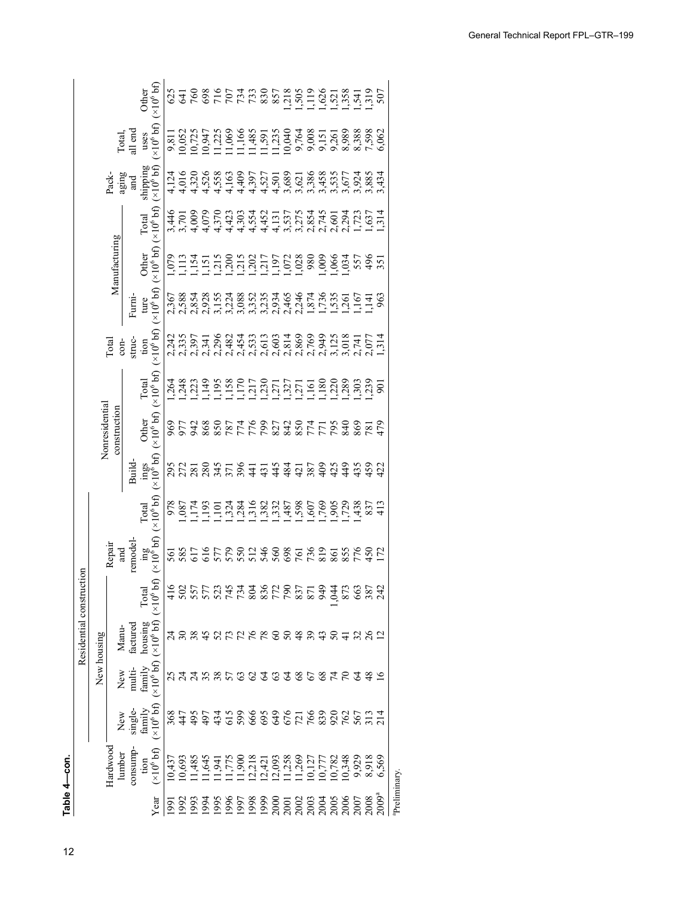**Table 4—con.**

| Year | Hardwood lumber consumption ($\times10^6$ bf) | Residential construction: New housing: New single-family ($\times10^6$ bf) | New multi-family ($\times10^6$ bf) | Manufactured housing ($\times10^6$ bf) | Total ($\times10^6$ bf) | Repair and remodeling ($\times10^6$ bf) | Total ($\times10^6$ bf) | Nonresidential construction: Buildings ($\times10^6$ bf) | Other ($\times10^6$ bf) | Total ($\times10^6$ bf) | Total construction ($\times10^6$ bf) | Manufacturing: Furniture ($\times10^6$ bf) | Other ($\times10^6$ bf) | Total ($\times10^6$ bf) | Packaging and shipping ($\times10^6$ bf) | Total, all end uses ($\times10^6$ bf) | Other ($\times10^6$ bf) |
|---|---|---|---|---|---|---|---|---|---|---|---|---|---|---|---|---|---|
| 1991 | 10,437 | 368 | 25 | 24 | 416 | 561 | 978 | 295 | 969 | 1,264 | 2,242 | 2,367 | 1,079 | 3,446 | 4,124 | 9,811 | 625 |
| 1992 | 10,693 | 447 | 24 | 30 | 502 | 585 | 1,087 | 272 | 977 | 1,248 | 2,335 | 2,588 | 1,113 | 3,701 | 4,016 | 10,052 | 641 |
| 1993 | 11,485 | 495 | 24 | 38 | 557 | 617 | 1,174 | 281 | 942 | 1,223 | 2,397 | 2,854 | 1,154 | 4,009 | 4,320 | 10,725 | 760 |
| 1994 | 11,645 | 497 | 35 | 45 | 577 | 616 | 1,193 | 280 | 868 | 1,149 | 2,341 | 2,928 | 1,151 | 4,079 | 4,526 | 10,947 | 698 |
| 1995 | 11,941 | 434 | 38 | 52 | 523 | 577 | 1,101 | 345 | 850 | 1,195 | 2,296 | 3,155 | 1,215 | 4,370 | 4,558 | 11,225 | 716 |
| 1996 | 11,775 | 615 | 57 | 73 | 745 | 579 | 1,324 | 371 | 787 | 1,158 | 2,482 | 3,224 | 1,200 | 4,423 | 4,163 | 11,069 | 707 |
| 1997 | 11,900 | 599 | 63 | 72 | 734 | 550 | 1,284 | 396 | 774 | 1,170 | 2,454 | 3,088 | 1,215 | 4,303 | 4,409 | 11,166 | 734 |
| 1998 | 12,218 | 666 | 62 | 76 | 804 | 512 | 1,316 | 441 | 776 | 1,217 | 2,533 | 3,352 | 1,202 | 4,554 | 4,397 | 11,485 | 733 |
| 1999 | 12,421 | 695 | 64 | 78 | 836 | 546 | 1,382 | 431 | 799 | 1,230 | 2,613 | 3,235 | 1,217 | 4,452 | 4,527 | 11,591 | 830 |
| 2000 | 12,093 | 649 | 63 | 60 | 772 | 560 | 1,332 | 445 | 827 | 1,271 | 2,603 | 2,934 | 1,197 | 4,131 | 4,501 | 11,235 | 857 |
| 2001 | 11,258 | 676 | 64 | 50 | 790 | 698 | 1,487 | 484 | 842 | 1,327 | 2,814 | 2,465 | 1,072 | 3,537 | 3,689 | 10,040 | 1,218 |
| 2002 | 11,269 | 721 | 68 | 48 | 837 | 761 | 1,598 | 421 | 850 | 1,271 | 2,869 | 2,246 | 1,028 | 3,275 | 3,621 | 9,764 | 1,505 |
| 2003 | 10,127 | 766 | 67 | 39 | 871 | 736 | 1,607 | 387 | 774 | 1,161 | 2,769 | 1,874 | 980 | 2,854 | 3,386 | 9,008 | 1,119 |
| 2004 | 10,777 | 839 | 68 | 43 | 949 | 819 | 1,769 | 409 | 771 | 1,180 | 2,949 | 1,736 | 1,009 | 2,745 | 3,458 | 9,151 | 1,626 |
| 2005 | 10,782 | 920 | 74 | 50 | 1,044 | 861 | 1,905 | 425 | 795 | 1,220 | 3,125 | 1,535 | 1,066 | 2,601 | 3,535 | 9,261 | 1,521 |
| 2006 | 10,348 | 762 | 70 | 41 | 873 | 855 | 1,729 | 449 | 840 | 1,289 | 3,018 | 1,261 | 1,034 | 2,294 | 3,677 | 8,989 | 1,358 |
| 2007 | 9,929 | 567 | 64 | 32 | 663 | 776 | 1,438 | 435 | 869 | 1,303 | 2,741 | 1,167 | 557 | 1,723 | 3,924 | 8,388 | 1,541 |
| 2008 | 8,918 | 313 | 48 | 26 | 387 | 450 | 837 | 459 | 781 | 1,239 | 2,077 | 1,141 | 496 | 1,637 | 3,885 | 7,598 | 1,319 |
| 2009[a] | 6,569 | 214 | 16 | 12 | 242 | 172 | 413 | 422 | 479 | 901 | 1,314 | 963 | 351 | 1,314 | 3,434 | 6,062 | 507 |

[a]Preliminary.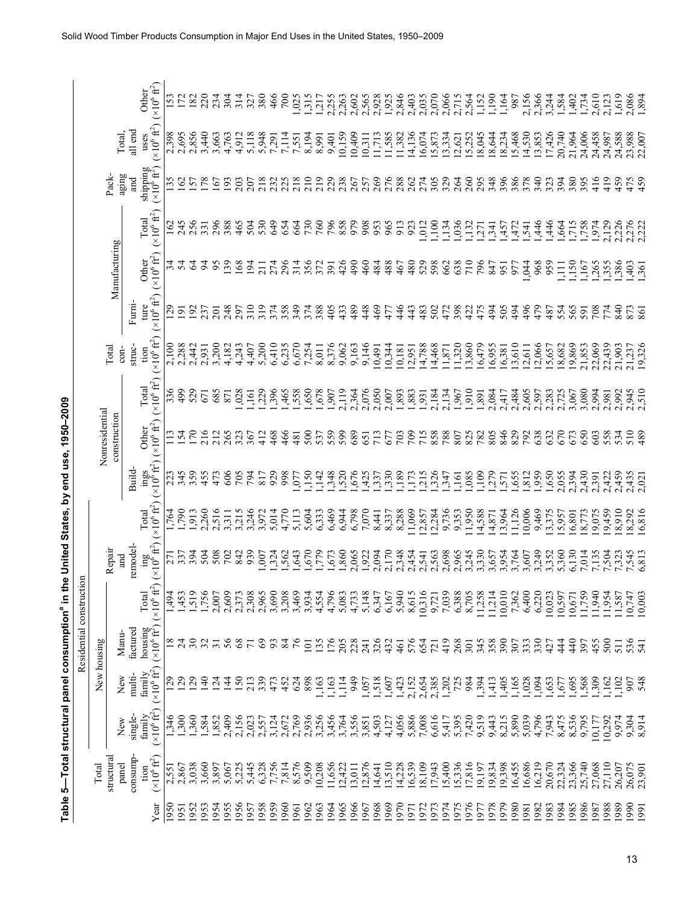**Table 5—Total structural panel consumption[a] in the United States, by end use, 1950–2009**

| | | Residential construction | | | | | | Nonresidential construction | | | | Manufacturing | | | | | |
|---|---|---|---|---|---|---|---|---|---|---|---|---|---|---|---|---|---|
| | | New housing | | | | | | | | | | | | | | | |
| Year | Total structural panel consumption ($\times 10^6$ ft$^2$) | New single-family ($\times 10^6$ ft$^2$) | New multi-family ($\times 10^6$ ft$^2$) | Manufactured housing ($\times 10^6$ ft$^2$) | Total ($\times 10^6$ ft$^2$) | Repair and remodeling ($\times 10^6$ ft$^2$) | Total ($\times 10^6$ ft$^2$) | Buildings ($\times 10^6$ ft$^2$) | Other ($\times 10^6$ ft$^2$) | Total ($\times 10^6$ ft$^2$) | Total construction ($\times 10^6$ ft$^2$) | Furniture ($\times 10^6$ ft$^2$) | Other ($\times 10^6$ ft$^2$) | Total ($\times 10^6$ ft$^2$) | Packaging and shipping ($\times 10^6$ ft$^2$) | Total, all end uses ($\times 10^6$ ft$^2$) | Other ($\times 10^6$ ft$^2$) |
| 1950 | 2,551 | 1,346 | 129 | 18 | 1,494 | 271 | 1,764 | 223 | 113 | 336 | 2,100 | 129 | 34 | 162 | 135 | 2,398 | 153 |
| 1951 | 2,867 | 1,300 | 129 | 24 | 1,453 | 337 | 1,790 | 345 | 154 | 499 | 2,288 | 191 | 54 | 245 | 162 | 2,695 | 172 |
| 1952 | 3,038 | 1,360 | 129 | 30 | 1,519 | 394 | 1,913 | 359 | 170 | 529 | 2,442 | 192 | 64 | 256 | 157 | 2,856 | 182 |
| 1953 | 3,660 | 1,584 | 140 | 32 | 1,756 | 504 | 2,260 | 455 | 216 | 671 | 2,931 | 237 | 94 | 331 | 178 | 3,440 | 220 |
| 1954 | 3,897 | 1,852 | 124 | 31 | 2,007 | 508 | 2,516 | 473 | 212 | 685 | 3,200 | 201 | 95 | 296 | 167 | 3,663 | 234 |
| 1955 | 5,067 | 2,409 | 144 | 56 | 2,609 | 702 | 3,311 | 606 | 265 | 871 | 4,182 | 248 | 139 | 388 | 193 | 4,763 | 304 |
| 1956 | 5,225 | 2,156 | 150 | 68 | 2,373 | 842 | 3,215 | 705 | 323 | 1,028 | 4,243 | 297 | 168 | 465 | 203 | 4,912 | 314 |
| 1957 | 5,445 | 2,023 | 213 | 71 | 2,308 | 939 | 3,246 | 794 | 367 | 1,161 | 4,407 | 310 | 194 | 504 | 207 | 5,118 | 327 |
| 1958 | 6,328 | 2,557 | 339 | 69 | 2,965 | 1,007 | 3,972 | 817 | 412 | 1,229 | 5,200 | 319 | 211 | 530 | 218 | 5,948 | 380 |
| 1959 | 7,756 | 3,124 | 473 | 93 | 3,690 | 1,324 | 5,014 | 929 | 468 | 1,396 | 6,410 | 374 | 274 | 649 | 232 | 7,291 | 466 |
| 1960 | 7,814 | 2,672 | 452 | 84 | 3,208 | 1,562 | 4,770 | 998 | 466 | 1,465 | 6,235 | 358 | 296 | 654 | 225 | 7,114 | 700 |
| 1961 | 8,576 | 2,769 | 624 | 76 | 3,469 | 1,643 | 5,113 | 1,077 | 481 | 1,558 | 6,670 | 349 | 314 | 664 | 218 | 7,551 | 1,025 |
| 1962 | 9,509 | 2,936 | 898 | 101 | 3,934 | 1,670 | 5,604 | 1,150 | 500 | 1,650 | 7,254 | 374 | 356 | 730 | 210 | 8,194 | 1,315 |
| 1963 | 10,208 | 3,256 | 1,163 | 135 | 4,554 | 1,779 | 6,333 | 1,142 | 537 | 1,678 | 8,011 | 388 | 372 | 760 | 219 | 8,991 | 1,217 |
| 1964 | 11,656 | 3,456 | 1,163 | 176 | 4,796 | 1,673 | 6,469 | 1,348 | 559 | 1,907 | 8,376 | 405 | 391 | 796 | 229 | 9,401 | 2,255 |
| 1965 | 12,422 | 3,764 | 1,114 | 205 | 5,083 | 1,860 | 6,944 | 1,520 | 599 | 2,119 | 9,062 | 433 | 426 | 858 | 238 | 10,159 | 2,263 |
| 1966 | 13,011 | 3,556 | 949 | 228 | 4,733 | 2,065 | 6,798 | 1,676 | 689 | 2,364 | 9,163 | 489 | 490 | 979 | 267 | 10,409 | 2,602 |
| 1967 | 12,876 | 3,851 | 1,057 | 241 | 5,148 | 1,922 | 7,070 | 1,425 | 651 | 2,076 | 9,146 | 448 | 460 | 908 | 257 | 10,311 | 2,565 |
| 1968 | 14,641 | 4,503 | 1,518 | 326 | 6,347 | 2,094 | 8,441 | 1,337 | 713 | 2,050 | 10,491 | 469 | 484 | 953 | 269 | 11,713 | 2,928 |
| 1969 | 13,510 | 4,127 | 1,607 | 432 | 6,167 | 2,170 | 8,337 | 1,330 | 677 | 2,007 | 10,344 | 477 | 488 | 965 | 276 | 11,585 | 1,925 |
| 1970 | 14,228 | 4,056 | 1,423 | 461 | 5,940 | 2,348 | 8,288 | 1,189 | 703 | 1,893 | 10,181 | 446 | 467 | 913 | 288 | 11,382 | 2,846 |
| 1971 | 16,539 | 5,886 | 2,152 | 576 | 8,615 | 2,454 | 11,069 | 1,173 | 709 | 1,883 | 12,951 | 443 | 480 | 923 | 262 | 14,136 | 2,403 |
| 1972 | 18,109 | 7,008 | 2,654 | 654 | 10,316 | 2,541 | 12,857 | 1,215 | 715 | 1,931 | 14,788 | 483 | 529 | 1,012 | 274 | 16,074 | 2,035 |
| 1973 | 17,943 | 6,616 | 2,385 | 721 | 9,721 | 2,563 | 12,284 | 1,326 | 858 | 2,184 | 14,468 | 502 | 598 | 1,100 | 305 | 15,873 | 2,070 |
| 1974 | 15,400 | 5,417 | 1,202 | 419 | 7,039 | 2,698 | 9,736 | 1,347 | 788 | 2,134 | 11,871 | 472 | 662 | 1,134 | 329 | 13,334 | 2,066 |
| 1975 | 15,336 | 5,395 | 725 | 268 | 6,388 | 2,965 | 9,353 | 1,161 | 807 | 1,967 | 11,320 | 398 | 638 | 1,036 | 264 | 12,621 | 2,715 |
| 1976 | 17,816 | 7,420 | 984 | 301 | 8,705 | 3,245 | 11,950 | 1,085 | 825 | 1,910 | 13,860 | 422 | 710 | 1,132 | 260 | 15,252 | 2,564 |
| 1977 | 19,197 | 9,519 | 1,394 | 345 | 11,258 | 3,330 | 14,588 | 1,109 | 782 | 1,891 | 16,479 | 475 | 796 | 1,271 | 295 | 18,045 | 1,152 |
| 1978 | 19,834 | 9,443 | 1,413 | 358 | 11,214 | 3,657 | 14,871 | 1,279 | 805 | 2,084 | 16,955 | 494 | 847 | 1,341 | 348 | 18,644 | 1,190 |
| 1979 | 19,398 | 8,215 | 1,405 | 390 | 10,010 | 3,954 | 13,964 | 1,571 | 846 | 2,417 | 16,381 | 505 | 951 | 1,457 | 396 | 18,234 | 1,164 |
| 1980 | 16,455 | 5,890 | 1,165 | 307 | 7,362 | 3,764 | 11,126 | 1,655 | 829 | 2,484 | 13,610 | 494 | 977 | 1,472 | 386 | 15,468 | 987 |
| 1981 | 16,686 | 5,039 | 1,028 | 333 | 6,400 | 3,607 | 10,006 | 1,812 | 792 | 2,605 | 12,611 | 496 | 1,044 | 1,541 | 378 | 14,530 | 2,156 |
| 1982 | 16,219 | 4,796 | 1,094 | 330 | 6,220 | 3,249 | 9,469 | 1,959 | 638 | 2,597 | 12,066 | 479 | 968 | 1,446 | 340 | 13,853 | 2,366 |
| 1983 | 20,670 | 7,943 | 1,653 | 427 | 10,023 | 3,352 | 13,375 | 1,650 | 632 | 2,283 | 15,657 | 487 | 959 | 1,446 | 323 | 17,426 | 3,244 |
| 1984 | 22,324 | 8,475 | 1,677 | 444 | 10,597 | 5,360 | 15,957 | 2,055 | 670 | 2,725 | 18,682 | 554 | 1,111 | 1,664 | 394 | 20,740 | 1,584 |
| 1985 | 23,366 | 8,536 | 1,695 | 440 | 10,671 | 6,130 | 16,801 | 2,394 | 673 | 3,067 | 19,869 | 565 | 1,150 | 1,715 | 380 | 21,964 | 1,402 |
| 1986 | 25,740 | 9,795 | 1,568 | 397 | 11,759 | 7,014 | 18,773 | 2,430 | 650 | 3,080 | 21,853 | 591 | 1,167 | 1,758 | 395 | 24,006 | 1,734 |
| 1987 | 27,068 | 10,177 | 1,309 | 455 | 11,940 | 7,135 | 19,075 | 2,391 | 603 | 2,994 | 22,069 | 708 | 1,265 | 1,974 | 416 | 24,458 | 2,610 |
| 1988 | 27,110 | 10,292 | 1,162 | 500 | 11,954 | 7,504 | 19,459 | 2,422 | 558 | 2,981 | 22,439 | 774 | 1,355 | 2,129 | 419 | 24,987 | 2,123 |
| 1989 | 26,207 | 9,974 | 1,102 | 511 | 11,587 | 7,323 | 18,910 | 2,459 | 534 | 2,992 | 21,903 | 840 | 1,386 | 2,226 | 459 | 24,588 | 1,619 |
| 1990 | 26,075 | 9,304 | 907 | 536 | 10,747 | 7,545 | 18,292 | 2,435 | 510 | 2,945 | 21,237 | 873 | 1,403 | 2,276 | 475 | 23,988 | 2,086 |
| 1991 | 23,901 | 8,914 | 548 | 541 | 10,003 | 6,813 | 16,816 | 2,021 | 489 | 2,510 | 19,326 | 861 | 1,361 | 2,222 | 459 | 22,007 | 1,894 |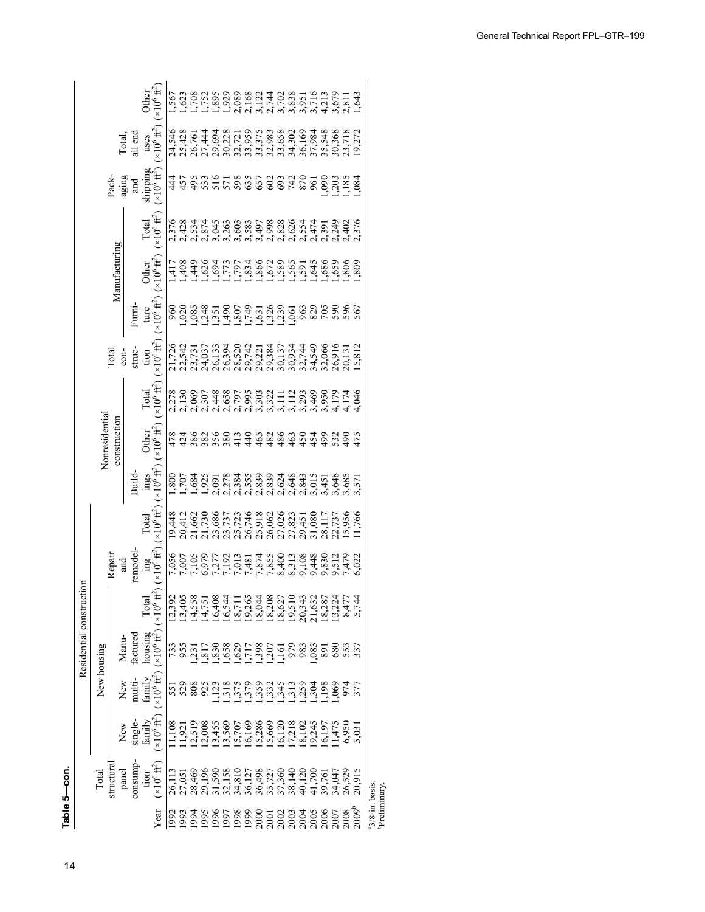**Table 5—con.**

| Year | Total structural panel consumption ($\times 10^6$ ft[2]) | Residential construction | | | | | | Nonresidential construction | | | Total construction ($\times 10^6$ ft[2]) | Manufacturing | | | Packaging and shipping ($\times 10^6$ ft[2]) | Total, all end uses ($\times 10^6$ ft[2]) | Other ($\times 10^6$ ft[2]) |
|---|---|---|---|---|---|---|---|---|---|---|---|---|---|---|---|---|---|
| | | New housing | | | | Repair and remodeling ($\times 10^6$ ft[2]) | Total ($\times 10^6$ ft[2]) | | | | | | | | | | |
| | | New single-family ($\times 10^6$ ft[2]) | New multi-family ($\times 10^6$ ft[2]) | Manufactured housing ($\times 10^6$ ft[2]) | Total ($\times 10^6$ ft[2]) | | | Buildings ($\times 10^6$ ft[2]) | Other ($\times 10^6$ ft[2]) | Total ($\times 10^6$ ft[2]) | | Furniture ($\times 10^6$ ft[2]) | Other ($\times 10^6$ ft[2]) | Total ($\times 10^6$ ft[2]) | | | |
| 1992 | 26,113 | 11,108 | 551 | 733 | 12,392 | 7,056 | 19,448 | 1,800 | 478 | 2,278 | 21,726 | 960 | 1,417 | 2,376 | 444 | 24,546 | 1,567 |
| 1993 | 27,051 | 11,921 | 529 | 955 | 13,405 | 7,007 | 20,412 | 1,707 | 424 | 2,130 | 22,542 | 1,020 | 1,408 | 2,428 | 457 | 25,428 | 1,623 |
| 1994 | 28,469 | 12,519 | 808 | 1,231 | 14,558 | 7,105 | 21,662 | 1,684 | 386 | 2,069 | 23,731 | 1,085 | 1,449 | 2,534 | 495 | 26,761 | 1,708 |
| 1995 | 29,196 | 12,008 | 925 | 1,817 | 14,751 | 6,979 | 21,730 | 1,925 | 382 | 2,307 | 24,037 | 1,248 | 1,626 | 2,874 | 533 | 27,444 | 1,752 |
| 1996 | 31,590 | 13,455 | 1,123 | 1,830 | 16,408 | 7,277 | 23,686 | 2,091 | 356 | 2,448 | 26,133 | 1,351 | 1,694 | 3,045 | 516 | 29,694 | 1,895 |
| 1997 | 32,158 | 13,569 | 1,318 | 1,658 | 16,544 | 7,192 | 23,737 | 2,278 | 380 | 2,658 | 26,394 | 1,490 | 1,773 | 3,263 | 571 | 30,228 | 1,929 |
| 1998 | 34,810 | 15,707 | 1,375 | 1,629 | 18,711 | 7,013 | 25,723 | 2,384 | 413 | 2,797 | 28,520 | 1,807 | 1,797 | 3,603 | 598 | 32,721 | 2,089 |
| 1999 | 36,127 | 16,169 | 1,379 | 1,717 | 19,265 | 7,481 | 26,746 | 2,555 | 440 | 2,995 | 29,742 | 1,749 | 1,834 | 3,583 | 635 | 33,959 | 2,168 |
| 2000 | 36,498 | 15,286 | 1,359 | 1,398 | 18,044 | 7,874 | 25,918 | 2,839 | 465 | 3,303 | 29,221 | 1,631 | 1,866 | 3,497 | 657 | 33,375 | 3,122 |
| 2001 | 35,727 | 15,669 | 1,332 | 1,207 | 18,208 | 7,855 | 26,062 | 2,839 | 482 | 3,322 | 29,384 | 1,326 | 1,672 | 2,998 | 602 | 32,983 | 2,744 |
| 2002 | 37,360 | 16,120 | 1,345 | 1,161 | 18,627 | 8,400 | 27,026 | 2,624 | 486 | 3,111 | 30,137 | 1,239 | 1,589 | 2,828 | 693 | 33,658 | 3,702 |
| 2003 | 38,140 | 17,218 | 1,313 | 979 | 19,510 | 8,313 | 27,823 | 2,648 | 463 | 3,112 | 30,934 | 1,061 | 1,565 | 2,626 | 742 | 34,302 | 3,838 |
| 2004 | 40,120 | 18,102 | 1,259 | 983 | 20,343 | 9,108 | 29,451 | 2,843 | 450 | 3,293 | 32,744 | 963 | 1,591 | 2,554 | 870 | 36,169 | 3,951 |
| 2005 | 41,700 | 19,245 | 1,304 | 1,083 | 21,632 | 9,448 | 31,080 | 3,015 | 454 | 3,469 | 34,549 | 829 | 1,645 | 2,474 | 961 | 37,984 | 3,716 |
| 2006 | 39,761 | 16,197 | 1,198 | 891 | 18,287 | 9,830 | 28,117 | 3,451 | 499 | 3,950 | 32,066 | 705 | 1,686 | 2,391 | 1,090 | 35,548 | 4,213 |
| 2007 | 34,047 | 11,475 | 1,069 | 680 | 13,224 | 9,512 | 22,737 | 3,648 | 532 | 4,179 | 26,916 | 590 | 1,659 | 2,249 | 1,203 | 30,368 | 3,679 |
| 2008 | 26,529 | 6,950 | 974 | 553 | 8,477 | 7,479 | 15,956 | 3,685 | 490 | 4,174 | 20,131 | 596 | 1,806 | 2,402 | 1,185 | 23,718 | 2,811 |
| 2009[b] | 20,915 | 5,031 | 377 | 337 | 5,744 | 6,022 | 11,766 | 3,571 | 475 | 4,046 | 15,812 | 567 | 1,809 | 2,376 | 1,084 | 19,272 | 1,643 |

[a]3/8-in. basis.
[b]Preliminary.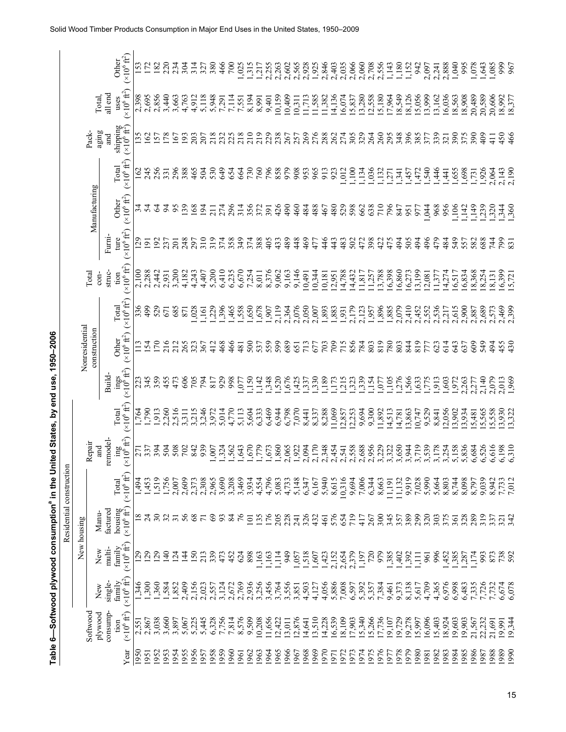**Table 6—Softwood plywood consumption[a] in the United States, by end use, 1950–2006**

| Year | Softwood plywood consumption ($\times 10^6$ ft$^2$) | Residential construction: New housing: New single-family ($\times 10^6$ ft$^2$) | New multi-family ($\times 10^6$ ft$^2$) | Manufactured housing ($\times 10^6$ ft$^2$) | Total ($\times 10^6$ ft$^2$) | Repair and remodeling ($\times 10^6$ ft$^2$) | Total ($\times 10^6$ ft$^2$) | Nonresidential construction: Buildings ($\times 10^6$ ft$^2$) | Other ($\times 10^6$ ft$^2$) | Total ($\times 10^6$ ft$^2$) | Total construction ($\times 10^6$ ft$^2$) | Manufacturing: Furniture ($\times 10^6$ ft$^2$) | Other ($\times 10^6$ ft$^2$) | Total ($\times 10^6$ ft$^2$) | Packaging and shipping ($\times 10^6$ ft$^2$) | Total, all end uses ($\times 10^6$ ft$^2$) | Other ($\times 10^6$ ft$^2$) |
|---|---|---|---|---|---|---|---|---|---|---|---|---|---|---|---|---|---|
| 1950 | 2,551 | 1,346 | 129 | 18 | 1,494 | 271 | 1,764 | 223 | 113 | 336 | 2,100 | 129 | 34 | 162 | 135 | 2,398 | 153 |
| 1951 | 2,867 | 1,300 | 129 | 24 | 1,453 | 337 | 1,790 | 345 | 154 | 499 | 2,288 | 191 | 54 | 245 | 162 | 2,695 | 172 |
| 1952 | 3,038 | 1,360 | 129 | 30 | 1,519 | 394 | 1,913 | 359 | 170 | 529 | 2,442 | 192 | 64 | 256 | 157 | 2,856 | 182 |
| 1953 | 3,660 | 1,584 | 140 | 32 | 1,756 | 504 | 2,260 | 455 | 216 | 671 | 2,931 | 237 | 94 | 331 | 178 | 3,440 | 220 |
| 1954 | 3,897 | 1,852 | 124 | 31 | 2,007 | 508 | 2,516 | 473 | 212 | 685 | 3,200 | 201 | 95 | 296 | 167 | 3,663 | 234 |
| 1955 | 5,067 | 2,409 | 144 | 56 | 2,609 | 702 | 3,311 | 606 | 265 | 871 | 4,182 | 248 | 139 | 388 | 193 | 4,763 | 304 |
| 1956 | 5,225 | 2,156 | 150 | 68 | 2,373 | 842 | 3,215 | 705 | 323 | 1,028 | 4,243 | 297 | 168 | 465 | 203 | 4,912 | 314 |
| 1957 | 5,445 | 2,023 | 213 | 71 | 2,308 | 939 | 3,246 | 794 | 367 | 1,161 | 4,407 | 310 | 194 | 504 | 207 | 5,118 | 327 |
| 1958 | 6,328 | 2,557 | 339 | 69 | 2,965 | 1,007 | 3,972 | 817 | 412 | 1,229 | 5,200 | 319 | 211 | 530 | 218 | 5,948 | 380 |
| 1959 | 7,756 | 3,124 | 473 | 93 | 3,690 | 1,324 | 5,014 | 929 | 468 | 1,396 | 6,410 | 374 | 274 | 649 | 232 | 7,291 | 466 |
| 1960 | 7,814 | 2,672 | 452 | 84 | 3,208 | 1,562 | 4,770 | 998 | 466 | 1,465 | 6,235 | 358 | 296 | 654 | 225 | 7,114 | 700 |
| 1961 | 8,576 | 2,769 | 624 | 76 | 3,469 | 1,643 | 5,113 | 1,077 | 481 | 1,558 | 6,670 | 349 | 314 | 664 | 218 | 7,551 | 1,025 |
| 1962 | 9,509 | 2,936 | 898 | 101 | 3,934 | 1,670 | 5,604 | 1,150 | 500 | 1,650 | 7,254 | 374 | 356 | 730 | 210 | 8,194 | 1,315 |
| 1963 | 10,208 | 3,256 | 1,163 | 135 | 4,554 | 1,779 | 6,333 | 1,142 | 537 | 1,678 | 8,011 | 388 | 372 | 760 | 219 | 8,991 | 1,217 |
| 1964 | 11,656 | 3,456 | 1,163 | 176 | 4,796 | 1,673 | 6,469 | 1,348 | 559 | 1,907 | 8,376 | 405 | 391 | 796 | 229 | 9,401 | 2,255 |
| 1965 | 12,422 | 3,764 | 1,114 | 205 | 5,083 | 1,860 | 6,944 | 1,520 | 599 | 2,119 | 9,062 | 433 | 426 | 858 | 238 | 10,159 | 2,263 |
| 1966 | 13,011 | 3,556 | 949 | 228 | 4,733 | 2,065 | 6,798 | 1,676 | 689 | 2,364 | 9,163 | 489 | 490 | 979 | 267 | 10,409 | 2,602 |
| 1967 | 12,876 | 3,851 | 1,057 | 241 | 5,148 | 1,922 | 7,070 | 1,425 | 651 | 2,076 | 9,146 | 448 | 460 | 908 | 257 | 10,311 | 2,565 |
| 1968 | 14,641 | 4,503 | 1,518 | 326 | 6,347 | 2,094 | 8,441 | 1,337 | 713 | 2,050 | 10,491 | 469 | 484 | 953 | 269 | 11,713 | 2,928 |
| 1969 | 13,510 | 4,127 | 1,607 | 432 | 6,167 | 2,170 | 8,337 | 1,330 | 677 | 2,007 | 10,344 | 477 | 488 | 965 | 276 | 11,585 | 1,925 |
| 1970 | 14,228 | 4,056 | 1,423 | 461 | 5,940 | 2,348 | 8,288 | 1,189 | 703 | 1,893 | 10,181 | 446 | 467 | 913 | 288 | 11,382 | 2,846 |
| 1971 | 16,539 | 5,886 | 2,152 | 576 | 8,615 | 2,454 | 11,069 | 1,173 | 709 | 1,883 | 12,951 | 443 | 480 | 923 | 262 | 14,136 | 2,403 |
| 1972 | 18,109 | 7,008 | 2,654 | 654 | 10,316 | 2,541 | 12,857 | 1,215 | 715 | 1,931 | 14,788 | 483 | 529 | 1,012 | 274 | 16,074 | 2,035 |
| 1973 | 17,903 | 6,597 | 2,379 | 719 | 9,694 | 2,558 | 12,253 | 1,323 | 856 | 2,179 | 14,432 | 502 | 598 | 1,100 | 305 | 15,837 | 2,066 |
| 1974 | 15,340 | 5,392 | 1,197 | 417 | 7,006 | 2,688 | 9,694 | 1,339 | 784 | 2,123 | 11,817 | 472 | 662 | 1,134 | 329 | 13,280 | 2,060 |
| 1975 | 15,266 | 5,357 | 720 | 267 | 6,344 | 2,956 | 9,300 | 1,154 | 803 | 1,957 | 11,257 | 398 | 638 | 1,036 | 264 | 12,558 | 2,708 |
| 1976 | 17,736 | 7,384 | 979 | 300 | 8,663 | 3,229 | 11,892 | 1,077 | 819 | 1,896 | 13,788 | 422 | 710 | 1,132 | 260 | 15,180 | 2,556 |
| 1977 | 19,107 | 9,461 | 1,385 | 345 | 11,191 | 3,322 | 14,513 | 1,105 | 780 | 1,885 | 16,398 | 475 | 796 | 1,271 | 295 | 17,964 | 1,143 |
| 1978 | 19,729 | 9,373 | 1,402 | 357 | 11,132 | 3,650 | 14,781 | 1,276 | 803 | 2,079 | 16,860 | 494 | 847 | 1,341 | 348 | 18,549 | 1,180 |
| 1979 | 19,278 | 8,138 | 1,392 | 389 | 9,919 | 3,944 | 13,863 | 1,566 | 844 | 2,410 | 16,273 | 505 | 951 | 1,457 | 396 | 18,126 | 1,152 |
| 1980 | 15,997 | 5,617 | 1,111 | 299 | 7,028 | 3,719 | 10,747 | 1,633 | 819 | 2,452 | 13,199 | 494 | 977 | 1,472 | 385 | 15,056 | 942 |
| 1981 | 16,096 | 4,709 | 961 | 320 | 5,990 | 3,539 | 9,529 | 1,775 | 777 | 2,552 | 12,081 | 496 | 1,044 | 1,540 | 377 | 13,999 | 2,097 |
| 1982 | 15,403 | 4,365 | 996 | 303 | 5,664 | 3,178 | 8,841 | 1,913 | 623 | 2,536 | 11,377 | 479 | 968 | 1,446 | 339 | 13,162 | 2,241 |
| 1983 | 18,924 | 6,976 | 1,452 | 375 | 8,803 | 3,254 | 12,056 | 1,603 | 614 | 2,217 | 14,274 | 484 | 956 | 1,441 | 321 | 16,036 | 2,888 |
| 1984 | 19,603 | 6,998 | 1,385 | 361 | 8,744 | 5,158 | 13,902 | 1,972 | 643 | 2,615 | 16,517 | 549 | 1,106 | 1,655 | 390 | 18,563 | 1,040 |
| 1985 | 19,903 | 6,483 | 1,287 | 328 | 8,098 | 5,836 | 13,934 | 2,263 | 637 | 2,900 | 16,834 | 557 | 1,142 | 1,698 | 375 | 18,908 | 995 |
| 1986 | 21,567 | 7,335 | 1,174 | 289 | 8,797 | 6,684 | 15,481 | 2,277 | 609 | 2,887 | 18,368 | 582 | 1,149 | 1,731 | 390 | 20,489 | 1,078 |
| 1987 | 22,232 | 7,726 | 993 | 319 | 9,039 | 6,526 | 15,565 | 2,140 | 549 | 2,689 | 18,254 | 688 | 1,239 | 1,926 | 409 | 20,589 | 1,643 |
| 1988 | 21,691 | 7,732 | 873 | 337 | 8,942 | 6,616 | 15,558 | 2,079 | 494 | 2,573 | 18,131 | 744 | 1,320 | 2,064 | 411 | 20,606 | 1,085 |
| 1989 | 19,991 | 6,674 | 738 | 321 | 7,733 | 6,198 | 13,930 | 2,013 | 455 | 2,469 | 16,399 | 799 | 1,344 | 2,143 | 450 | 18,992 | 999 |
| 1990 | 19,344 | 6,078 | 592 | 342 | 7,012 | 6,310 | 13,322 | 1,969 | 430 | 2,399 | 15,721 | 831 | 1,360 | 2,190 | 466 | 18,377 | 967 |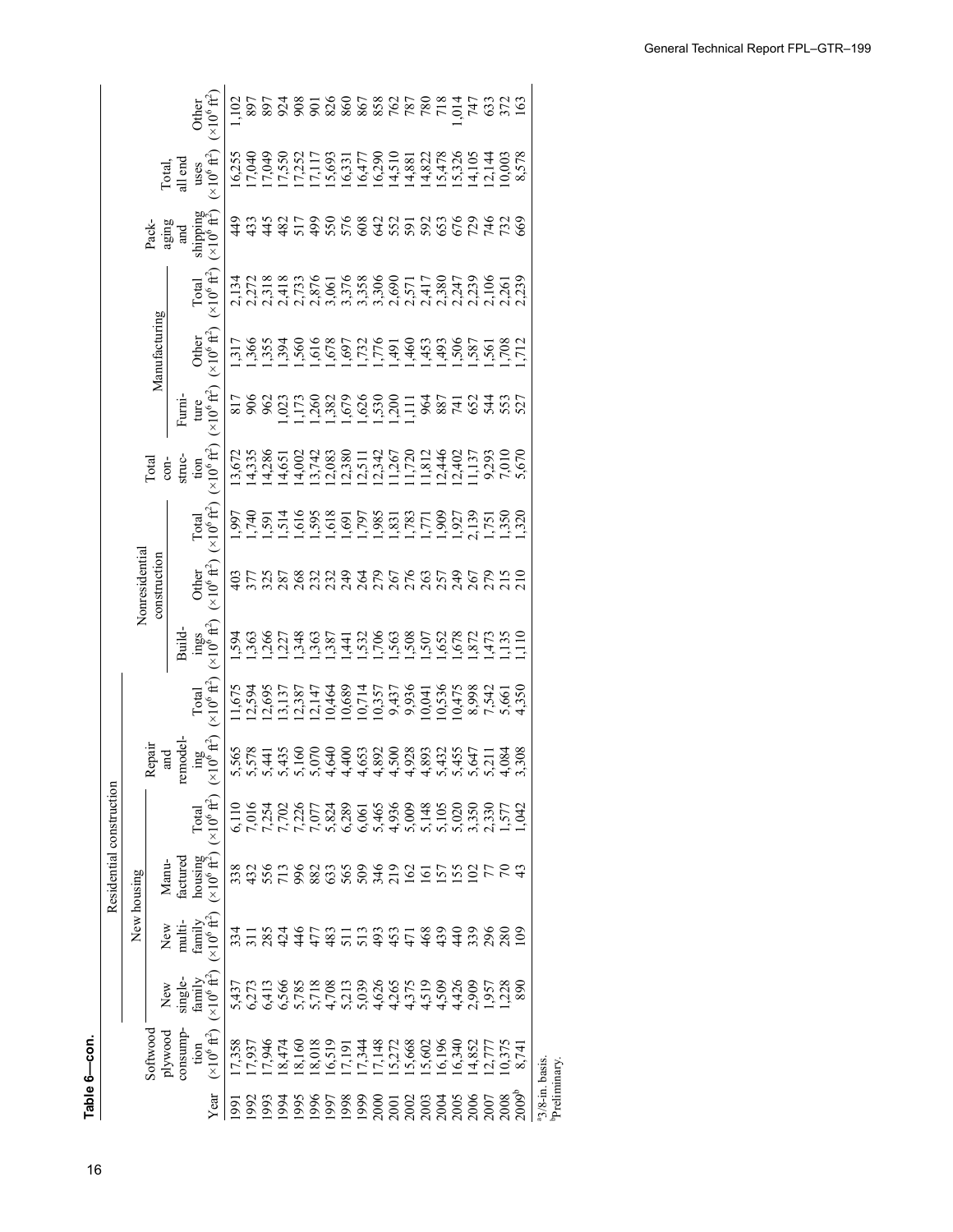**Table 6—con.**

| Year | Softwood plywood consumption ($\times10^6$ ft²) | Residential construction | | | | | | Nonresidential construction | | | Total construction ($\times10^6$ ft²) | Manufacturing | | | Packaging and shipping ($\times10^6$ ft²) | Total, all end uses ($\times10^6$ ft²) | Other ($\times10^6$ ft²) |
|---|---|---|---|---|---|---|---|---|---|---|---|---|---|---|---|---|---|
| | | New housing | | | | Repair and remodeling ($\times10^6$ ft²) | Total ($\times10^6$ ft²) | Buildings ($\times10^6$ ft²) | Other ($\times10^6$ ft²) | Total ($\times10^6$ ft²) | | Furniture ($\times10^6$ ft²) | Other ($\times10^6$ ft²) | Total ($\times10^6$ ft²) | | | |
| | | New single-family ($\times10^6$ ft²) | New multi-family ($\times10^6$ ft²) | Manufactured housing ($\times10^6$ ft²) | Total ($\times10^6$ ft²) | | | | | | | | | | | | |
| 1991 | 17,358 | 5,437 | 334 | 338 | 6,110 | 5,565 | 11,675 | 1,594 | 403 | 1,997 | 13,672 | 817 | 1,317 | 2,134 | 449 | 16,255 | 1,102 |
| 1992 | 17,937 | 6,273 | 311 | 432 | 7,016 | 5,578 | 12,594 | 1,363 | 377 | 1,740 | 14,335 | 906 | 1,366 | 2,272 | 433 | 17,040 | 897 |
| 1993 | 17,946 | 6,413 | 285 | 556 | 7,254 | 5,441 | 12,695 | 1,266 | 325 | 1,591 | 14,286 | 962 | 1,355 | 2,318 | 445 | 17,049 | 897 |
| 1994 | 18,474 | 6,566 | 424 | 713 | 7,702 | 5,435 | 13,137 | 1,227 | 287 | 1,514 | 14,651 | 1,023 | 1,394 | 2,418 | 482 | 17,550 | 924 |
| 1995 | 18,160 | 5,785 | 446 | 996 | 7,226 | 5,160 | 12,387 | 1,348 | 268 | 1,616 | 14,002 | 1,173 | 1,560 | 2,733 | 517 | 17,252 | 908 |
| 1996 | 18,018 | 5,718 | 477 | 882 | 7,077 | 5,070 | 12,147 | 1,363 | 232 | 1,595 | 13,742 | 1,260 | 1,616 | 2,876 | 499 | 17,117 | 901 |
| 1997 | 16,519 | 4,708 | 483 | 633 | 5,824 | 4,640 | 10,464 | 1,387 | 232 | 1,618 | 12,083 | 1,382 | 1,678 | 3,061 | 550 | 15,693 | 826 |
| 1998 | 17,191 | 5,213 | 511 | 565 | 6,289 | 4,400 | 10,689 | 1,441 | 249 | 1,691 | 12,380 | 1,679 | 1,697 | 3,376 | 576 | 16,331 | 860 |
| 1999 | 17,344 | 5,039 | 513 | 509 | 6,061 | 4,653 | 10,714 | 1,532 | 264 | 1,797 | 12,511 | 1,626 | 1,732 | 3,358 | 608 | 16,477 | 867 |
| 2000 | 17,148 | 4,626 | 493 | 346 | 5,465 | 4,892 | 10,357 | 1,706 | 279 | 1,985 | 12,342 | 1,530 | 1,776 | 3,306 | 642 | 16,290 | 858 |
| 2001 | 15,272 | 4,265 | 453 | 219 | 4,936 | 4,500 | 9,437 | 1,563 | 267 | 1,831 | 11,267 | 1,200 | 1,491 | 2,690 | 552 | 14,510 | 762 |
| 2002 | 15,668 | 4,375 | 471 | 162 | 5,009 | 4,928 | 9,936 | 1,508 | 276 | 1,783 | 11,720 | 1,111 | 1,460 | 2,571 | 591 | 14,881 | 787 |
| 2003 | 15,602 | 4,519 | 468 | 161 | 5,148 | 4,893 | 10,041 | 1,507 | 263 | 1,771 | 11,812 | 964 | 1,453 | 2,417 | 592 | 14,822 | 780 |
| 2004 | 16,196 | 4,509 | 439 | 157 | 5,105 | 5,432 | 10,536 | 1,652 | 257 | 1,909 | 12,446 | 887 | 1,493 | 2,380 | 653 | 15,478 | 718 |
| 2005 | 16,340 | 4,426 | 440 | 155 | 5,020 | 5,455 | 10,475 | 1,678 | 249 | 1,927 | 12,402 | 741 | 1,506 | 2,247 | 676 | 15,326 | 1,014 |
| 2006 | 14,852 | 2,909 | 339 | 102 | 3,350 | 5,647 | 8,998 | 1,872 | 267 | 2,139 | 11,137 | 652 | 1,587 | 2,239 | 729 | 14,105 | 747 |
| 2007 | 12,777 | 1,957 | 296 | 77 | 2,330 | 5,211 | 7,542 | 1,473 | 279 | 1,751 | 9,293 | 544 | 1,561 | 2,106 | 746 | 12,144 | 633 |
| 2008 | 10,375 | 1,228 | 280 | 70 | 1,577 | 4,084 | 5,661 | 1,135 | 215 | 1,350 | 7,010 | 553 | 1,708 | 2,261 | 732 | 10,003 | 372 |
| 2009[b] | 8,741 | 890 | 109 | 43 | 1,042 | 3,308 | 4,350 | 1,110 | 210 | 1,320 | 5,670 | 527 | 1,712 | 2,239 | 669 | 8,578 | 163 |

[a]3/8-in. basis.
[b]Preliminary.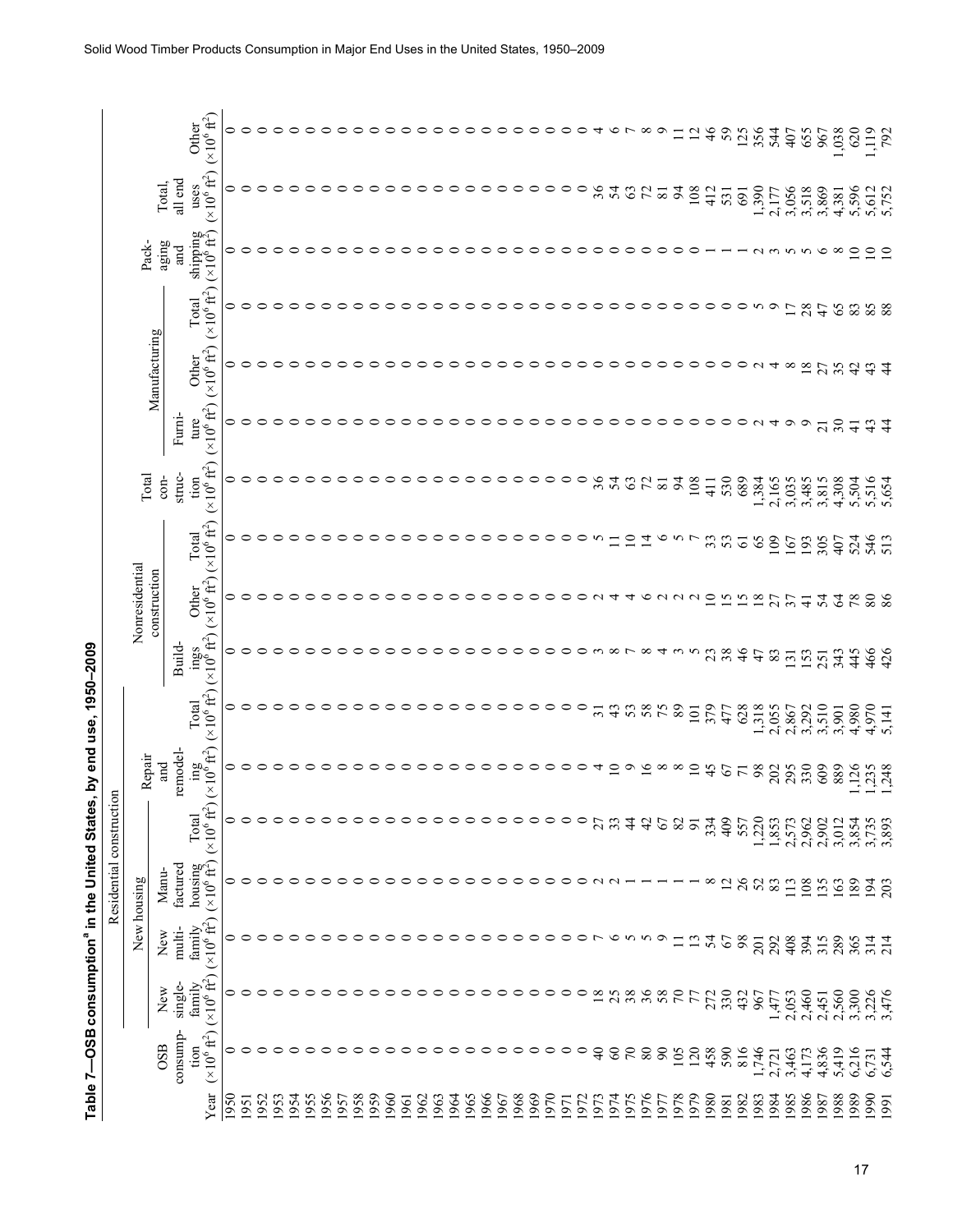# Table 7—OSB consumption[a] in the United States, by end use, 1950–2009

| Year | OSB consumption ($\times 10^6$ ft$^2$) | Residential construction: New housing: New single-family ($\times 10^6$ ft$^2$) | New multi-family ($\times 10^6$ ft$^2$) | Manufactured housing ($\times 10^6$ ft$^2$) | Total ($\times 10^6$ ft$^2$) | Repair and remodeling ($\times 10^6$ ft$^2$) | Total ($\times 10^6$ ft$^2$) | Nonresidential construction: Buildings ($\times 10^6$ ft$^2$) | Other ($\times 10^6$ ft$^2$) | Total ($\times 10^6$ ft$^2$) | Total construction ($\times 10^6$ ft$^2$) | Manufacturing: Furniture ($\times 10^6$ ft$^2$) | Other ($\times 10^6$ ft$^2$) | Total ($\times 10^6$ ft$^2$) | Packaging and shipping ($\times 10^6$ ft$^2$) | Total, all end uses ($\times 10^6$ ft$^2$) | Other ($\times 10^6$ ft$^2$) |
|---|---|---|---|---|---|---|---|---|---|---|---|---|---|---|---|---|---|
| 1950 | 0 | 0 | 0 | 0 | 0 | 0 | 0 | 0 | 0 | 0 | 0 | 0 | 0 | 0 | 0 | 0 | 0 |
| 1951 | 0 | 0 | 0 | 0 | 0 | 0 | 0 | 0 | 0 | 0 | 0 | 0 | 0 | 0 | 0 | 0 | 0 |
| 1952 | 0 | 0 | 0 | 0 | 0 | 0 | 0 | 0 | 0 | 0 | 0 | 0 | 0 | 0 | 0 | 0 | 0 |
| 1953 | 0 | 0 | 0 | 0 | 0 | 0 | 0 | 0 | 0 | 0 | 0 | 0 | 0 | 0 | 0 | 0 | 0 |
| 1954 | 0 | 0 | 0 | 0 | 0 | 0 | 0 | 0 | 0 | 0 | 0 | 0 | 0 | 0 | 0 | 0 | 0 |
| 1955 | 0 | 0 | 0 | 0 | 0 | 0 | 0 | 0 | 0 | 0 | 0 | 0 | 0 | 0 | 0 | 0 | 0 |
| 1956 | 0 | 0 | 0 | 0 | 0 | 0 | 0 | 0 | 0 | 0 | 0 | 0 | 0 | 0 | 0 | 0 | 0 |
| 1957 | 0 | 0 | 0 | 0 | 0 | 0 | 0 | 0 | 0 | 0 | 0 | 0 | 0 | 0 | 0 | 0 | 0 |
| 1958 | 0 | 0 | 0 | 0 | 0 | 0 | 0 | 0 | 0 | 0 | 0 | 0 | 0 | 0 | 0 | 0 | 0 |
| 1959 | 0 | 0 | 0 | 0 | 0 | 0 | 0 | 0 | 0 | 0 | 0 | 0 | 0 | 0 | 0 | 0 | 0 |
| 1960 | 0 | 0 | 0 | 0 | 0 | 0 | 0 | 0 | 0 | 0 | 0 | 0 | 0 | 0 | 0 | 0 | 0 |
| 1961 | 0 | 0 | 0 | 0 | 0 | 0 | 0 | 0 | 0 | 0 | 0 | 0 | 0 | 0 | 0 | 0 | 0 |
| 1962 | 0 | 0 | 0 | 0 | 0 | 0 | 0 | 0 | 0 | 0 | 0 | 0 | 0 | 0 | 0 | 0 | 0 |
| 1963 | 0 | 0 | 0 | 0 | 0 | 0 | 0 | 0 | 0 | 0 | 0 | 0 | 0 | 0 | 0 | 0 | 0 |
| 1964 | 0 | 0 | 0 | 0 | 0 | 0 | 0 | 0 | 0 | 0 | 0 | 0 | 0 | 0 | 0 | 0 | 0 |
| 1965 | 0 | 0 | 0 | 0 | 0 | 0 | 0 | 0 | 0 | 0 | 0 | 0 | 0 | 0 | 0 | 0 | 0 |
| 1966 | 0 | 0 | 0 | 0 | 0 | 0 | 0 | 0 | 0 | 0 | 0 | 0 | 0 | 0 | 0 | 0 | 0 |
| 1967 | 0 | 0 | 0 | 0 | 0 | 0 | 0 | 0 | 0 | 0 | 0 | 0 | 0 | 0 | 0 | 0 | 0 |
| 1968 | 0 | 0 | 0 | 0 | 0 | 0 | 0 | 0 | 0 | 0 | 0 | 0 | 0 | 0 | 0 | 0 | 0 |
| 1969 | 0 | 0 | 0 | 0 | 0 | 0 | 0 | 0 | 0 | 0 | 0 | 0 | 0 | 0 | 0 | 0 | 0 |
| 1970 | 0 | 0 | 0 | 0 | 0 | 0 | 0 | 0 | 0 | 0 | 0 | 0 | 0 | 0 | 0 | 0 | 0 |
| 1971 | 0 | 0 | 0 | 0 | 0 | 0 | 0 | 0 | 0 | 0 | 0 | 0 | 0 | 0 | 0 | 0 | 0 |
| 1972 | 0 | 0 | 0 | 0 | 0 | 0 | 0 | 0 | 0 | 0 | 0 | 0 | 0 | 0 | 0 | 0 | 0 |
| 1973 | 40 | 18 | 7 | 2 | 27 | 4 | 31 | 3 | 2 | 5 | 36 | 0 | 0 | 0 | 0 | 36 | 4 |
| 1974 | 60 | 25 | 6 | 2 | 33 | 10 | 43 | 8 | 4 | 11 | 54 | 0 | 0 | 0 | 0 | 54 | 6 |
| 1975 | 70 | 38 | 5 | 1 | 44 | 9 | 53 | 7 | 4 | 10 | 63 | 0 | 0 | 0 | 0 | 63 | 7 |
| 1976 | 80 | 36 | 5 | 1 | 42 | 16 | 58 | 8 | 6 | 14 | 72 | 0 | 0 | 0 | 0 | 72 | 8 |
| 1977 | 90 | 58 | 9 | 1 | 67 | 8 | 75 | 4 | 2 | 6 | 81 | 0 | 0 | 0 | 0 | 81 | 9 |
| 1978 | 105 | 70 | 11 | 1 | 82 | 8 | 89 | 3 | 2 | 5 | 94 | 0 | 0 | 0 | 0 | 94 | 11 |
| 1979 | 120 | 77 | 13 | 1 | 91 | 10 | 101 | 5 | 2 | 7 | 108 | 0 | 0 | 0 | 0 | 108 | 12 |
| 1980 | 458 | 272 | 54 | 8 | 334 | 45 | 379 | 23 | 10 | 33 | 411 | 0 | 0 | 0 | 1 | 412 | 46 |
| 1981 | 590 | 330 | 67 | 12 | 409 | 67 | 477 | 38 | 15 | 53 | 530 | 0 | 0 | 0 | 1 | 531 | 59 |
| 1982 | 816 | 432 | 98 | 26 | 557 | 71 | 628 | 46 | 15 | 61 | 689 | 0 | 0 | 0 | 1 | 691 | 125 |
| 1983 | 1,746 | 967 | 201 | 52 | 1,220 | 98 | 1,318 | 47 | 18 | 65 | 1,384 | 2 | 2 | 5 | 2 | 1,390 | 356 |
| 1984 | 2,721 | 1,477 | 292 | 83 | 1,853 | 202 | 2,055 | 83 | 27 | 109 | 2,165 | 4 | 4 | 9 | 3 | 2,177 | 544 |
| 1985 | 3,463 | 2,053 | 408 | 113 | 2,573 | 295 | 2,867 | 131 | 37 | 167 | 3,035 | 9 | 8 | 17 | 5 | 3,056 | 407 |
| 1986 | 4,173 | 2,460 | 394 | 108 | 2,962 | 330 | 3,292 | 153 | 41 | 193 | 3,485 | 9 | 18 | 28 | 5 | 3,518 | 655 |
| 1987 | 4,836 | 2,451 | 315 | 135 | 2,902 | 609 | 3,510 | 251 | 54 | 305 | 3,815 | 21 | 27 | 47 | 6 | 3,869 | 967 |
| 1988 | 5,419 | 2,560 | 289 | 163 | 3,012 | 889 | 3,901 | 343 | 64 | 407 | 4,308 | 30 | 35 | 65 | 8 | 4,381 | 1,038 |
| 1989 | 6,216 | 3,300 | 365 | 189 | 3,854 | 1,126 | 4,980 | 445 | 78 | 524 | 5,504 | 41 | 42 | 83 | 10 | 5,596 | 620 |
| 1990 | 6,731 | 3,226 | 314 | 194 | 3,735 | 1,235 | 4,970 | 466 | 80 | 546 | 5,516 | 43 | 43 | 85 | 10 | 5,612 | 1,119 |
| 1991 | 6,544 | 3,476 | 214 | 203 | 3,893 | 1,248 | 5,141 | 426 | 86 | 513 | 5,654 | 44 | 44 | 88 | 10 | 5,752 | 792 |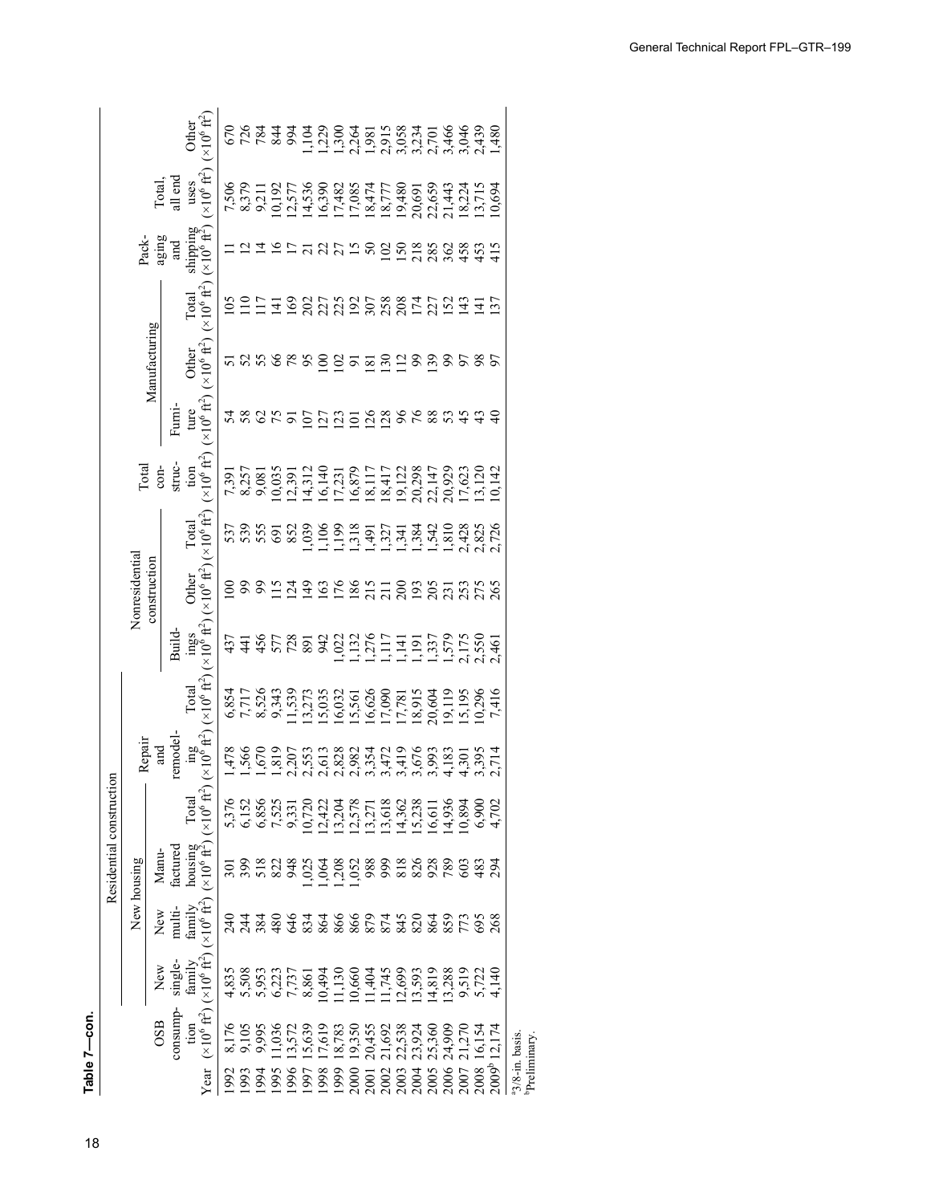**Table 7—con.**

| Year | OSB consumption ($\times 10^6$ ft$^2$) | Residential construction: New housing: New single-family ($\times 10^6$ ft$^2$) | New multi-family ($\times 10^6$ ft$^2$) | Manufactured housing ($\times 10^6$ ft$^2$) | Total ($\times 10^6$ ft$^2$) | Repair and remodeling ($\times 10^6$ ft$^2$) | Total ($\times 10^6$ ft$^2$) | Nonresidential construction: Buildings ($\times 10^6$ ft$^2$) | Other ($\times 10^6$ ft$^2$) | Total ($\times 10^6$ ft$^2$) | Total construction ($\times 10^6$ ft$^2$) | Manufacturing: Furniture ($\times 10^6$ ft$^2$) | Other ($\times 10^6$ ft$^2$) | Total ($\times 10^6$ ft$^2$) | Packaging and shipping ($\times 10^6$ ft$^2$) | Total, all end uses ($\times 10^6$ ft$^2$) | Other ($\times 10^6$ ft$^2$) |
|---|---|---|---|---|---|---|---|---|---|---|---|---|---|---|---|---|---|
| 1992 | 8,176 | 4,835 | 240 | 301 | 5,376 | 1,478 | 6,854 | 437 | 100 | 537 | 7,391 | 54 | 51 | 105 | 11 | 7,506 | 670 |
| 1993 | 9,105 | 5,508 | 244 | 399 | 6,152 | 1,566 | 7,717 | 441 | 99 | 539 | 8,257 | 58 | 52 | 110 | 12 | 8,379 | 726 |
| 1994 | 9,995 | 5,953 | 384 | 518 | 6,856 | 1,670 | 8,526 | 456 | 99 | 555 | 9,081 | 62 | 55 | 117 | 14 | 9,211 | 784 |
| 1995 | 11,036 | 6,223 | 480 | 822 | 7,525 | 1,819 | 9,343 | 577 | 115 | 691 | 10,035 | 75 | 66 | 141 | 16 | 10,192 | 844 |
| 1996 | 13,572 | 7,737 | 646 | 948 | 9,331 | 2,207 | 11,539 | 728 | 124 | 852 | 12,391 | 91 | 78 | 169 | 17 | 12,577 | 994 |
| 1997 | 15,639 | 8,861 | 834 | 1,025 | 10,720 | 2,553 | 13,273 | 891 | 149 | 1,039 | 14,312 | 107 | 95 | 202 | 21 | 14,536 | 1,104 |
| 1998 | 17,619 | 10,494 | 864 | 1,064 | 12,422 | 2,613 | 15,035 | 942 | 163 | 1,106 | 16,140 | 127 | 100 | 227 | 22 | 16,390 | 1,229 |
| 1999 | 18,783 | 11,130 | 866 | 1,208 | 13,204 | 2,828 | 16,032 | 1,022 | 176 | 1,199 | 17,231 | 123 | 102 | 225 | 27 | 17,482 | 1,300 |
| 2000 | 19,350 | 10,660 | 866 | 1,052 | 12,578 | 2,982 | 15,561 | 1,132 | 186 | 1,318 | 16,879 | 101 | 91 | 192 | 15 | 17,085 | 2,264 |
| 2001 | 20,455 | 11,404 | 879 | 988 | 13,271 | 3,354 | 16,626 | 1,276 | 215 | 1,491 | 18,117 | 126 | 181 | 307 | 50 | 18,474 | 1,981 |
| 2002 | 21,692 | 11,745 | 874 | 999 | 13,618 | 3,472 | 17,090 | 1,117 | 211 | 1,327 | 18,417 | 128 | 130 | 258 | 102 | 18,777 | 2,915 |
| 2003 | 22,538 | 12,699 | 845 | 818 | 14,362 | 3,419 | 17,781 | 1,141 | 200 | 1,341 | 19,122 | 96 | 112 | 208 | 150 | 19,480 | 3,058 |
| 2004 | 23,924 | 13,593 | 820 | 826 | 15,238 | 3,676 | 18,915 | 1,191 | 193 | 1,384 | 20,298 | 76 | 99 | 174 | 218 | 20,691 | 3,234 |
| 2005 | 25,360 | 14,819 | 864 | 928 | 16,611 | 3,993 | 20,604 | 1,337 | 205 | 1,542 | 22,147 | 88 | 139 | 227 | 285 | 22,659 | 2,701 |
| 2006 | 24,909 | 13,288 | 859 | 789 | 14,936 | 4,183 | 19,119 | 1,579 | 231 | 1,810 | 20,929 | 53 | 99 | 152 | 362 | 21,443 | 3,466 |
| 2007 | 21,270 | 9,519 | 773 | 603 | 10,894 | 4,301 | 15,195 | 2,175 | 253 | 2,428 | 17,623 | 45 | 97 | 143 | 458 | 18,224 | 3,046 |
| 2008 | 16,154 | 5,722 | 695 | 483 | 6,900 | 3,395 | 10,296 | 2,550 | 275 | 2,825 | 13,120 | 43 | 98 | 141 | 453 | 13,715 | 2,439 |
| 2009[b] | 12,174 | 4,140 | 268 | 294 | 4,702 | 2,714 | 7,416 | 2,461 | 265 | 2,726 | 10,142 | 40 | 97 | 137 | 415 | 10,694 | 1,480 |

[a]3/8-in. basis.
[b]Preliminary.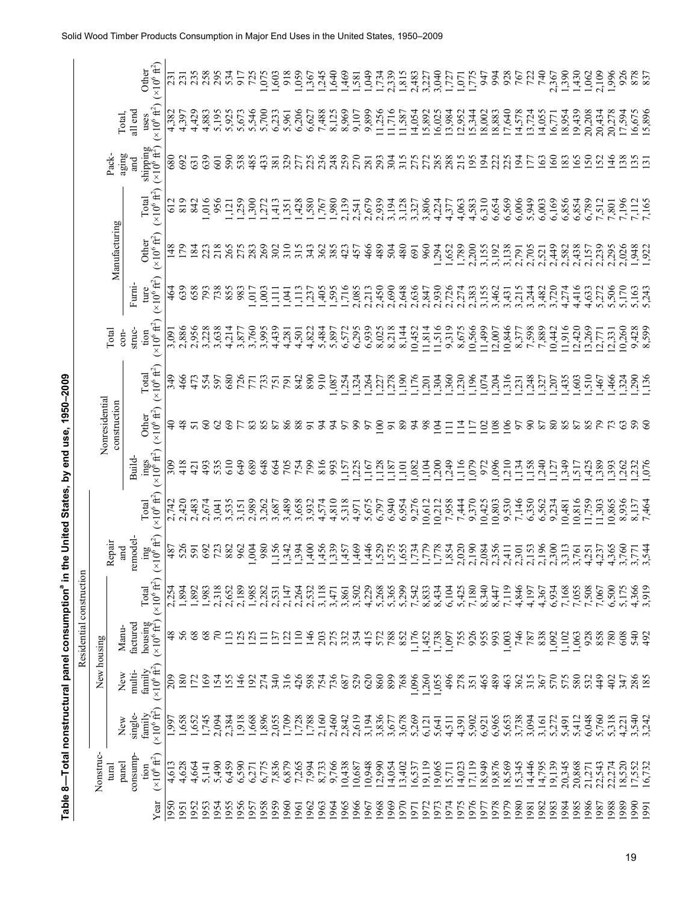**Table 8—Total nonstructural panel consumption[a] in the United States, by end use, 1950–2009**

| Year | Nonstructural panel consumption ($\times10^6$ ft²) | Residential construction: New housing: New single-family ($\times10^6$ ft²) | New multi-family ($\times10^6$ ft²) | Manufactured housing ($\times10^6$ ft²) | Total ($\times10^6$ ft²) | Repair and remodeling ($\times10^6$ ft²) | Total ($\times10^6$ ft²) | Nonresidential construction: Buildings ($\times10^6$ ft²) | Other ($\times10^6$ ft²) | Total ($\times10^6$ ft²) | Total construction ($\times10^6$ ft²) | Manufacturing: Furniture ($\times10^6$ ft²) | Other ($\times10^6$ ft²) | Total ($\times10^6$ ft²) | Packaging and shipping ($\times10^6$ ft²) | Total, all end uses ($\times10^6$ ft²) | Other ($\times10^6$ ft²) |
|---|---|---|---|---|---|---|---|---|---|---|---|---|---|---|---|---|---|
| 1950 | 4,613 | 1,997 | 209 | 48 | 2,254 | 487 | 2,742 | 309 | 40 | 349 | 3,091 | 464 | 148 | 612 | 680 | 4,382 | 231 |
| 1951 | 4,628 | 1,658 | 180 | 56 | 1,894 | 526 | 2,420 | 418 | 48 | 466 | 2,886 | 639 | 179 | 819 | 692 | 4,397 | 231 |
| 1952 | 4,664 | 1,652 | 172 | 68 | 1,892 | 591 | 2,483 | 421 | 51 | 473 | 2,956 | 658 | 184 | 842 | 631 | 4,429 | 235 |
| 1953 | 5,141 | 1,745 | 169 | 68 | 1,983 | 692 | 2,674 | 493 | 60 | 554 | 3,228 | 793 | 223 | 1,016 | 639 | 4,883 | 258 |
| 1954 | 5,490 | 2,094 | 154 | 70 | 2,318 | 723 | 3,041 | 535 | 62 | 597 | 3,638 | 738 | 218 | 956 | 601 | 5,195 | 295 |
| 1955 | 6,459 | 2,384 | 155 | 113 | 2,652 | 882 | 3,535 | 610 | 69 | 680 | 4,214 | 855 | 265 | 1,121 | 590 | 5,925 | 534 |
| 1956 | 6,590 | 1,918 | 146 | 125 | 2,189 | 962 | 3,151 | 649 | 77 | 726 | 3,877 | 983 | 275 | 1,259 | 538 | 5,673 | 917 |
| 1957 | 6,271 | 1,668 | 192 | 125 | 1,985 | 1,004 | 2,989 | 689 | 83 | 771 | 3,760 | 1,017 | 283 | 1,300 | 485 | 5,546 | 725 |
| 1958 | 6,775 | 1,896 | 274 | 111 | 2,282 | 980 | 3,262 | 648 | 85 | 733 | 3,995 | 1,003 | 269 | 1,272 | 433 | 5,700 | 1,075 |
| 1959 | 7,836 | 2,055 | 340 | 137 | 2,531 | 1,156 | 3,687 | 664 | 87 | 751 | 4,439 | 1,111 | 302 | 1,413 | 381 | 6,233 | 1,603 |
| 1960 | 6,879 | 1,709 | 316 | 122 | 2,147 | 1,342 | 3,489 | 705 | 86 | 791 | 4,281 | 1,041 | 310 | 1,351 | 329 | 5,961 | 918 |
| 1961 | 7,265 | 1,728 | 426 | 110 | 2,264 | 1,394 | 3,658 | 754 | 88 | 842 | 4,501 | 1,113 | 315 | 1,428 | 277 | 6,206 | 1,059 |
| 1962 | 7,994 | 1,788 | 598 | 146 | 2,532 | 1,400 | 3,932 | 799 | 91 | 890 | 4,822 | 1,237 | 343 | 1,580 | 225 | 6,627 | 1,367 |
| 1963 | 8,733 | 2,160 | 754 | 203 | 3,118 | 1,456 | 4,574 | 816 | 94 | 910 | 5,484 | 1,405 | 362 | 1,767 | 236 | 7,488 | 1,245 |
| 1964 | 9,766 | 2,460 | 736 | 275 | 3,471 | 1,339 | 4,810 | 993 | 94 | 1,087 | 5,897 | 1,595 | 385 | 1,980 | 248 | 8,125 | 1,640 |
| 1965 | 10,438 | 2,842 | 687 | 332 | 3,861 | 1,457 | 5,318 | 1,157 | 97 | 1,254 | 6,572 | 1,716 | 423 | 2,139 | 259 | 8,969 | 1,469 |
| 1966 | 10,687 | 2,619 | 529 | 354 | 3,502 | 1,469 | 4,971 | 1,225 | 99 | 1,324 | 6,295 | 2,085 | 457 | 2,541 | 270 | 9,107 | 1,581 |
| 1967 | 10,948 | 3,194 | 620 | 415 | 4,229 | 1,446 | 5,675 | 1,167 | 97 | 1,264 | 6,939 | 2,213 | 466 | 2,679 | 281 | 9,899 | 1,049 |
| 1968 | 12,990 | 3,836 | 860 | 572 | 5,268 | 1,529 | 6,797 | 1,128 | 100 | 1,227 | 8,025 | 2,450 | 489 | 2,939 | 293 | 11,256 | 1,734 |
| 1969 | 14,054 | 3,677 | 899 | 788 | 5,365 | 1,575 | 6,940 | 1,187 | 91 | 1,278 | 8,218 | 2,690 | 504 | 3,194 | 304 | 11,716 | 2,339 |
| 1970 | 13,402 | 3,678 | 768 | 852 | 5,299 | 1,655 | 6,954 | 1,101 | 89 | 1,190 | 8,144 | 2,648 | 480 | 3,128 | 315 | 11,587 | 1,815 |
| 1971 | 16,537 | 5,269 | 1,096 | 1,176 | 7,542 | 1,734 | 9,276 | 1,082 | 94 | 1,176 | 10,452 | 2,636 | 691 | 3,327 | 275 | 14,054 | 2,483 |
| 1972 | 19,119 | 6,121 | 1,260 | 1,452 | 8,833 | 1,779 | 10,612 | 1,104 | 98 | 1,201 | 11,814 | 2,847 | 960 | 3,806 | 272 | 15,892 | 3,227 |
| 1973 | 19,065 | 5,641 | 1,055 | 1,738 | 8,434 | 1,778 | 10,212 | 1,200 | 104 | 1,304 | 11,516 | 2,930 | 1,294 | 4,224 | 285 | 16,025 | 3,040 |
| 1974 | 15,711 | 4,511 | 496 | 1,097 | 6,104 | 1,854 | 7,958 | 1,249 | 111 | 1,360 | 9,319 | 2,726 | 1,652 | 4,377 | 288 | 13,984 | 1,727 |
| 1975 | 14,023 | 4,391 | 278 | 755 | 5,425 | 2,020 | 7,444 | 1,116 | 114 | 1,230 | 8,675 | 2,274 | 1,789 | 4,063 | 215 | 12,952 | 1,071 |
| 1976 | 17,119 | 5,902 | 351 | 926 | 7,180 | 2,190 | 9,370 | 1,079 | 117 | 1,196 | 10,566 | 2,383 | 2,200 | 4,583 | 195 | 15,344 | 1,775 |
| 1977 | 18,949 | 6,921 | 465 | 955 | 8,340 | 2,084 | 10,425 | 972 | 102 | 1,074 | 11,499 | 3,155 | 3,155 | 6,310 | 194 | 18,002 | 947 |
| 1978 | 19,876 | 6,965 | 489 | 993 | 8,447 | 2,356 | 10,803 | 1,096 | 108 | 1,204 | 12,007 | 3,462 | 3,192 | 6,654 | 222 | 18,883 | 994 |
| 1979 | 18,569 | 5,653 | 463 | 1,003 | 7,119 | 2,411 | 9,530 | 1,210 | 106 | 1,316 | 10,846 | 3,431 | 3,138 | 6,569 | 225 | 17,640 | 928 |
| 1980 | 15,345 | 3,738 | 362 | 746 | 4,846 | 2,301 | 7,146 | 1,134 | 97 | 1,231 | 8,377 | 3,215 | 2,791 | 6,006 | 194 | 14,578 | 767 |
| 1981 | 14,446 | 3,094 | 315 | 787 | 4,197 | 2,153 | 6,350 | 1,158 | 90 | 1,248 | 7,598 | 3,244 | 2,705 | 5,949 | 177 | 13,724 | 722 |
| 1982 | 14,795 | 3,161 | 367 | 838 | 4,367 | 2,196 | 6,562 | 1,240 | 87 | 1,327 | 7,889 | 3,482 | 2,521 | 6,003 | 163 | 14,055 | 740 |
| 1983 | 19,139 | 5,272 | 570 | 1,092 | 6,934 | 2,300 | 9,234 | 1,127 | 80 | 1,207 | 10,442 | 3,720 | 2,449 | 6,169 | 160 | 16,771 | 2,367 |
| 1984 | 20,345 | 5,491 | 575 | 1,102 | 7,168 | 3,313 | 10,481 | 1,349 | 85 | 1,435 | 11,916 | 4,274 | 2,582 | 6,856 | 183 | 18,954 | 1,390 |
| 1985 | 20,868 | 5,412 | 580 | 1,063 | 7,055 | 3,761 | 10,816 | 1,517 | 87 | 1,603 | 12,420 | 4,416 | 2,438 | 6,854 | 165 | 19,439 | 1,430 |
| 1986 | 21,271 | 6,048 | 532 | 928 | 7,508 | 4,251 | 11,759 | 1,425 | 85 | 1,510 | 13,269 | 4,633 | 2,157 | 6,789 | 150 | 20,208 | 1,062 |
| 1987 | 22,543 | 5,760 | 449 | 858 | 7,067 | 4,237 | 11,303 | 1,389 | 79 | 1,467 | 12,771 | 5,272 | 2,239 | 7,512 | 152 | 20,434 | 2,109 |
| 1988 | 22,274 | 5,318 | 402 | 780 | 6,500 | 4,365 | 10,865 | 1,393 | 73 | 1,466 | 12,331 | 5,506 | 2,295 | 7,801 | 146 | 20,278 | 1,996 |
| 1989 | 18,520 | 4,221 | 347 | 608 | 5,175 | 3,760 | 8,936 | 1,262 | 63 | 1,324 | 10,260 | 5,170 | 2,026 | 7,196 | 138 | 17,594 | 926 |
| 1990 | 17,552 | 3,540 | 286 | 540 | 4,366 | 3,771 | 8,137 | 1,232 | 59 | 1,290 | 9,428 | 5,163 | 1,948 | 7,112 | 135 | 16,675 | 878 |
| 1991 | 16,732 | 3,242 | 185 | 492 | 3,919 | 3,544 | 7,464 | 1,076 | 60 | 1,136 | 8,599 | 5,243 | 1,922 | 7,165 | 131 | 15,896 | 837 |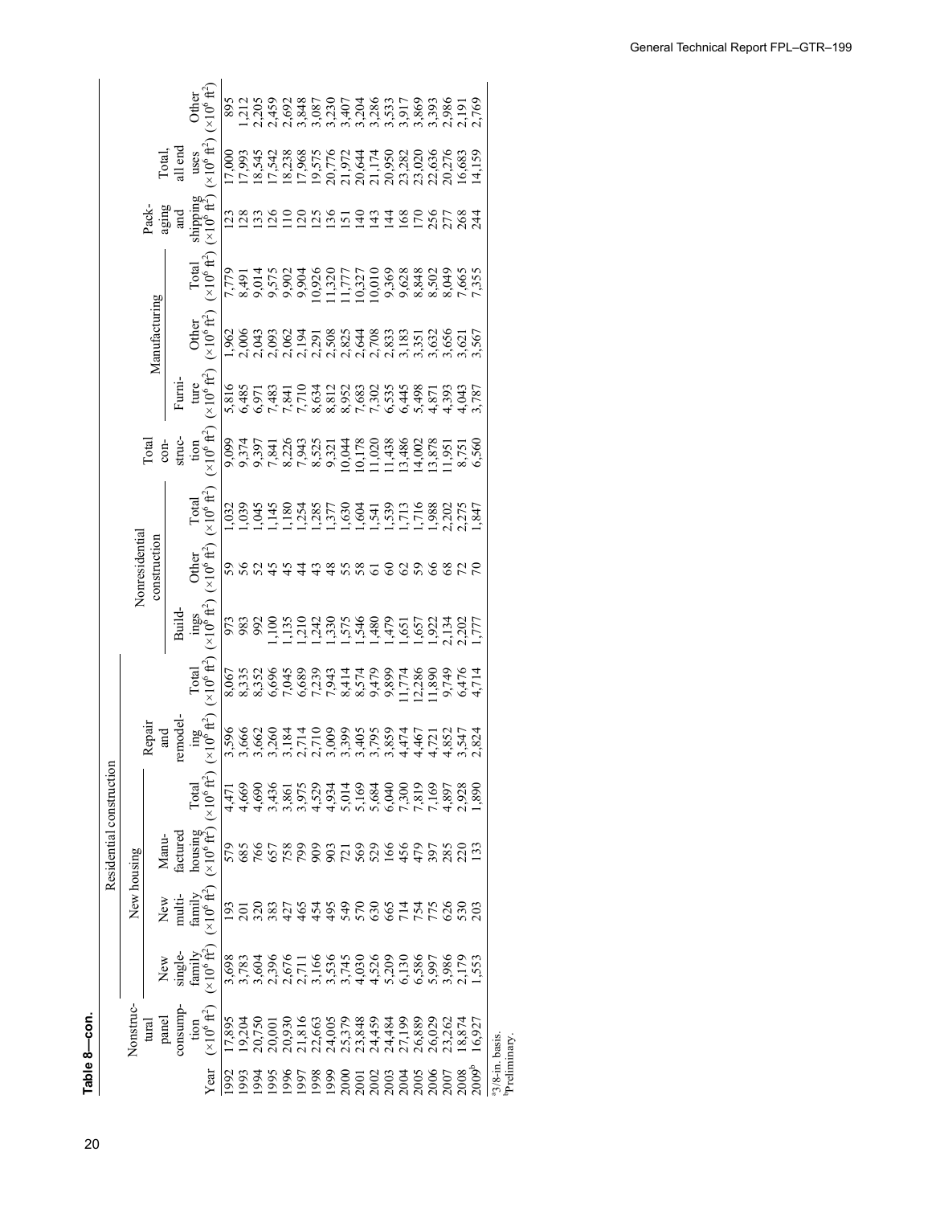**Table 8—con.**

| Year | Nonstructural panel consumption ($\times 10^6$ ft²) | Residential construction | | | | | | Nonresidential construction | | | Total construction ($\times 10^6$ ft²) | Manufacturing | | | Packaging and shipping ($\times 10^6$ ft²) | Total, all end uses ($\times 10^6$ ft²) | Other ($\times 10^6$ ft²) |
|---|---|---|---|---|---|---|---|---|---|---|---|---|---|---|---|---|---|
| | | New housing | | | | Repair and remodeling ($\times 10^6$ ft²) | Total ($\times 10^6$ ft²) | Buildings ($\times 10^6$ ft²) | Other ($\times 10^6$ ft²) | Total ($\times 10^6$ ft²) | | Furniture ($\times 10^6$ ft²) | Other ($\times 10^6$ ft²) | Total ($\times 10^6$ ft²) | | | |
| | | New single-family ($\times 10^6$ ft²) | New multi-family ($\times 10^6$ ft²) | Manufactured housing ($\times 10^6$ ft²) | Total ($\times 10^6$ ft²) | | | | | | | | | | | | |
| 1992 | 17,895 | 3,698 | 193 | 579 | 4,471 | 3,596 | 8,067 | 973 | 59 | 1,032 | 9,099 | 5,816 | 1,962 | 7,779 | 123 | 17,000 | 895 |
| 1993 | 19,204 | 3,783 | 201 | 685 | 4,669 | 3,666 | 8,335 | 983 | 56 | 1,039 | 9,374 | 6,485 | 2,006 | 8,491 | 128 | 17,993 | 1,212 |
| 1994 | 20,750 | 3,604 | 320 | 766 | 4,690 | 3,662 | 8,352 | 992 | 52 | 1,045 | 9,397 | 6,971 | 2,043 | 9,014 | 133 | 18,545 | 2,205 |
| 1995 | 20,001 | 2,396 | 383 | 657 | 3,436 | 3,260 | 6,696 | 1,100 | 45 | 1,145 | 7,841 | 7,483 | 2,093 | 9,575 | 126 | 17,542 | 2,459 |
| 1996 | 20,930 | 2,676 | 427 | 758 | 3,861 | 3,184 | 7,045 | 1,135 | 45 | 1,180 | 8,226 | 7,841 | 2,062 | 9,902 | 110 | 18,238 | 2,692 |
| 1997 | 21,816 | 2,711 | 465 | 799 | 3,975 | 2,714 | 6,689 | 1,210 | 44 | 1,254 | 7,943 | 7,710 | 2,194 | 9,904 | 120 | 17,968 | 3,848 |
| 1998 | 22,663 | 3,166 | 454 | 909 | 4,529 | 2,710 | 7,239 | 1,242 | 43 | 1,285 | 8,525 | 8,634 | 2,291 | 10,926 | 125 | 19,575 | 3,087 |
| 1999 | 24,005 | 3,536 | 495 | 903 | 4,934 | 3,009 | 7,943 | 1,330 | 48 | 1,377 | 9,321 | 8,812 | 2,508 | 11,320 | 136 | 20,776 | 3,230 |
| 2000 | 25,379 | 3,745 | 549 | 721 | 5,014 | 3,399 | 8,414 | 1,575 | 55 | 1,630 | 10,044 | 8,952 | 2,825 | 11,777 | 151 | 21,972 | 3,407 |
| 2001 | 23,848 | 4,030 | 570 | 569 | 5,169 | 3,405 | 8,574 | 1,546 | 58 | 1,604 | 10,178 | 7,683 | 2,644 | 10,327 | 140 | 20,644 | 3,204 |
| 2002 | 24,459 | 4,526 | 630 | 529 | 5,684 | 3,795 | 9,479 | 1,480 | 61 | 1,541 | 11,020 | 7,302 | 2,708 | 10,010 | 143 | 21,174 | 3,286 |
| 2003 | 24,484 | 5,209 | 665 | 166 | 6,040 | 3,859 | 9,899 | 1,479 | 60 | 1,539 | 11,438 | 6,535 | 2,833 | 9,369 | 144 | 20,950 | 3,533 |
| 2004 | 27,199 | 6,130 | 714 | 456 | 7,300 | 4,474 | 11,774 | 1,651 | 62 | 1,713 | 13,486 | 6,445 | 3,183 | 9,628 | 168 | 23,282 | 3,917 |
| 2005 | 26,889 | 6,586 | 754 | 479 | 7,819 | 4,467 | 12,286 | 1,657 | 59 | 1,716 | 14,002 | 5,498 | 3,351 | 8,848 | 170 | 23,020 | 3,869 |
| 2006 | 26,029 | 5,997 | 775 | 397 | 7,169 | 4,721 | 11,890 | 1,922 | 66 | 1,988 | 13,878 | 4,871 | 3,632 | 8,502 | 256 | 22,636 | 3,393 |
| 2007 | 23,262 | 3,986 | 626 | 285 | 4,897 | 4,852 | 9,749 | 2,134 | 68 | 2,202 | 11,951 | 4,393 | 3,656 | 8,049 | 277 | 20,276 | 2,986 |
| 2008 | 18,874 | 2,179 | 530 | 220 | 2,928 | 3,547 | 6,476 | 2,202 | 72 | 2,275 | 8,751 | 4,043 | 3,621 | 7,665 | 268 | 16,683 | 2,191 |
| 2009[b] | 16,927 | 1,553 | 203 | 133 | 1,890 | 2,824 | 4,714 | 1,777 | 70 | 1,847 | 6,560 | 3,787 | 3,567 | 7,355 | 244 | 14,159 | 2,769 |

[a]3/8-in. basis.
[b]Preliminary.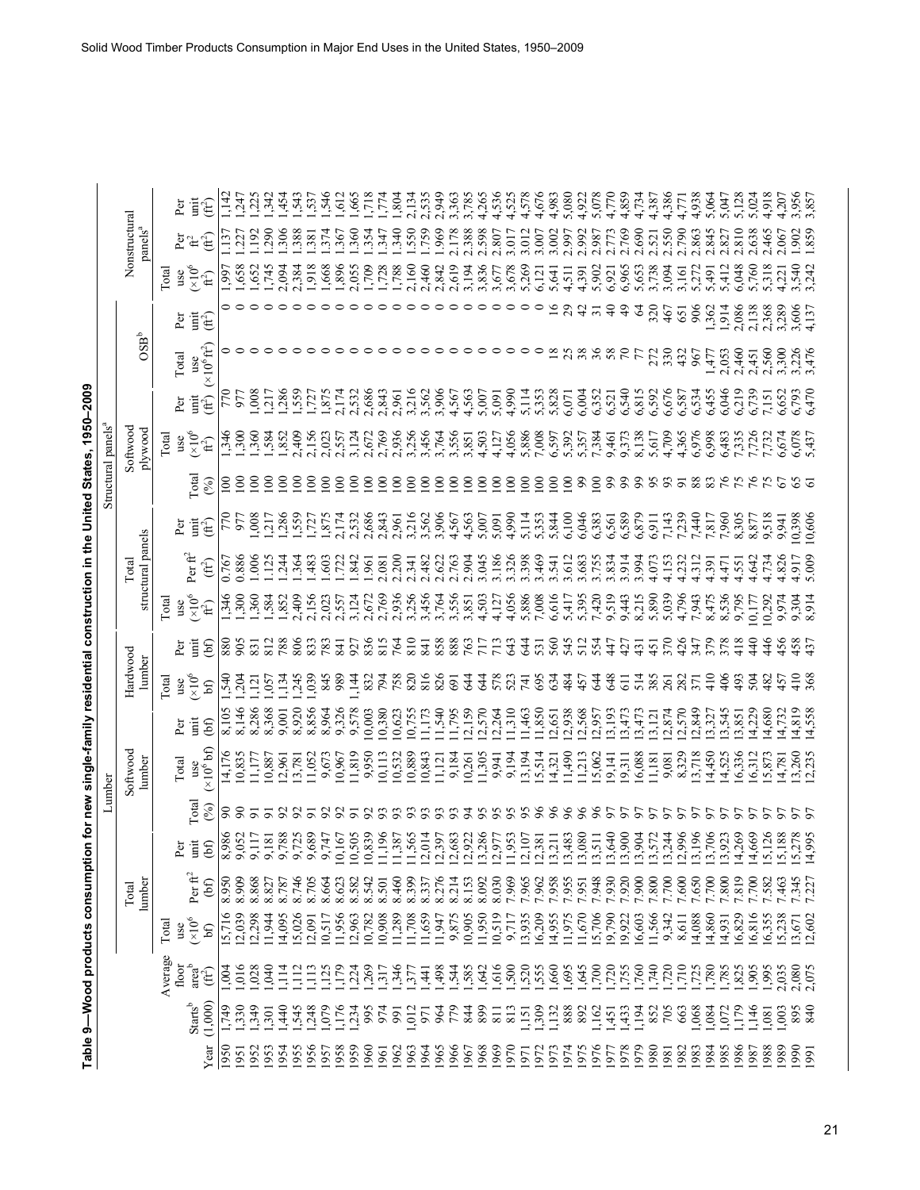**Table 9—Wood products consumption for new single-family residential construction in the United States, 1950–2009**

| | | | Lumber | | | | | | | | Structural panels[a] | | | | | | | | Nonstructural panels[a] | | |
|---|---|---|---|---|---|---|---|---|---|---|---|---|---|---|---|---|---|---|---|---|---|
| | | | Total lumber | | | Softwood lumber | | | Hardwood lumber | | Total structural panels | | | Softwood plywood | | | OSB[b] | | | | |
| Year | Starts[b] (1,000) | Average floor area[b] (ft²) | Total use (×10⁶ bf) | Per ft² (bf) | Per unit (bf) | Total (%) | Total use (×10⁶ bf) | Per unit (bf) | Total use (×10⁶ bf) | Per unit (bf) | Total use (×10⁶ ft²) | Per ft² (ft²) | Per unit (ft²) | Total (%) | Total use (×10⁶ ft²) | Per unit (ft²) | Total use (×10⁶ ft²) | Per unit (ft²) | Total use (×10⁶ ft²) | Per ft² (ft²) | Per unit (ft²) |
| 1950 | 1,749 | 1,004 | 15,716 | 8.950 | 8,986 | 90 | 14,176 | 8,105 | 1,540 | 880 | 1,346 | 0.767 | 770 | 100 | 1,346 | 770 | 0 | 0 | 1,997 | 1.137 | 1,142 |
| 1951 | 1,330 | 1,016 | 12,039 | 8.909 | 9,052 | 90 | 10,835 | 8,146 | 1,204 | 905 | 1,300 | 0.886 | 977 | 100 | 1,300 | 977 | 0 | 0 | 1,658 | 1.227 | 1,247 |
| 1952 | 1,349 | 1,028 | 12,298 | 8.868 | 9,117 | 91 | 11,177 | 8,286 | 1,121 | 831 | 1,360 | 1.006 | 1,008 | 100 | 1,360 | 1,008 | 0 | 0 | 1,652 | 1.192 | 1,225 |
| 1953 | 1,301 | 1,040 | 11,944 | 8.827 | 9,181 | 91 | 10,887 | 8,368 | 1,057 | 812 | 1,584 | 1.125 | 1,217 | 100 | 1,584 | 1,217 | 0 | 0 | 1,745 | 1.290 | 1,342 |
| 1954 | 1,440 | 1,114 | 14,095 | 8.787 | 9,788 | 92 | 12,961 | 9,001 | 1,134 | 788 | 1,852 | 1.244 | 1,286 | 100 | 1,852 | 1,286 | 0 | 0 | 2,094 | 1.306 | 1,454 |
| 1955 | 1,545 | 1,112 | 15,026 | 8.746 | 9,725 | 92 | 13,781 | 8,920 | 1,245 | 806 | 2,409 | 1.364 | 1,559 | 100 | 2,409 | 1,559 | 0 | 0 | 2,384 | 1.388 | 1,543 |
| 1956 | 1,248 | 1,113 | 12,091 | 8.705 | 9,689 | 91 | 11,052 | 8,856 | 1,039 | 833 | 2,156 | 1.483 | 1,727 | 100 | 2,156 | 1,727 | 0 | 0 | 1,918 | 1.381 | 1,537 |
| 1957 | 1,079 | 1,125 | 10,517 | 8.664 | 9,747 | 92 | 9,673 | 8,964 | 845 | 783 | 2,023 | 1.603 | 1,875 | 100 | 2,023 | 1,875 | 0 | 0 | 1,668 | 1.374 | 1,546 |
| 1958 | 1,176 | 1,179 | 11,956 | 8.623 | 10,167 | 92 | 10,967 | 9,326 | 989 | 841 | 2,557 | 1.722 | 2,174 | 100 | 2,557 | 2,174 | 0 | 0 | 1,896 | 1.367 | 1,612 |
| 1959 | 1,234 | 1,224 | 12,963 | 8.582 | 10,505 | 91 | 11,819 | 9,578 | 1,144 | 927 | 3,124 | 1.842 | 2,532 | 100 | 3,124 | 2,532 | 0 | 0 | 2,055 | 1.360 | 1,665 |
| 1960 | 995 | 1,269 | 10,782 | 8.542 | 10,839 | 92 | 9,950 | 10,003 | 832 | 836 | 2,672 | 1.961 | 2,686 | 100 | 2,672 | 2,686 | 0 | 0 | 1,709 | 1.354 | 1,718 |
| 1961 | 974 | 1,317 | 10,908 | 8.501 | 11,196 | 93 | 10,113 | 10,380 | 794 | 815 | 2,769 | 2.081 | 2,843 | 100 | 2,769 | 2,843 | 0 | 0 | 1,728 | 1.347 | 1,774 |
| 1962 | 991 | 1,346 | 11,289 | 8.460 | 11,387 | 93 | 10,532 | 10,623 | 758 | 764 | 2,936 | 2.200 | 2,961 | 100 | 2,936 | 2,961 | 0 | 0 | 1,788 | 1.340 | 1,804 |
| 1963 | 1,012 | 1,377 | 11,708 | 8.399 | 11,565 | 93 | 10,889 | 10,755 | 820 | 810 | 3,256 | 2.341 | 3,216 | 100 | 3,256 | 3,216 | 0 | 0 | 2,160 | 1.550 | 2,134 |
| 1964 | 971 | 1,441 | 11,659 | 8.337 | 12,014 | 93 | 10,843 | 11,173 | 816 | 841 | 3,456 | 2.482 | 3,562 | 100 | 3,456 | 3,562 | 0 | 0 | 2,460 | 1.759 | 2,535 |
| 1965 | 964 | 1,498 | 11,947 | 8.276 | 12,397 | 93 | 11,121 | 11,540 | 826 | 858 | 3,764 | 2.622 | 3,906 | 100 | 3,764 | 3,906 | 0 | 0 | 2,842 | 1.969 | 2,949 |
| 1966 | 779 | 1,544 | 9,875 | 8.214 | 12,683 | 93 | 9,184 | 11,795 | 691 | 888 | 3,556 | 2.763 | 4,567 | 100 | 3,556 | 4,567 | 0 | 0 | 2,619 | 2.178 | 3,363 |
| 1967 | 844 | 1,585 | 10,905 | 8.153 | 12,922 | 94 | 10,261 | 12,159 | 644 | 763 | 3,851 | 2.904 | 4,563 | 100 | 3,851 | 4,563 | 0 | 0 | 3,194 | 2.388 | 3,785 |
| 1968 | 899 | 1,642 | 11,950 | 8.092 | 13,286 | 95 | 11,305 | 12,570 | 644 | 717 | 4,503 | 3.045 | 5,007 | 100 | 4,503 | 5,007 | 0 | 0 | 3,836 | 2.598 | 4,265 |
| 1969 | 811 | 1,616 | 10,519 | 8.030 | 12,977 | 95 | 9,941 | 12,264 | 578 | 713 | 4,127 | 3.186 | 5,091 | 100 | 4,127 | 5,091 | 0 | 0 | 3,677 | 2.807 | 4,536 |
| 1970 | 813 | 1,500 | 9,717 | 7.969 | 11,953 | 95 | 9,194 | 11,310 | 523 | 643 | 4,056 | 3.326 | 4,990 | 100 | 4,056 | 4,990 | 0 | 0 | 3,678 | 3.017 | 4,525 |
| 1971 | 1,151 | 1,520 | 13,935 | 7.965 | 12,107 | 95 | 13,194 | 11,463 | 741 | 644 | 5,886 | 3.398 | 5,114 | 100 | 5,886 | 5,114 | 0 | 0 | 5,269 | 3.012 | 4,578 |
| 1972 | 1,309 | 1,555 | 16,209 | 7.962 | 12,381 | 96 | 15,514 | 11,850 | 695 | 531 | 7,008 | 3.469 | 5,353 | 100 | 7,008 | 5,353 | 0 | 0 | 6,121 | 3.007 | 4,676 |
| 1973 | 1,132 | 1,660 | 14,955 | 7.958 | 13,211 | 96 | 14,321 | 12,651 | 634 | 560 | 6,616 | 3.541 | 5,844 | 100 | 6,597 | 5,828 | 18 | 16 | 5,641 | 3.002 | 4,983 |
| 1974 | 888 | 1,695 | 11,975 | 7.955 | 13,483 | 96 | 11,490 | 12,938 | 484 | 545 | 5,417 | 3.612 | 6,100 | 100 | 5,392 | 6,071 | 25 | 29 | 4,511 | 2.997 | 5,080 |
| 1975 | 892 | 1,645 | 11,670 | 7.951 | 13,080 | 96 | 11,213 | 12,568 | 457 | 512 | 5,395 | 3.683 | 6,046 | 99 | 5,357 | 6,004 | 38 | 42 | 4,391 | 2.992 | 4,922 |
| 1976 | 1,162 | 1,700 | 15,706 | 7.948 | 13,511 | 96 | 15,062 | 12,957 | 644 | 554 | 7,420 | 3.755 | 6,383 | 100 | 7,384 | 6,352 | 36 | 31 | 5,902 | 2.987 | 5,078 |
| 1977 | 1,451 | 1,720 | 19,790 | 7.930 | 13,640 | 97 | 19,141 | 13,193 | 648 | 447 | 9,519 | 3.834 | 6,561 | 99 | 9,461 | 6,521 | 58 | 40 | 6,921 | 2.773 | 4,770 |
| 1978 | 1,433 | 1,755 | 19,922 | 7.920 | 13,900 | 97 | 19,311 | 13,473 | 611 | 427 | 9,443 | 3.914 | 6,589 | 99 | 9,373 | 6,540 | 70 | 49 | 6,965 | 2.769 | 4,859 |
| 1979 | 1,194 | 1,760 | 16,603 | 7.900 | 13,904 | 97 | 16,088 | 13,473 | 514 | 431 | 8,215 | 3.994 | 6,879 | 99 | 8,138 | 6,815 | 77 | 64 | 5,653 | 2.690 | 4,734 |
| 1980 | 852 | 1,740 | 11,566 | 7.800 | 13,572 | 97 | 11,181 | 13,121 | 385 | 451 | 5,890 | 4.073 | 6,911 | 95 | 5,617 | 6,592 | 272 | 320 | 3,738 | 2.521 | 4,387 |
| 1981 | 705 | 1,720 | 9,342 | 7.700 | 13,244 | 97 | 9,081 | 12,874 | 261 | 370 | 5,039 | 4.153 | 7,143 | 93 | 4,709 | 6,676 | 330 | 467 | 3,094 | 2.550 | 4,386 |
| 1982 | 663 | 1,710 | 8,611 | 7.600 | 12,996 | 97 | 8,329 | 12,570 | 282 | 426 | 4,796 | 4.232 | 7,239 | 91 | 4,365 | 6,587 | 432 | 651 | 3,161 | 2.790 | 4,771 |
| 1983 | 1,068 | 1,725 | 14,088 | 7.650 | 13,196 | 97 | 13,718 | 12,849 | 371 | 347 | 7,943 | 4.312 | 7,440 | 88 | 6,976 | 6,534 | 967 | 906 | 5,272 | 2.863 | 4,938 |
| 1984 | 1,084 | 1,780 | 14,860 | 7.700 | 13,706 | 97 | 14,450 | 13,327 | 410 | 379 | 8,475 | 4.391 | 7,817 | 83 | 6,998 | 6,455 | 1,477 | 1,362 | 5,491 | 2.845 | 5,064 |
| 1985 | 1,072 | 1,785 | 14,931 | 7.800 | 13,923 | 97 | 14,525 | 13,545 | 406 | 378 | 8,536 | 4.471 | 7,960 | 76 | 6,483 | 6,046 | 2,053 | 1,914 | 5,412 | 2.827 | 5,047 |
| 1986 | 1,179 | 1,825 | 16,829 | 7.819 | 14,269 | 97 | 16,336 | 13,851 | 493 | 418 | 9,795 | 4.551 | 8,305 | 75 | 7,335 | 6,219 | 2,460 | 2,086 | 6,048 | 2.810 | 5,128 |
| 1987 | 1,146 | 1,905 | 16,816 | 7.700 | 14,669 | 97 | 16,312 | 14,229 | 504 | 440 | 10,177 | 4.642 | 8,877 | 76 | 7,726 | 6,739 | 2,451 | 2,138 | 5,760 | 2.638 | 5,024 |
| 1988 | 1,081 | 1,995 | 16,355 | 7.582 | 15,126 | 97 | 15,873 | 14,680 | 482 | 446 | 10,292 | 4.734 | 9,518 | 75 | 7,732 | 7,151 | 2,560 | 2,368 | 5,318 | 2.465 | 4,918 |
| 1989 | 1,003 | 2,035 | 15,238 | 7.463 | 15,188 | 97 | 14,781 | 14,732 | 457 | 456 | 9,974 | 4.826 | 9,941 | 67 | 6,674 | 6,652 | 3,300 | 3,289 | 4,221 | 2.067 | 4,207 |
| 1990 | 895 | 2,080 | 13,671 | 7.345 | 15,278 | 97 | 13,260 | 14,819 | 410 | 458 | 9,304 | 4.917 | 10,398 | 65 | 6,078 | 6,793 | 3,226 | 3,606 | 3,540 | 1.902 | 3,956 |
| 1991 | 840 | 2,075 | 12,602 | 7.227 | 14,995 | 97 | 12,235 | 14,558 | 368 | 437 | 8,914 | 5.009 | 10,606 | 61 | 5,437 | 6,470 | 3,476 | 4,137 | 3,242 | 1.859 | 3,857 |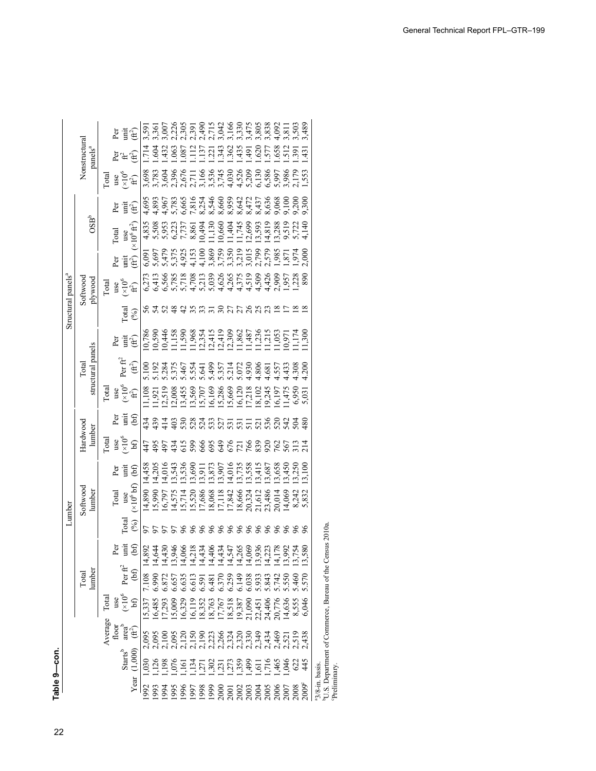**Table 9—con.**

| | | | Lumber | | | | | | | | | Structural panels[a] | | | | | | | | Nonstructural panels[a] | | |
|---|---|---|---|---|---|---|---|---|---|---|---|---|---|---|---|---|---|---|---|---|---|---|
| | | | Total lumber | | | | Softwood lumber | | Hardwood lumber | | Total structural panels | | | | Softwood plywood | | OSB[b] | | Nonstructural panels[a] | | |
| Year | Starts[b] (1,000) | Average floor area[b] (ft²) | Total use (×10⁶ bf) | Per ft² (bf) | Per unit (bf) | Total (%) | Total use (×10⁶ bf) | Per unit (bf) | Total use (×10⁶ bf) | Per unit (bf) | Total use (×10⁶ ft²) | Per ft² (ft²) | Per unit (ft²) | Total (%) | Total use (×10⁶ ft²) | Per unit (ft²) | Total use (×10⁶ ft²) | Per unit (ft²) | Total use (×10⁶ ft²) | Per ft² (ft²) | Per unit (ft²) |
| 1992 | 1,030 | 2,095 | 15,337 | 7.108 | 14,892 | 97 | 14,890 | 14,458 | 447 | 434 | 11,108 | 5.100 | 10,786 | 56 | 6,273 | 6,091 | 4,835 | 4,695 | 3,698 | 1.714 | 3,591 |
| 1993 | 1,126 | 2,095 | 16,485 | 6.990 | 14,644 | 97 | 15,990 | 14,205 | 495 | 439 | 11,921 | 5.192 | 10,590 | 54 | 6,413 | 5,697 | 5,508 | 4,893 | 3,783 | 1.604 | 3,361 |
| 1994 | 1,198 | 2,100 | 17,293 | 6.872 | 14,430 | 97 | 16,797 | 14,016 | 497 | 414 | 12,519 | 5.284 | 10,446 | 52 | 6,566 | 5,479 | 5,953 | 4,967 | 3,604 | 1.432 | 3,007 |
| 1995 | 1,076 | 2,095 | 15,009 | 6.657 | 13,946 | 97 | 14,575 | 13,543 | 434 | 403 | 12,008 | 5.375 | 11,158 | 48 | 5,785 | 5,375 | 6,223 | 5,783 | 2,396 | 1.063 | 2,226 |
| 1996 | 1,161 | 2,120 | 16,329 | 6.635 | 14,066 | 96 | 15,714 | 13,536 | 615 | 530 | 13,455 | 5.467 | 11,590 | 42 | 5,718 | 4,925 | 7,737 | 6,665 | 2,676 | 1.087 | 2,305 |
| 1997 | 1,134 | 2,150 | 16,119 | 6.613 | 14,218 | 96 | 15,520 | 13,690 | 599 | 528 | 13,569 | 5.554 | 11,968 | 35 | 4,708 | 4,153 | 8,861 | 7,816 | 2,711 | 1.112 | 2,391 |
| 1998 | 1,271 | 2,190 | 18,352 | 6.591 | 14,434 | 96 | 17,686 | 13,911 | 666 | 524 | 15,707 | 5.641 | 12,354 | 33 | 5,213 | 4,100 | 10,494 | 8,254 | 3,166 | 1.137 | 2,490 |
| 1999 | 1,302 | 2,223 | 18,763 | 6.481 | 14,406 | 96 | 18,068 | 13,873 | 695 | 533 | 16,169 | 5.499 | 12,415 | 31 | 5,039 | 3,869 | 11,130 | 8,546 | 3,536 | 1.221 | 2,715 |
| 2000 | 1,231 | 2,266 | 17,767 | 6.370 | 14,434 | 96 | 17,118 | 13,907 | 649 | 527 | 15,286 | 5.357 | 12,419 | 30 | 4,626 | 3,759 | 10,660 | 8,660 | 3,745 | 1.343 | 3,042 |
| 2001 | 1,273 | 2,324 | 18,518 | 6.259 | 14,547 | 96 | 17,842 | 14,016 | 676 | 531 | 15,669 | 5.214 | 12,309 | 27 | 4,265 | 3,350 | 11,404 | 8,959 | 4,030 | 1.362 | 3,166 |
| 2002 | 1,359 | 2,320 | 19,387 | 6.149 | 14,265 | 96 | 18,666 | 13,735 | 721 | 531 | 16,120 | 5.072 | 11,862 | 27 | 4,375 | 3,219 | 11,745 | 8,642 | 4,526 | 1.435 | 3,330 |
| 2003 | 1,499 | 2,330 | 21,090 | 6.038 | 14,069 | 96 | 20,324 | 13,558 | 766 | 511 | 17,218 | 4.930 | 11,487 | 26 | 4,519 | 3,015 | 12,699 | 8,472 | 5,209 | 1.491 | 3,475 |
| 2004 | 1,611 | 2,349 | 22,451 | 5.933 | 13,936 | 96 | 21,612 | 13,415 | 839 | 521 | 18,102 | 4.806 | 11,236 | 25 | 4,509 | 2,799 | 13,593 | 8,437 | 6,130 | 1.620 | 3,805 |
| 2005 | 1,716 | 2,434 | 24,406 | 5.843 | 14,223 | 96 | 23,486 | 13,687 | 920 | 536 | 19,245 | 4.681 | 11,215 | 23 | 4,426 | 2,579 | 14,819 | 8,636 | 6,586 | 1.577 | 3,838 |
| 2006 | 1,465 | 2,469 | 20,776 | 5.742 | 14,178 | 96 | 20,014 | 13,658 | 762 | 520 | 16,197 | 4.557 | 11,053 | 18 | 2,909 | 1,985 | 13,288 | 9,068 | 5,997 | 1.658 | 4,092 |
| 2007 | 1,046 | 2,521 | 14,636 | 5.550 | 13,992 | 96 | 14,069 | 13,450 | 567 | 542 | 11,475 | 4.433 | 10,971 | 17 | 1,957 | 1,871 | 9,519 | 9,100 | 3,986 | 1.512 | 3,811 |
| 2008 | 622 | 2,519 | 8,555 | 5.460 | 13,754 | 96 | 8,242 | 13,250 | 313 | 504 | 6,950 | 4.308 | 11,174 | 18 | 1,228 | 1,974 | 5,722 | 9,200 | 2,179 | 1.391 | 3,503 |
| 2009[c] | 445 | 2,438 | 6,046 | 5.570 | 13,580 | 96 | 5,832 | 13,100 | 214 | 480 | 5,031 | 4.200 | 11,300 | 18 | 890 | 2,000 | 4,140 | 9,300 | 1,553 | 1.431 | 3,489 |

[a]3/8-in. basis.
[b]U.S. Department of Commerce, Bureau of the Census 2010a.
[c]Preliminary.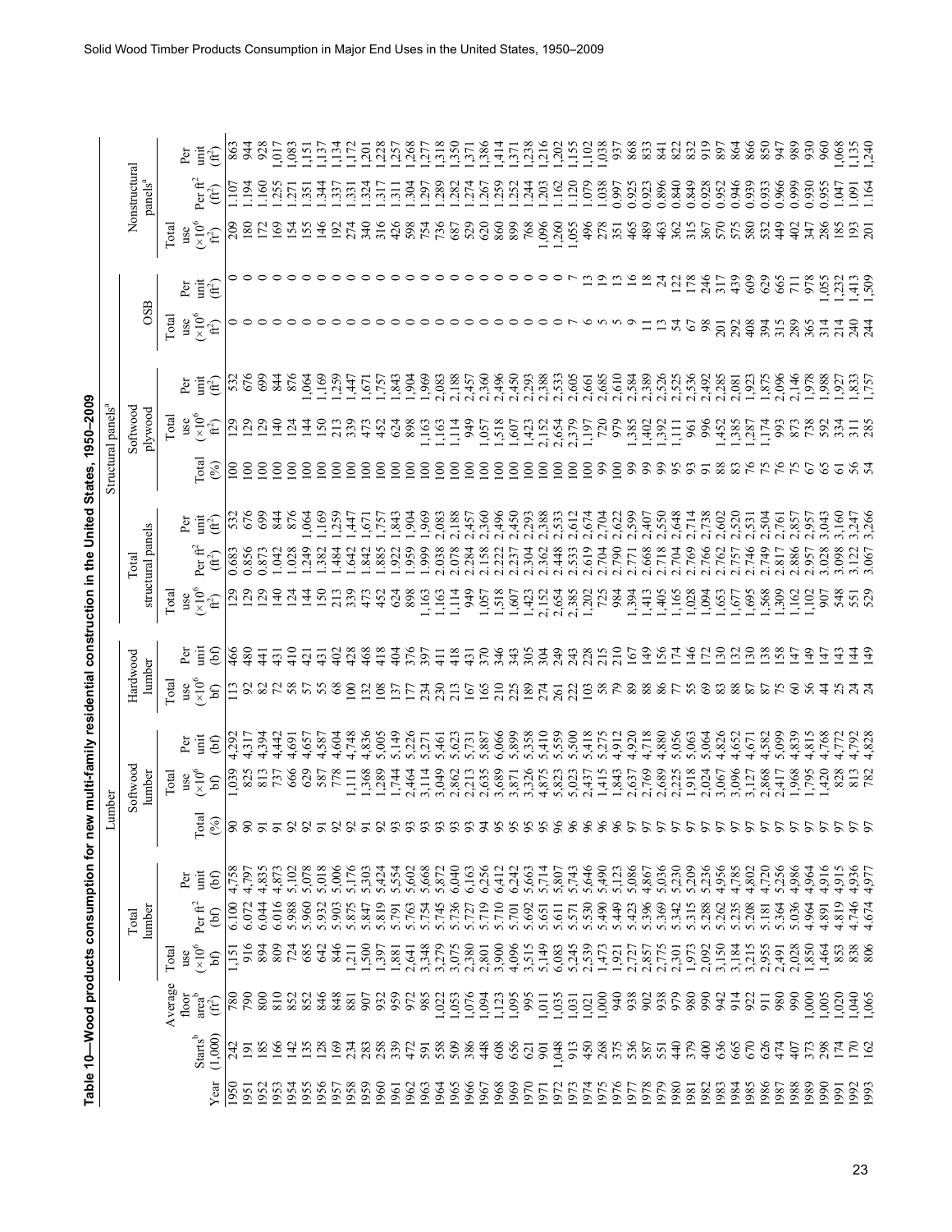**Table 10—Wood products consumption for new multi-family residential construction in the United States, 1950–2009**

| | | | Lumber | | | | | | | | Structural panels[a] | | | | | | | | Nonstructural panels[a] | | |
|---|---|---|---|---|---|---|---|---|---|---|---|---|---|---|---|---|---|---|---|---|---|
| | | | Total lumber | | | Softwood lumber | | | Hardwood lumber | | Total structural panels | | | Softwood plywood | | | OSB | | | | |
| Year | Starts[b] (1,000) | Average floor area[b] (ft²) | Total use (×10⁶ bf) | Per ft² (bf) | Per unit (bf) | Total (%) | Total use (×10⁶ bf) | Per unit (bf) | Total use (×10⁶ bf) | Per unit (bf) | Total use (×10⁶ ft²) | Per ft² (ft²) | Per unit (ft²) | Total (%) | Total use (×10⁶ ft²) | Per unit (ft²) | Total use (×10⁶ ft²) | Per unit (ft²) | Total use (×10⁶ ft²) | Per ft² (ft²) | Per unit (ft²) |
| 1950 | 242 | 780 | 1,151 | 6.100 | 4,758 | 90 | 1,039 | 4,292 | 113 | 466 | 129 | 0.683 | 532 | 100 | 129 | 532 | 0 | 0 | 209 | 1.107 | 863 |
| 1951 | 191 | 790 | 916 | 6.072 | 4,797 | 90 | 825 | 4,317 | 92 | 480 | 129 | 0.856 | 676 | 100 | 129 | 676 | 0 | 0 | 180 | 1.194 | 944 |
| 1952 | 185 | 800 | 894 | 6.044 | 4,835 | 91 | 813 | 4,394 | 82 | 441 | 129 | 0.873 | 699 | 100 | 129 | 699 | 0 | 0 | 172 | 1.160 | 928 |
| 1953 | 166 | 810 | 809 | 6.016 | 4,873 | 91 | 737 | 4,442 | 72 | 431 | 140 | 1.042 | 844 | 100 | 140 | 844 | 0 | 0 | 169 | 1.255 | 1,017 |
| 1954 | 142 | 852 | 724 | 5.988 | 5,102 | 92 | 666 | 4,691 | 58 | 410 | 124 | 1.028 | 876 | 100 | 124 | 876 | 0 | 0 | 154 | 1.271 | 1,083 |
| 1955 | 135 | 852 | 685 | 5.960 | 5,078 | 92 | 629 | 4,657 | 57 | 421 | 144 | 1.249 | 1,064 | 100 | 144 | 1,064 | 0 | 0 | 155 | 1.351 | 1,151 |
| 1956 | 128 | 846 | 642 | 5.932 | 5,018 | 91 | 587 | 4,587 | 55 | 431 | 150 | 1.382 | 1,169 | 100 | 150 | 1,169 | 0 | 0 | 146 | 1.344 | 1,137 |
| 1957 | 169 | 848 | 846 | 5.903 | 5,006 | 92 | 778 | 4,604 | 68 | 402 | 213 | 1.484 | 1,259 | 100 | 213 | 1,259 | 0 | 0 | 192 | 1.337 | 1,134 |
| 1958 | 234 | 881 | 1,211 | 5.875 | 5,176 | 92 | 1,111 | 4,748 | 100 | 428 | 339 | 1.642 | 1,447 | 100 | 339 | 1,447 | 0 | 0 | 274 | 1.331 | 1,172 |
| 1959 | 283 | 907 | 1,500 | 5.847 | 5,303 | 91 | 1,368 | 4,836 | 132 | 468 | 473 | 1.842 | 1,671 | 100 | 473 | 1,671 | 0 | 0 | 340 | 1.324 | 1,201 |
| 1960 | 258 | 932 | 1,397 | 5.819 | 5,424 | 92 | 1,289 | 5,005 | 108 | 418 | 452 | 1.885 | 1,757 | 100 | 452 | 1,757 | 0 | 0 | 316 | 1.317 | 1,228 |
| 1961 | 339 | 959 | 1,881 | 5.791 | 5,554 | 93 | 1,744 | 5,149 | 137 | 404 | 624 | 1.922 | 1,843 | 100 | 624 | 1,843 | 0 | 0 | 426 | 1.311 | 1,257 |
| 1962 | 472 | 972 | 2,641 | 5.763 | 5,602 | 93 | 2,464 | 5,226 | 177 | 376 | 898 | 1.959 | 1,904 | 100 | 898 | 1,904 | 0 | 0 | 598 | 1.304 | 1,268 |
| 1963 | 591 | 985 | 3,348 | 5.754 | 5,668 | 93 | 3,114 | 5,271 | 234 | 397 | 1,163 | 1.999 | 1,969 | 100 | 1,163 | 1,969 | 0 | 0 | 754 | 1.297 | 1,277 |
| 1964 | 558 | 1,022 | 3,279 | 5.745 | 5,872 | 93 | 3,049 | 5,461 | 230 | 411 | 1,163 | 2.038 | 2,083 | 100 | 1,163 | 2,083 | 0 | 0 | 736 | 1.289 | 1,318 |
| 1965 | 509 | 1,053 | 3,075 | 5.736 | 6,040 | 93 | 2,862 | 5,623 | 213 | 418 | 1,114 | 2.078 | 2,188 | 100 | 1,114 | 2,188 | 0 | 0 | 687 | 1.282 | 1,350 |
| 1966 | 386 | 1,076 | 2,380 | 5.727 | 6,163 | 93 | 2,213 | 5,731 | 167 | 431 | 949 | 2.284 | 2,457 | 100 | 949 | 2,457 | 0 | 0 | 529 | 1.274 | 1,371 |
| 1967 | 448 | 1,094 | 2,801 | 5.719 | 6,256 | 94 | 2,635 | 5,887 | 165 | 370 | 1,057 | 2.158 | 2,360 | 100 | 1,057 | 2,360 | 0 | 0 | 620 | 1.267 | 1,386 |
| 1968 | 608 | 1,123 | 3,900 | 5.710 | 6,412 | 95 | 3,689 | 6,066 | 210 | 346 | 1,518 | 2.222 | 2,496 | 100 | 1,518 | 2,496 | 0 | 0 | 860 | 1.259 | 1,414 |
| 1969 | 656 | 1,095 | 4,096 | 5.701 | 6,242 | 95 | 3,871 | 5,899 | 225 | 343 | 1,607 | 2.237 | 2,450 | 100 | 1,607 | 2,450 | 0 | 0 | 899 | 1.252 | 1,371 |
| 1970 | 621 | 995 | 3,515 | 5.692 | 5,663 | 95 | 3,326 | 5,358 | 189 | 305 | 1,423 | 2.304 | 2,293 | 100 | 1,423 | 2,293 | 0 | 0 | 768 | 1.244 | 1,238 |
| 1971 | 901 | 1,011 | 5,149 | 5.651 | 5,714 | 95 | 4,875 | 5,410 | 274 | 304 | 2,152 | 2.362 | 2,388 | 100 | 2,152 | 2,388 | 0 | 0 | 1,096 | 1.203 | 1,216 |
| 1972 | 1,048 | 1,035 | 6,083 | 5.611 | 5,807 | 96 | 5,823 | 5,559 | 261 | 249 | 2,654 | 2.448 | 2,533 | 100 | 2,654 | 2,533 | 0 | 0 | 1,260 | 1.162 | 1,202 |
| 1973 | 913 | 1,031 | 5,245 | 5.571 | 5,743 | 96 | 5,023 | 5,500 | 222 | 243 | 2,385 | 2.533 | 2,612 | 100 | 2,379 | 2,605 | 7 | 7 | 1,055 | 1.120 | 1,155 |
| 1974 | 450 | 1,021 | 2,539 | 5.530 | 5,646 | 96 | 2,437 | 5,418 | 103 | 228 | 1,202 | 2.619 | 2,674 | 100 | 1,197 | 2,661 | 6 | 13 | 496 | 1.079 | 1,102 |
| 1975 | 268 | 1,000 | 1,473 | 5.490 | 5,490 | 96 | 1,415 | 5,275 | 58 | 215 | 725 | 2.704 | 2,704 | 99 | 720 | 2,685 | 5 | 19 | 278 | 1.038 | 1,038 |
| 1976 | 375 | 940 | 1,921 | 5.449 | 5,123 | 96 | 1,843 | 4,912 | 79 | 210 | 984 | 2.790 | 2,622 | 100 | 979 | 2,610 | 5 | 13 | 351 | 0.997 | 937 |
| 1977 | 536 | 938 | 2,727 | 5.423 | 5,086 | 97 | 2,637 | 4,920 | 89 | 167 | 1,394 | 2.771 | 2,599 | 99 | 1,385 | 2,584 | 9 | 16 | 465 | 0.925 | 868 |
| 1978 | 587 | 902 | 2,857 | 5.396 | 4,867 | 97 | 2,769 | 4,718 | 88 | 149 | 1,413 | 2.668 | 2,407 | 99 | 1,402 | 2,389 | 11 | 18 | 489 | 0.923 | 833 |
| 1979 | 551 | 938 | 2,775 | 5.369 | 5,036 | 97 | 2,689 | 4,880 | 86 | 156 | 1,405 | 2.718 | 2,550 | 99 | 1,392 | 2,526 | 13 | 24 | 463 | 0.896 | 841 |
| 1980 | 440 | 979 | 2,301 | 5.342 | 5,230 | 97 | 2,225 | 5,056 | 77 | 174 | 1,165 | 2.704 | 2,648 | 95 | 1,111 | 2,525 | 54 | 122 | 362 | 0.840 | 822 |
| 1981 | 379 | 980 | 1,973 | 5.315 | 5,209 | 97 | 1,918 | 5,063 | 55 | 146 | 1,028 | 2.769 | 2,714 | 93 | 961 | 2,536 | 67 | 178 | 315 | 0.849 | 832 |
| 1982 | 400 | 990 | 2,092 | 5.288 | 5,236 | 97 | 2,024 | 5,064 | 69 | 172 | 1,094 | 2.766 | 2,738 | 91 | 996 | 2,492 | 98 | 246 | 367 | 0.928 | 919 |
| 1983 | 636 | 942 | 3,150 | 5.262 | 4,956 | 97 | 3,067 | 4,826 | 83 | 130 | 1,653 | 2.762 | 2,602 | 88 | 1,452 | 2,285 | 201 | 317 | 570 | 0.952 | 897 |
| 1984 | 665 | 914 | 3,184 | 5.235 | 4,785 | 97 | 3,096 | 4,652 | 88 | 132 | 1,677 | 2.757 | 2,520 | 83 | 1,385 | 2,081 | 292 | 439 | 575 | 0.946 | 864 |
| 1985 | 670 | 922 | 3,215 | 5.208 | 4,802 | 97 | 3,127 | 4,671 | 87 | 130 | 1,695 | 2.746 | 2,531 | 76 | 1,287 | 1,923 | 408 | 609 | 580 | 0.939 | 866 |
| 1986 | 626 | 911 | 2,955 | 5.181 | 4,720 | 97 | 2,868 | 4,582 | 87 | 138 | 1,568 | 2.749 | 2,504 | 75 | 1,174 | 1,875 | 394 | 629 | 532 | 0.933 | 850 |
| 1987 | 474 | 980 | 2,491 | 5.364 | 5,256 | 97 | 2,417 | 5,099 | 75 | 158 | 1,309 | 2.817 | 2,761 | 76 | 993 | 2,096 | 315 | 665 | 449 | 0.966 | 947 |
| 1988 | 407 | 990 | 2,028 | 5.036 | 4,986 | 97 | 1,968 | 4,839 | 60 | 147 | 1,162 | 2.886 | 2,857 | 75 | 873 | 2,146 | 289 | 711 | 402 | 0.999 | 989 |
| 1989 | 373 | 1,000 | 1,850 | 4.964 | 4,964 | 97 | 1,795 | 4,815 | 56 | 149 | 1,102 | 2.957 | 2,957 | 67 | 738 | 1,978 | 365 | 978 | 347 | 0.930 | 930 |
| 1990 | 298 | 1,005 | 1,464 | 4.891 | 4,916 | 97 | 1,420 | 4,768 | 44 | 147 | 907 | 3.028 | 3,043 | 65 | 592 | 1,988 | 314 | 1,055 | 286 | 0.955 | 960 |
| 1991 | 174 | 1,020 | 853 | 4.819 | 4,915 | 97 | 828 | 4,772 | 25 | 143 | 548 | 3.098 | 3,160 | 61 | 334 | 1,927 | 214 | 1,232 | 185 | 1.047 | 1,068 |
| 1992 | 170 | 1,040 | 838 | 4.746 | 4,936 | 97 | 813 | 4,792 | 24 | 144 | 551 | 3.122 | 3,247 | 56 | 311 | 1,833 | 240 | 1,413 | 193 | 1.091 | 1,135 |
| 1993 | 162 | 1,065 | 806 | 4.674 | 4,977 | 97 | 782 | 4,828 | 24 | 149 | 529 | 3.067 | 3,266 | 54 | 285 | 1,757 | 244 | 1,509 | 201 | 1.164 | 1,240 |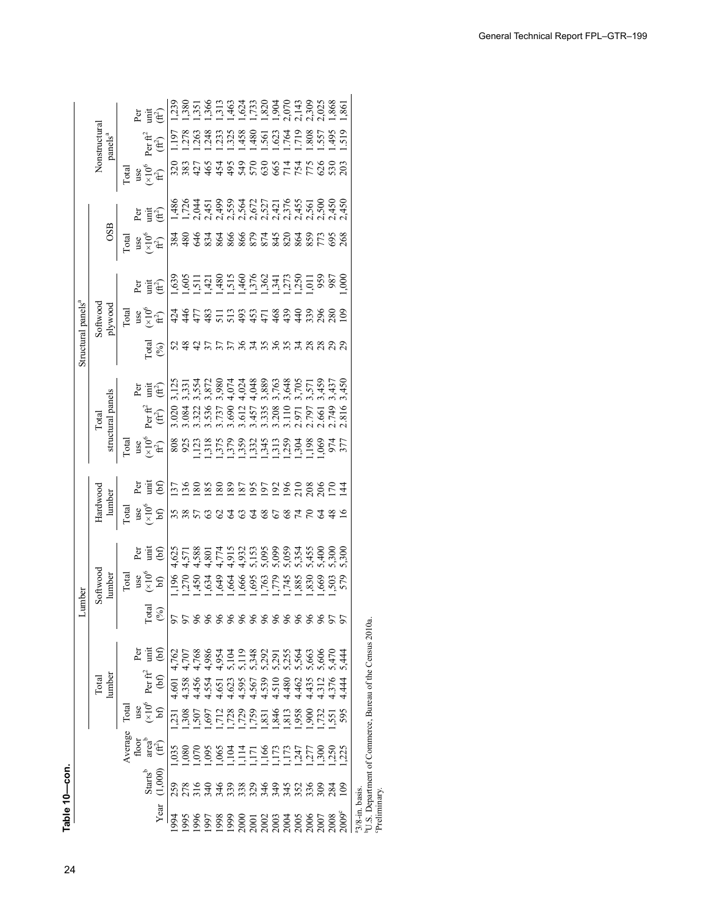**Table 10—con.**

| | | | Lumber | | | | | | | | | Structural panels[a] | | | | | | | | | | | |
|---|---|---|---|---|---|---|---|---|---|---|---|---|---|---|---|---|---|---|---|---|---|---|---|
| | | | Total lumber | | | Softwood lumber | | | Hardwood lumber | | Total structural panels | | | Softwood plywood | | | OSB | | Nonstructural panels[a] | | |
| Year | Starts[b] (1,000) | Average floor area[b] (ft²) | Total use (×10⁶ bf) | Per ft² (bf) | Per unit (bf) | Total (%) | Total use (×10⁶ bf) | Per unit (bf) | Total use (×10⁶ bf) | Per unit (bf) | Total use (×10⁶ ft²) | Per ft² (ft²) | Per unit (ft²) | Total (%) | Total use (×10⁶ ft²) | Per unit (ft²) | Total use (×10⁶ ft²) | Per unit (ft²) | Total use (×10⁶ ft²) | Per ft² (ft²) | Per unit (ft²) |
| 1994 | 259 | 1,035 | 1,231 | 4.601 | 4,762 | 97 | 1,196 | 4,625 | 35 | 137 | 808 | 3.020 | 3,125 | 52 | 424 | 1,639 | 384 | 1,486 | 320 | 1.197 | 1,239 |
| 1995 | 278 | 1,080 | 1,308 | 4.358 | 4,707 | 97 | 1,270 | 4,571 | 38 | 136 | 925 | 3.084 | 3,331 | 48 | 446 | 1,605 | 480 | 1,726 | 383 | 1.278 | 1,380 |
| 1996 | 316 | 1,070 | 1,507 | 4.456 | 4,768 | 96 | 1,450 | 4,588 | 57 | 180 | 1,123 | 3.322 | 3,554 | 42 | 477 | 1,511 | 646 | 2,044 | 427 | 1.263 | 1,351 |
| 1997 | 340 | 1,095 | 1,697 | 4.554 | 4,986 | 96 | 1,634 | 4,801 | 63 | 185 | 1,318 | 3.536 | 3,872 | 37 | 483 | 1,421 | 834 | 2,451 | 465 | 1.248 | 1,366 |
| 1998 | 346 | 1,065 | 1,712 | 4.651 | 4,954 | 96 | 1,649 | 4,774 | 62 | 180 | 1,375 | 3.737 | 3,980 | 37 | 511 | 1,480 | 864 | 2,499 | 454 | 1.233 | 1,313 |
| 1999 | 339 | 1,104 | 1,728 | 4.623 | 5,104 | 96 | 1,664 | 4,915 | 64 | 189 | 1,379 | 3.690 | 4,074 | 37 | 513 | 1,515 | 866 | 2,559 | 495 | 1.325 | 1,463 |
| 2000 | 338 | 1,114 | 1,729 | 4.595 | 5,119 | 96 | 1,666 | 4,932 | 63 | 187 | 1,359 | 3.612 | 4,024 | 36 | 493 | 1,460 | 866 | 2,564 | 549 | 1.458 | 1,624 |
| 2001 | 329 | 1,171 | 1,759 | 4.567 | 5,348 | 96 | 1,695 | 5,153 | 64 | 195 | 1,332 | 3.457 | 4,048 | 34 | 453 | 1,376 | 879 | 2,672 | 570 | 1.480 | 1,733 |
| 2002 | 346 | 1,166 | 1,831 | 4.539 | 5,292 | 96 | 1,763 | 5,095 | 68 | 197 | 1,345 | 3.335 | 3,889 | 35 | 471 | 1,362 | 874 | 2,527 | 630 | 1.561 | 1,820 |
| 2003 | 349 | 1,173 | 1,846 | 4.510 | 5,291 | 96 | 1,779 | 5,099 | 67 | 192 | 1,313 | 3.208 | 3,763 | 36 | 468 | 1,341 | 845 | 2,421 | 665 | 1.623 | 1,904 |
| 2004 | 345 | 1,173 | 1,813 | 4.480 | 5,255 | 96 | 1,745 | 5,059 | 68 | 196 | 1,259 | 3.110 | 3,648 | 35 | 439 | 1,273 | 820 | 2,376 | 714 | 1.764 | 2,070 |
| 2005 | 352 | 1,247 | 1,958 | 4.462 | 5,564 | 96 | 1,885 | 5,354 | 74 | 210 | 1,304 | 2.971 | 3,705 | 34 | 440 | 1,250 | 864 | 2,455 | 754 | 1.719 | 2,143 |
| 2006 | 336 | 1,277 | 1,900 | 4.435 | 5,663 | 96 | 1,830 | 5,455 | 70 | 208 | 1,198 | 2.797 | 3,571 | 28 | 339 | 1,011 | 859 | 2,561 | 775 | 1.808 | 2,309 |
| 2007 | 309 | 1,300 | 1,732 | 4.312 | 5,606 | 96 | 1,669 | 5,400 | 64 | 206 | 1,069 | 2.661 | 3,459 | 28 | 296 | 959 | 773 | 2,500 | 626 | 1.557 | 2,025 |
| 2008 | 284 | 1,250 | 1,551 | 4.376 | 5,470 | 97 | 1,503 | 5,300 | 48 | 170 | 974 | 2.749 | 3,437 | 29 | 280 | 987 | 695 | 2,450 | 530 | 1.495 | 1,868 |
| 2009[c] | 109 | 1,225 | 595 | 4.444 | 5,444 | 97 | 579 | 5,300 | 16 | 144 | 377 | 2.816 | 3,450 | 29 | 109 | 1,000 | 268 | 2,450 | 203 | 1.519 | 1,861 |

[a]3/8-in. basis.
[b]U.S. Department of Commerce, Bureau of the Census 2010a.
[c]Preliminary.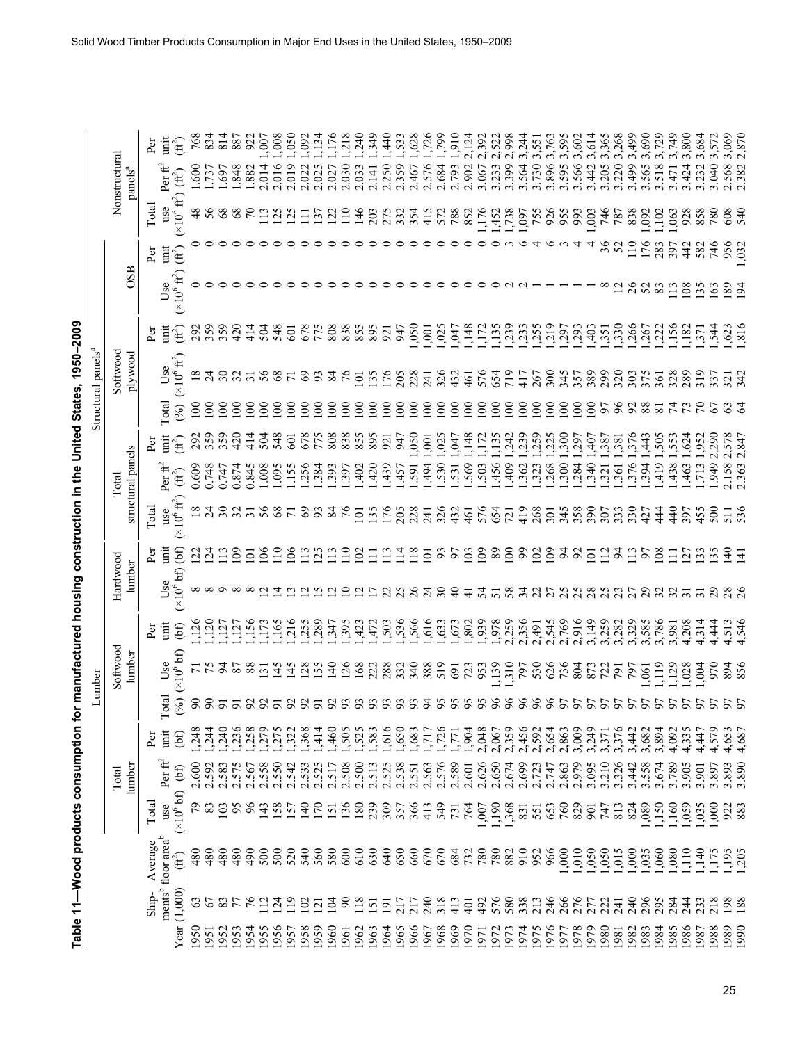**Table 11—Wood products consumption for manufactured housing construction in the United States, 1950–2009**

| Year | Shipments[b] (1,000) | Average floor area[b] (ft²) | Total lumber: Total use (×10⁶ bf) | Total lumber: Per ft² (bf) | Total lumber: Per unit (bf) | Softwood lumber: Total (%) | Softwood lumber: Use (×10⁶ bf) | Softwood lumber: Per unit (bf) | Hardwood lumber: Use (×10⁶ bf) | Hardwood lumber: Per unit (bf) | Total structural panels: Total use (×10⁶ ft²) | Total structural panels: Per ft² (ft²) | Total structural panels: Per unit (ft²) | Softwood plywood: Total (%) | Softwood plywood: Use (×10⁶ ft²) | Softwood plywood: Per unit (ft²) | OSB: Use (×10⁶ ft²) | OSB: Per unit (ft²) | Nonstructural panels[a]: Total use (×10⁶ ft²) | Nonstructural panels[a]: Per ft² (ft²) | Nonstructural panels[a]: Per unit (ft²) |
|---|---|---|---|---|---|---|---|---|---|---|---|---|---|---|---|---|---|---|---|---|---|
| 1950 | 63 | 480 | 79 | 2.600 | 1,248 | 90 | 71 | 1,126 | 8 | 122 | 18 | 0.609 | 292 | 100 | 18 | 292 | 0 | 0 | 48 | 1.600 | 768 |
| 1951 | 67 | 480 | 83 | 2.592 | 1,244 | 90 | 75 | 1,120 | 8 | 124 | 24 | 0.748 | 359 | 100 | 24 | 359 | 0 | 0 | 56 | 1.737 | 834 |
| 1952 | 83 | 480 | 103 | 2.583 | 1,240 | 91 | 94 | 1,127 | 9 | 113 | 30 | 0.747 | 359 | 100 | 30 | 359 | 0 | 0 | 68 | 1.697 | 814 |
| 1953 | 77 | 480 | 95 | 2.575 | 1,236 | 91 | 87 | 1,127 | 8 | 109 | 32 | 0.874 | 420 | 100 | 32 | 420 | 0 | 0 | 68 | 1.848 | 887 |
| 1954 | 76 | 490 | 96 | 2.567 | 1,258 | 92 | 88 | 1,156 | 8 | 101 | 31 | 0.845 | 414 | 100 | 31 | 414 | 0 | 0 | 70 | 1.882 | 922 |
| 1955 | 112 | 500 | 143 | 2.558 | 1,279 | 92 | 131 | 1,173 | 12 | 106 | 56 | 1.008 | 504 | 100 | 56 | 504 | 0 | 0 | 113 | 2.014 | 1,007 |
| 1956 | 124 | 500 | 158 | 2.550 | 1,275 | 91 | 145 | 1,165 | 14 | 110 | 68 | 1.095 | 548 | 100 | 68 | 548 | 0 | 0 | 125 | 2.016 | 1,008 |
| 1957 | 119 | 520 | 157 | 2.542 | 1,322 | 92 | 145 | 1,216 | 13 | 106 | 71 | 1.155 | 601 | 100 | 71 | 601 | 0 | 0 | 125 | 2.019 | 1,050 |
| 1958 | 102 | 540 | 140 | 2.533 | 1,368 | 92 | 128 | 1,255 | 12 | 113 | 69 | 1.256 | 678 | 100 | 69 | 678 | 0 | 0 | 111 | 2.022 | 1,092 |
| 1959 | 121 | 560 | 170 | 2.525 | 1,414 | 91 | 155 | 1,289 | 15 | 125 | 93 | 1.384 | 775 | 100 | 93 | 775 | 0 | 0 | 137 | 2.025 | 1,134 |
| 1960 | 104 | 580 | 151 | 2.517 | 1,460 | 92 | 140 | 1,347 | 12 | 113 | 84 | 1.393 | 808 | 100 | 84 | 808 | 0 | 0 | 122 | 2.027 | 1,176 |
| 1961 | 90 | 600 | 136 | 2.508 | 1,505 | 93 | 126 | 1,395 | 10 | 110 | 76 | 1.397 | 838 | 100 | 76 | 838 | 0 | 0 | 110 | 2.030 | 1,218 |
| 1962 | 118 | 610 | 180 | 2.500 | 1,525 | 93 | 168 | 1,423 | 12 | 102 | 101 | 1.402 | 855 | 100 | 101 | 855 | 0 | 0 | 146 | 2.033 | 1,240 |
| 1963 | 151 | 630 | 239 | 2.513 | 1,583 | 93 | 222 | 1,472 | 17 | 111 | 135 | 1.420 | 895 | 100 | 135 | 895 | 0 | 0 | 203 | 2.141 | 1,349 |
| 1964 | 191 | 640 | 309 | 2.525 | 1,616 | 93 | 288 | 1,503 | 22 | 113 | 176 | 1.439 | 921 | 100 | 176 | 921 | 0 | 0 | 275 | 2.250 | 1,440 |
| 1965 | 217 | 650 | 357 | 2.538 | 1,650 | 93 | 332 | 1,536 | 25 | 114 | 205 | 1.457 | 947 | 100 | 205 | 947 | 0 | 0 | 332 | 2.359 | 1,533 |
| 1966 | 217 | 660 | 366 | 2.551 | 1,683 | 93 | 340 | 1,566 | 26 | 118 | 228 | 1.591 | 1,050 | 100 | 228 | 1,050 | 0 | 0 | 354 | 2.467 | 1,628 |
| 1967 | 240 | 670 | 413 | 2.563 | 1,717 | 94 | 388 | 1,616 | 24 | 101 | 241 | 1.494 | 1,001 | 100 | 241 | 1,001 | 0 | 0 | 415 | 2.576 | 1,726 |
| 1968 | 318 | 670 | 549 | 2.576 | 1,726 | 95 | 519 | 1,633 | 30 | 93 | 326 | 1.530 | 1,025 | 100 | 326 | 1,025 | 0 | 0 | 572 | 2.684 | 1,799 |
| 1969 | 413 | 684 | 731 | 2.589 | 1,771 | 95 | 691 | 1,673 | 40 | 97 | 432 | 1.531 | 1,047 | 100 | 432 | 1,047 | 0 | 0 | 788 | 2.793 | 1,910 |
| 1970 | 401 | 732 | 764 | 2.601 | 1,904 | 95 | 723 | 1,802 | 41 | 103 | 461 | 1.569 | 1,148 | 100 | 461 | 1,148 | 0 | 0 | 852 | 2.902 | 2,124 |
| 1971 | 492 | 780 | 1,007 | 2.626 | 2,048 | 95 | 953 | 1,939 | 54 | 109 | 576 | 1.503 | 1,172 | 100 | 576 | 1,172 | 0 | 0 | 1,176 | 3.067 | 2,392 |
| 1972 | 576 | 780 | 1,190 | 2.650 | 2,067 | 96 | 1,139 | 1,978 | 51 | 89 | 654 | 1.456 | 1,135 | 100 | 654 | 1,135 | 0 | 0 | 1,452 | 3.233 | 2,522 |
| 1973 | 580 | 882 | 1,368 | 2.674 | 2,359 | 96 | 1,310 | 2,259 | 58 | 100 | 721 | 1.409 | 1,242 | 100 | 719 | 1,239 | 2 | 3 | 1,738 | 3.399 | 2,998 |
| 1974 | 338 | 910 | 831 | 2.699 | 2,456 | 96 | 797 | 2,356 | 34 | 99 | 419 | 1.362 | 1,239 | 100 | 417 | 1,233 | 2 | 6 | 1,097 | 3.564 | 3,244 |
| 1975 | 213 | 952 | 551 | 2.723 | 2,592 | 96 | 530 | 2,491 | 22 | 102 | 268 | 1.323 | 1,259 | 100 | 267 | 1,255 | 1 | 4 | 755 | 3.730 | 3,551 |
| 1976 | 246 | 966 | 653 | 2.747 | 2,654 | 96 | 626 | 2,545 | 27 | 109 | 301 | 1.268 | 1,225 | 100 | 300 | 1,219 | 1 | 6 | 926 | 3.896 | 3,763 |
| 1977 | 266 | 1,000 | 760 | 2.863 | 2,863 | 97 | 736 | 2,769 | 25 | 94 | 345 | 1.300 | 1,300 | 100 | 345 | 1,297 | 1 | 3 | 955 | 3.595 | 3,595 |
| 1978 | 276 | 1,010 | 829 | 2.979 | 3,009 | 97 | 804 | 2,916 | 25 | 92 | 358 | 1.284 | 1,297 | 100 | 357 | 1,293 | 1 | 4 | 993 | 3.566 | 3,602 |
| 1979 | 277 | 1,050 | 901 | 3.095 | 3,249 | 97 | 873 | 3,149 | 28 | 101 | 390 | 1.340 | 1,407 | 100 | 389 | 1,403 | 1 | 4 | 1,003 | 3.442 | 3,614 |
| 1980 | 222 | 1,050 | 747 | 3.210 | 3,371 | 97 | 722 | 3,259 | 25 | 112 | 307 | 1.321 | 1,387 | 97 | 299 | 1,351 | 8 | 36 | 746 | 3.205 | 3,365 |
| 1981 | 241 | 1,015 | 813 | 3.326 | 3,376 | 97 | 791 | 3,282 | 23 | 94 | 333 | 1.361 | 1,381 | 96 | 320 | 1,330 | 12 | 52 | 787 | 3.220 | 3,268 |
| 1982 | 240 | 1,000 | 824 | 3.442 | 3,442 | 97 | 797 | 3,329 | 27 | 113 | 330 | 1.376 | 1,376 | 92 | 303 | 1,266 | 26 | 110 | 838 | 3.499 | 3,499 |
| 1983 | 296 | 1,035 | 1,089 | 3.558 | 3,682 | 97 | 1,061 | 3,585 | 29 | 97 | 427 | 1.394 | 1,443 | 88 | 375 | 1,267 | 52 | 176 | 1,092 | 3.565 | 3,690 |
| 1984 | 295 | 1,060 | 1,150 | 3.674 | 3,894 | 97 | 1,119 | 3,786 | 32 | 108 | 444 | 1.419 | 1,505 | 81 | 361 | 1,222 | 83 | 283 | 1,102 | 3.518 | 3,729 |
| 1985 | 284 | 1,080 | 1,160 | 3.789 | 4,092 | 97 | 1,129 | 3,981 | 32 | 111 | 440 | 1.438 | 1,553 | 74 | 328 | 1,156 | 113 | 397 | 1,063 | 3.471 | 3,749 |
| 1986 | 244 | 1,110 | 1,059 | 3.905 | 4,335 | 97 | 1,028 | 4,208 | 31 | 127 | 397 | 1.463 | 1,624 | 73 | 289 | 1,182 | 108 | 442 | 928 | 3.424 | 3,800 |
| 1987 | 233 | 1,140 | 1,035 | 3.901 | 4,447 | 97 | 1,004 | 4,314 | 31 | 133 | 455 | 1.713 | 1,952 | 70 | 319 | 1,371 | 135 | 582 | 858 | 3.232 | 3,684 |
| 1988 | 218 | 1,175 | 1,000 | 3.897 | 4,579 | 97 | 970 | 4,444 | 29 | 135 | 500 | 1.949 | 2,290 | 67 | 337 | 1,544 | 163 | 746 | 780 | 3.040 | 3,572 |
| 1989 | 198 | 1,195 | 922 | 3.893 | 4,653 | 97 | 894 | 4,513 | 28 | 140 | 511 | 2.158 | 2,578 | 63 | 321 | 1,623 | 189 | 956 | 608 | 2.568 | 3,069 |
| 1990 | 188 | 1,205 | 883 | 3.890 | 4,687 | 97 | 856 | 4,546 | 26 | 141 | 536 | 2.363 | 2,847 | 64 | 342 | 1,816 | 194 | 1,032 | 540 | 2.382 | 2,870 |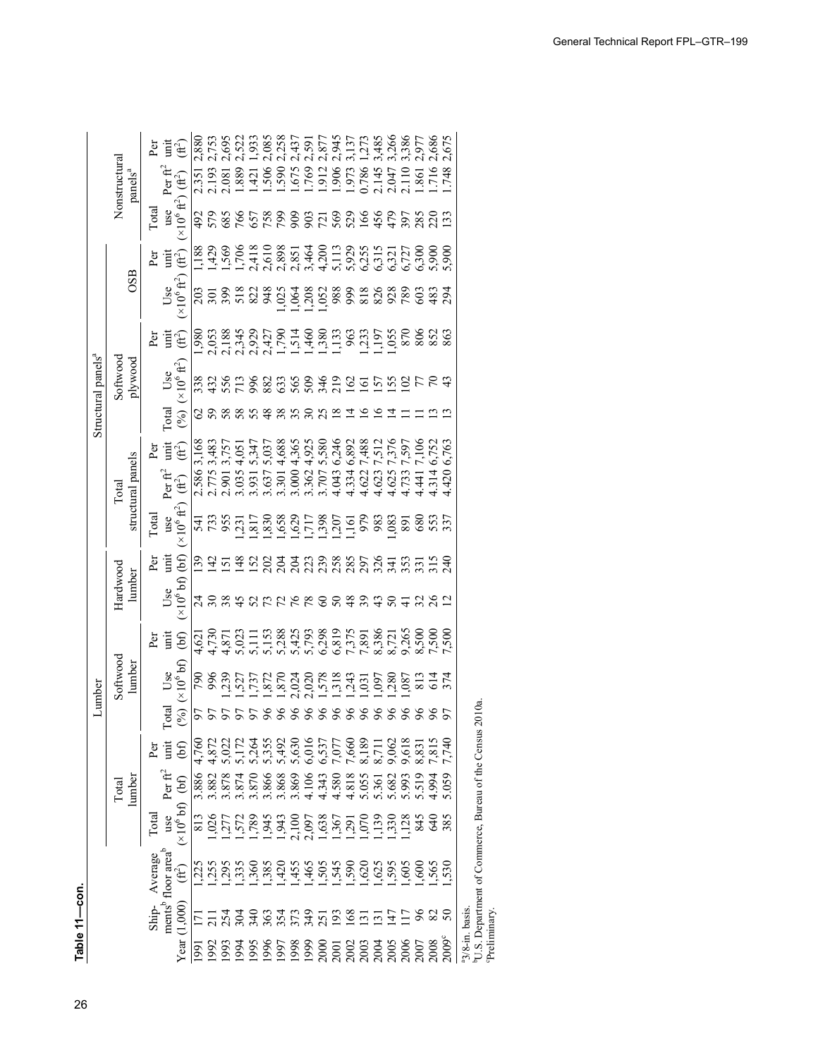**Table 11—con.**

| | | | Lumber | | | | | | | | | Structural panels[a] | | | | | | | | | |
|---|---|---|---|---|---|---|---|---|---|---|---|---|---|---|---|---|---|---|---|---|---|
| | | | Total lumber | | | Softwood lumber | | | Hardwood lumber | | Total structural panels | | | Softwood plywood | | | OSB | | Nonstructural panels[a] | | |
| Year | Ship-ments[b] (1,000) | Average floor area[b] (ft²) | Total use (×10⁶ bf) | Per ft² (bf) | Per unit (bf) | Total (%) | Use (×10⁶ bf) | Per unit (bf) | Use (×10⁶ bf) | Per unit (bf) | Total use (×10⁶ ft²) | Per ft² (ft²) | Per unit (ft²) | Total (%) | Use (×10⁶ ft²) | Per unit (ft²) | Use (×10⁶ ft²) | Per unit (ft²) | Total use (×10⁶ ft²) | Per ft² (ft²) | Per unit (ft²) |
| 1991 | 171 | 1,225 | 813 | 3.886 | 4,760 | 97 | 790 | 4,621 | 24 | 139 | 541 | 2.586 | 3,168 | 62 | 338 | 1,980 | 203 | 1,188 | 492 | 2.351 | 2,880 |
| 1992 | 211 | 1,255 | 1,026 | 3.882 | 4,872 | 97 | 996 | 4,730 | 30 | 142 | 733 | 2.775 | 3,483 | 59 | 432 | 2,053 | 301 | 1,429 | 579 | 2.193 | 2,753 |
| 1993 | 254 | 1,295 | 1,277 | 3.878 | 5,022 | 97 | 1,239 | 4,871 | 38 | 151 | 955 | 2.901 | 3,757 | 58 | 556 | 2,188 | 399 | 1,569 | 685 | 2.081 | 2,695 |
| 1994 | 304 | 1,335 | 1,572 | 3.874 | 5,172 | 97 | 1,527 | 5,023 | 45 | 148 | 1,231 | 3.035 | 4,051 | 58 | 713 | 2,345 | 518 | 1,706 | 766 | 1.889 | 2,522 |
| 1995 | 340 | 1,360 | 1,789 | 3.870 | 5,264 | 97 | 1,737 | 5,111 | 52 | 152 | 1,817 | 3.931 | 5,347 | 55 | 996 | 2,929 | 822 | 2,418 | 657 | 1.421 | 1,933 |
| 1996 | 363 | 1,385 | 1,945 | 3.866 | 5,355 | 96 | 1,872 | 5,153 | 73 | 202 | 1,830 | 3.637 | 5,037 | 48 | 882 | 2,427 | 948 | 2,610 | 758 | 1.506 | 2,085 |
| 1997 | 354 | 1,420 | 1,943 | 3.868 | 5,492 | 96 | 1,870 | 5,288 | 72 | 204 | 1,658 | 3.301 | 4,688 | 38 | 633 | 1,790 | 1,025 | 2,898 | 799 | 1.590 | 2,258 |
| 1998 | 373 | 1,455 | 2,100 | 3.869 | 5,630 | 96 | 2,024 | 5,425 | 76 | 204 | 1,629 | 3.000 | 4,365 | 35 | 565 | 1,514 | 1,064 | 2,851 | 909 | 1.675 | 2,437 |
| 1999 | 349 | 1,465 | 2,097 | 4.106 | 6,016 | 96 | 2,020 | 5,793 | 78 | 223 | 1,717 | 3.362 | 4,925 | 30 | 509 | 1,460 | 1,208 | 3,464 | 903 | 1.769 | 2,591 |
| 2000 | 251 | 1,505 | 1,638 | 4.343 | 6,537 | 96 | 1,578 | 6,298 | 60 | 239 | 1,398 | 3.707 | 5,580 | 25 | 346 | 1,380 | 1,052 | 4,200 | 721 | 1.912 | 2,877 |
| 2001 | 193 | 1,545 | 1,367 | 4.580 | 7,077 | 96 | 1,318 | 6,819 | 50 | 258 | 1,207 | 4.043 | 6,246 | 18 | 219 | 1,133 | 988 | 5,113 | 569 | 1.906 | 2,945 |
| 2002 | 168 | 1,590 | 1,291 | 4.818 | 7,660 | 96 | 1,243 | 7,375 | 48 | 285 | 1,161 | 4.334 | 6,892 | 14 | 162 | 963 | 999 | 5,929 | 529 | 1.973 | 3,137 |
| 2003 | 131 | 1,620 | 1,070 | 5.055 | 8,189 | 96 | 1,031 | 7,891 | 39 | 297 | 979 | 4.622 | 7,488 | 16 | 161 | 1,233 | 818 | 6,255 | 166 | 0.786 | 1,273 |
| 2004 | 131 | 1,625 | 1,139 | 5.361 | 8,711 | 96 | 1,097 | 8,386 | 43 | 326 | 983 | 4.623 | 7,512 | 16 | 157 | 1,197 | 826 | 6,315 | 456 | 2.145 | 3,485 |
| 2005 | 147 | 1,595 | 1,330 | 5.682 | 9,062 | 96 | 1,280 | 8,721 | 50 | 341 | 1,083 | 4.625 | 7,376 | 14 | 155 | 1,055 | 928 | 6,321 | 479 | 2.047 | 3,266 |
| 2006 | 117 | 1,605 | 1,128 | 5.993 | 9,618 | 96 | 1,087 | 9,265 | 41 | 353 | 891 | 4.733 | 7,597 | 11 | 102 | 870 | 789 | 6,727 | 397 | 2.110 | 3,386 |
| 2007 | 96 | 1,600 | 845 | 5.519 | 8,831 | 96 | 813 | 8,500 | 32 | 331 | 680 | 4.441 | 7,106 | 11 | 77 | 806 | 603 | 6,300 | 285 | 1.861 | 2,977 |
| 2008 | 82 | 1,565 | 640 | 4.994 | 7,815 | 96 | 614 | 7,500 | 26 | 315 | 553 | 4.314 | 6,752 | 13 | 70 | 852 | 483 | 5,900 | 220 | 1.716 | 2,686 |
| 2009[c] | 50 | 1,530 | 385 | 5.059 | 7,740 | 97 | 374 | 7,500 | 12 | 240 | 337 | 4.420 | 6,763 | 13 | 43 | 863 | 294 | 5,900 | 133 | 1.748 | 2,675 |

[a]3/8-in. basis.
[b]U.S. Department of Commerce, Bureau of the Census 2010a.
[c]Preliminary.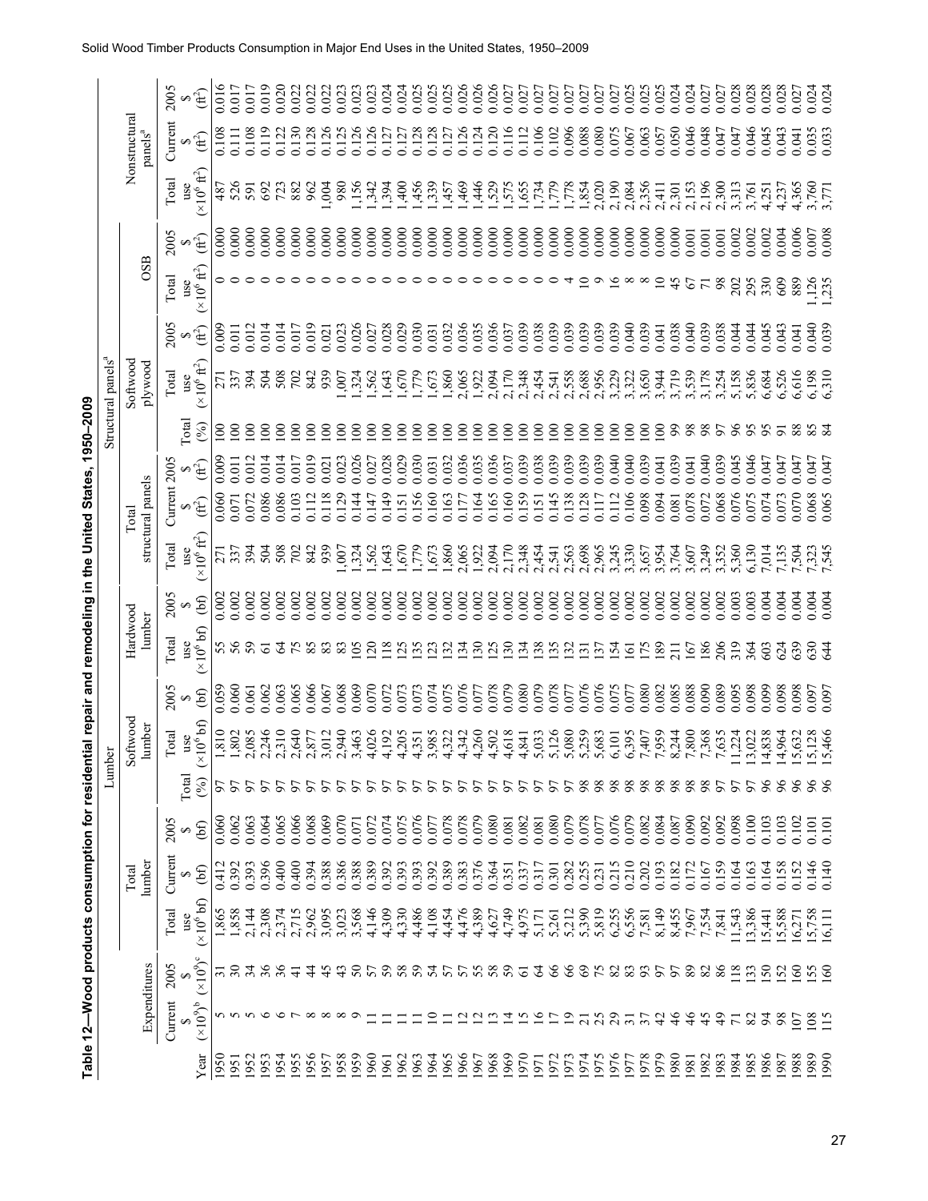## Table 12—Wood products consumption for residential repair and remodeling in the United States, 1950–2009

| | Expenditures | | Lumber | | | | | | | | | Structural panels[a] | | | | | | | | | | Nonstructural panels[a] | | |
|---|---|---|---|---|---|---|---|---|---|---|---|---|---|---|---|---|---|---|---|---|---|---|---|---|
| | | | Total lumber | | | | Softwood lumber | | Hardwood lumber | | | Total structural panels | | | | Softwood plywood | | | OSB | | | | | |
| Year | Current $ (×10[9])[b] | 2005 $ (×10[9])[c] | Total use (×10[6] bf) | Current $ (bf) | 2005 $ (bf) | Total (%) | Total use (×10[6] bf) | 2005 $ (bf) | Total use (×10[6] bf) | 2005 $ (bf) | | Total use (×10[6] ft[2]) | Current $ (ft[2]) | 2005 $ (ft[2]) | Total (%) | Total use (×10[6] ft[2]) | 2005 $ (ft[2]) | | Total use (×10[6] ft[2]) | 2005 $ (ft[2]) | | Total use (×10[6] ft[2]) | Current $ (ft[2]) | 2005 $ (ft[2]) |
| 1950 | 5 | 31 | 1,865 | 0.412 | 0.060 | 97 | 1,810 | 0.059 | 55 | 0.002 | | 271 | 0.060 | 0.009 | 100 | 271 | 0.009 | | 0 | 0.000 | | 487 | 0.108 | 0.016 |
| 1951 | 5 | 30 | 1,858 | 0.392 | 0.062 | 97 | 1,802 | 0.060 | 56 | 0.002 | | 337 | 0.071 | 0.011 | 100 | 337 | 0.011 | | 0 | 0.000 | | 526 | 0.111 | 0.017 |
| 1952 | 5 | 34 | 2,144 | 0.393 | 0.063 | 97 | 2,085 | 0.061 | 59 | 0.002 | | 394 | 0.072 | 0.012 | 100 | 394 | 0.012 | | 0 | 0.000 | | 591 | 0.108 | 0.017 |
| 1953 | 6 | 36 | 2,308 | 0.396 | 0.064 | 97 | 2,246 | 0.062 | 61 | 0.002 | | 504 | 0.086 | 0.014 | 100 | 504 | 0.014 | | 0 | 0.000 | | 692 | 0.119 | 0.019 |
| 1954 | 6 | 36 | 2,374 | 0.400 | 0.065 | 97 | 2,310 | 0.063 | 64 | 0.002 | | 508 | 0.086 | 0.014 | 100 | 508 | 0.014 | | 0 | 0.000 | | 723 | 0.122 | 0.020 |
| 1955 | 7 | 41 | 2,715 | 0.400 | 0.066 | 97 | 2,640 | 0.065 | 75 | 0.002 | | 702 | 0.103 | 0.017 | 100 | 702 | 0.017 | | 0 | 0.000 | | 882 | 0.130 | 0.022 |
| 1956 | 8 | 44 | 2,962 | 0.394 | 0.068 | 97 | 2,877 | 0.066 | 85 | 0.002 | | 842 | 0.112 | 0.019 | 100 | 842 | 0.019 | | 0 | 0.000 | | 962 | 0.128 | 0.022 |
| 1957 | 8 | 45 | 3,095 | 0.388 | 0.069 | 97 | 3,012 | 0.067 | 83 | 0.002 | | 939 | 0.118 | 0.021 | 100 | 939 | 0.021 | | 0 | 0.000 | | 1,004 | 0.126 | 0.022 |
| 1958 | 8 | 43 | 3,023 | 0.386 | 0.070 | 97 | 2,940 | 0.068 | 83 | 0.002 | | 1,007 | 0.129 | 0.023 | 100 | 1,007 | 0.023 | | 0 | 0.000 | | 980 | 0.125 | 0.023 |
| 1959 | 9 | 50 | 3,568 | 0.388 | 0.071 | 97 | 3,463 | 0.069 | 105 | 0.002 | | 1,324 | 0.144 | 0.026 | 100 | 1,324 | 0.026 | | 0 | 0.000 | | 1,156 | 0.126 | 0.023 |
| 1960 | 11 | 57 | 4,146 | 0.389 | 0.072 | 97 | 4,026 | 0.070 | 120 | 0.002 | | 1,562 | 0.147 | 0.027 | 100 | 1,562 | 0.027 | | 0 | 0.000 | | 1,342 | 0.126 | 0.023 |
| 1961 | 11 | 59 | 4,309 | 0.392 | 0.074 | 97 | 4,192 | 0.072 | 118 | 0.002 | | 1,643 | 0.149 | 0.028 | 100 | 1,643 | 0.028 | | 0 | 0.000 | | 1,394 | 0.127 | 0.024 |
| 1962 | 11 | 58 | 4,330 | 0.393 | 0.075 | 97 | 4,205 | 0.073 | 125 | 0.002 | | 1,670 | 0.151 | 0.029 | 100 | 1,670 | 0.029 | | 0 | 0.000 | | 1,400 | 0.127 | 0.024 |
| 1963 | 11 | 59 | 4,486 | 0.393 | 0.076 | 97 | 4,351 | 0.073 | 135 | 0.002 | | 1,779 | 0.156 | 0.030 | 100 | 1,779 | 0.030 | | 0 | 0.000 | | 1,456 | 0.128 | 0.025 |
| 1964 | 10 | 54 | 4,108 | 0.392 | 0.077 | 97 | 3,985 | 0.074 | 123 | 0.002 | | 1,673 | 0.160 | 0.031 | 100 | 1,673 | 0.031 | | 0 | 0.000 | | 1,339 | 0.128 | 0.025 |
| 1965 | 11 | 57 | 4,454 | 0.389 | 0.078 | 97 | 4,322 | 0.075 | 132 | 0.002 | | 1,860 | 0.163 | 0.032 | 100 | 1,860 | 0.032 | | 0 | 0.000 | | 1,457 | 0.127 | 0.025 |
| 1966 | 12 | 57 | 4,476 | 0.383 | 0.078 | 97 | 4,342 | 0.076 | 134 | 0.002 | | 2,065 | 0.177 | 0.036 | 100 | 2,065 | 0.036 | | 0 | 0.000 | | 1,469 | 0.126 | 0.026 |
| 1967 | 12 | 55 | 4,389 | 0.376 | 0.079 | 97 | 4,260 | 0.077 | 130 | 0.002 | | 1,922 | 0.164 | 0.035 | 100 | 1,922 | 0.035 | | 0 | 0.000 | | 1,446 | 0.124 | 0.026 |
| 1968 | 13 | 58 | 4,627 | 0.364 | 0.080 | 97 | 4,502 | 0.078 | 125 | 0.002 | | 2,094 | 0.165 | 0.036 | 100 | 2,094 | 0.036 | | 0 | 0.000 | | 1,529 | 0.120 | 0.026 |
| 1969 | 14 | 59 | 4,749 | 0.351 | 0.081 | 97 | 4,618 | 0.079 | 130 | 0.002 | | 2,170 | 0.160 | 0.037 | 100 | 2,170 | 0.037 | | 0 | 0.000 | | 1,575 | 0.116 | 0.027 |
| 1970 | 15 | 61 | 4,975 | 0.337 | 0.082 | 97 | 4,841 | 0.080 | 134 | 0.002 | | 2,348 | 0.159 | 0.039 | 100 | 2,348 | 0.039 | | 0 | 0.000 | | 1,655 | 0.112 | 0.027 |
| 1971 | 16 | 64 | 5,171 | 0.317 | 0.081 | 97 | 5,033 | 0.079 | 138 | 0.002 | | 2,454 | 0.151 | 0.038 | 100 | 2,454 | 0.038 | | 0 | 0.000 | | 1,734 | 0.106 | 0.027 |
| 1972 | 17 | 66 | 5,261 | 0.301 | 0.080 | 97 | 5,126 | 0.078 | 135 | 0.002 | | 2,541 | 0.145 | 0.039 | 100 | 2,541 | 0.039 | | 0 | 0.000 | | 1,779 | 0.102 | 0.027 |
| 1973 | 19 | 66 | 5,212 | 0.282 | 0.079 | 97 | 5,080 | 0.077 | 132 | 0.002 | | 2,563 | 0.138 | 0.039 | 100 | 2,558 | 0.039 | | 4 | 0.000 | | 1,778 | 0.096 | 0.027 |
| 1974 | 21 | 69 | 5,390 | 0.255 | 0.078 | 98 | 5,259 | 0.076 | 131 | 0.002 | | 2,698 | 0.128 | 0.039 | 100 | 2,688 | 0.039 | | 10 | 0.000 | | 1,854 | 0.088 | 0.027 |
| 1975 | 25 | 75 | 5,819 | 0.231 | 0.077 | 98 | 5,683 | 0.076 | 137 | 0.002 | | 2,965 | 0.117 | 0.039 | 100 | 2,956 | 0.039 | | 9 | 0.000 | | 2,020 | 0.080 | 0.027 |
| 1976 | 29 | 82 | 6,255 | 0.215 | 0.076 | 98 | 6,101 | 0.075 | 154 | 0.002 | | 3,245 | 0.112 | 0.040 | 100 | 3,229 | 0.039 | | 16 | 0.000 | | 2,190 | 0.075 | 0.027 |
| 1977 | 31 | 83 | 6,556 | 0.210 | 0.079 | 98 | 6,395 | 0.077 | 161 | 0.002 | | 3,330 | 0.106 | 0.040 | 100 | 3,322 | 0.040 | | 8 | 0.000 | | 2,084 | 0.067 | 0.025 |
| 1978 | 37 | 93 | 7,581 | 0.202 | 0.082 | 98 | 7,407 | 0.080 | 175 | 0.002 | | 3,657 | 0.098 | 0.039 | 100 | 3,650 | 0.039 | | 8 | 0.000 | | 2,356 | 0.063 | 0.025 |
| 1979 | 42 | 97 | 8,149 | 0.193 | 0.084 | 98 | 7,959 | 0.082 | 189 | 0.002 | | 3,954 | 0.094 | 0.041 | 100 | 3,944 | 0.041 | | 10 | 0.000 | | 2,411 | 0.057 | 0.025 |
| 1980 | 46 | 97 | 8,455 | 0.182 | 0.087 | 98 | 8,244 | 0.085 | 211 | 0.002 | | 3,764 | 0.081 | 0.039 | 99 | 3,719 | 0.038 | | 45 | 0.000 | | 2,301 | 0.050 | 0.024 |
| 1981 | 46 | 89 | 7,967 | 0.172 | 0.090 | 98 | 7,800 | 0.088 | 167 | 0.002 | | 3,607 | 0.078 | 0.041 | 98 | 3,539 | 0.040 | | 67 | 0.001 | | 2,153 | 0.046 | 0.024 |
| 1982 | 45 | 82 | 7,554 | 0.167 | 0.092 | 98 | 7,368 | 0.090 | 186 | 0.002 | | 3,249 | 0.072 | 0.040 | 98 | 3,178 | 0.039 | | 71 | 0.001 | | 2,196 | 0.048 | 0.027 |
| 1983 | 49 | 86 | 7,841 | 0.159 | 0.092 | 97 | 7,635 | 0.089 | 206 | 0.002 | | 3,352 | 0.068 | 0.039 | 97 | 3,254 | 0.038 | | 98 | 0.001 | | 2,300 | 0.047 | 0.027 |
| 1984 | 71 | 118 | 11,543 | 0.164 | 0.098 | 97 | 11,224 | 0.095 | 319 | 0.003 | | 5,360 | 0.076 | 0.045 | 96 | 5,158 | 0.044 | | 202 | 0.002 | | 3,313 | 0.047 | 0.028 |
| 1985 | 82 | 133 | 13,386 | 0.163 | 0.100 | 97 | 13,022 | 0.098 | 364 | 0.003 | | 6,130 | 0.075 | 0.046 | 95 | 5,836 | 0.044 | | 295 | 0.002 | | 3,761 | 0.046 | 0.028 |
| 1986 | 94 | 150 | 15,441 | 0.164 | 0.103 | 96 | 14,838 | 0.099 | 603 | 0.004 | | 7,014 | 0.074 | 0.047 | 95 | 6,684 | 0.045 | | 330 | 0.002 | | 4,251 | 0.045 | 0.028 |
| 1987 | 98 | 152 | 15,588 | 0.158 | 0.103 | 96 | 14,964 | 0.098 | 624 | 0.004 | | 7,135 | 0.073 | 0.047 | 91 | 6,526 | 0.043 | | 609 | 0.004 | | 4,237 | 0.043 | 0.028 |
| 1988 | 107 | 160 | 16,271 | 0.152 | 0.102 | 96 | 15,632 | 0.098 | 639 | 0.004 | | 7,504 | 0.070 | 0.047 | 88 | 6,616 | 0.041 | | 889 | 0.006 | | 4,365 | 0.041 | 0.027 |
| 1989 | 108 | 155 | 15,758 | 0.146 | 0.101 | 96 | 15,128 | 0.097 | 630 | 0.004 | | 7,323 | 0.068 | 0.047 | 85 | 6,198 | 0.040 | | 1,126 | 0.007 | | 3,760 | 0.035 | 0.024 |
| 1990 | 115 | 160 | 16,111 | 0.140 | 0.101 | 96 | 15,466 | 0.097 | 644 | 0.004 | | 7,545 | 0.065 | 0.047 | 84 | 6,310 | 0.039 | | 1,235 | 0.008 | | 3,771 | 0.033 | 0.024 |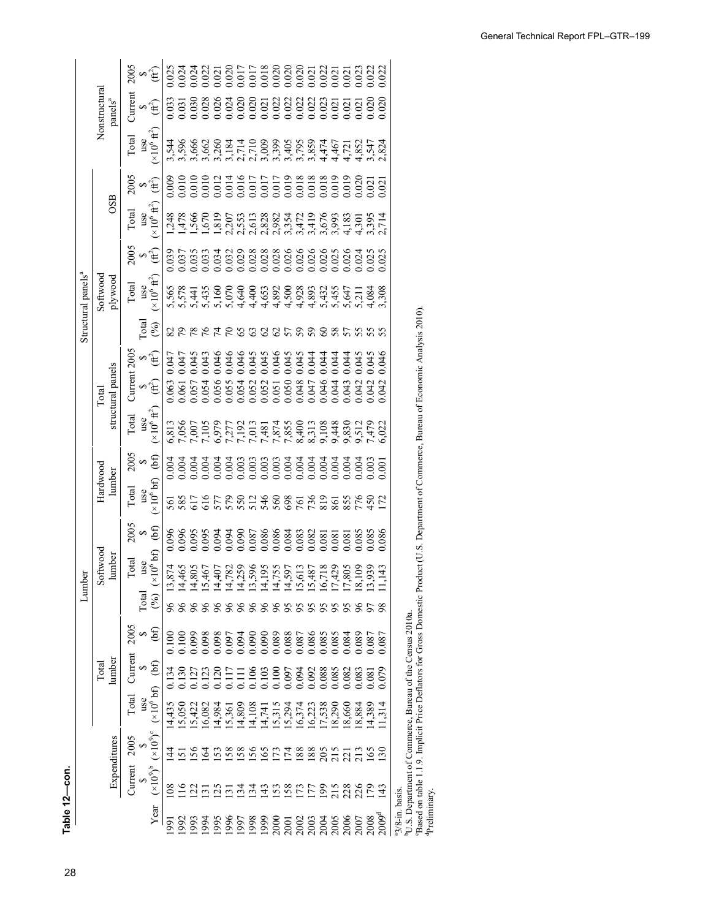**Table 12—con.**

| | Expenditures | | Lumber | | | | | | | | | | Structural panels[a] | | | | | | | | | | Nonstructural panels[a] | | |
|---|---|---|---|---|---|---|---|---|---|---|---|---|---|---|---|---|---|---|---|---|---|---|---|---|---|
| | | | Total lumber | | | Softwood lumber | | | | Hardwood lumber | | | Total structural panels | | | Softwood plywood | | | | OSB | | | | | |
| Year | Current \$ ($\times 10^9$)[b] | 2005 \$ ($\times 10^9$)[c] | Total use ($\times 10^6$ bf) | Current \$ (bf) | 2005 \$ (bf) | Total (%) | Total use ($\times 10^6$ bf) | 2005 \$ (bf) | | Total use ($\times 10^6$ bf) | 2005 \$ (bf) | | Total use ($\times 10^6$ ft$^2$) | Current \$ (ft$^2$) | 2005 \$ (ft$^2$) | Total (%) | Total use ($\times 10^6$ ft$^2$) | 2005 \$ (ft$^2$) | | Total use ($\times 10^6$ ft$^2$) | 2005 \$ (ft$^2$) | | Total use ($\times 10^6$ ft$^2$) | Current \$ (ft$^2$) | 2005 \$ (ft$^2$) |
| 1991 | 108 | 144 | 14,435 | 0.134 | 0.100 | 96 | 13,874 | 0.096 | | 561 | 0.004 | | 6,813 | 0.063 | 0.047 | 82 | 5,565 | 0.039 | | 1,248 | 0.009 | | 3,544 | 0.033 | 0.025 |
| 1992 | 116 | 151 | 15,050 | 0.130 | 0.100 | 96 | 14,465 | 0.096 | | 585 | 0.004 | | 7,056 | 0.061 | 0.047 | 79 | 5,578 | 0.037 | | 1,478 | 0.010 | | 3,596 | 0.031 | 0.024 |
| 1993 | 122 | 156 | 15,422 | 0.127 | 0.099 | 96 | 14,805 | 0.095 | | 617 | 0.004 | | 7,007 | 0.057 | 0.045 | 78 | 5,441 | 0.035 | | 1,566 | 0.010 | | 3,666 | 0.030 | 0.024 |
| 1994 | 131 | 164 | 16,082 | 0.123 | 0.098 | 96 | 15,467 | 0.095 | | 616 | 0.004 | | 7,105 | 0.054 | 0.043 | 76 | 5,435 | 0.033 | | 1,670 | 0.010 | | 3,662 | 0.028 | 0.022 |
| 1995 | 125 | 153 | 14,984 | 0.120 | 0.098 | 96 | 14,407 | 0.094 | | 577 | 0.004 | | 6,979 | 0.056 | 0.046 | 74 | 5,160 | 0.034 | | 1,819 | 0.012 | | 3,260 | 0.026 | 0.021 |
| 1996 | 131 | 158 | 15,361 | 0.117 | 0.097 | 96 | 14,782 | 0.094 | | 579 | 0.004 | | 7,277 | 0.055 | 0.046 | 70 | 5,070 | 0.032 | | 2,207 | 0.014 | | 3,184 | 0.024 | 0.020 |
| 1997 | 134 | 158 | 14,809 | 0.111 | 0.094 | 96 | 14,259 | 0.090 | | 550 | 0.003 | | 7,192 | 0.054 | 0.046 | 65 | 4,640 | 0.029 | | 2,553 | 0.016 | | 2,714 | 0.020 | 0.017 |
| 1998 | 134 | 156 | 14,108 | 0.106 | 0.090 | 96 | 13,596 | 0.087 | | 512 | 0.003 | | 7,013 | 0.052 | 0.045 | 63 | 4,400 | 0.028 | | 2,613 | 0.017 | | 2,710 | 0.020 | 0.017 |
| 1999 | 143 | 165 | 14,741 | 0.103 | 0.090 | 96 | 14,195 | 0.086 | | 546 | 0.003 | | 7,481 | 0.052 | 0.045 | 62 | 4,653 | 0.028 | | 2,828 | 0.017 | | 3,009 | 0.021 | 0.018 |
| 2000 | 153 | 173 | 15,315 | 0.100 | 0.089 | 96 | 14,755 | 0.086 | | 560 | 0.003 | | 7,874 | 0.051 | 0.046 | 62 | 4,892 | 0.028 | | 2,982 | 0.017 | | 3,399 | 0.022 | 0.020 |
| 2001 | 158 | 174 | 15,294 | 0.097 | 0.088 | 95 | 14,597 | 0.084 | | 698 | 0.004 | | 7,855 | 0.050 | 0.045 | 57 | 4,500 | 0.026 | | 3,354 | 0.019 | | 3,405 | 0.022 | 0.020 |
| 2002 | 173 | 188 | 16,374 | 0.094 | 0.087 | 95 | 15,613 | 0.083 | | 761 | 0.004 | | 8,400 | 0.048 | 0.045 | 59 | 4,928 | 0.026 | | 3,472 | 0.018 | | 3,795 | 0.022 | 0.020 |
| 2003 | 177 | 188 | 16,223 | 0.092 | 0.086 | 95 | 15,487 | 0.082 | | 736 | 0.004 | | 8,313 | 0.047 | 0.044 | 59 | 4,893 | 0.026 | | 3,419 | 0.018 | | 3,859 | 0.022 | 0.021 |
| 2004 | 199 | 205 | 17,538 | 0.088 | 0.085 | 95 | 16,718 | 0.081 | | 819 | 0.004 | | 9,108 | 0.046 | 0.044 | 60 | 5,432 | 0.026 | | 3,676 | 0.018 | | 4,474 | 0.023 | 0.022 |
| 2005 | 215 | 215 | 18,290 | 0.085 | 0.085 | 95 | 17,429 | 0.081 | | 861 | 0.004 | | 9,448 | 0.044 | 0.044 | 58 | 5,455 | 0.025 | | 3,993 | 0.019 | | 4,467 | 0.021 | 0.021 |
| 2006 | 228 | 221 | 18,660 | 0.082 | 0.084 | 95 | 17,805 | 0.081 | | 855 | 0.004 | | 9,830 | 0.043 | 0.044 | 57 | 5,647 | 0.026 | | 4,183 | 0.019 | | 4,721 | 0.021 | 0.021 |
| 2007 | 226 | 213 | 18,884 | 0.083 | 0.089 | 96 | 18,109 | 0.085 | | 776 | 0.004 | | 9,512 | 0.042 | 0.045 | 55 | 5,211 | 0.024 | | 4,301 | 0.020 | | 4,852 | 0.021 | 0.023 |
| 2008 | 179 | 165 | 14,389 | 0.081 | 0.087 | 97 | 13,939 | 0.085 | | 450 | 0.003 | | 7,479 | 0.042 | 0.045 | 55 | 4,084 | 0.025 | | 3,395 | 0.021 | | 3,547 | 0.020 | 0.022 |
| 2009[d] | 143 | 130 | 11,314 | 0.079 | 0.087 | 98 | 11,143 | 0.086 | | 172 | 0.001 | | 6,022 | 0.042 | 0.046 | 55 | 3,308 | 0.025 | | 2,714 | 0.021 | | 2,824 | 0.020 | 0.022 |

[a]3/8-in. basis.
[b]U.S. Department of Commerce, Bureau of the Census 2010a.
[c]Based on table 1.1.9. Implicit Price Deflators for Gross Domestic Product (U.S. Department of Commerce, Bureau of Economic Analysis 2010).
[d]Preliminary.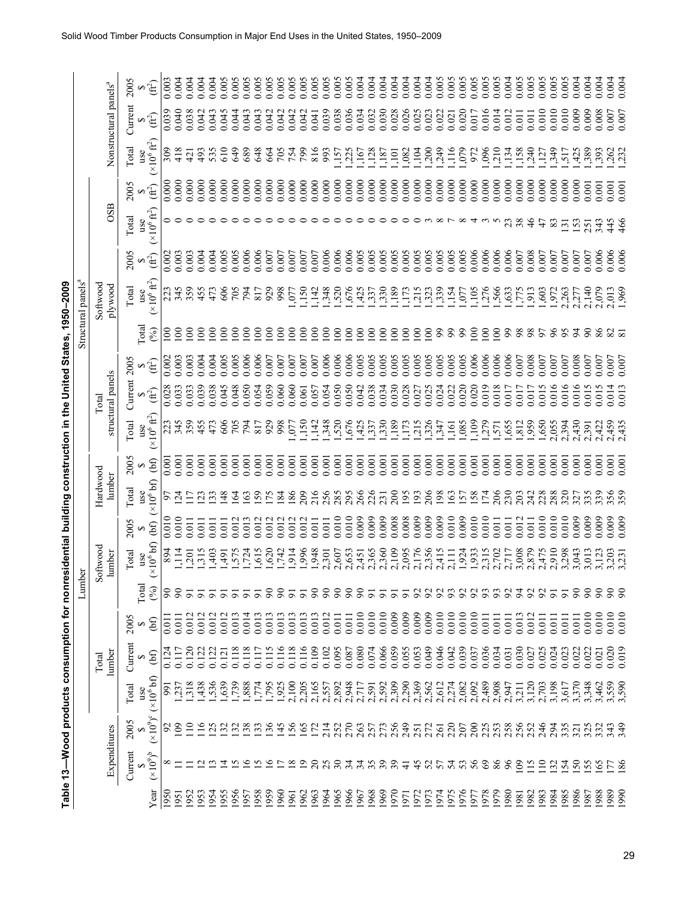Table 13—Wood products consumption for nonresidential building construction in the United States, 1950–2009

| | Expenditures | | Lumber | | | | | | | | | Structural panels[a] | | | | | | | | | Nonstructural panels[a] | | |
|---|---|---|---|---|---|---|---|---|---|---|---|---|---|---|---|---|---|---|---|---|---|---|---|
| | | | Total lumber | | | | Softwood lumber | | Hardwood lumber | | Total structural panels | | | | Softwood plywood | | OSB | | Nonstructural panels[a] | | |
| Year | Current $ ($\times10^9$)[b] | 2005 $ ($\times10^9$)[c] | Total use ($\times10^6$ bf) | Current $ (bf) | 2005 $ (bf) | Total (%) | Total use ($\times10^6$ bf) | 2005 $ (bf) | Total use ($\times10^6$ bf) | 2005 $ (bf) | Total use ($\times10^6$ ft$^2$) | Current $ (ft$^2$) | 2005 $ (ft$^2$) | Total (%) | Total use ($\times10^6$ ft$^2$) | 2005 $ (ft$^2$) | Total use ($\times10^6$ ft$^2$) | 2005 $ (ft$^2$) | Total use ($\times10^6$ ft$^2$) | Current $ (ft$^2$) | 2005 $ (ft$^2$) |
| 1950 | 8 | 92 | 991 | 0.124 | 0.011 | 90 | 894 | 0.010 | 97 | 0.001 | 223 | 0.028 | 0.002 | 100 | 223 | 0.002 | 0 | 0.000 | 309 | 0.039 | 0.003 |
| 1951 | 11 | 109 | 1,237 | 0.117 | 0.011 | 90 | 1,114 | 0.010 | 124 | 0.001 | 345 | 0.033 | 0.003 | 100 | 345 | 0.003 | 0 | 0.000 | 418 | 0.040 | 0.004 |
| 1952 | 11 | 110 | 1,318 | 0.120 | 0.012 | 91 | 1,201 | 0.011 | 117 | 0.001 | 359 | 0.033 | 0.003 | 100 | 359 | 0.003 | 0 | 0.000 | 421 | 0.038 | 0.004 |
| 1953 | 12 | 116 | 1,438 | 0.122 | 0.012 | 91 | 1,315 | 0.011 | 123 | 0.001 | 455 | 0.039 | 0.004 | 100 | 455 | 0.004 | 0 | 0.000 | 493 | 0.042 | 0.004 |
| 1954 | 13 | 125 | 1,536 | 0.122 | 0.012 | 91 | 1,403 | 0.011 | 133 | 0.001 | 473 | 0.038 | 0.004 | 100 | 473 | 0.004 | 0 | 0.000 | 535 | 0.043 | 0.004 |
| 1955 | 14 | 132 | 1,639 | 0.121 | 0.012 | 91 | 1,491 | 0.011 | 148 | 0.001 | 606 | 0.045 | 0.005 | 100 | 606 | 0.005 | 0 | 0.000 | 610 | 0.045 | 0.005 |
| 1956 | 15 | 132 | 1,739 | 0.118 | 0.013 | 91 | 1,575 | 0.012 | 164 | 0.001 | 705 | 0.048 | 0.005 | 100 | 705 | 0.005 | 0 | 0.000 | 649 | 0.044 | 0.005 |
| 1957 | 16 | 138 | 1,888 | 0.118 | 0.014 | 91 | 1,724 | 0.013 | 163 | 0.001 | 794 | 0.050 | 0.006 | 100 | 794 | 0.006 | 0 | 0.000 | 689 | 0.043 | 0.005 |
| 1958 | 15 | 133 | 1,774 | 0.117 | 0.013 | 91 | 1,615 | 0.012 | 159 | 0.001 | 817 | 0.054 | 0.006 | 100 | 817 | 0.006 | 0 | 0.000 | 648 | 0.043 | 0.005 |
| 1959 | 16 | 136 | 1,795 | 0.115 | 0.013 | 90 | 1,620 | 0.012 | 175 | 0.001 | 929 | 0.059 | 0.007 | 100 | 929 | 0.007 | 0 | 0.000 | 664 | 0.042 | 0.005 |
| 1960 | 17 | 145 | 1,925 | 0.116 | 0.013 | 90 | 1,742 | 0.012 | 184 | 0.001 | 998 | 0.060 | 0.007 | 100 | 998 | 0.007 | 0 | 0.000 | 705 | 0.042 | 0.005 |
| 1961 | 18 | 156 | 2,100 | 0.118 | 0.013 | 91 | 1,914 | 0.012 | 186 | 0.001 | 1,077 | 0.060 | 0.007 | 100 | 1,077 | 0.007 | 0 | 0.000 | 754 | 0.042 | 0.005 |
| 1962 | 19 | 165 | 2,205 | 0.116 | 0.013 | 91 | 1,996 | 0.012 | 209 | 0.001 | 1,150 | 0.061 | 0.007 | 100 | 1,150 | 0.007 | 0 | 0.000 | 799 | 0.042 | 0.005 |
| 1963 | 20 | 172 | 2,165 | 0.109 | 0.013 | 90 | 1,948 | 0.011 | 216 | 0.001 | 1,142 | 0.057 | 0.007 | 100 | 1,142 | 0.007 | 0 | 0.000 | 816 | 0.041 | 0.005 |
| 1964 | 25 | 214 | 2,557 | 0.102 | 0.012 | 90 | 2,301 | 0.011 | 256 | 0.001 | 1,348 | 0.054 | 0.006 | 100 | 1,348 | 0.006 | 0 | 0.000 | 993 | 0.039 | 0.005 |
| 1965 | 30 | 252 | 2,892 | 0.095 | 0.011 | 90 | 2,607 | 0.010 | 285 | 0.001 | 1,520 | 0.050 | 0.006 | 100 | 1,520 | 0.006 | 0 | 0.000 | 1,157 | 0.038 | 0.005 |
| 1966 | 34 | 270 | 2,948 | 0.087 | 0.011 | 90 | 2,653 | 0.010 | 295 | 0.001 | 1,676 | 0.050 | 0.006 | 100 | 1,676 | 0.006 | 0 | 0.000 | 1,225 | 0.036 | 0.005 |
| 1967 | 34 | 263 | 2,717 | 0.080 | 0.010 | 90 | 2,451 | 0.009 | 266 | 0.001 | 1,425 | 0.042 | 0.005 | 100 | 1,425 | 0.005 | 0 | 0.000 | 1,167 | 0.034 | 0.004 |
| 1968 | 35 | 257 | 2,591 | 0.074 | 0.010 | 91 | 2,365 | 0.009 | 226 | 0.001 | 1,337 | 0.038 | 0.005 | 100 | 1,337 | 0.005 | 0 | 0.000 | 1,128 | 0.032 | 0.004 |
| 1969 | 39 | 273 | 2,592 | 0.066 | 0.010 | 91 | 2,360 | 0.009 | 231 | 0.001 | 1,330 | 0.034 | 0.005 | 100 | 1,330 | 0.005 | 0 | 0.000 | 1,187 | 0.030 | 0.004 |
| 1970 | 39 | 256 | 2,309 | 0.059 | 0.009 | 91 | 2,109 | 0.008 | 200 | 0.001 | 1,189 | 0.030 | 0.005 | 100 | 1,189 | 0.005 | 0 | 0.000 | 1,101 | 0.028 | 0.004 |
| 1971 | 41 | 249 | 2,290 | 0.055 | 0.009 | 91 | 2,095 | 0.008 | 195 | 0.001 | 1,173 | 0.028 | 0.005 | 100 | 1,173 | 0.005 | 0 | 0.000 | 1,082 | 0.026 | 0.004 |
| 1972 | 45 | 251 | 2,369 | 0.053 | 0.009 | 92 | 2,176 | 0.009 | 193 | 0.001 | 1,215 | 0.027 | 0.005 | 100 | 1,215 | 0.005 | 0 | 0.000 | 1,104 | 0.025 | 0.004 |
| 1973 | 52 | 272 | 2,562 | 0.049 | 0.009 | 92 | 2,356 | 0.009 | 206 | 0.001 | 1,326 | 0.025 | 0.005 | 100 | 1,323 | 0.005 | 3 | 0.000 | 1,200 | 0.023 | 0.004 |
| 1974 | 57 | 261 | 2,612 | 0.046 | 0.010 | 92 | 2,415 | 0.009 | 198 | 0.001 | 1,347 | 0.024 | 0.005 | 99 | 1,339 | 0.005 | 8 | 0.000 | 1,249 | 0.022 | 0.005 |
| 1975 | 54 | 220 | 2,274 | 0.042 | 0.010 | 93 | 2,111 | 0.010 | 163 | 0.001 | 1,161 | 0.022 | 0.005 | 99 | 1,154 | 0.005 | 7 | 0.000 | 1,116 | 0.021 | 0.005 |
| 1976 | 53 | 207 | 2,082 | 0.039 | 0.010 | 92 | 1,924 | 0.009 | 157 | 0.001 | 1,085 | 0.020 | 0.005 | 99 | 1,077 | 0.005 | 8 | 0.000 | 1,079 | 0.020 | 0.005 |
| 1977 | 56 | 200 | 2,092 | 0.037 | 0.010 | 92 | 1,933 | 0.010 | 158 | 0.001 | 1,109 | 0.020 | 0.006 | 100 | 1,105 | 0.006 | 4 | 0.000 | 972 | 0.017 | 0.005 |
| 1978 | 69 | 225 | 2,489 | 0.036 | 0.011 | 93 | 2,315 | 0.010 | 174 | 0.001 | 1,279 | 0.019 | 0.006 | 100 | 1,276 | 0.006 | 3 | 0.000 | 1,096 | 0.016 | 0.005 |
| 1979 | 86 | 253 | 2,908 | 0.034 | 0.011 | 93 | 2,702 | 0.011 | 206 | 0.001 | 1,571 | 0.018 | 0.006 | 100 | 1,566 | 0.006 | 5 | 0.000 | 1,210 | 0.014 | 0.005 |
| 1980 | 96 | 258 | 2,947 | 0.031 | 0.011 | 92 | 2,717 | 0.011 | 230 | 0.001 | 1,655 | 0.017 | 0.006 | 99 | 1,633 | 0.006 | 23 | 0.000 | 1,134 | 0.012 | 0.004 |
| 1981 | 109 | 256 | 3,211 | 0.030 | 0.013 | 94 | 3,008 | 0.012 | 203 | 0.001 | 1,812 | 0.017 | 0.007 | 98 | 1,775 | 0.007 | 38 | 0.000 | 1,158 | 0.011 | 0.005 |
| 1982 | 115 | 252 | 3,120 | 0.027 | 0.012 | 92 | 2,879 | 0.011 | 242 | 0.001 | 1,959 | 0.017 | 0.008 | 98 | 1,913 | 0.008 | 46 | 0.000 | 1,240 | 0.011 | 0.005 |
| 1983 | 110 | 246 | 2,703 | 0.025 | 0.011 | 92 | 2,475 | 0.010 | 228 | 0.001 | 1,650 | 0.015 | 0.007 | 97 | 1,603 | 0.007 | 47 | 0.000 | 1,127 | 0.010 | 0.005 |
| 1984 | 132 | 294 | 3,198 | 0.024 | 0.011 | 91 | 2,910 | 0.010 | 288 | 0.001 | 2,055 | 0.016 | 0.007 | 96 | 1,972 | 0.007 | 83 | 0.000 | 1,349 | 0.010 | 0.005 |
| 1985 | 154 | 335 | 3,617 | 0.023 | 0.011 | 91 | 3,298 | 0.010 | 320 | 0.001 | 2,394 | 0.016 | 0.007 | 95 | 2,263 | 0.007 | 131 | 0.000 | 1,517 | 0.010 | 0.005 |
| 1986 | 150 | 321 | 3,370 | 0.022 | 0.011 | 90 | 3,043 | 0.009 | 327 | 0.001 | 2,430 | 0.016 | 0.008 | 94 | 2,277 | 0.007 | 153 | 0.000 | 1,425 | 0.009 | 0.004 |
| 1987 | 155 | 325 | 3,348 | 0.022 | 0.010 | 90 | 3,013 | 0.009 | 335 | 0.001 | 2,391 | 0.015 | 0.007 | 90 | 2,140 | 0.007 | 251 | 0.001 | 1,389 | 0.009 | 0.004 |
| 1988 | 165 | 332 | 3,462 | 0.021 | 0.010 | 90 | 3,123 | 0.009 | 339 | 0.001 | 2,422 | 0.015 | 0.007 | 86 | 2,079 | 0.006 | 343 | 0.001 | 1,393 | 0.008 | 0.004 |
| 1989 | 177 | 343 | 3,559 | 0.020 | 0.010 | 90 | 3,203 | 0.009 | 356 | 0.001 | 2,459 | 0.014 | 0.007 | 82 | 2,013 | 0.006 | 445 | 0.001 | 1,262 | 0.007 | 0.004 |
| 1990 | 186 | 349 | 3,590 | 0.019 | 0.010 | 90 | 3,231 | 0.009 | 359 | 0.001 | 2,435 | 0.013 | 0.007 | 81 | 1,969 | 0.006 | 466 | 0.001 | 1,232 | 0.007 | 0.004 |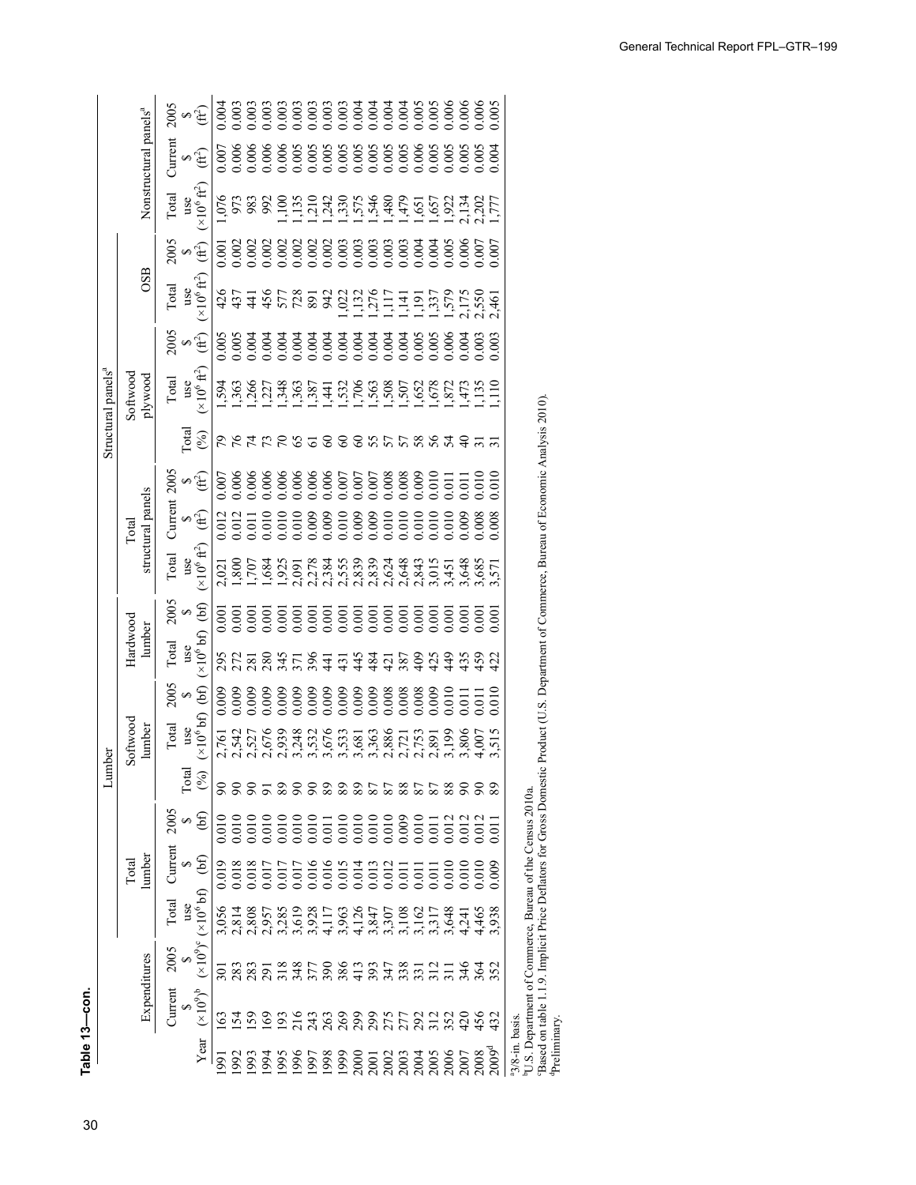**Table 13—con.**

| Year | Expenditures | | Lumber | | | | | | | | | Structural panels[a] | | | | | | | | | | Nonstructural panels[a] | | |
|---|---|---|---|---|---|---|---|---|---|---|---|---|---|---|---|---|---|---|---|---|---|---|---|---|
| | | | Total lumber | | | | Softwood lumber | | Hardwood lumber | | | Total structural panels | | | | Softwood plywood | | OSB | | | | | | |
| | Current $ (×10[9])[b] | 2005 $ (×10[9])[c] | Total use (×10[6] bf) | Current $ (bf) | 2005 $ (bf) | Total (%) | Total use (×10[6] bf) | 2005 $ (bf) | Total use (×10[6] bf) | 2005 $ (bf) | | Total use (×10[6] ft[2]) | Current $ (ft[2]) | 2005 $ (ft[2]) | Total (%) | Total use (×10[6] ft[2]) | 2005 $ (ft[2]) | Total use (×10[6] ft[2]) | 2005 $ (ft[2]) | | | Total use (×10[6] ft[2]) | Current $ (ft[2]) | 2005 $ (ft[2]) |
| 1991 | 163 | 301 | 3,056 | 0.019 | 0.010 | 90 | 2,761 | 0.009 | 295 | 0.001 | | 2,021 | 0.012 | 0.007 | 79 | 1,594 | 0.005 | 426 | 0.001 | | | 1,076 | 0.007 | 0.004 |
| 1992 | 154 | 283 | 2,814 | 0.018 | 0.010 | 90 | 2,542 | 0.009 | 272 | 0.001 | | 1,800 | 0.012 | 0.006 | 76 | 1,363 | 0.005 | 437 | 0.002 | | | 973 | 0.006 | 0.003 |
| 1993 | 159 | 283 | 2,808 | 0.018 | 0.010 | 90 | 2,527 | 0.009 | 281 | 0.001 | | 1,707 | 0.011 | 0.006 | 74 | 1,266 | 0.004 | 441 | 0.002 | | | 983 | 0.006 | 0.003 |
| 1994 | 169 | 291 | 2,957 | 0.017 | 0.010 | 91 | 2,676 | 0.009 | 280 | 0.001 | | 1,684 | 0.010 | 0.006 | 73 | 1,227 | 0.004 | 456 | 0.002 | | | 992 | 0.006 | 0.003 |
| 1995 | 193 | 318 | 3,285 | 0.017 | 0.010 | 89 | 2,939 | 0.009 | 345 | 0.001 | | 1,925 | 0.010 | 0.006 | 70 | 1,348 | 0.004 | 577 | 0.002 | | | 1,100 | 0.006 | 0.003 |
| 1996 | 216 | 348 | 3,619 | 0.017 | 0.010 | 90 | 3,248 | 0.009 | 371 | 0.001 | | 2,091 | 0.010 | 0.006 | 65 | 1,363 | 0.004 | 728 | 0.002 | | | 1,135 | 0.005 | 0.003 |
| 1997 | 243 | 377 | 3,928 | 0.016 | 0.010 | 90 | 3,532 | 0.009 | 396 | 0.001 | | 2,278 | 0.009 | 0.006 | 61 | 1,387 | 0.004 | 891 | 0.002 | | | 1,210 | 0.005 | 0.003 |
| 1998 | 263 | 390 | 4,117 | 0.016 | 0.011 | 89 | 3,676 | 0.009 | 441 | 0.001 | | 2,384 | 0.009 | 0.006 | 60 | 1,441 | 0.004 | 942 | 0.002 | | | 1,242 | 0.005 | 0.003 |
| 1999 | 269 | 386 | 3,963 | 0.015 | 0.010 | 89 | 3,533 | 0.009 | 431 | 0.001 | | 2,555 | 0.010 | 0.007 | 60 | 1,532 | 0.004 | 1,022 | 0.003 | | | 1,330 | 0.005 | 0.003 |
| 2000 | 299 | 413 | 4,126 | 0.014 | 0.010 | 89 | 3,681 | 0.009 | 445 | 0.001 | | 2,839 | 0.009 | 0.007 | 60 | 1,706 | 0.004 | 1,132 | 0.003 | | | 1,575 | 0.005 | 0.004 |
| 2001 | 299 | 393 | 3,847 | 0.013 | 0.010 | 87 | 3,363 | 0.009 | 484 | 0.001 | | 2,839 | 0.009 | 0.007 | 55 | 1,563 | 0.004 | 1,276 | 0.003 | | | 1,546 | 0.005 | 0.004 |
| 2002 | 275 | 347 | 3,307 | 0.012 | 0.010 | 87 | 2,886 | 0.008 | 421 | 0.001 | | 2,624 | 0.010 | 0.008 | 57 | 1,508 | 0.004 | 1,117 | 0.003 | | | 1,480 | 0.005 | 0.004 |
| 2003 | 277 | 338 | 3,108 | 0.011 | 0.009 | 88 | 2,721 | 0.008 | 387 | 0.001 | | 2,648 | 0.010 | 0.008 | 57 | 1,507 | 0.004 | 1,141 | 0.003 | | | 1,479 | 0.005 | 0.004 |
| 2004 | 292 | 331 | 3,162 | 0.011 | 0.010 | 87 | 2,753 | 0.008 | 409 | 0.001 | | 2,843 | 0.010 | 0.009 | 58 | 1,652 | 0.005 | 1,191 | 0.004 | | | 1,651 | 0.006 | 0.005 |
| 2005 | 312 | 312 | 3,317 | 0.011 | 0.011 | 87 | 2,891 | 0.009 | 425 | 0.001 | | 3,015 | 0.010 | 0.010 | 56 | 1,678 | 0.005 | 1,337 | 0.004 | | | 1,657 | 0.005 | 0.005 |
| 2006 | 352 | 311 | 3,648 | 0.010 | 0.012 | 88 | 3,199 | 0.010 | 449 | 0.001 | | 3,451 | 0.010 | 0.011 | 54 | 1,872 | 0.006 | 1,579 | 0.005 | | | 1,922 | 0.005 | 0.006 |
| 2007 | 420 | 346 | 4,241 | 0.010 | 0.012 | 90 | 3,806 | 0.011 | 435 | 0.001 | | 3,648 | 0.009 | 0.011 | 40 | 1,473 | 0.004 | 2,175 | 0.006 | | | 2,134 | 0.005 | 0.006 |
| 2008 | 456 | 364 | 4,465 | 0.010 | 0.012 | 90 | 4,007 | 0.011 | 459 | 0.001 | | 3,685 | 0.008 | 0.010 | 31 | 1,135 | 0.003 | 2,550 | 0.007 | | | 2,202 | 0.005 | 0.006 |
| 2009[d] | 432 | 352 | 3,938 | 0.009 | 0.011 | 89 | 3,515 | 0.010 | 422 | 0.001 | | 3,571 | 0.008 | 0.010 | 31 | 1,110 | 0.003 | 2,461 | 0.007 | | | 1,777 | 0.004 | 0.005 |

[a]3/8-in. basis.
[b]U.S. Department of Commerce, Bureau of the Census 2010a.
[c]Based on table 1.1.9. Implicit Price Deflators for Gross Domestic Product (U.S. Department of Commerce, Bureau of Economic Analysis 2010).
[d]Preliminary.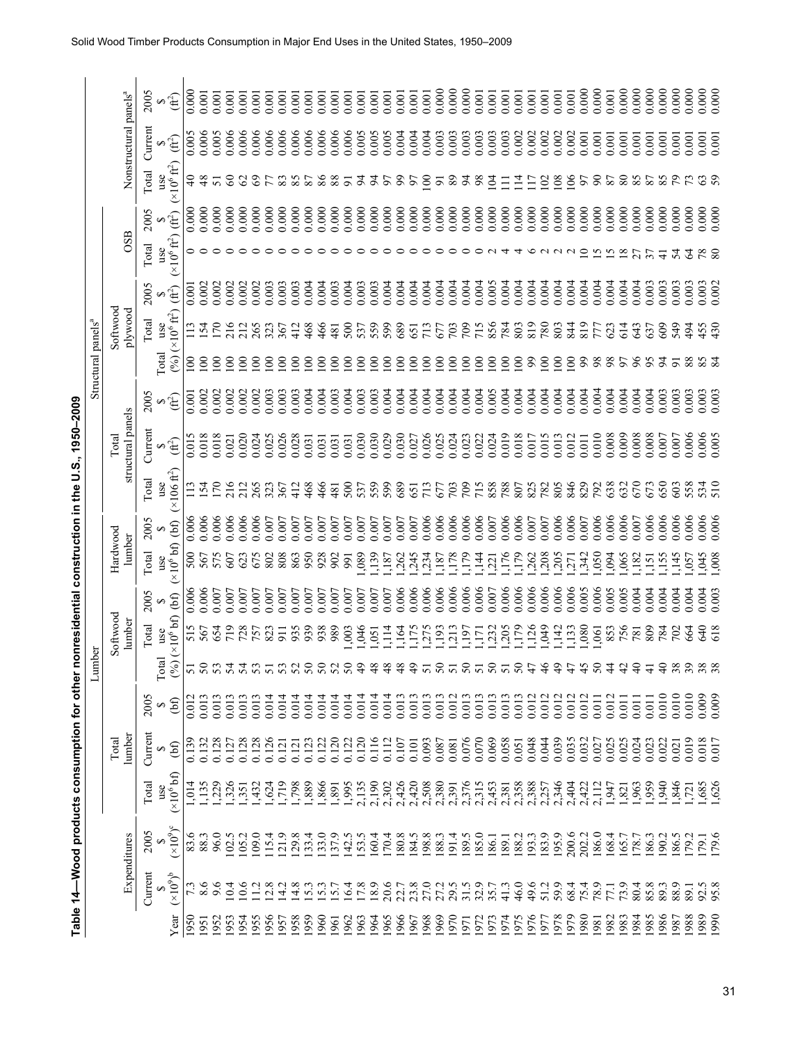# Table 14—Wood products consumption for other nonresidential construction in the U.S., 1950–2009

| Year | Expenditures: Current $ ($\times 10^9$)[b] | Expenditures: 2005 $ ($\times 10^9$)[c] | Total lumber: Total use ($\times 10^6$ bf) | Total lumber: Current $ (bf) | Total lumber: 2005 $ (bf) | Softwood lumber: Total (%) | Softwood lumber: Total use ($\times 10^6$ bf) | Softwood lumber: 2005 $ (bf) | Hardwood lumber: Total use ($\times 10^6$ bf) | Hardwood lumber: 2005 $ (bf) | Total structural panels[a]: Total use ($\times 10^6$ ft²) | Total structural panels[a]: Current $ (ft²) | Total structural panels[a]: 2005 $ (ft²) | Softwood plywood: Total (%) | Softwood plywood: Total use ($\times 10^6$ ft²) | Softwood plywood: 2005 $ (ft²) | OSB: Total use ($\times 10^6$ ft²) | OSB: 2005 $ (ft²) | Nonstructural panels[a]: Total use ($\times 10^6$ ft²) | Nonstructural panels[a]: Current $ (ft²) | Nonstructural panels[a]: 2005 $ (ft²) |
|---|---|---|---|---|---|---|---|---|---|---|---|---|---|---|---|---|---|---|---|---|---|
| 1950 | 7.3 | 83.6 | 1,014 | 0.139 | 0.012 | 51 | 515 | 0.006 | 500 | 0.006 | 113 | 0.015 | 0.001 | 100 | 113 | 0.001 | 0 | 0.000 | 40 | 0.005 | 0.000 |
| 1951 | 8.6 | 88.3 | 1,135 | 0.132 | 0.013 | 50 | 567 | 0.006 | 567 | 0.006 | 154 | 0.018 | 0.002 | 100 | 154 | 0.002 | 0 | 0.000 | 48 | 0.006 | 0.001 |
| 1952 | 9.6 | 96.0 | 1,229 | 0.128 | 0.013 | 53 | 654 | 0.007 | 575 | 0.006 | 170 | 0.018 | 0.002 | 100 | 170 | 0.002 | 0 | 0.000 | 51 | 0.005 | 0.001 |
| 1953 | 10.4 | 102.5 | 1,326 | 0.127 | 0.013 | 54 | 719 | 0.007 | 607 | 0.006 | 216 | 0.021 | 0.002 | 100 | 216 | 0.002 | 0 | 0.000 | 60 | 0.006 | 0.001 |
| 1954 | 10.6 | 105.2 | 1,351 | 0.128 | 0.013 | 54 | 728 | 0.007 | 623 | 0.006 | 212 | 0.020 | 0.002 | 100 | 212 | 0.002 | 0 | 0.000 | 62 | 0.006 | 0.001 |
| 1955 | 11.2 | 109.0 | 1,432 | 0.128 | 0.013 | 53 | 757 | 0.007 | 675 | 0.006 | 265 | 0.024 | 0.002 | 100 | 265 | 0.002 | 0 | 0.000 | 69 | 0.006 | 0.001 |
| 1956 | 12.8 | 115.4 | 1,624 | 0.126 | 0.014 | 51 | 823 | 0.007 | 802 | 0.007 | 323 | 0.025 | 0.003 | 100 | 323 | 0.003 | 0 | 0.000 | 77 | 0.006 | 0.001 |
| 1957 | 14.2 | 121.9 | 1,719 | 0.121 | 0.014 | 53 | 911 | 0.007 | 808 | 0.007 | 367 | 0.026 | 0.003 | 100 | 367 | 0.003 | 0 | 0.000 | 83 | 0.006 | 0.001 |
| 1958 | 14.8 | 129.8 | 1,798 | 0.121 | 0.014 | 52 | 935 | 0.007 | 863 | 0.007 | 412 | 0.028 | 0.003 | 100 | 412 | 0.003 | 0 | 0.000 | 85 | 0.006 | 0.001 |
| 1959 | 15.3 | 133.4 | 1,889 | 0.123 | 0.014 | 50 | 939 | 0.007 | 950 | 0.007 | 468 | 0.031 | 0.004 | 100 | 468 | 0.004 | 0 | 0.000 | 87 | 0.006 | 0.001 |
| 1960 | 15.3 | 133.0 | 1,866 | 0.122 | 0.014 | 50 | 938 | 0.007 | 928 | 0.007 | 466 | 0.031 | 0.004 | 100 | 466 | 0.004 | 0 | 0.000 | 86 | 0.006 | 0.001 |
| 1961 | 15.7 | 137.9 | 1,891 | 0.120 | 0.014 | 52 | 989 | 0.007 | 902 | 0.007 | 481 | 0.031 | 0.003 | 100 | 481 | 0.003 | 0 | 0.000 | 88 | 0.006 | 0.001 |
| 1962 | 16.4 | 142.5 | 1,995 | 0.122 | 0.014 | 50 | 1,003 | 0.007 | 991 | 0.007 | 500 | 0.031 | 0.004 | 100 | 500 | 0.004 | 0 | 0.000 | 91 | 0.006 | 0.001 |
| 1963 | 17.8 | 153.5 | 2,135 | 0.120 | 0.014 | 49 | 1,046 | 0.007 | 1,089 | 0.007 | 537 | 0.030 | 0.003 | 100 | 537 | 0.003 | 0 | 0.000 | 94 | 0.005 | 0.001 |
| 1964 | 18.9 | 160.4 | 2,190 | 0.116 | 0.014 | 48 | 1,051 | 0.007 | 1,139 | 0.007 | 559 | 0.030 | 0.003 | 100 | 559 | 0.003 | 0 | 0.000 | 94 | 0.005 | 0.001 |
| 1965 | 20.6 | 170.4 | 2,302 | 0.112 | 0.014 | 48 | 1,114 | 0.007 | 1,187 | 0.007 | 599 | 0.029 | 0.004 | 100 | 599 | 0.004 | 0 | 0.000 | 97 | 0.005 | 0.001 |
| 1966 | 22.7 | 180.8 | 2,426 | 0.107 | 0.013 | 48 | 1,164 | 0.006 | 1,262 | 0.007 | 689 | 0.030 | 0.004 | 100 | 689 | 0.004 | 0 | 0.000 | 99 | 0.004 | 0.001 |
| 1967 | 23.8 | 184.5 | 2,420 | 0.101 | 0.013 | 49 | 1,175 | 0.006 | 1,245 | 0.007 | 651 | 0.027 | 0.004 | 100 | 651 | 0.004 | 0 | 0.000 | 97 | 0.004 | 0.001 |
| 1968 | 27.0 | 198.8 | 2,508 | 0.093 | 0.013 | 51 | 1,275 | 0.006 | 1,234 | 0.006 | 713 | 0.026 | 0.004 | 100 | 713 | 0.004 | 0 | 0.000 | 100 | 0.004 | 0.001 |
| 1969 | 27.2 | 188.3 | 2,380 | 0.087 | 0.013 | 50 | 1,193 | 0.006 | 1,187 | 0.006 | 677 | 0.025 | 0.004 | 100 | 677 | 0.004 | 0 | 0.000 | 91 | 0.003 | 0.000 |
| 1970 | 29.5 | 191.4 | 2,391 | 0.081 | 0.012 | 51 | 1,213 | 0.006 | 1,178 | 0.006 | 703 | 0.024 | 0.004 | 100 | 703 | 0.004 | 0 | 0.000 | 89 | 0.003 | 0.000 |
| 1971 | 31.5 | 189.5 | 2,376 | 0.076 | 0.013 | 50 | 1,197 | 0.006 | 1,179 | 0.006 | 709 | 0.023 | 0.004 | 100 | 709 | 0.004 | 0 | 0.000 | 94 | 0.003 | 0.000 |
| 1972 | 32.9 | 185.0 | 2,315 | 0.070 | 0.013 | 51 | 1,171 | 0.006 | 1,144 | 0.006 | 715 | 0.022 | 0.004 | 100 | 715 | 0.004 | 0 | 0.000 | 98 | 0.003 | 0.001 |
| 1973 | 35.7 | 186.1 | 2,453 | 0.069 | 0.013 | 50 | 1,232 | 0.007 | 1,221 | 0.007 | 858 | 0.024 | 0.005 | 100 | 856 | 0.005 | 2 | 0.000 | 104 | 0.003 | 0.001 |
| 1974 | 41.3 | 189.1 | 2,381 | 0.058 | 0.013 | 51 | 1,205 | 0.006 | 1,176 | 0.006 | 788 | 0.019 | 0.004 | 100 | 784 | 0.004 | 4 | 0.000 | 111 | 0.003 | 0.001 |
| 1975 | 46.0 | 188.2 | 2,358 | 0.051 | 0.013 | 50 | 1,179 | 0.006 | 1,179 | 0.006 | 807 | 0.018 | 0.004 | 100 | 803 | 0.004 | 4 | 0.000 | 114 | 0.002 | 0.001 |
| 1976 | 49.6 | 193.3 | 2,388 | 0.048 | 0.012 | 47 | 1,126 | 0.006 | 1,262 | 0.007 | 825 | 0.017 | 0.004 | 99 | 819 | 0.004 | 6 | 0.000 | 117 | 0.002 | 0.001 |
| 1977 | 51.2 | 183.9 | 2,257 | 0.044 | 0.012 | 46 | 1,049 | 0.006 | 1,208 | 0.007 | 782 | 0.015 | 0.004 | 100 | 780 | 0.004 | 2 | 0.000 | 102 | 0.002 | 0.001 |
| 1978 | 59.9 | 195.9 | 2,346 | 0.039 | 0.012 | 49 | 1,142 | 0.006 | 1,205 | 0.006 | 805 | 0.013 | 0.004 | 100 | 803 | 0.004 | 2 | 0.000 | 108 | 0.002 | 0.001 |
| 1979 | 68.4 | 200.6 | 2,404 | 0.035 | 0.012 | 47 | 1,133 | 0.006 | 1,271 | 0.006 | 846 | 0.012 | 0.004 | 100 | 844 | 0.004 | 2 | 0.000 | 106 | 0.002 | 0.001 |
| 1980 | 75.4 | 202.2 | 2,422 | 0.032 | 0.012 | 45 | 1,080 | 0.005 | 1,342 | 0.007 | 829 | 0.011 | 0.004 | 99 | 819 | 0.004 | 10 | 0.000 | 97 | 0.001 | 0.000 |
| 1981 | 78.9 | 186.0 | 2,112 | 0.027 | 0.011 | 50 | 1,061 | 0.006 | 1,050 | 0.006 | 792 | 0.010 | 0.004 | 98 | 777 | 0.004 | 15 | 0.000 | 90 | 0.001 | 0.000 |
| 1982 | 77.1 | 168.4 | 1,947 | 0.025 | 0.012 | 44 | 853 | 0.005 | 1,094 | 0.006 | 638 | 0.008 | 0.004 | 98 | 623 | 0.004 | 15 | 0.000 | 87 | 0.001 | 0.001 |
| 1983 | 73.9 | 165.7 | 1,821 | 0.025 | 0.011 | 42 | 756 | 0.005 | 1,065 | 0.006 | 632 | 0.009 | 0.004 | 97 | 614 | 0.004 | 18 | 0.000 | 80 | 0.001 | 0.000 |
| 1984 | 80.4 | 178.7 | 1,963 | 0.024 | 0.011 | 40 | 781 | 0.004 | 1,182 | 0.007 | 670 | 0.008 | 0.004 | 96 | 643 | 0.004 | 27 | 0.000 | 85 | 0.001 | 0.000 |
| 1985 | 85.8 | 186.3 | 1,959 | 0.023 | 0.011 | 41 | 809 | 0.004 | 1,151 | 0.006 | 673 | 0.008 | 0.004 | 95 | 637 | 0.003 | 37 | 0.000 | 87 | 0.001 | 0.000 |
| 1986 | 89.3 | 190.2 | 1,940 | 0.022 | 0.010 | 40 | 784 | 0.004 | 1,155 | 0.006 | 650 | 0.007 | 0.003 | 94 | 609 | 0.003 | 41 | 0.000 | 85 | 0.001 | 0.000 |
| 1987 | 88.9 | 186.5 | 1,846 | 0.021 | 0.010 | 38 | 702 | 0.004 | 1,145 | 0.006 | 603 | 0.007 | 0.003 | 91 | 549 | 0.003 | 54 | 0.000 | 79 | 0.001 | 0.000 |
| 1988 | 89.1 | 179.2 | 1,721 | 0.019 | 0.010 | 39 | 664 | 0.004 | 1,057 | 0.006 | 558 | 0.006 | 0.003 | 88 | 494 | 0.003 | 64 | 0.000 | 73 | 0.001 | 0.000 |
| 1989 | 92.5 | 179.1 | 1,685 | 0.018 | 0.009 | 38 | 640 | 0.004 | 1,045 | 0.006 | 534 | 0.006 | 0.003 | 85 | 455 | 0.003 | 78 | 0.000 | 63 | 0.001 | 0.000 |
| 1990 | 95.8 | 179.6 | 1,626 | 0.017 | 0.009 | 38 | 618 | 0.003 | 1,008 | 0.006 | 510 | 0.005 | 0.003 | 84 | 430 | 0.002 | 80 | 0.000 | 59 | 0.001 | 0.000 |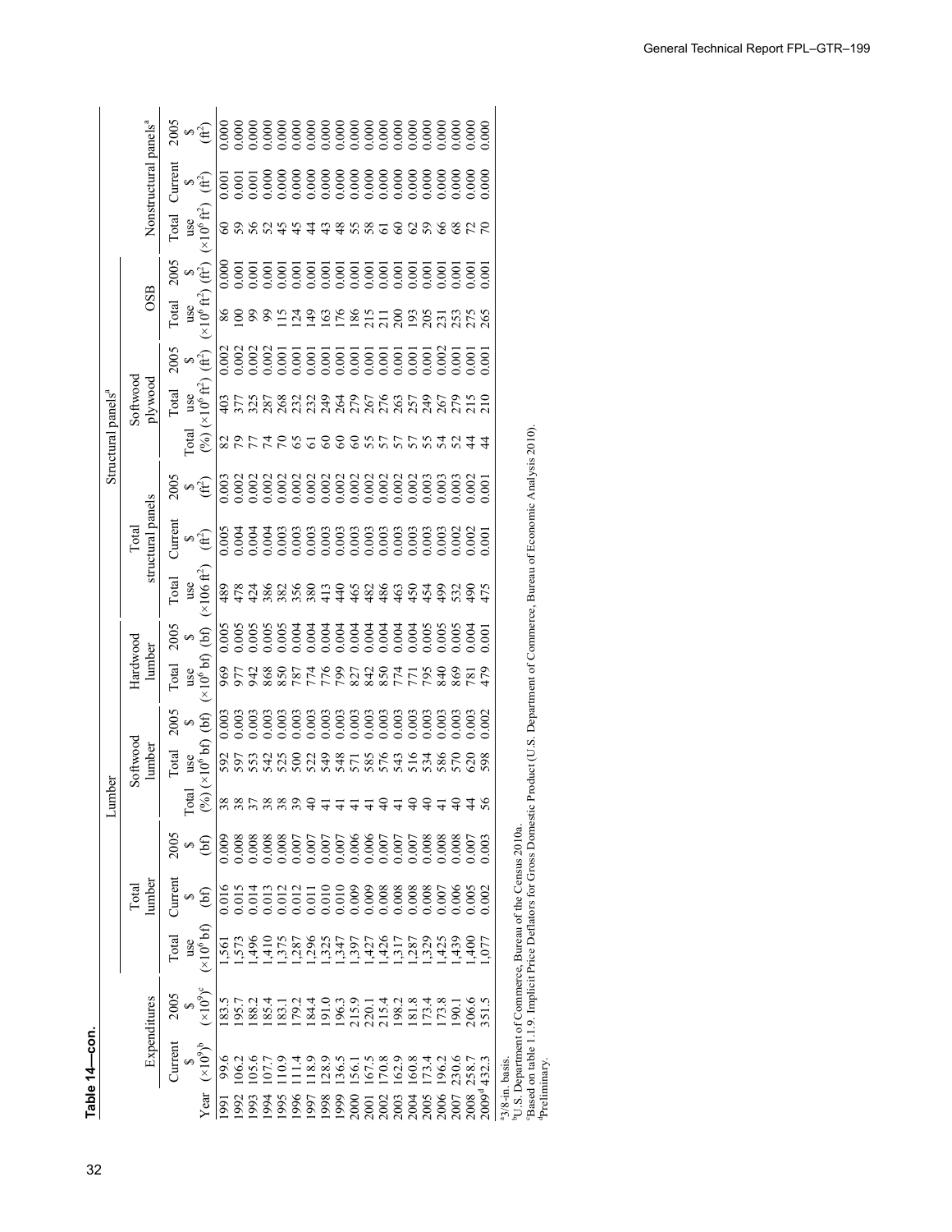**Table 14—con.**

| | Expenditures | | Lumber | | | | | | | | | Structural panels[a] | | | | | | | | | Nonstructural panels[a] | | |
|---|---|---|---|---|---|---|---|---|---|---|---|---|---|---|---|---|---|---|---|---|---|---|---|
| | | | Total lumber | | | Softwood lumber | | | Hardwood lumber | | | Total structural panels | | | Softwood plywood | | | OSB | | | | | |
| Year | Current \$ (×10⁹)[b] | 2005 \$ (×10⁹)[c] | Total use (×10⁶ bf) | Current \$ (bf) | 2005 \$ (bf) | Total (%) | Total use (×10⁶ bf) | 2005 \$ (bf) | Total use (×10⁶ bf) | 2005 \$ (bf) | | Total use (×106 ft²) | Current \$ (ft²) | 2005 \$ (ft²) | Total (%) | Total use (×10⁶ ft²) | 2005 \$ (ft²) | Total use (×10⁶ ft²) | 2005 \$ (ft²) | | Total use (×10⁶ ft²) | Current \$ (ft²) | 2005 \$ (ft²) |
| 1991 | 99.6 | 183.5 | 1,561 | 0.016 | 0.009 | 38 | 592 | 0.003 | 969 | 0.005 | | 489 | 0.005 | 0.003 | 82 | 403 | 0.002 | 86 | 0.000 | | 60 | 0.001 | 0.000 |
| 1992 | 106.2 | 195.7 | 1,573 | 0.015 | 0.008 | 38 | 597 | 0.003 | 977 | 0.005 | | 478 | 0.004 | 0.002 | 79 | 377 | 0.002 | 100 | 0.001 | | 59 | 0.001 | 0.000 |
| 1993 | 105.6 | 188.2 | 1,496 | 0.014 | 0.008 | 37 | 553 | 0.003 | 942 | 0.005 | | 424 | 0.004 | 0.002 | 77 | 325 | 0.002 | 99 | 0.001 | | 56 | 0.001 | 0.000 |
| 1994 | 107.7 | 185.4 | 1,410 | 0.013 | 0.008 | 38 | 542 | 0.003 | 868 | 0.005 | | 386 | 0.004 | 0.002 | 74 | 287 | 0.002 | 99 | 0.001 | | 52 | 0.000 | 0.000 |
| 1995 | 110.9 | 183.1 | 1,375 | 0.012 | 0.008 | 38 | 525 | 0.003 | 850 | 0.005 | | 382 | 0.003 | 0.002 | 70 | 268 | 0.001 | 115 | 0.001 | | 45 | 0.000 | 0.000 |
| 1996 | 111.4 | 179.2 | 1,287 | 0.012 | 0.007 | 39 | 500 | 0.003 | 787 | 0.004 | | 356 | 0.003 | 0.002 | 65 | 232 | 0.001 | 124 | 0.001 | | 45 | 0.000 | 0.000 |
| 1997 | 118.9 | 184.4 | 1,296 | 0.011 | 0.007 | 40 | 522 | 0.003 | 774 | 0.004 | | 380 | 0.003 | 0.002 | 61 | 232 | 0.001 | 149 | 0.001 | | 44 | 0.000 | 0.000 |
| 1998 | 128.9 | 191.0 | 1,325 | 0.010 | 0.007 | 41 | 549 | 0.003 | 776 | 0.004 | | 413 | 0.003 | 0.002 | 60 | 249 | 0.001 | 163 | 0.001 | | 43 | 0.000 | 0.000 |
| 1999 | 136.5 | 196.3 | 1,347 | 0.010 | 0.007 | 41 | 548 | 0.003 | 799 | 0.004 | | 440 | 0.003 | 0.002 | 60 | 264 | 0.001 | 176 | 0.001 | | 48 | 0.000 | 0.000 |
| 2000 | 156.1 | 215.9 | 1,397 | 0.009 | 0.006 | 41 | 571 | 0.003 | 827 | 0.004 | | 465 | 0.003 | 0.002 | 60 | 279 | 0.001 | 186 | 0.001 | | 55 | 0.000 | 0.000 |
| 2001 | 167.5 | 220.1 | 1,427 | 0.009 | 0.006 | 41 | 585 | 0.003 | 842 | 0.004 | | 482 | 0.003 | 0.002 | 55 | 267 | 0.001 | 215 | 0.001 | | 58 | 0.000 | 0.000 |
| 2002 | 170.8 | 215.4 | 1,426 | 0.008 | 0.007 | 40 | 576 | 0.003 | 850 | 0.004 | | 486 | 0.003 | 0.002 | 57 | 276 | 0.001 | 211 | 0.001 | | 61 | 0.000 | 0.000 |
| 2003 | 162.9 | 198.2 | 1,317 | 0.008 | 0.007 | 41 | 543 | 0.003 | 774 | 0.004 | | 463 | 0.003 | 0.002 | 57 | 263 | 0.001 | 200 | 0.001 | | 60 | 0.000 | 0.000 |
| 2004 | 160.8 | 181.8 | 1,287 | 0.008 | 0.007 | 40 | 516 | 0.003 | 771 | 0.004 | | 450 | 0.003 | 0.002 | 57 | 257 | 0.001 | 193 | 0.001 | | 62 | 0.000 | 0.000 |
| 2005 | 173.4 | 173.4 | 1,329 | 0.008 | 0.008 | 40 | 534 | 0.003 | 795 | 0.005 | | 454 | 0.003 | 0.003 | 55 | 249 | 0.001 | 205 | 0.001 | | 59 | 0.000 | 0.000 |
| 2006 | 196.2 | 173.8 | 1,425 | 0.007 | 0.008 | 41 | 586 | 0.003 | 840 | 0.005 | | 499 | 0.003 | 0.003 | 54 | 267 | 0.002 | 231 | 0.001 | | 66 | 0.000 | 0.000 |
| 2007 | 230.6 | 190.1 | 1,439 | 0.006 | 0.008 | 40 | 570 | 0.003 | 869 | 0.005 | | 532 | 0.002 | 0.003 | 52 | 279 | 0.001 | 253 | 0.001 | | 68 | 0.000 | 0.000 |
| 2008 | 258.7 | 206.6 | 1,400 | 0.005 | 0.007 | 44 | 620 | 0.003 | 781 | 0.004 | | 490 | 0.002 | 0.002 | 44 | 215 | 0.001 | 275 | 0.001 | | 72 | 0.000 | 0.000 |
| 2009[d] | 432.3 | 351.5 | 1,077 | 0.002 | 0.003 | 56 | 598 | 0.002 | 479 | 0.001 | | 475 | 0.001 | 0.001 | 44 | 210 | 0.001 | 265 | 0.001 | | 70 | 0.000 | 0.000 |

[a]3/8-in. basis.
[b]U.S. Department of Commerce, Bureau of the Census 2010a.
[c]Based on table 1.1.9. Implicit Price Deflators for Gross Domestic Product (U.S. Department of Commerce, Bureau of Economic Analysis 2010).
[d]Preliminary.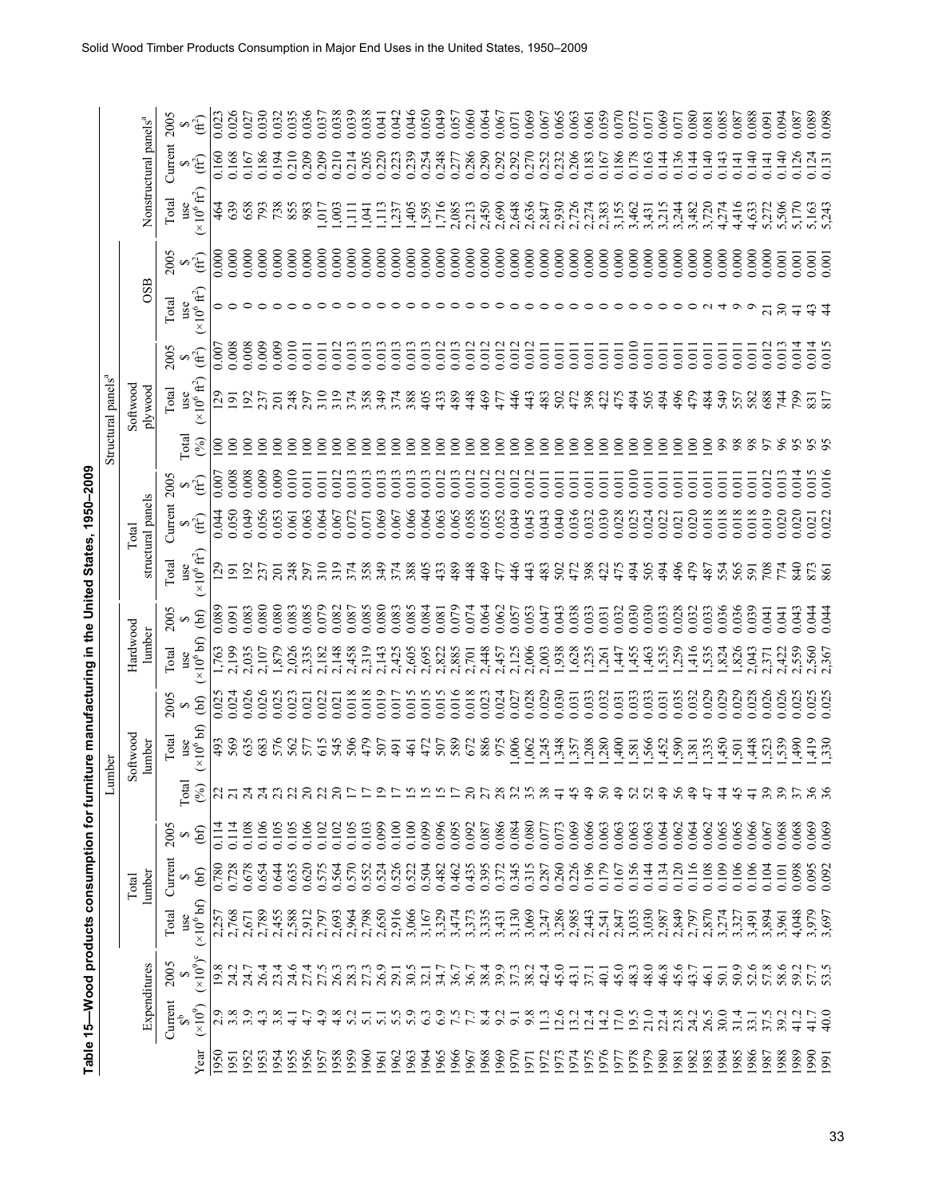**Table 15—Wood products consumption for furniture manufacturing in the United States, 1950–2009**

| | Expenditures | | Lumber | | | | | | | | | | Structural panels[a] | | | | | | | | | | Nonstructural panels[a] | | |
|---|---|---|---|---|---|---|---|---|---|---|---|---|---|---|---|---|---|---|---|---|---|---|---|---|---|
| | | | Total lumber | | | | Softwood lumber | | Hardwood lumber | | Total structural panels | | | | | Softwood plywood | | | OSB | | | | | | |
| Year | Current $[b] (×10[9]) | 2005 $ (×10[9])[c] | Total use (×10[6] bf) | Current $ (bf) | 2005 $ (bf) | Total (%) | Total use (×10[6] bf) | 2005 $ (bf) | Total use (×10[6] bf) | 2005 $ (bf) | Total use (×10[6] ft[2]) | Current $ (ft[2]) | 2005 $ (ft[2]) | Total (%) | Total use (×10[6] ft[2]) | 2005 $ (ft[2]) | Total use (×10[6] ft[2]) | 2005 $ (ft[2]) | Total use (×10[6] ft[2]) | Current $ (ft[2]) | 2005 $ (ft[2]) |
| 1950 | 2.9 | 19.8 | 2,257 | 0.780 | 0.114 | 22 | 493 | 0.025 | 1,763 | 0.089 | 129 | 0.044 | 0.007 | 100 | 129 | 0.007 | 0 | 0.000 | 464 | 0.160 | 0.023 |
| 1951 | 3.8 | 24.2 | 2,768 | 0.728 | 0.114 | 21 | 569 | 0.024 | 2,199 | 0.091 | 191 | 0.050 | 0.008 | 100 | 191 | 0.008 | 0 | 0.000 | 639 | 0.168 | 0.026 |
| 1952 | 3.9 | 24.7 | 2,671 | 0.678 | 0.108 | 24 | 635 | 0.026 | 2,035 | 0.083 | 192 | 0.049 | 0.008 | 100 | 192 | 0.008 | 0 | 0.000 | 658 | 0.167 | 0.027 |
| 1953 | 4.3 | 26.4 | 2,789 | 0.654 | 0.106 | 24 | 683 | 0.026 | 2,107 | 0.080 | 237 | 0.056 | 0.009 | 100 | 237 | 0.009 | 0 | 0.000 | 793 | 0.186 | 0.030 |
| 1954 | 3.8 | 23.4 | 2,455 | 0.644 | 0.105 | 23 | 576 | 0.025 | 1,879 | 0.080 | 201 | 0.053 | 0.009 | 100 | 201 | 0.009 | 0 | 0.000 | 738 | 0.194 | 0.032 |
| 1955 | 4.1 | 24.6 | 2,588 | 0.635 | 0.105 | 22 | 562 | 0.023 | 2,026 | 0.083 | 248 | 0.061 | 0.010 | 100 | 248 | 0.010 | 0 | 0.000 | 855 | 0.210 | 0.035 |
| 1956 | 4.7 | 27.4 | 2,912 | 0.620 | 0.106 | 20 | 577 | 0.021 | 2,335 | 0.085 | 297 | 0.063 | 0.011 | 100 | 297 | 0.011 | 0 | 0.000 | 983 | 0.209 | 0.036 |
| 1957 | 4.9 | 27.5 | 2,797 | 0.575 | 0.102 | 22 | 615 | 0.022 | 2,182 | 0.079 | 310 | 0.064 | 0.011 | 100 | 310 | 0.011 | 0 | 0.000 | 1,017 | 0.209 | 0.037 |
| 1958 | 4.8 | 26.3 | 2,693 | 0.564 | 0.102 | 20 | 545 | 0.021 | 2,148 | 0.082 | 319 | 0.067 | 0.012 | 100 | 319 | 0.012 | 0 | 0.000 | 1,003 | 0.210 | 0.038 |
| 1959 | 5.2 | 28.3 | 2,964 | 0.570 | 0.105 | 17 | 506 | 0.018 | 2,458 | 0.087 | 374 | 0.072 | 0.013 | 100 | 374 | 0.013 | 0 | 0.000 | 1,111 | 0.214 | 0.039 |
| 1960 | 5.1 | 27.3 | 2,798 | 0.552 | 0.103 | 17 | 479 | 0.018 | 2,319 | 0.085 | 358 | 0.071 | 0.013 | 100 | 358 | 0.013 | 0 | 0.000 | 1,041 | 0.205 | 0.038 |
| 1961 | 5.1 | 26.9 | 2,650 | 0.524 | 0.099 | 19 | 507 | 0.019 | 2,143 | 0.080 | 349 | 0.069 | 0.013 | 100 | 349 | 0.013 | 0 | 0.000 | 1,113 | 0.220 | 0.041 |
| 1962 | 5.5 | 29.1 | 2,916 | 0.526 | 0.100 | 17 | 491 | 0.017 | 2,425 | 0.083 | 374 | 0.067 | 0.013 | 100 | 374 | 0.013 | 0 | 0.000 | 1,237 | 0.223 | 0.042 |
| 1963 | 5.9 | 30.5 | 3,066 | 0.522 | 0.100 | 15 | 461 | 0.015 | 2,605 | 0.085 | 388 | 0.066 | 0.013 | 100 | 388 | 0.013 | 0 | 0.000 | 1,405 | 0.239 | 0.046 |
| 1964 | 6.3 | 32.1 | 3,167 | 0.504 | 0.099 | 15 | 472 | 0.015 | 2,695 | 0.084 | 405 | 0.064 | 0.013 | 100 | 405 | 0.013 | 0 | 0.000 | 1,595 | 0.254 | 0.050 |
| 1965 | 6.9 | 34.7 | 3,329 | 0.482 | 0.096 | 15 | 507 | 0.015 | 2,822 | 0.081 | 433 | 0.063 | 0.012 | 100 | 433 | 0.012 | 0 | 0.000 | 1,716 | 0.248 | 0.049 |
| 1966 | 7.5 | 36.7 | 3,474 | 0.462 | 0.095 | 17 | 589 | 0.016 | 2,885 | 0.079 | 489 | 0.065 | 0.013 | 100 | 489 | 0.013 | 0 | 0.000 | 2,085 | 0.277 | 0.057 |
| 1967 | 7.7 | 36.7 | 3,373 | 0.435 | 0.092 | 20 | 672 | 0.018 | 2,701 | 0.074 | 448 | 0.058 | 0.012 | 100 | 448 | 0.012 | 0 | 0.000 | 2,213 | 0.286 | 0.060 |
| 1968 | 8.4 | 38.4 | 3,335 | 0.395 | 0.087 | 27 | 886 | 0.023 | 2,448 | 0.064 | 469 | 0.055 | 0.012 | 100 | 469 | 0.012 | 0 | 0.000 | 2,450 | 0.290 | 0.064 |
| 1969 | 9.2 | 39.9 | 3,431 | 0.372 | 0.086 | 28 | 975 | 0.024 | 2,457 | 0.062 | 477 | 0.052 | 0.012 | 100 | 477 | 0.012 | 0 | 0.000 | 2,690 | 0.292 | 0.067 |
| 1970 | 9.1 | 37.3 | 3,130 | 0.345 | 0.084 | 32 | 1,006 | 0.027 | 2,125 | 0.057 | 446 | 0.049 | 0.012 | 100 | 446 | 0.012 | 0 | 0.000 | 2,648 | 0.292 | 0.071 |
| 1971 | 9.8 | 38.2 | 3,069 | 0.315 | 0.080 | 35 | 1,062 | 0.028 | 2,006 | 0.053 | 443 | 0.045 | 0.012 | 100 | 443 | 0.012 | 0 | 0.000 | 2,636 | 0.270 | 0.069 |
| 1972 | 11.3 | 42.4 | 3,247 | 0.287 | 0.077 | 38 | 1,245 | 0.029 | 2,003 | 0.047 | 483 | 0.043 | 0.011 | 100 | 483 | 0.011 | 0 | 0.000 | 2,847 | 0.252 | 0.067 |
| 1973 | 12.6 | 45.0 | 3,286 | 0.260 | 0.073 | 41 | 1,348 | 0.030 | 1,938 | 0.043 | 502 | 0.040 | 0.011 | 100 | 502 | 0.011 | 0 | 0.000 | 2,930 | 0.232 | 0.065 |
| 1974 | 13.2 | 43.1 | 2,985 | 0.226 | 0.069 | 45 | 1,357 | 0.031 | 1,628 | 0.038 | 472 | 0.036 | 0.011 | 100 | 472 | 0.011 | 0 | 0.000 | 2,726 | 0.206 | 0.063 |
| 1975 | 12.4 | 37.1 | 2,443 | 0.196 | 0.066 | 49 | 1,208 | 0.033 | 1,235 | 0.033 | 398 | 0.032 | 0.011 | 100 | 398 | 0.011 | 0 | 0.000 | 2,274 | 0.183 | 0.061 |
| 1976 | 14.2 | 40.1 | 2,541 | 0.179 | 0.063 | 50 | 1,280 | 0.032 | 1,261 | 0.031 | 422 | 0.030 | 0.011 | 100 | 422 | 0.011 | 0 | 0.000 | 2,383 | 0.167 | 0.059 |
| 1977 | 17.0 | 45.0 | 2,847 | 0.167 | 0.063 | 49 | 1,400 | 0.031 | 1,447 | 0.032 | 475 | 0.028 | 0.011 | 100 | 475 | 0.011 | 0 | 0.000 | 3,155 | 0.186 | 0.070 |
| 1978 | 19.5 | 48.3 | 3,035 | 0.156 | 0.063 | 52 | 1,581 | 0.033 | 1,455 | 0.030 | 494 | 0.025 | 0.010 | 100 | 494 | 0.010 | 0 | 0.000 | 3,462 | 0.178 | 0.072 |
| 1979 | 21.0 | 48.0 | 3,030 | 0.144 | 0.063 | 52 | 1,566 | 0.033 | 1,463 | 0.030 | 505 | 0.024 | 0.011 | 100 | 505 | 0.011 | 0 | 0.000 | 3,431 | 0.163 | 0.071 |
| 1980 | 22.4 | 46.8 | 2,987 | 0.134 | 0.064 | 49 | 1,452 | 0.031 | 1,535 | 0.033 | 494 | 0.022 | 0.011 | 100 | 494 | 0.011 | 0 | 0.000 | 3,215 | 0.144 | 0.069 |
| 1981 | 23.8 | 45.6 | 2,849 | 0.120 | 0.062 | 56 | 1,590 | 0.035 | 1,259 | 0.028 | 496 | 0.021 | 0.011 | 100 | 496 | 0.011 | 0 | 0.000 | 3,244 | 0.136 | 0.071 |
| 1982 | 24.2 | 43.7 | 2,797 | 0.116 | 0.064 | 49 | 1,381 | 0.032 | 1,416 | 0.032 | 479 | 0.020 | 0.011 | 100 | 479 | 0.011 | 0 | 0.000 | 3,482 | 0.144 | 0.080 |
| 1983 | 26.5 | 46.1 | 2,870 | 0.108 | 0.062 | 47 | 1,335 | 0.029 | 1,535 | 0.033 | 487 | 0.018 | 0.011 | 100 | 484 | 0.011 | 2 | 0.000 | 3,720 | 0.140 | 0.081 |
| 1984 | 30.0 | 50.1 | 3,274 | 0.109 | 0.065 | 44 | 1,450 | 0.029 | 1,824 | 0.036 | 554 | 0.018 | 0.011 | 99 | 549 | 0.011 | 4 | 0.000 | 4,274 | 0.143 | 0.085 |
| 1985 | 31.4 | 50.9 | 3,327 | 0.106 | 0.065 | 45 | 1,501 | 0.029 | 1,826 | 0.036 | 565 | 0.018 | 0.011 | 98 | 557 | 0.011 | 9 | 0.000 | 4,416 | 0.141 | 0.087 |
| 1986 | 33.1 | 52.6 | 3,491 | 0.106 | 0.066 | 41 | 1,448 | 0.028 | 2,043 | 0.039 | 591 | 0.018 | 0.011 | 98 | 582 | 0.011 | 9 | 0.000 | 4,633 | 0.140 | 0.088 |
| 1987 | 37.5 | 57.8 | 3,894 | 0.104 | 0.067 | 39 | 1,523 | 0.026 | 2,371 | 0.041 | 708 | 0.019 | 0.012 | 97 | 688 | 0.012 | 21 | 0.000 | 5,272 | 0.141 | 0.091 |
| 1988 | 39.2 | 58.6 | 3,961 | 0.101 | 0.068 | 39 | 1,539 | 0.026 | 2,422 | 0.041 | 774 | 0.020 | 0.013 | 96 | 744 | 0.013 | 30 | 0.001 | 5,506 | 0.140 | 0.094 |
| 1989 | 41.2 | 59.2 | 4,048 | 0.098 | 0.068 | 37 | 1,490 | 0.025 | 2,559 | 0.043 | 840 | 0.020 | 0.014 | 95 | 799 | 0.014 | 41 | 0.001 | 5,170 | 0.126 | 0.087 |
| 1990 | 41.7 | 57.7 | 3,979 | 0.095 | 0.069 | 36 | 1,419 | 0.025 | 2,560 | 0.044 | 873 | 0.021 | 0.015 | 95 | 831 | 0.014 | 43 | 0.001 | 5,163 | 0.124 | 0.089 |
| 1991 | 40.0 | 53.5 | 3,697 | 0.092 | 0.069 | 36 | 1,330 | 0.025 | 2,367 | 0.044 | 861 | 0.022 | 0.016 | 95 | 817 | 0.015 | 44 | 0.001 | 5,243 | 0.131 | 0.098 |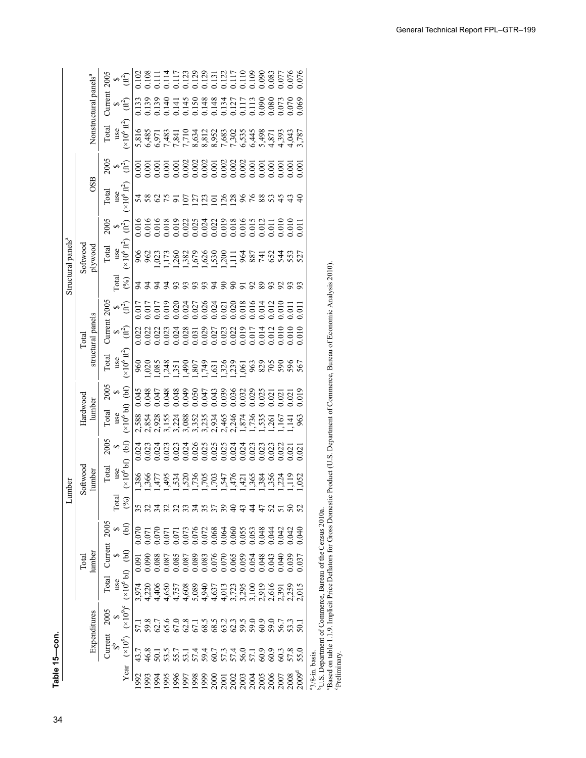**Table 15—con.**

| | Expenditures | | Lumber | | | | | | | | | Structural panels[a] | | | | | | | | | | Nonstructural panels[a] | | |
|---|---|---|---|---|---|---|---|---|---|---|---|---|---|---|---|---|---|---|---|---|---|---|---|---|
| | | | Total lumber | | | | Softwood lumber | | Hardwood lumber | | Total structural panels | | | | Softwood plywood | | OSB | | | | | | | |
| Year | Current $[b] ($\times 10^9$) | 2005 $ ($\times 10^9$)[c] | Total use ($\times 10^6$ bf) | Current $ (bf) | 2005 $ (bf) | Total (%) | Total use ($\times 10^6$ bf) | 2005 $ (bf) | Total use ($\times 10^6$ bf) | 2005 $ (bf) | Total use ($\times 10^6$ ft$^2$) | Current $ (ft$^2$) | 2005 $ (ft$^2$) | Total (%) | Total use ($\times 10^6$ ft$^2$) | 2005 $ (ft$^2$) | Total use ($\times 10^6$ ft$^2$) | 2005 $ (ft$^2$) | Total use ($\times 10^6$ ft$^2$) | Current $ (ft$^2$) | 2005 $ (ft$^2$) | | | |
| 1992 | 43.7 | 57.1 | 3,974 | 0.091 | 0.070 | 35 | 1,386 | 0.024 | 2,588 | 0.045 | 960 | 0.022 | 0.017 | 94 | 906 | 0.016 | 54 | 0.001 | 5,816 | 0.133 | 0.102 | | | |
| 1993 | 46.8 | 59.8 | 4,220 | 0.090 | 0.071 | 32 | 1,366 | 0.023 | 2,854 | 0.048 | 1,020 | 0.022 | 0.017 | 94 | 962 | 0.016 | 58 | 0.001 | 6,485 | 0.139 | 0.108 | | | |
| 1994 | 50.1 | 62.7 | 4,406 | 0.088 | 0.070 | 34 | 1,477 | 0.024 | 2,928 | 0.047 | 1,085 | 0.022 | 0.017 | 94 | 1,023 | 0.016 | 62 | 0.001 | 6,971 | 0.139 | 0.111 | | | |
| 1995 | 53.5 | 65.6 | 4,650 | 0.087 | 0.071 | 32 | 1,495 | 0.023 | 3,155 | 0.048 | 1,248 | 0.023 | 0.019 | 94 | 1,173 | 0.018 | 75 | 0.001 | 7,483 | 0.140 | 0.114 | | | |
| 1996 | 55.7 | 67.0 | 4,757 | 0.085 | 0.071 | 32 | 1,534 | 0.023 | 3,224 | 0.048 | 1,351 | 0.024 | 0.020 | 93 | 1,260 | 0.019 | 91 | 0.001 | 7,841 | 0.141 | 0.117 | | | |
| 1997 | 53.1 | 62.8 | 4,608 | 0.087 | 0.073 | 33 | 1,520 | 0.024 | 3,088 | 0.049 | 1,490 | 0.028 | 0.024 | 93 | 1,382 | 0.022 | 107 | 0.002 | 7,710 | 0.145 | 0.123 | | | |
| 1998 | 57.4 | 67.1 | 5,089 | 0.089 | 0.076 | 34 | 1,736 | 0.026 | 3,352 | 0.050 | 1,807 | 0.031 | 0.027 | 93 | 1,679 | 0.025 | 127 | 0.002 | 8,634 | 0.150 | 0.129 | | | |
| 1999 | 59.4 | 68.5 | 4,940 | 0.083 | 0.072 | 35 | 1,705 | 0.025 | 3,235 | 0.047 | 1,749 | 0.029 | 0.026 | 93 | 1,626 | 0.024 | 123 | 0.002 | 8,812 | 0.148 | 0.129 | | | |
| 2000 | 60.7 | 68.5 | 4,637 | 0.076 | 0.068 | 37 | 1,703 | 0.025 | 2,934 | 0.043 | 1,631 | 0.027 | 0.024 | 94 | 1,530 | 0.022 | 101 | 0.001 | 8,952 | 0.148 | 0.131 | | | |
| 2001 | 57.3 | 63.2 | 4,013 | 0.070 | 0.064 | 39 | 1,547 | 0.025 | 2,465 | 0.039 | 1,326 | 0.023 | 0.021 | 90 | 1,200 | 0.019 | 126 | 0.002 | 7,683 | 0.134 | 0.122 | | | |
| 2002 | 57.4 | 62.3 | 3,723 | 0.065 | 0.060 | 40 | 1,476 | 0.024 | 2,246 | 0.036 | 1,239 | 0.022 | 0.020 | 90 | 1,111 | 0.018 | 128 | 0.002 | 7,302 | 0.127 | 0.117 | | | |
| 2003 | 56.0 | 59.5 | 3,295 | 0.059 | 0.055 | 43 | 1,421 | 0.024 | 1,874 | 0.032 | 1,061 | 0.019 | 0.018 | 91 | 964 | 0.016 | 96 | 0.002 | 6,535 | 0.117 | 0.110 | | | |
| 2004 | 57.1 | 59.0 | 3,100 | 0.054 | 0.053 | 44 | 1,365 | 0.023 | 1,736 | 0.029 | 963 | 0.017 | 0.016 | 92 | 887 | 0.015 | 76 | 0.001 | 6,445 | 0.113 | 0.109 | | | |
| 2005 | 60.9 | 60.9 | 2,919 | 0.048 | 0.048 | 47 | 1,384 | 0.023 | 1,535 | 0.025 | 829 | 0.014 | 0.014 | 89 | 741 | 0.012 | 88 | 0.001 | 5,498 | 0.090 | 0.090 | | | |
| 2006 | 60.9 | 59.0 | 2,616 | 0.043 | 0.044 | 52 | 1,356 | 0.023 | 1,261 | 0.021 | 705 | 0.012 | 0.012 | 93 | 652 | 0.011 | 53 | 0.001 | 4,871 | 0.080 | 0.083 | | | |
| 2007 | 60.3 | 56.7 | 2,391 | 0.040 | 0.042 | 51 | 1,224 | 0.022 | 1,167 | 0.021 | 590 | 0.010 | 0.010 | 92 | 544 | 0.010 | 45 | 0.001 | 4,393 | 0.073 | 0.077 | | | |
| 2008 | 57.8 | 53.3 | 2,259 | 0.039 | 0.042 | 50 | 1,119 | 0.021 | 1,141 | 0.021 | 596 | 0.010 | 0.011 | 93 | 553 | 0.010 | 43 | 0.001 | 4,043 | 0.070 | 0.076 | | | |
| 2009[d] | 55.0 | 50.1 | 2,015 | 0.037 | 0.040 | 52 | 1,052 | 0.021 | 963 | 0.019 | 567 | 0.010 | 0.011 | 93 | 527 | 0.011 | 40 | 0.001 | 3,787 | 0.069 | 0.076 | | | |

[a]3/8-in. basis.
[b]U.S. Department of Commerce, Bureau of the Census 2010a.
[c]Based on table 1.1.9. Implicit Price Deflators for Gross Domestic Product (U.S. Department of Commerce, Bureau of Economic Analysis 2010).
[d]Preliminary.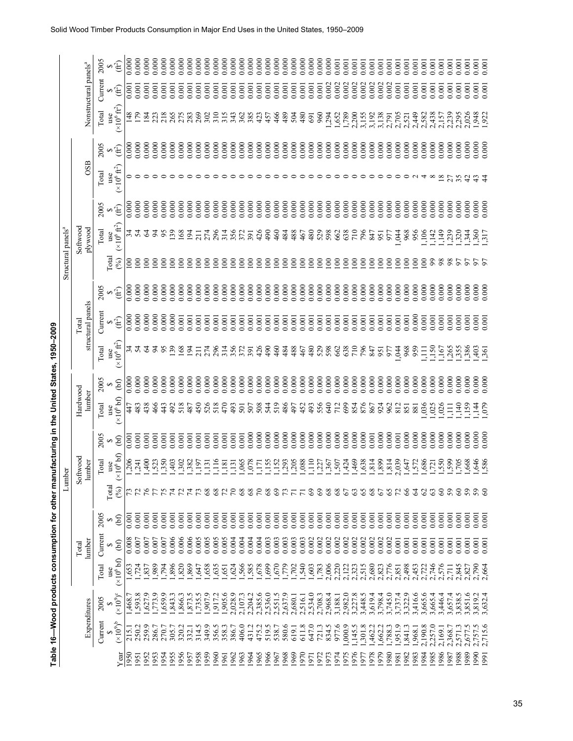Table 16—Wood products consumption for other manufacturing in the United States, 1950–2009

| Year | Expenditures | | Lumber | | | | | | | | | Structural panels[a] | | | | | | | | | Nonstructural panels[a] | | |
|---|---|---|---|---|---|---|---|---|---|---|---|---|---|---|---|---|---|---|---|---|---|---|---|
| | | | Total lumber | | | | Softwood lumber | | Hardwood lumber | | | Total structural panels | | | | Softwood plywood | | OSB | | | | | |
| | Current $ ($\times 10^9$)[b] | 2005 $ ($\times 10^9$)[c] | Total use ($\times 10^6$ bf) | Current $ (bf) | 2005 $ (bf) | Total (%) | Total use ($\times 10^6$ bf) | 2005 $ (bf) | Total use ($\times 10^6$ bf) | 2005 $ (bf) | Total use ($\times 10^6$ ft²) | Current $ (ft²) | 2005 $ (ft²) | Total (%) | Total use ($\times 10^6$ ft²) | 2005 $ (ft²) | Total use ($\times 10^6$ ft²) | 2005 $ (ft²) | Total use ($\times 10^6$ ft²) | Current $ (ft²) | 2005 $ (ft²) |
| 1950 | 215.1 | 1,468.7 | 1,653 | 0.008 | 0.001 | 73 | 1,206 | 0.001 | 447 | 0.000 | 34 | 0.000 | 0.000 | 100 | 34 | 0.000 | 0 | 0.000 | 148 | 0.001 | 0.000 |
| 1951 | 250.2 | 1,593.8 | 1,724 | 0.007 | 0.001 | 72 | 1,241 | 0.001 | 483 | 0.000 | 54 | 0.000 | 0.000 | 100 | 54 | 0.000 | 0 | 0.000 | 179 | 0.001 | 0.000 |
| 1952 | 259.9 | 1,627.9 | 1,837 | 0.007 | 0.001 | 76 | 1,400 | 0.001 | 438 | 0.000 | 64 | 0.000 | 0.000 | 100 | 64 | 0.000 | 0 | 0.000 | 184 | 0.001 | 0.000 |
| 1953 | 286.7 | 1,773.9 | 1,989 | 0.007 | 0.001 | 77 | 1,523 | 0.001 | 466 | 0.000 | 94 | 0.000 | 0.000 | 100 | 94 | 0.000 | 0 | 0.000 | 223 | 0.001 | 0.000 |
| 1954 | 270.7 | 1,659.9 | 1,794 | 0.007 | 0.001 | 75 | 1,350 | 0.001 | 443 | 0.000 | 95 | 0.000 | 0.000 | 100 | 95 | 0.000 | 0 | 0.000 | 218 | 0.001 | 0.000 |
| 1955 | 305.7 | 1,843.3 | 1,896 | 0.006 | 0.001 | 74 | 1,403 | 0.001 | 492 | 0.000 | 139 | 0.000 | 0.000 | 100 | 139 | 0.000 | 0 | 0.000 | 265 | 0.001 | 0.000 |
| 1956 | 320.2 | 1,866.3 | 1,820 | 0.006 | 0.001 | 72 | 1,302 | 0.001 | 518 | 0.000 | 168 | 0.001 | 0.000 | 100 | 168 | 0.000 | 0 | 0.000 | 275 | 0.001 | 0.000 |
| 1957 | 332.1 | 1,873.5 | 1,869 | 0.006 | 0.001 | 74 | 1,382 | 0.001 | 487 | 0.000 | 194 | 0.001 | 0.000 | 100 | 194 | 0.000 | 0 | 0.000 | 283 | 0.001 | 0.000 |
| 1958 | 314.5 | 1,735.5 | 1,647 | 0.005 | 0.001 | 73 | 1,197 | 0.001 | 450 | 0.000 | 211 | 0.001 | 0.000 | 100 | 211 | 0.000 | 0 | 0.000 | 269 | 0.001 | 0.000 |
| 1959 | 349.9 | 1,907.9 | 1,658 | 0.005 | 0.001 | 68 | 1,131 | 0.001 | 526 | 0.000 | 274 | 0.001 | 0.000 | 100 | 274 | 0.000 | 0 | 0.000 | 302 | 0.001 | 0.000 |
| 1960 | 356.5 | 1,917.2 | 1,635 | 0.005 | 0.001 | 68 | 1,116 | 0.001 | 518 | 0.000 | 296 | 0.001 | 0.000 | 100 | 296 | 0.000 | 0 | 0.000 | 310 | 0.001 | 0.000 |
| 1961 | 358.3 | 1,905.6 | 1,651 | 0.005 | 0.001 | 72 | 1,181 | 0.001 | 470 | 0.000 | 314 | 0.001 | 0.000 | 100 | 314 | 0.000 | 0 | 0.000 | 315 | 0.001 | 0.000 |
| 1962 | 386.7 | 2,028.9 | 1,624 | 0.004 | 0.001 | 70 | 1,131 | 0.001 | 493 | 0.000 | 356 | 0.001 | 0.000 | 100 | 356 | 0.000 | 0 | 0.000 | 343 | 0.001 | 0.000 |
| 1963 | 406.0 | 2,107.3 | 1,566 | 0.004 | 0.001 | 68 | 1,065 | 0.001 | 501 | 0.000 | 372 | 0.001 | 0.000 | 100 | 372 | 0.000 | 0 | 0.000 | 362 | 0.001 | 0.000 |
| 1964 | 431.2 | 2,204.2 | 1,585 | 0.004 | 0.001 | 68 | 1,078 | 0.000 | 507 | 0.000 | 391 | 0.001 | 0.000 | 100 | 391 | 0.000 | 0 | 0.000 | 385 | 0.001 | 0.000 |
| 1965 | 475.2 | 2,385.6 | 1,678 | 0.004 | 0.001 | 70 | 1,171 | 0.000 | 508 | 0.000 | 426 | 0.001 | 0.000 | 100 | 426 | 0.000 | 0 | 0.000 | 423 | 0.001 | 0.000 |
| 1966 | 519.5 | 2,536.0 | 1,699 | 0.003 | 0.001 | 68 | 1,155 | 0.000 | 544 | 0.000 | 490 | 0.001 | 0.000 | 100 | 490 | 0.000 | 0 | 0.000 | 457 | 0.001 | 0.000 |
| 1967 | 538.7 | 2,551.5 | 1,670 | 0.003 | 0.001 | 69 | 1,152 | 0.000 | 519 | 0.000 | 460 | 0.001 | 0.000 | 100 | 460 | 0.000 | 0 | 0.000 | 466 | 0.001 | 0.000 |
| 1968 | 580.6 | 2,637.9 | 1,779 | 0.003 | 0.001 | 73 | 1,293 | 0.000 | 486 | 0.000 | 484 | 0.001 | 0.000 | 100 | 484 | 0.000 | 0 | 0.000 | 489 | 0.001 | 0.000 |
| 1969 | 619.1 | 2,680.1 | 1,702 | 0.003 | 0.001 | 71 | 1,205 | 0.000 | 497 | 0.000 | 488 | 0.001 | 0.000 | 100 | 488 | 0.000 | 0 | 0.000 | 504 | 0.001 | 0.000 |
| 1970 | 611.8 | 2,516.1 | 1,540 | 0.003 | 0.001 | 71 | 1,088 | 0.000 | 452 | 0.000 | 467 | 0.001 | 0.000 | 100 | 467 | 0.000 | 0 | 0.000 | 480 | 0.001 | 0.000 |
| 1971 | 647.0 | 2,534.0 | 1,603 | 0.002 | 0.001 | 69 | 1,110 | 0.000 | 493 | 0.000 | 480 | 0.001 | 0.000 | 100 | 480 | 0.000 | 0 | 0.000 | 691 | 0.001 | 0.000 |
| 1972 | 721.3 | 2,708.3 | 1,783 | 0.002 | 0.001 | 69 | 1,227 | 0.000 | 556 | 0.000 | 529 | 0.001 | 0.000 | 100 | 529 | 0.000 | 0 | 0.000 | 960 | 0.001 | 0.000 |
| 1973 | 834.5 | 2,968.4 | 2,006 | 0.002 | 0.001 | 68 | 1,367 | 0.000 | 640 | 0.000 | 598 | 0.001 | 0.000 | 100 | 598 | 0.000 | 0 | 0.000 | 1,294 | 0.002 | 0.000 |
| 1974 | 977.6 | 3,188.1 | 2,220 | 0.002 | 0.001 | 68 | 1,507 | 0.000 | 712 | 0.000 | 662 | 0.001 | 0.000 | 100 | 662 | 0.000 | 0 | 0.000 | 1,652 | 0.002 | 0.001 |
| 1975 | 1,000.9 | 2,982.0 | 2,122 | 0.002 | 0.001 | 67 | 1,424 | 0.000 | 699 | 0.000 | 638 | 0.001 | 0.000 | 100 | 638 | 0.000 | 0 | 0.000 | 1,789 | 0.002 | 0.001 |
| 1976 | 1,145.5 | 3,227.8 | 2,323 | 0.002 | 0.001 | 63 | 1,469 | 0.000 | 854 | 0.000 | 710 | 0.001 | 0.000 | 100 | 710 | 0.000 | 0 | 0.000 | 2,200 | 0.002 | 0.001 |
| 1977 | 1,301.8 | 3,448.5 | 2,515 | 0.002 | 0.001 | 65 | 1,638 | 0.000 | 876 | 0.000 | 796 | 0.001 | 0.000 | 100 | 796 | 0.000 | 0 | 0.000 | 3,155 | 0.002 | 0.001 |
| 1978 | 1,462.2 | 3,619.4 | 2,680 | 0.002 | 0.001 | 68 | 1,814 | 0.001 | 867 | 0.000 | 847 | 0.001 | 0.000 | 100 | 847 | 0.000 | 0 | 0.000 | 3,192 | 0.002 | 0.001 |
| 1979 | 1,662.2 | 3,798.4 | 2,823 | 0.002 | 0.001 | 67 | 1,899 | 0.000 | 924 | 0.000 | 951 | 0.001 | 0.000 | 100 | 951 | 0.000 | 0 | 0.000 | 3,138 | 0.002 | 0.001 |
| 1980 | 1,788.3 | 3,745.0 | 2,776 | 0.002 | 0.001 | 65 | 1,814 | 0.000 | 962 | 0.000 | 977 | 0.001 | 0.000 | 100 | 977 | 0.000 | 0 | 0.000 | 2,791 | 0.002 | 0.001 |
| 1981 | 1,951.9 | 3,737.4 | 2,851 | 0.001 | 0.001 | 72 | 2,039 | 0.001 | 812 | 0.000 | 1,044 | 0.001 | 0.000 | 100 | 1,044 | 0.000 | 0 | 0.000 | 2,705 | 0.001 | 0.001 |
| 1982 | 1,841.3 | 3,322.9 | 2,498 | 0.001 | 0.001 | 66 | 1,647 | 0.000 | 851 | 0.000 | 968 | 0.001 | 0.000 | 100 | 968 | 0.000 | 0 | 0.000 | 2,521 | 0.001 | 0.001 |
| 1983 | 1,968.1 | 3,416.6 | 2,453 | 0.001 | 0.001 | 64 | 1,572 | 0.000 | 881 | 0.000 | 959 | 0.000 | 0.000 | 100 | 956 | 0.000 | 2 | 0.000 | 2,449 | 0.001 | 0.001 |
| 1984 | 2,190.8 | 3,665.6 | 2,722 | 0.001 | 0.001 | 62 | 1,686 | 0.000 | 1,036 | 0.000 | 1,111 | 0.001 | 0.000 | 100 | 1,106 | 0.000 | 4 | 0.000 | 2,582 | 0.001 | 0.001 |
| 1985 | 2,257.0 | 3,665.4 | 2,746 | 0.001 | 0.001 | 63 | 1,721 | 0.000 | 1,025 | 0.000 | 1,150 | 0.001 | 0.000 | 99 | 1,142 | 0.000 | 8 | 0.000 | 2,438 | 0.001 | 0.001 |
| 1986 | 2,169.1 | 3,446.4 | 2,576 | 0.001 | 0.001 | 60 | 1,550 | 0.000 | 1,026 | 0.000 | 1,167 | 0.001 | 0.000 | 98 | 1,149 | 0.000 | 18 | 0.000 | 2,157 | 0.001 | 0.001 |
| 1987 | 2,368.7 | 3,657.4 | 2,711 | 0.001 | 0.001 | 59 | 1,599 | 0.000 | 1,111 | 0.000 | 1,265 | 0.001 | 0.000 | 98 | 1,239 | 0.000 | 27 | 0.000 | 2,239 | 0.001 | 0.001 |
| 1988 | 2,571.3 | 3,838.5 | 2,845 | 0.001 | 0.001 | 60 | 1,705 | 0.000 | 1,140 | 0.000 | 1,355 | 0.001 | 0.000 | 97 | 1,320 | 0.000 | 35 | 0.000 | 2,295 | 0.001 | 0.001 |
| 1989 | 2,677.5 | 3,851.6 | 2,827 | 0.001 | 0.001 | 59 | 1,668 | 0.000 | 1,159 | 0.000 | 1,386 | 0.001 | 0.000 | 97 | 1,344 | 0.000 | 42 | 0.000 | 2,026 | 0.001 | 0.001 |
| 1990 | 2,757.5 | 3,819.2 | 2,790 | 0.001 | 0.001 | 59 | 1,646 | 0.000 | 1,144 | 0.000 | 1,403 | 0.001 | 0.000 | 97 | 1,360 | 0.000 | 43 | 0.000 | 1,948 | 0.001 | 0.001 |
| 1991 | 2,715.6 | 3,632.4 | 2,664 | 0.001 | 0.001 | 60 | 1,586 | 0.000 | 1,079 | 0.000 | 1,361 | 0.001 | 0.000 | 97 | 1,317 | 0.000 | 44 | 0.000 | 1,922 | 0.001 | 0.001 |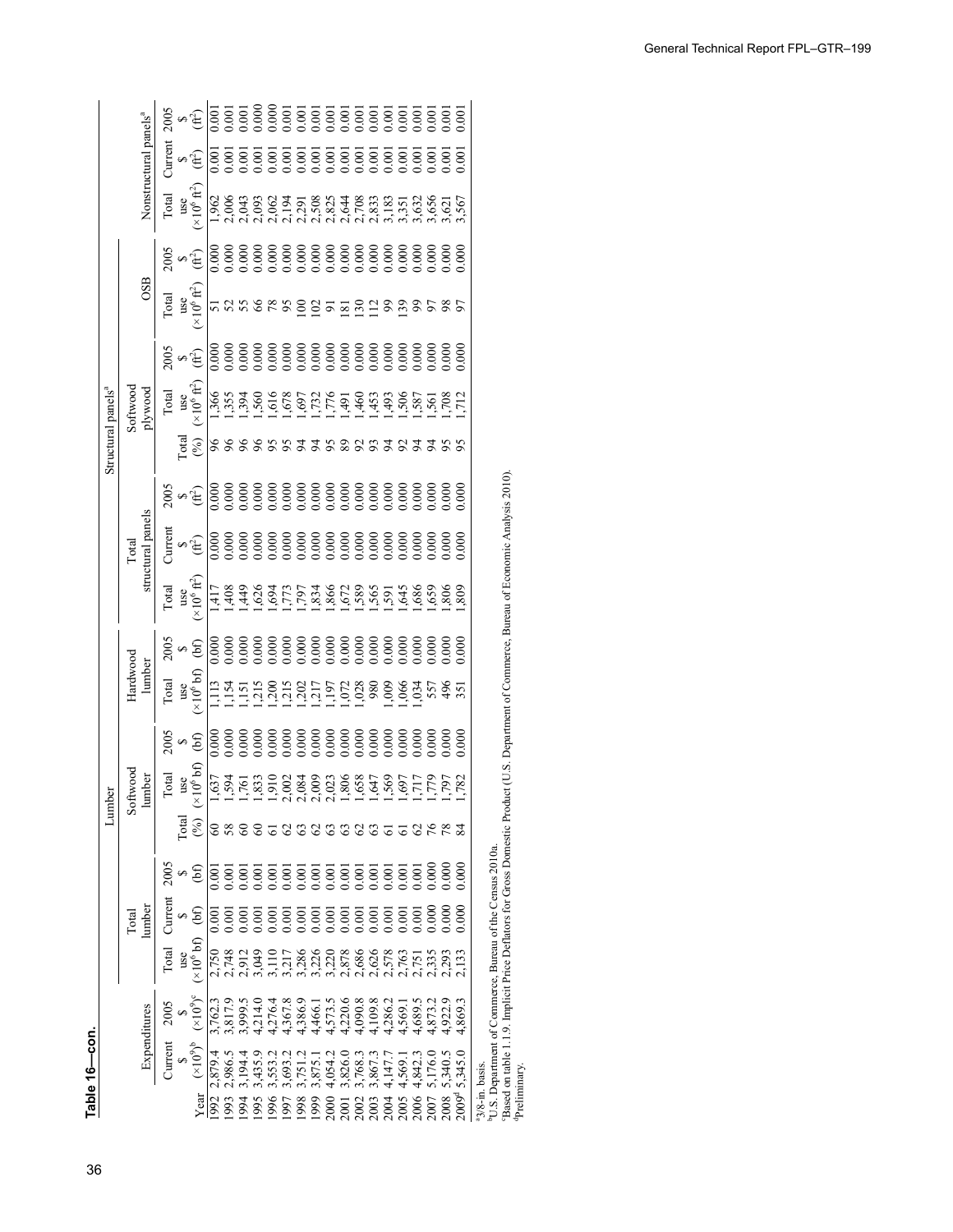**Table 16—con.**

| Year | Expenditures | | Lumber | | | | | | | | | Structural panels[a] | | | | | | | | Nonstructural panels[a] | | |
|---|---|---|---|---|---|---|---|---|---|---|---|---|---|---|---|---|---|---|---|---|---|---|
| | | | Total lumber | | | | Softwood lumber | | Hardwood lumber | | | Total structural panels | | | | Softwood plywood | | OSB | | | | |
| | Current $ ($\times 10^9$)[b] | 2005 $ ($\times 10^9$)[c] | Total use ($\times 10^6$ bf) | Current $ (bf) | 2005 $ (bf) | Total (%) | Total use ($\times 10^6$ bf) | 2005 $ (bf) | Total use ($\times 10^6$ bf) | 2005 $ (bf) | Total use ($\times 10^6$ ft²) | Current $ (ft²) | 2005 $ (ft²) | Total (%) | Total use ($\times 10^6$ ft²) | 2005 $ (ft²) | Total use ($\times 10^6$ ft²) | 2005 $ (ft²) | Total use ($\times 10^6$ ft²) | Current $ (ft²) | 2005 $ (ft²) |
| 1992 | 2,879.4 | 3,762.3 | 2,750 | 0.001 | 0.001 | 60 | 1,637 | 0.000 | 1,113 | 0.000 | 1,417 | 0.000 | 0.000 | 96 | 1,366 | 0.000 | 51 | 0.000 | 1,962 | 0.001 | 0.001 |
| 1993 | 2,986.5 | 3,817.9 | 2,748 | 0.001 | 0.001 | 58 | 1,594 | 0.000 | 1,154 | 0.000 | 1,408 | 0.000 | 0.000 | 96 | 1,355 | 0.000 | 52 | 0.000 | 2,006 | 0.001 | 0.001 |
| 1994 | 3,194.4 | 3,999.5 | 2,912 | 0.001 | 0.001 | 60 | 1,761 | 0.000 | 1,151 | 0.000 | 1,449 | 0.000 | 0.000 | 96 | 1,394 | 0.000 | 55 | 0.000 | 2,043 | 0.001 | 0.001 |
| 1995 | 3,435.9 | 4,214.0 | 3,049 | 0.001 | 0.001 | 60 | 1,833 | 0.000 | 1,215 | 0.000 | 1,626 | 0.000 | 0.000 | 96 | 1,560 | 0.000 | 66 | 0.000 | 2,093 | 0.001 | 0.000 |
| 1996 | 3,553.2 | 4,276.4 | 3,110 | 0.001 | 0.001 | 61 | 1,910 | 0.000 | 1,200 | 0.000 | 1,694 | 0.000 | 0.000 | 95 | 1,616 | 0.000 | 78 | 0.000 | 2,062 | 0.001 | 0.000 |
| 1997 | 3,693.2 | 4,367.8 | 3,217 | 0.001 | 0.001 | 62 | 2,002 | 0.000 | 1,215 | 0.000 | 1,773 | 0.000 | 0.000 | 95 | 1,678 | 0.000 | 95 | 0.000 | 2,194 | 0.001 | 0.001 |
| 1998 | 3,751.2 | 4,386.9 | 3,286 | 0.001 | 0.001 | 63 | 2,084 | 0.000 | 1,202 | 0.000 | 1,797 | 0.000 | 0.000 | 94 | 1,697 | 0.000 | 100 | 0.000 | 2,291 | 0.001 | 0.001 |
| 1999 | 3,875.1 | 4,466.1 | 3,226 | 0.001 | 0.001 | 62 | 2,009 | 0.000 | 1,217 | 0.000 | 1,834 | 0.000 | 0.000 | 94 | 1,732 | 0.000 | 102 | 0.000 | 2,508 | 0.001 | 0.001 |
| 2000 | 4,054.2 | 4,573.5 | 3,220 | 0.001 | 0.001 | 63 | 2,023 | 0.000 | 1,197 | 0.000 | 1,866 | 0.000 | 0.000 | 95 | 1,776 | 0.000 | 91 | 0.000 | 2,825 | 0.001 | 0.001 |
| 2001 | 3,826.0 | 4,220.6 | 2,878 | 0.001 | 0.001 | 63 | 1,806 | 0.000 | 1,072 | 0.000 | 1,672 | 0.000 | 0.000 | 89 | 1,491 | 0.000 | 181 | 0.000 | 2,644 | 0.001 | 0.001 |
| 2002 | 3,768.3 | 4,090.8 | 2,686 | 0.001 | 0.001 | 62 | 1,658 | 0.000 | 1,028 | 0.000 | 1,589 | 0.000 | 0.000 | 92 | 1,460 | 0.000 | 130 | 0.000 | 2,708 | 0.001 | 0.001 |
| 2003 | 3,867.3 | 4,109.8 | 2,626 | 0.001 | 0.001 | 63 | 1,647 | 0.000 | 980 | 0.000 | 1,565 | 0.000 | 0.000 | 93 | 1,453 | 0.000 | 112 | 0.000 | 2,833 | 0.001 | 0.001 |
| 2004 | 4,147.7 | 4,286.2 | 2,578 | 0.001 | 0.001 | 61 | 1,569 | 0.000 | 1,009 | 0.000 | 1,591 | 0.000 | 0.000 | 94 | 1,493 | 0.000 | 99 | 0.000 | 3,183 | 0.001 | 0.001 |
| 2005 | 4,569.1 | 4,569.1 | 2,763 | 0.001 | 0.001 | 61 | 1,697 | 0.000 | 1,066 | 0.000 | 1,645 | 0.000 | 0.000 | 92 | 1,506 | 0.000 | 139 | 0.000 | 3,351 | 0.001 | 0.001 |
| 2006 | 4,842.3 | 4,689.5 | 2,751 | 0.001 | 0.001 | 62 | 1,717 | 0.000 | 1,034 | 0.000 | 1,686 | 0.000 | 0.000 | 94 | 1,587 | 0.000 | 99 | 0.000 | 3,632 | 0.001 | 0.001 |
| 2007 | 5,176.0 | 4,873.2 | 2,335 | 0.000 | 0.000 | 76 | 1,779 | 0.000 | 557 | 0.000 | 1,659 | 0.000 | 0.000 | 94 | 1,561 | 0.000 | 97 | 0.000 | 3,656 | 0.001 | 0.001 |
| 2008 | 5,340.5 | 4,922.9 | 2,293 | 0.000 | 0.000 | 78 | 1,797 | 0.000 | 496 | 0.000 | 1,806 | 0.000 | 0.000 | 95 | 1,708 | 0.000 | 98 | 0.000 | 3,621 | 0.001 | 0.001 |
| 2009[d] | 5,345.0 | 4,869.3 | 2,133 | 0.000 | 0.000 | 84 | 1,782 | 0.000 | 351 | 0.000 | 1,809 | 0.000 | 0.000 | 95 | 1,712 | 0.000 | 97 | 0.000 | 3,567 | 0.001 | 0.001 |

[a]3/8-in. basis.
[b]U.S. Department of Commerce, Bureau of the Census 2010a.
[c]Based on table 1.1.9. Implicit Price Deflators for Gross Domestic Product (U.S. Department of Commerce, Bureau of Economic Analysis 2010).
[d]Preliminary.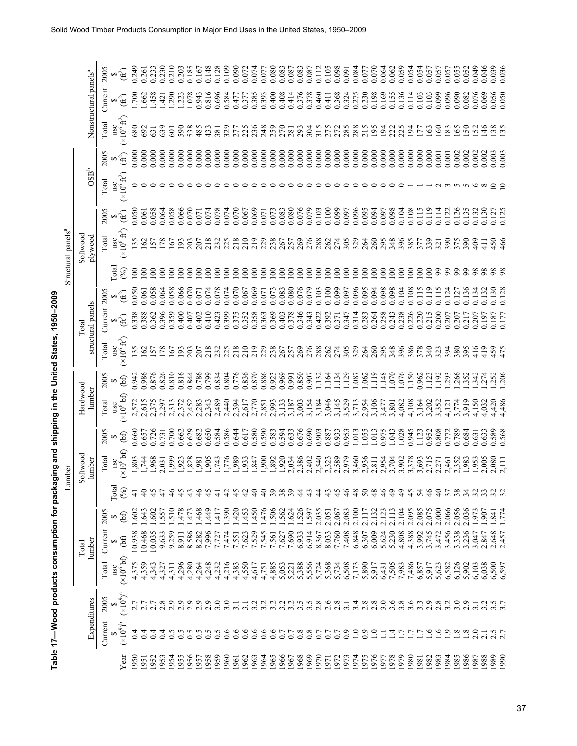Table 17—Wood products consumption for packaging and shipping in the United States, 1950–2009

| | Expenditures | | Lumber | | | | | | | | | Structural panels[a] | | | | | | | | | Nonstructural panels[a] | | |
|---|---|---|---|---|---|---|---|---|---|---|---|---|---|---|---|---|---|---|---|---|---|---|---|
| | | | Total lumber | | | | Softwood lumber | | Hardwood lumber | | | Total structural panels | | | | Softwood plywood | | OSB[b] | | | | | |
| Year | Current $ ($\times10^9$)[b] | 2005 $ ($\times10^9$)[c] | Total use ($\times10^6$ bf) | Current $ (bf) | 2005 $ (bf) | Total (%) | Total use ($\times10^6$ bf) | 2005 $ (bf) | Total use ($\times10^6$ bf) | 2005 $ (bf) | | Total use ($\times10^6$ ft²) | Current $ (ft²) | 2005 $ (ft²) | Total (%) | Total use ($\times10^6$ ft²) | 2005 $ (ft²) | Total use ($\times10^6$ ft²) | 2005 $ (ft²) | | Total use ($\times10^6$ ft²) | Current $ (ft²) | 2005 $ (ft²) |
| 1950 | 0.4 | 2.7 | 4,375 | 10.938 | 1.602 | 41 | 1,803 | 0.660 | 2,572 | 0.942 | | 135 | 0.338 | 0.050 | 100 | 135 | 0.050 | 0 | 0.000 | | 680 | 1.700 | 0.249 |
| 1951 | 0.4 | 2.7 | 4,359 | 10.468 | 1.643 | 40 | 1,744 | 0.657 | 2,615 | 0.986 | | 162 | 0.388 | 0.061 | 100 | 162 | 0.061 | 0 | 0.000 | | 692 | 1.662 | 0.261 |
| 1952 | 0.4 | 2.7 | 4,343 | 10.035 | 1.602 | 45 | 1,968 | 0.726 | 2,375 | 0.876 | | 157 | 0.362 | 0.058 | 100 | 157 | 0.058 | 0 | 0.000 | | 631 | 1.458 | 0.233 |
| 1953 | 0.4 | 2.8 | 4,327 | 9.633 | 1.557 | 47 | 2,031 | 0.731 | 2,297 | 0.826 | | 178 | 0.396 | 0.064 | 100 | 178 | 0.064 | 0 | 0.000 | | 639 | 1.421 | 0.230 |
| 1954 | 0.5 | 2.9 | 4,311 | 9.259 | 1.510 | 46 | 1,999 | 0.700 | 2,313 | 0.810 | | 167 | 0.359 | 0.058 | 100 | 167 | 0.058 | 0 | 0.000 | | 601 | 1.290 | 0.210 |
| 1955 | 0.5 | 2.9 | 4,296 | 8.911 | 1.478 | 45 | 1,923 | 0.662 | 2,372 | 0.816 | | 193 | 0.400 | 0.066 | 100 | 193 | 0.066 | 0 | 0.000 | | 590 | 1.223 | 0.203 |
| 1956 | 0.5 | 2.9 | 4,280 | 8.586 | 1.473 | 43 | 1,828 | 0.629 | 2,452 | 0.844 | | 203 | 0.407 | 0.070 | 100 | 203 | 0.070 | 0 | 0.000 | | 538 | 1.078 | 0.185 |
| 1957 | 0.5 | 2.9 | 4,264 | 8.282 | 1.468 | 46 | 1,981 | 0.682 | 2,283 | 0.786 | | 207 | 0.402 | 0.071 | 100 | 207 | 0.071 | 0 | 0.000 | | 485 | 0.943 | 0.167 |
| 1958 | 0.5 | 2.9 | 4,248 | 7.996 | 1.449 | 45 | 1,905 | 0.650 | 2,343 | 0.799 | | 218 | 0.410 | 0.074 | 100 | 218 | 0.074 | 0 | 0.000 | | 433 | 0.816 | 0.148 |
| 1959 | 0.5 | 3.0 | 4,232 | 7.727 | 1.417 | 41 | 1,743 | 0.584 | 2,489 | 0.834 | | 232 | 0.423 | 0.078 | 100 | 232 | 0.078 | 0 | 0.000 | | 381 | 0.696 | 0.128 |
| 1960 | 0.6 | 3.0 | 4,216 | 7.474 | 1.390 | 42 | 1,776 | 0.586 | 2,440 | 0.804 | | 225 | 0.399 | 0.074 | 100 | 225 | 0.074 | 0 | 0.000 | | 329 | 0.584 | 0.109 |
| 1961 | 0.6 | 3.1 | 4,383 | 7.551 | 1.420 | 45 | 1,989 | 0.644 | 2,394 | 0.776 | | 218 | 0.375 | 0.070 | 100 | 218 | 0.070 | 0 | 0.000 | | 277 | 0.477 | 0.090 |
| 1962 | 0.6 | 3.1 | 4,550 | 7.623 | 1.453 | 42 | 1,933 | 0.617 | 2,617 | 0.836 | | 210 | 0.352 | 0.067 | 100 | 210 | 0.067 | 0 | 0.000 | | 225 | 0.377 | 0.072 |
| 1963 | 0.6 | 3.2 | 4,617 | 7.529 | 1.450 | 40 | 1,847 | 0.580 | 2,770 | 0.870 | | 219 | 0.358 | 0.069 | 100 | 219 | 0.069 | 0 | 0.000 | | 236 | 0.385 | 0.074 |
| 1964 | 0.6 | 3.2 | 4,751 | 7.545 | 1.476 | 40 | 1,900 | 0.590 | 2,851 | 0.886 | | 229 | 0.363 | 0.071 | 100 | 229 | 0.071 | 0 | 0.000 | | 248 | 0.393 | 0.077 |
| 1965 | 0.6 | 3.2 | 4,885 | 7.561 | 1.506 | 39 | 1,892 | 0.583 | 2,993 | 0.923 | | 238 | 0.369 | 0.073 | 100 | 238 | 0.073 | 0 | 0.000 | | 259 | 0.400 | 0.080 |
| 1966 | 0.7 | 3.2 | 5,053 | 7.627 | 1.562 | 38 | 1,920 | 0.594 | 3,133 | 0.969 | | 267 | 0.403 | 0.083 | 100 | 267 | 0.083 | 0 | 0.000 | | 270 | 0.408 | 0.083 |
| 1967 | 0.7 | 3.2 | 5,221 | 7.690 | 1.624 | 39 | 2,034 | 0.633 | 3,187 | 0.991 | | 257 | 0.378 | 0.080 | 100 | 257 | 0.080 | 0 | 0.000 | | 281 | 0.414 | 0.087 |
| 1968 | 0.8 | 3.5 | 5,388 | 6.933 | 1.526 | 44 | 2,386 | 0.676 | 3,003 | 0.850 | | 269 | 0.346 | 0.076 | 100 | 269 | 0.076 | 0 | 0.000 | | 293 | 0.376 | 0.083 |
| 1969 | 0.8 | 3.5 | 5,556 | 6.914 | 1.597 | 43 | 2,402 | 0.690 | 3,154 | 0.907 | | 276 | 0.343 | 0.079 | 100 | 276 | 0.079 | 0 | 0.000 | | 304 | 0.378 | 0.087 |
| 1970 | 0.7 | 2.8 | 5,724 | 8.367 | 2.035 | 44 | 2,540 | 0.903 | 3,184 | 1.132 | | 288 | 0.422 | 0.103 | 100 | 288 | 0.103 | 0 | 0.000 | | 315 | 0.460 | 0.112 |
| 1971 | 0.7 | 2.6 | 5,368 | 8.033 | 2.051 | 43 | 2,323 | 0.887 | 3,046 | 1.164 | | 262 | 0.392 | 0.100 | 100 | 262 | 0.100 | 0 | 0.000 | | 275 | 0.411 | 0.105 |
| 1972 | 0.7 | 2.8 | 5,734 | 7.760 | 2.067 | 45 | 2,589 | 0.933 | 3,145 | 1.134 | | 274 | 0.371 | 0.099 | 100 | 274 | 0.099 | 0 | 0.000 | | 272 | 0.368 | 0.098 |
| 1973 | 0.9 | 3.1 | 6,508 | 7.408 | 2.083 | 46 | 2,979 | 0.953 | 3,529 | 1.129 | | 305 | 0.347 | 0.097 | 100 | 305 | 0.097 | 0 | 0.000 | | 285 | 0.324 | 0.091 |
| 1974 | 1.0 | 3.4 | 7,173 | 6.848 | 2.100 | 48 | 3,460 | 1.013 | 3,713 | 1.087 | | 329 | 0.314 | 0.096 | 100 | 329 | 0.096 | 0 | 0.000 | | 288 | 0.275 | 0.084 |
| 1975 | 0.9 | 2.8 | 5,890 | 6.307 | 2.117 | 50 | 2,936 | 1.055 | 2,954 | 1.062 | | 264 | 0.283 | 0.095 | 100 | 264 | 0.095 | 0 | 0.000 | | 215 | 0.230 | 0.077 |
| 1976 | 1.0 | 2.8 | 5,917 | 6.009 | 2.132 | 48 | 2,811 | 1.013 | 3,106 | 1.119 | | 260 | 0.264 | 0.094 | 100 | 260 | 0.094 | 0 | 0.000 | | 195 | 0.198 | 0.070 |
| 1977 | 1.1 | 3.0 | 6,431 | 5.624 | 2.123 | 46 | 2,954 | 0.975 | 3,477 | 1.148 | | 295 | 0.258 | 0.098 | 100 | 295 | 0.097 | 0 | 0.000 | | 194 | 0.169 | 0.064 |
| 1978 | 1.4 | 3.6 | 7,505 | 5.230 | 2.113 | 49 | 3,704 | 1.043 | 3,801 | 1.070 | | 348 | 0.243 | 0.098 | 100 | 348 | 0.098 | 0 | 0.000 | | 222 | 0.155 | 0.062 |
| 1979 | 1.7 | 3.8 | 7,983 | 4.808 | 2.104 | 49 | 3,902 | 1.028 | 4,082 | 1.076 | | 396 | 0.238 | 0.104 | 100 | 396 | 0.104 | 0 | 0.000 | | 225 | 0.136 | 0.059 |
| 1980 | 1.7 | 3.6 | 7,486 | 4.388 | 2.095 | 45 | 3,378 | 0.945 | 4,108 | 1.150 | | 386 | 0.226 | 0.108 | 100 | 385 | 0.108 | 1 | 0.000 | | 194 | 0.114 | 0.054 |
| 1981 | 1.7 | 3.3 | 6,857 | 3.992 | 2.085 | 54 | 3,693 | 1.123 | 3,164 | 0.962 | | 378 | 0.220 | 0.115 | 100 | 377 | 0.115 | 1 | 0.000 | | 177 | 0.103 | 0.054 |
| 1982 | 1.6 | 2.9 | 5,917 | 3.745 | 2.075 | 46 | 2,715 | 0.952 | 3,202 | 1.123 | | 340 | 0.215 | 0.119 | 100 | 339 | 0.119 | 1 | 0.000 | | 163 | 0.103 | 0.057 |
| 1983 | 1.6 | 2.8 | 5,623 | 3.472 | 2.000 | 40 | 2,271 | 0.808 | 3,352 | 1.192 | | 323 | 0.200 | 0.115 | 99 | 321 | 0.114 | 2 | 0.001 | | 160 | 0.099 | 0.057 |
| 1984 | 1.9 | 3.2 | 6,582 | 3.456 | 2.066 | 37 | 2,461 | 0.772 | 4,121 | 1.293 | | 394 | 0.207 | 0.124 | 99 | 390 | 0.122 | 3 | 0.001 | | 183 | 0.096 | 0.057 |
| 1985 | 1.8 | 3.0 | 6,126 | 3.338 | 2.056 | 38 | 2,352 | 0.789 | 3,774 | 1.266 | | 380 | 0.207 | 0.127 | 99 | 375 | 0.126 | 5 | 0.002 | | 165 | 0.090 | 0.055 |
| 1986 | 1.8 | 2.9 | 5,902 | 3.236 | 2.036 | 34 | 1,983 | 0.684 | 3,919 | 1.352 | | 395 | 0.217 | 0.136 | 99 | 390 | 0.135 | 5 | 0.002 | | 150 | 0.082 | 0.052 |
| 1987 | 2.0 | 3.1 | 6,103 | 3.047 | 1.973 | 32 | 1,953 | 0.631 | 4,150 | 1.342 | | 416 | 0.207 | 0.134 | 98 | 409 | 0.132 | 6 | 0.002 | | 152 | 0.076 | 0.049 |
| 1988 | 2.1 | 3.2 | 6,038 | 2.847 | 1.907 | 33 | 2,005 | 0.633 | 4,032 | 1.274 | | 419 | 0.197 | 0.132 | 98 | 411 | 0.130 | 8 | 0.002 | | 146 | 0.069 | 0.046 |
| 1989 | 2.5 | 3.5 | 6,500 | 2.648 | 1.841 | 32 | 2,080 | 0.589 | 4,420 | 1.252 | | 459 | 0.187 | 0.130 | 98 | 450 | 0.127 | 10 | 0.003 | | 138 | 0.056 | 0.039 |
| 1990 | 2.7 | 3.7 | 6,597 | 2.457 | 1.774 | 32 | 2,111 | 0.568 | 4,486 | 1.206 | | 475 | 0.177 | 0.128 | 98 | 466 | 0.125 | 10 | 0.003 | | 135 | 0.050 | 0.036 |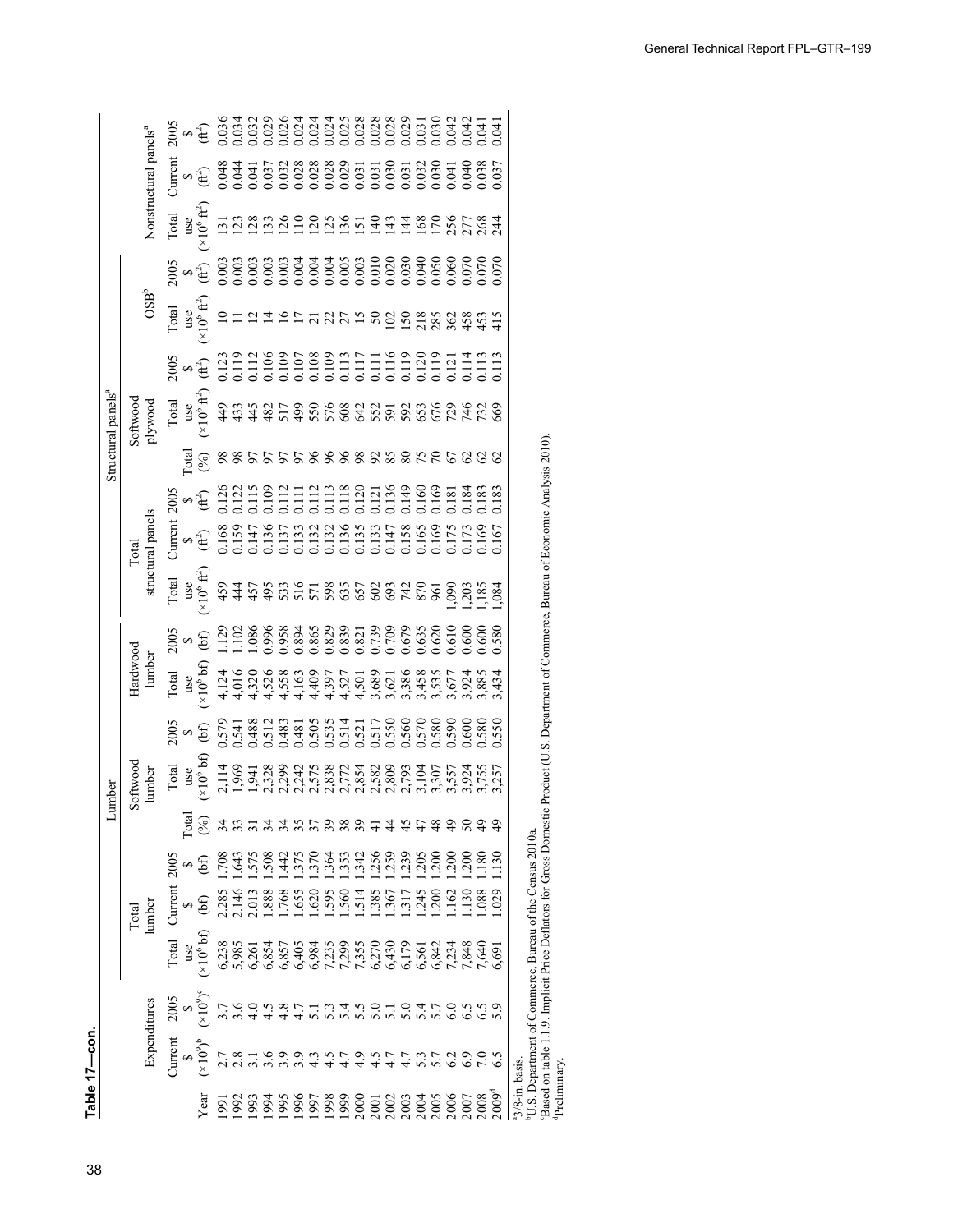**Table 17—con.**

| | Expenditures | | Lumber | | | | | | | | | Structural panels[a] | | | | | | | | | Nonstructural panels[a] | | |
|---|---|---|---|---|---|---|---|---|---|---|---|---|---|---|---|---|---|---|---|---|---|---|---|
| | | | Total lumber | | | | Softwood lumber | | Hardwood lumber | | Total structural panels | | | | Softwood plywood | | OSB[b] | | | | | | |
| Year | Current \$ ($\times10^9$)[b] | 2005 \$ ($\times10^9$)[c] | Total use ($\times10^6$ bf) | Current \$ (bf) | 2005 \$ (bf) | Total (%) | Total use ($\times10^6$ bf) | 2005 \$ (bf) | Total use ($\times10^6$ bf) | 2005 \$ (bf) | Total use ($\times10^6$ ft$^2$) | Current \$ (ft$^2$) | 2005 \$ (ft$^2$) | Total (%) | Total use ($\times10^6$ ft$^2$) | 2005 \$ (ft$^2$) | Total use ($\times10^6$ ft$^2$) | 2005 \$ (ft$^2$) | | | Total use ($\times10^6$ ft$^2$) | Current \$ (ft$^2$) | 2005 \$ (ft$^2$) |
| 1991 | 2.7 | 3.7 | 6,238 | 2.285 | 1.708 | 34 | 2,114 | 0.579 | 4,124 | 1.129 | 459 | 0.168 | 0.126 | 98 | 449 | 0.123 | 10 | 0.003 | | | 131 | 0.048 | 0.036 |
| 1992 | 2.8 | 3.6 | 5,985 | 2.146 | 1.643 | 33 | 1,969 | 0.541 | 4,016 | 1.102 | 444 | 0.159 | 0.122 | 98 | 433 | 0.119 | 11 | 0.003 | | | 123 | 0.044 | 0.034 |
| 1993 | 3.1 | 4.0 | 6,261 | 2.013 | 1.575 | 31 | 1,941 | 0.488 | 4,320 | 1.086 | 457 | 0.147 | 0.115 | 97 | 445 | 0.112 | 12 | 0.003 | | | 128 | 0.041 | 0.032 |
| 1994 | 3.6 | 4.5 | 6,854 | 1.888 | 1.508 | 34 | 2,328 | 0.512 | 4,526 | 0.996 | 495 | 0.136 | 0.109 | 97 | 482 | 0.106 | 14 | 0.003 | | | 133 | 0.037 | 0.029 |
| 1995 | 3.9 | 4.8 | 6,857 | 1.768 | 1.442 | 34 | 2,299 | 0.483 | 4,558 | 0.958 | 533 | 0.137 | 0.112 | 97 | 517 | 0.109 | 16 | 0.003 | | | 126 | 0.032 | 0.026 |
| 1996 | 3.9 | 4.7 | 6,405 | 1.655 | 1.375 | 35 | 2,242 | 0.481 | 4,163 | 0.894 | 516 | 0.133 | 0.111 | 97 | 499 | 0.107 | 17 | 0.004 | | | 110 | 0.028 | 0.024 |
| 1997 | 4.3 | 5.1 | 6,984 | 1.620 | 1.370 | 37 | 2,575 | 0.505 | 4,409 | 0.865 | 571 | 0.132 | 0.112 | 96 | 550 | 0.108 | 21 | 0.004 | | | 120 | 0.028 | 0.024 |
| 1998 | 4.5 | 5.3 | 7,235 | 1.595 | 1.364 | 39 | 2,838 | 0.535 | 4,397 | 0.829 | 598 | 0.132 | 0.113 | 96 | 576 | 0.109 | 22 | 0.004 | | | 125 | 0.028 | 0.024 |
| 1999 | 4.7 | 5.4 | 7,299 | 1.560 | 1.353 | 38 | 2,772 | 0.514 | 4,527 | 0.839 | 635 | 0.136 | 0.118 | 96 | 608 | 0.113 | 27 | 0.005 | | | 136 | 0.029 | 0.025 |
| 2000 | 4.9 | 5.5 | 7,355 | 1.514 | 1.342 | 39 | 2,854 | 0.521 | 4,501 | 0.821 | 657 | 0.135 | 0.120 | 98 | 642 | 0.117 | 15 | 0.003 | | | 151 | 0.031 | 0.028 |
| 2001 | 4.5 | 5.0 | 6,270 | 1.385 | 1.256 | 41 | 2,582 | 0.517 | 3,689 | 0.739 | 602 | 0.133 | 0.121 | 92 | 552 | 0.111 | 50 | 0.010 | | | 140 | 0.031 | 0.028 |
| 2002 | 4.7 | 5.1 | 6,430 | 1.367 | 1.259 | 44 | 2,809 | 0.550 | 3,621 | 0.709 | 693 | 0.147 | 0.136 | 85 | 591 | 0.116 | 102 | 0.020 | | | 143 | 0.030 | 0.028 |
| 2003 | 4.7 | 5.0 | 6,179 | 1.317 | 1.239 | 45 | 2,793 | 0.560 | 3,386 | 0.679 | 742 | 0.158 | 0.149 | 80 | 592 | 0.119 | 150 | 0.030 | | | 144 | 0.031 | 0.029 |
| 2004 | 5.3 | 5.4 | 6,561 | 1.245 | 1.205 | 47 | 3,104 | 0.570 | 3,458 | 0.635 | 870 | 0.165 | 0.160 | 75 | 653 | 0.120 | 218 | 0.040 | | | 168 | 0.032 | 0.031 |
| 2005 | 5.7 | 5.7 | 6,842 | 1.200 | 1.200 | 48 | 3,307 | 0.580 | 3,535 | 0.620 | 961 | 0.169 | 0.169 | 70 | 676 | 0.119 | 285 | 0.050 | | | 170 | 0.030 | 0.030 |
| 2006 | 6.2 | 6.0 | 7,234 | 1.162 | 1.200 | 49 | 3,557 | 0.590 | 3,677 | 0.610 | 1,090 | 0.175 | 0.181 | 67 | 729 | 0.121 | 362 | 0.060 | | | 256 | 0.041 | 0.042 |
| 2007 | 6.9 | 6.5 | 7,848 | 1.130 | 1.200 | 50 | 3,924 | 0.600 | 3,924 | 0.600 | 1,203 | 0.173 | 0.184 | 62 | 746 | 0.114 | 458 | 0.070 | | | 277 | 0.040 | 0.042 |
| 2008 | 7.0 | 6.5 | 7,640 | 1.088 | 1.180 | 49 | 3,755 | 0.580 | 3,885 | 0.600 | 1,185 | 0.169 | 0.183 | 62 | 732 | 0.113 | 453 | 0.070 | | | 268 | 0.038 | 0.041 |
| 2009[d] | 6.5 | 5.9 | 6,691 | 1.029 | 1.130 | 49 | 3,257 | 0.550 | 3,434 | 0.580 | 1,084 | 0.167 | 0.183 | 62 | 669 | 0.113 | 415 | 0.070 | | | 244 | 0.037 | 0.041 |

[a]3/8-in. basis.
[b]U.S. Department of Commerce, Bureau of the Census 2010a.
[c]Based on table 1.1.9. Implicit Price Deflators for Gross Domestic Product (U.S. Department of Commerce, Bureau of Economic Analysis 2010).
[d]Preliminary.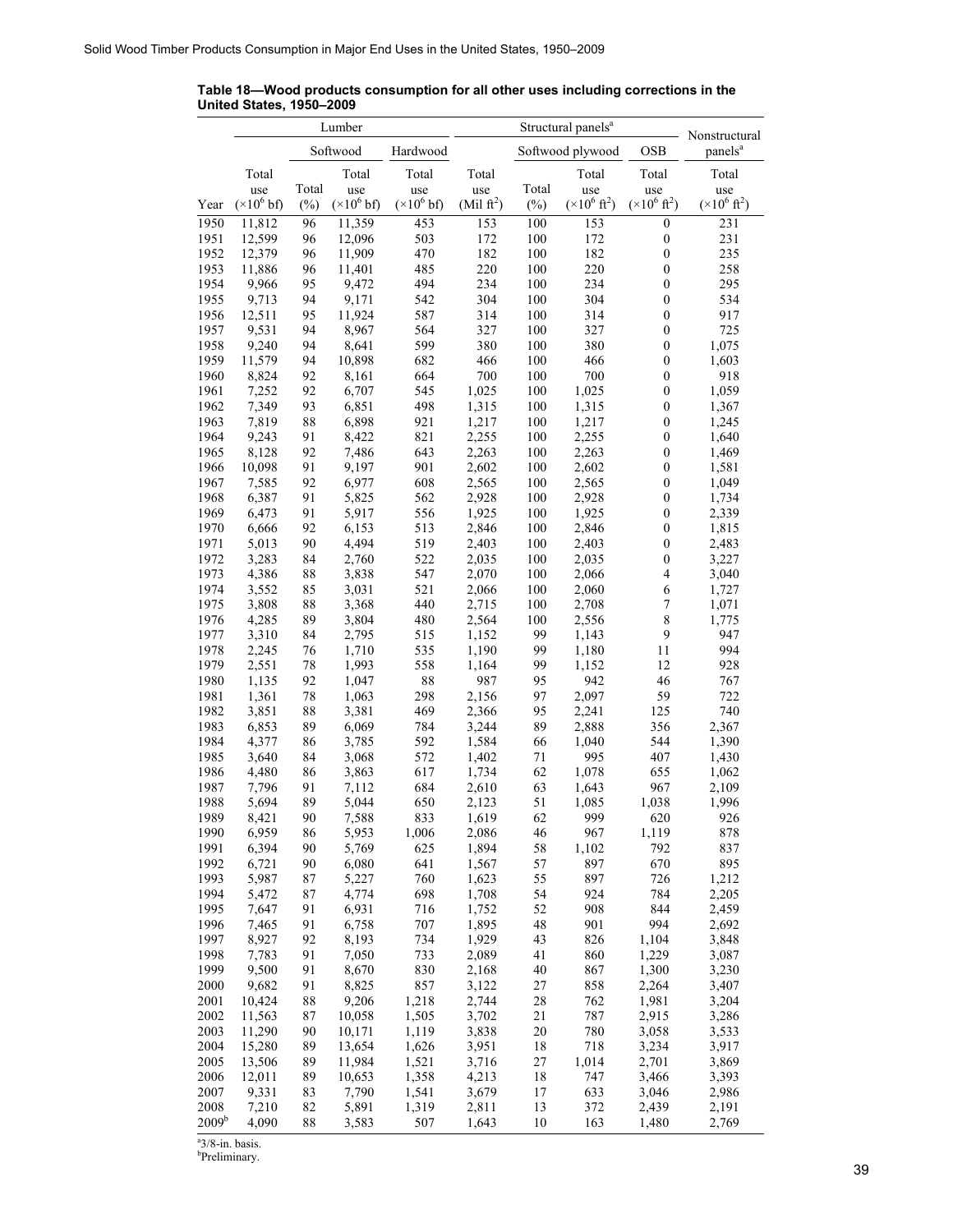**Table 18—Wood products consumption for all other uses including corrections in the United States, 1950–2009**

| | Lumber | | | | Structural panels[a] | | | | Nonstructural panels[a] |
|---|---|---|---|---|---|---|---|---|---|
| | | Softwood | | Hardwood | | Softwood plywood | | OSB | |
| Year | Total use ($\times10^6$ bf) | Total (%) | Total use ($\times10^6$ bf) | Total use ($\times10^6$ bf) | Total use (Mil $ft^2$) | Total (%) | Total use ($\times10^6$ $ft^2$) | Total use ($\times10^6$ $ft^2$) | Total use ($\times10^6$ $ft^2$) |
| 1950 | 11,812 | 96 | 11,359 | 453 | 153 | 100 | 153 | 0 | 231 |
| 1951 | 12,599 | 96 | 12,096 | 503 | 172 | 100 | 172 | 0 | 231 |
| 1952 | 12,379 | 96 | 11,909 | 470 | 182 | 100 | 182 | 0 | 235 |
| 1953 | 11,886 | 96 | 11,401 | 485 | 220 | 100 | 220 | 0 | 258 |
| 1954 | 9,966 | 95 | 9,472 | 494 | 234 | 100 | 234 | 0 | 295 |
| 1955 | 9,713 | 94 | 9,171 | 542 | 304 | 100 | 304 | 0 | 534 |
| 1956 | 12,511 | 95 | 11,924 | 587 | 314 | 100 | 314 | 0 | 917 |
| 1957 | 9,531 | 94 | 8,967 | 564 | 327 | 100 | 327 | 0 | 725 |
| 1958 | 9,240 | 94 | 8,641 | 599 | 380 | 100 | 380 | 0 | 1,075 |
| 1959 | 11,579 | 94 | 10,898 | 682 | 466 | 100 | 466 | 0 | 1,603 |
| 1960 | 8,824 | 92 | 8,161 | 664 | 700 | 100 | 700 | 0 | 918 |
| 1961 | 7,252 | 92 | 6,707 | 545 | 1,025 | 100 | 1,025 | 0 | 1,059 |
| 1962 | 7,349 | 93 | 6,851 | 498 | 1,315 | 100 | 1,315 | 0 | 1,367 |
| 1963 | 7,819 | 88 | 6,898 | 921 | 1,217 | 100 | 1,217 | 0 | 1,245 |
| 1964 | 9,243 | 91 | 8,422 | 821 | 2,255 | 100 | 2,255 | 0 | 1,640 |
| 1965 | 8,128 | 92 | 7,486 | 643 | 2,263 | 100 | 2,263 | 0 | 1,469 |
| 1966 | 10,098 | 91 | 9,197 | 901 | 2,602 | 100 | 2,602 | 0 | 1,581 |
| 1967 | 7,585 | 92 | 6,977 | 608 | 2,565 | 100 | 2,565 | 0 | 1,049 |
| 1968 | 6,387 | 91 | 5,825 | 562 | 2,928 | 100 | 2,928 | 0 | 1,734 |
| 1969 | 6,473 | 91 | 5,917 | 556 | 1,925 | 100 | 1,925 | 0 | 2,339 |
| 1970 | 6,666 | 92 | 6,153 | 513 | 2,846 | 100 | 2,846 | 0 | 1,815 |
| 1971 | 5,013 | 90 | 4,494 | 519 | 2,403 | 100 | 2,403 | 0 | 2,483 |
| 1972 | 3,283 | 84 | 2,760 | 522 | 2,035 | 100 | 2,035 | 0 | 3,227 |
| 1973 | 4,386 | 88 | 3,838 | 547 | 2,070 | 100 | 2,066 | 4 | 3,040 |
| 1974 | 3,552 | 85 | 3,031 | 521 | 2,066 | 100 | 2,060 | 6 | 1,727 |
| 1975 | 3,808 | 88 | 3,368 | 440 | 2,715 | 100 | 2,708 | 7 | 1,071 |
| 1976 | 4,285 | 89 | 3,804 | 480 | 2,564 | 100 | 2,556 | 8 | 1,775 |
| 1977 | 3,310 | 84 | 2,795 | 515 | 1,152 | 99 | 1,143 | 9 | 947 |
| 1978 | 2,245 | 76 | 1,710 | 535 | 1,190 | 99 | 1,180 | 11 | 994 |
| 1979 | 2,551 | 78 | 1,993 | 558 | 1,164 | 99 | 1,152 | 12 | 928 |
| 1980 | 1,135 | 92 | 1,047 | 88 | 987 | 95 | 942 | 46 | 767 |
| 1981 | 1,361 | 78 | 1,063 | 298 | 2,156 | 97 | 2,097 | 59 | 722 |
| 1982 | 3,851 | 88 | 3,381 | 469 | 2,366 | 95 | 2,241 | 125 | 740 |
| 1983 | 6,853 | 89 | 6,069 | 784 | 3,244 | 89 | 2,888 | 356 | 2,367 |
| 1984 | 4,377 | 86 | 3,785 | 592 | 1,584 | 66 | 1,040 | 544 | 1,390 |
| 1985 | 3,640 | 84 | 3,068 | 572 | 1,402 | 71 | 995 | 407 | 1,430 |
| 1986 | 4,480 | 86 | 3,863 | 617 | 1,734 | 62 | 1,078 | 655 | 1,062 |
| 1987 | 7,796 | 91 | 7,112 | 684 | 2,610 | 63 | 1,643 | 967 | 2,109 |
| 1988 | 5,694 | 89 | 5,044 | 650 | 2,123 | 51 | 1,085 | 1,038 | 1,996 |
| 1989 | 8,421 | 90 | 7,588 | 833 | 1,619 | 62 | 999 | 620 | 926 |
| 1990 | 6,959 | 86 | 5,953 | 1,006 | 2,086 | 46 | 967 | 1,119 | 878 |
| 1991 | 6,394 | 90 | 5,769 | 625 | 1,894 | 58 | 1,102 | 792 | 837 |
| 1992 | 6,721 | 90 | 6,080 | 641 | 1,567 | 57 | 897 | 670 | 895 |
| 1993 | 5,987 | 87 | 5,227 | 760 | 1,623 | 55 | 897 | 726 | 1,212 |
| 1994 | 5,472 | 87 | 4,774 | 698 | 1,708 | 54 | 924 | 784 | 2,205 |
| 1995 | 7,647 | 91 | 6,931 | 716 | 1,752 | 52 | 908 | 844 | 2,459 |
| 1996 | 7,465 | 91 | 6,758 | 707 | 1,895 | 48 | 901 | 994 | 2,692 |
| 1997 | 8,927 | 92 | 8,193 | 734 | 1,929 | 43 | 826 | 1,104 | 3,848 |
| 1998 | 7,783 | 91 | 7,050 | 733 | 2,089 | 41 | 860 | 1,229 | 3,087 |
| 1999 | 9,500 | 91 | 8,670 | 830 | 2,168 | 40 | 867 | 1,300 | 3,230 |
| 2000 | 9,682 | 91 | 8,825 | 857 | 3,122 | 27 | 858 | 2,264 | 3,407 |
| 2001 | 10,424 | 88 | 9,206 | 1,218 | 2,744 | 28 | 762 | 1,981 | 3,204 |
| 2002 | 11,563 | 87 | 10,058 | 1,505 | 3,702 | 21 | 787 | 2,915 | 3,286 |
| 2003 | 11,290 | 90 | 10,171 | 1,119 | 3,838 | 20 | 780 | 3,058 | 3,533 |
| 2004 | 15,280 | 89 | 13,654 | 1,626 | 3,951 | 18 | 718 | 3,234 | 3,917 |
| 2005 | 13,506 | 89 | 11,984 | 1,521 | 3,716 | 27 | 1,014 | 2,701 | 3,869 |
| 2006 | 12,011 | 89 | 10,653 | 1,358 | 4,213 | 18 | 747 | 3,466 | 3,393 |
| 2007 | 9,331 | 83 | 7,790 | 1,541 | 3,679 | 17 | 633 | 3,046 | 2,986 |
| 2008 | 7,210 | 82 | 5,891 | 1,319 | 2,811 | 13 | 372 | 2,439 | 2,191 |
| 2009[b] | 4,090 | 88 | 3,583 | 507 | 1,643 | 10 | 163 | 1,480 | 2,769 |

[a]3/8-in. basis.
[b]Preliminary.